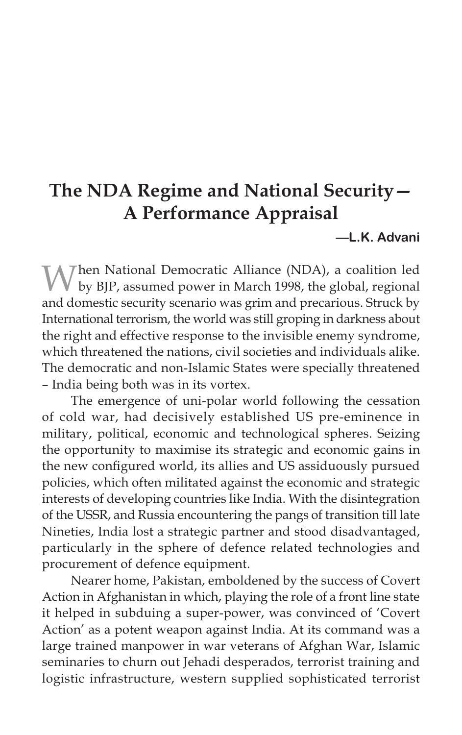# The NDA Regime and National Security— A Performance Appraisal

**—L.K. Advani**

When National Democratic Alliance (NDA), a coalition led by BJP, assumed power in March 1998, the global, regional and domestic security scenario was grim and precarious. Struck by International terrorism, the world was still groping in darkness about the right and effective response to the invisible enemy syndrome, which threatened the nations, civil societies and individuals alike. The democratic and non-Islamic States were specially threatened – India being both was in its vortex.

The emergence of uni-polar world following the cessation of cold war, had decisively established US pre-eminence in military, political, economic and technological spheres. Seizing the opportunity to maximise its strategic and economic gains in the new configured world, its allies and US assiduously pursued policies, which often militated against the economic and strategic interests of developing countries like India. With the disintegration of the USSR, and Russia encountering the pangs of transition till late Nineties, India lost a strategic partner and stood disadvantaged, particularly in the sphere of defence related technologies and procurement of defence equipment.

Nearer home, Pakistan, emboldened by the success of Covert Action in Afghanistan in which, playing the role of a front line state it helped in subduing a super-power, was convinced of 'Covert Action' as a potent weapon against India. At its command was a large trained manpower in war veterans of Afghan War, Islamic seminaries to churn out Jehadi desperados, terrorist training and logistic infrastructure, western supplied sophisticated terrorist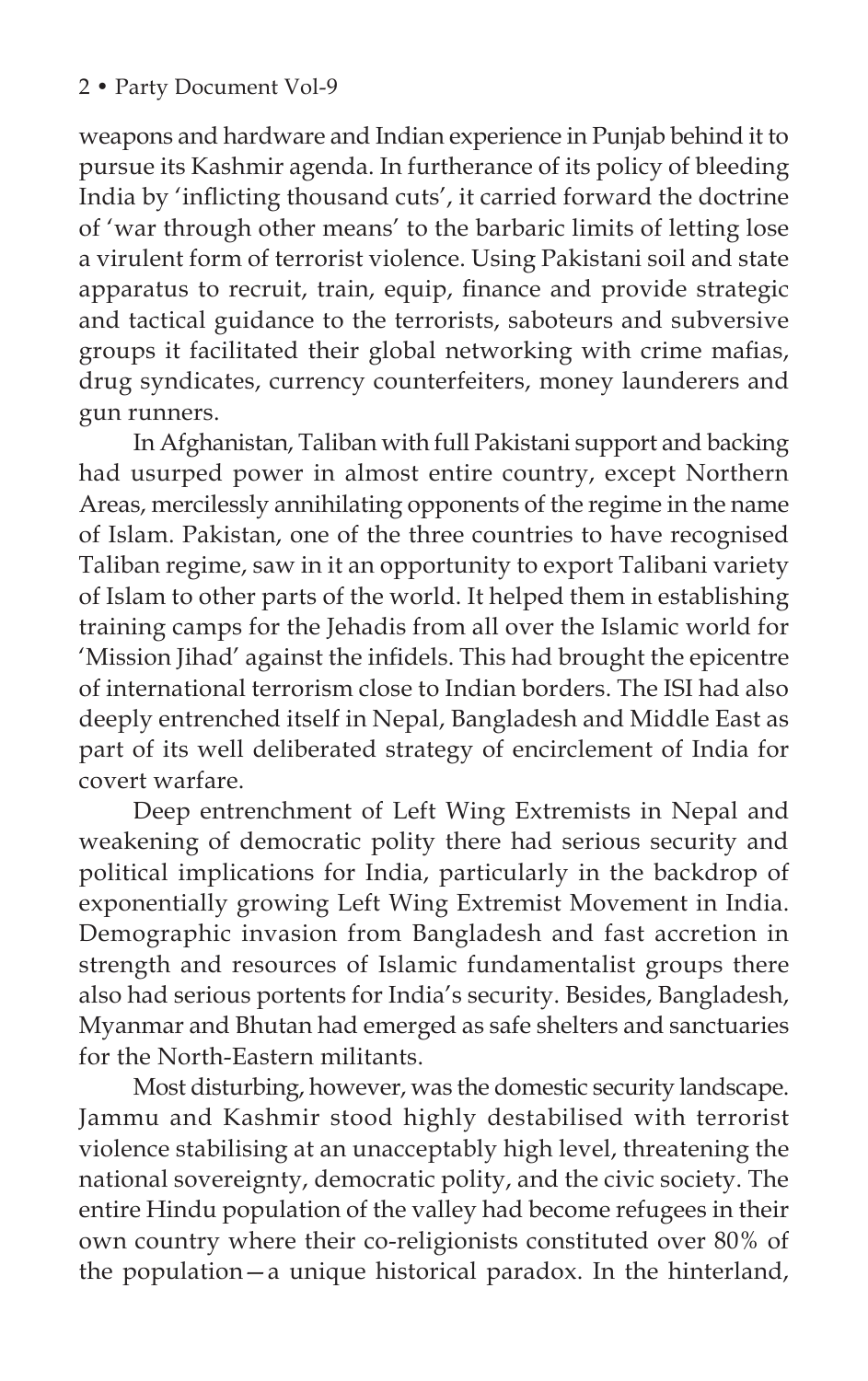weapons and hardware and Indian experience in Punjab behind it to pursue its Kashmir agenda. In furtherance of its policy of bleeding India by 'inflicting thousand cuts', it carried forward the doctrine of 'war through other means' to the barbaric limits of letting lose a virulent form of terrorist violence. Using Pakistani soil and state apparatus to recruit, train, equip, finance and provide strategic and tactical guidance to the terrorists, saboteurs and subversive groups it facilitated their global networking with crime mafias, drug syndicates, currency counterfeiters, money launderers and gun runners.

In Afghanistan, Taliban with full Pakistani support and backing had usurped power in almost entire country, except Northern Areas, mercilessly annihilating opponents of the regime in the name of Islam. Pakistan, one of the three countries to have recognised Taliban regime, saw in it an opportunity to export Talibani variety of Islam to other parts of the world. It helped them in establishing training camps for the Jehadis from all over the Islamic world for 'Mission Jihad' against the infidels. This had brought the epicentre of international terrorism close to Indian borders. The ISI had also deeply entrenched itself in Nepal, Bangladesh and Middle East as part of its well deliberated strategy of encirclement of India for covert warfare.

Deep entrenchment of Left Wing Extremists in Nepal and weakening of democratic polity there had serious security and political implications for India, particularly in the backdrop of exponentially growing Left Wing Extremist Movement in India. Demographic invasion from Bangladesh and fast accretion in strength and resources of Islamic fundamentalist groups there also had serious portents for India's security. Besides, Bangladesh, Myanmar and Bhutan had emerged as safe shelters and sanctuaries for the North-Eastern militants.

Most disturbing, however, was the domestic security landscape. Jammu and Kashmir stood highly destabilised with terrorist violence stabilising at an unacceptably high level, threatening the national sovereignty, democratic polity, and the civic society. The entire Hindu population of the valley had become refugees in their own country where their co-religionists constituted over 80% of the population—a unique historical paradox. In the hinterland,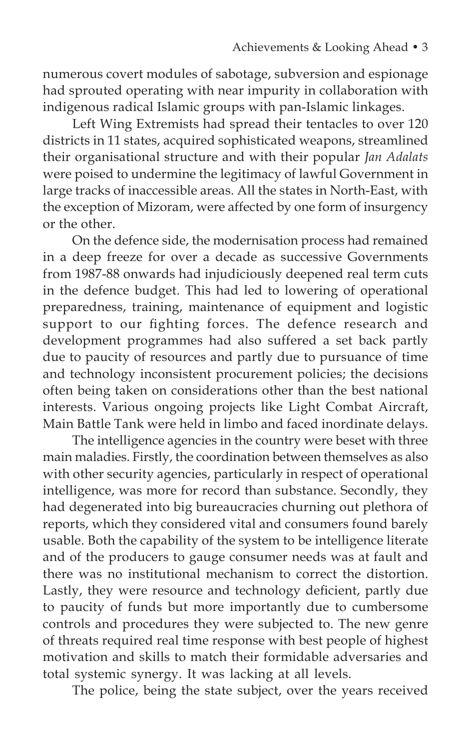numerous covert modules of sabotage, subversion and espionage had sprouted operating with near impurity in collaboration with indigenous radical Islamic groups with pan-Islamic linkages.

Left Wing Extremists had spread their tentacles to over 120 districts in 11 states, acquired sophisticated weapons, streamlined their organisational structure and with their popular *Jan Adalats* were poised to undermine the legitimacy of lawful Government in large tracks of inaccessible areas. All the states in North-East, with the exception of Mizoram, were affected by one form of insurgency or the other.

On the defence side, the modernisation process had remained in a deep freeze for over a decade as successive Governments from 1987-88 onwards had injudiciously deepened real term cuts in the defence budget. This had led to lowering of operational preparedness, training, maintenance of equipment and logistic support to our fighting forces. The defence research and development programmes had also suffered a set back partly due to paucity of resources and partly due to pursuance of time and technology inconsistent procurement policies; the decisions often being taken on considerations other than the best national interests. Various ongoing projects like Light Combat Aircraft, Main Battle Tank were held in limbo and faced inordinate delays.

The intelligence agencies in the country were beset with three main maladies. Firstly, the coordination between themselves as also with other security agencies, particularly in respect of operational intelligence, was more for record than substance. Secondly, they had degenerated into big bureaucracies churning out plethora of reports, which they considered vital and consumers found barely usable. Both the capability of the system to be intelligence literate and of the producers to gauge consumer needs was at fault and there was no institutional mechanism to correct the distortion. Lastly, they were resource and technology deficient, partly due to paucity of funds but more importantly due to cumbersome controls and procedures they were subjected to. The new genre of threats required real time response with best people of highest motivation and skills to match their formidable adversaries and total systemic synergy. It was lacking at all levels.

The police, being the state subject, over the years received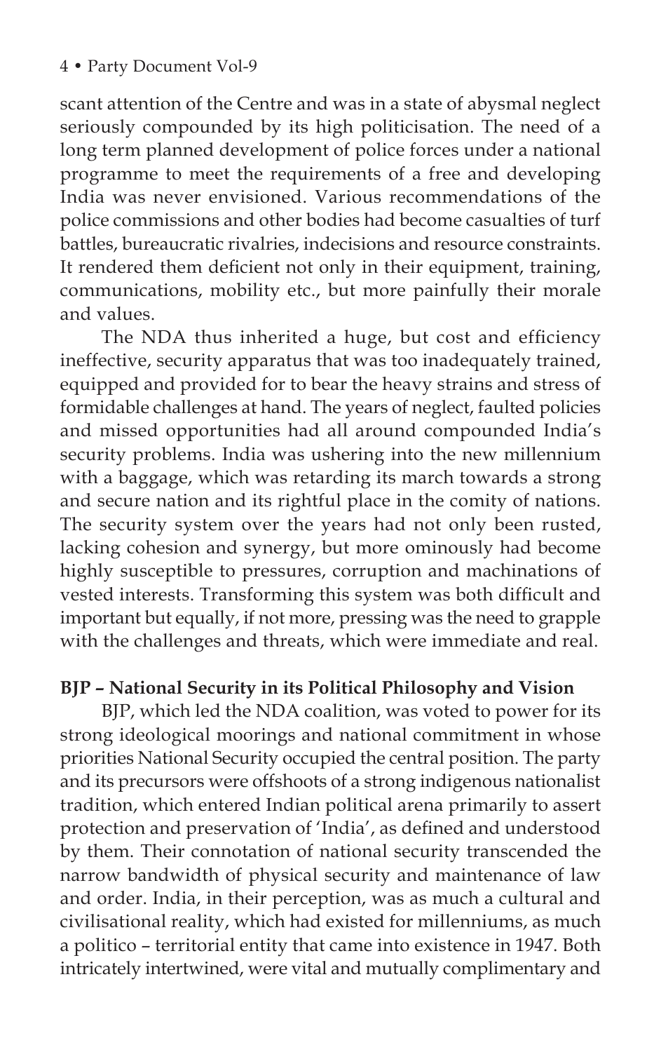scant attention of the Centre and was in a state of abysmal neglect seriously compounded by its high politicisation. The need of a long term planned development of police forces under a national programme to meet the requirements of a free and developing India was never envisioned. Various recommendations of the police commissions and other bodies had become casualties of turf battles, bureaucratic rivalries, indecisions and resource constraints. It rendered them deficient not only in their equipment, training, communications, mobility etc., but more painfully their morale and values.

The NDA thus inherited a huge, but cost and efficiency ineffective, security apparatus that was too inadequately trained, equipped and provided for to bear the heavy strains and stress of formidable challenges at hand. The years of neglect, faulted policies and missed opportunities had all around compounded India's security problems. India was ushering into the new millennium with a baggage, which was retarding its march towards a strong and secure nation and its rightful place in the comity of nations. The security system over the years had not only been rusted, lacking cohesion and synergy, but more ominously had become highly susceptible to pressures, corruption and machinations of vested interests. Transforming this system was both difficult and important but equally, if not more, pressing was the need to grapple with the challenges and threats, which were immediate and real.

## BJP – National Security in its Political Philosophy and Vision

BJP, which led the NDA coalition, was voted to power for its strong ideological moorings and national commitment in whose priorities National Security occupied the central position. The party and its precursors were offshoots of a strong indigenous nationalist tradition, which entered Indian political arena primarily to assert protection and preservation of 'India', as defined and understood by them. Their connotation of national security transcended the narrow bandwidth of physical security and maintenance of law and order. India, in their perception, was as much a cultural and civilisational reality, which had existed for millenniums, as much a politico – territorial entity that came into existence in 1947. Both intricately intertwined, were vital and mutually complimentary and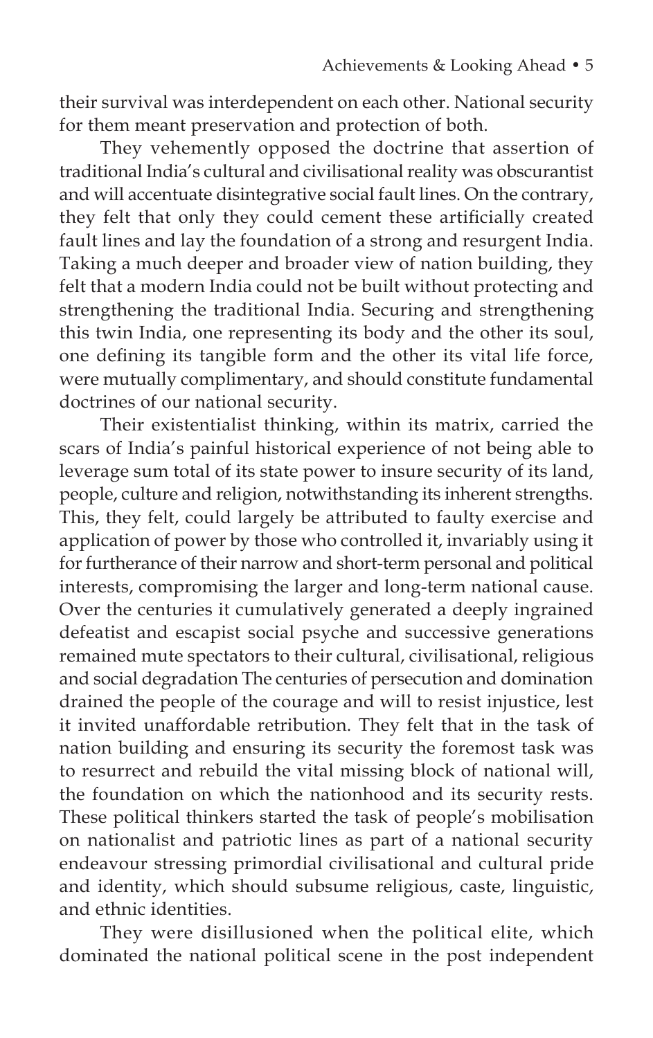their survival was interdependent on each other. National security for them meant preservation and protection of both.

They vehemently opposed the doctrine that assertion of traditional India's cultural and civilisational reality was obscurantist and will accentuate disintegrative social fault lines. On the contrary, they felt that only they could cement these artificially created fault lines and lay the foundation of a strong and resurgent India. Taking a much deeper and broader view of nation building, they felt that a modern India could not be built without protecting and strengthening the traditional India. Securing and strengthening this twin India, one representing its body and the other its soul, one defining its tangible form and the other its vital life force, were mutually complimentary, and should constitute fundamental doctrines of our national security.

Their existentialist thinking, within its matrix, carried the scars of India's painful historical experience of not being able to leverage sum total of its state power to insure security of its land, people, culture and religion, notwithstanding its inherent strengths. This, they felt, could largely be attributed to faulty exercise and application of power by those who controlled it, invariably using it for furtherance of their narrow and short-term personal and political interests, compromising the larger and long-term national cause. Over the centuries it cumulatively generated a deeply ingrained defeatist and escapist social psyche and successive generations remained mute spectators to their cultural, civilisational, religious and social degradation The centuries of persecution and domination drained the people of the courage and will to resist injustice, lest it invited unaffordable retribution. They felt that in the task of nation building and ensuring its security the foremost task was to resurrect and rebuild the vital missing block of national will, the foundation on which the nationhood and its security rests. These political thinkers started the task of people's mobilisation on nationalist and patriotic lines as part of a national security endeavour stressing primordial civilisational and cultural pride and identity, which should subsume religious, caste, linguistic, and ethnic identities.

They were disillusioned when the political elite, which dominated the national political scene in the post independent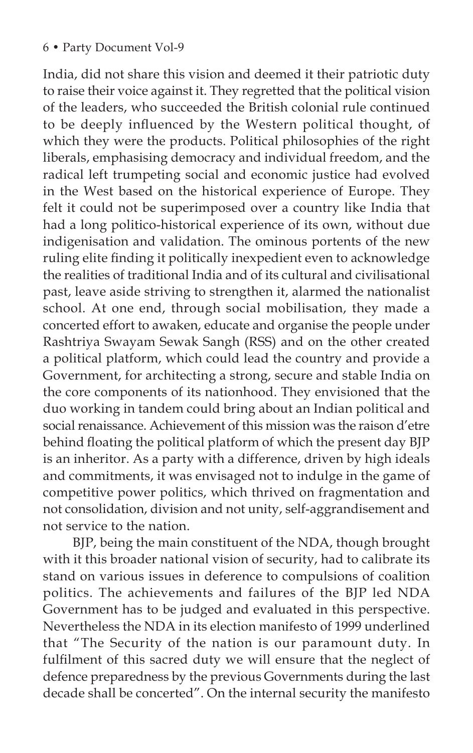India, did not share this vision and deemed it their patriotic duty to raise their voice against it. They regretted that the political vision of the leaders, who succeeded the British colonial rule continued to be deeply influenced by the Western political thought, of which they were the products. Political philosophies of the right liberals, emphasising democracy and individual freedom, and the radical left trumpeting social and economic justice had evolved in the West based on the historical experience of Europe. They felt it could not be superimposed over a country like India that had a long politico-historical experience of its own, without due indigenisation and validation. The ominous portents of the new ruling elite finding it politically inexpedient even to acknowledge the realities of traditional India and of its cultural and civilisational past, leave aside striving to strengthen it, alarmed the nationalist school. At one end, through social mobilisation, they made a concerted effort to awaken, educate and organise the people under Rashtriya Swayam Sewak Sangh (RSS) and on the other created a political platform, which could lead the country and provide a Government, for architecting a strong, secure and stable India on the core components of its nationhood. They envisioned that the duo working in tandem could bring about an Indian political and social renaissance. Achievement of this mission was the raison d'etre behind floating the political platform of which the present day BJP is an inheritor. As a party with a difference, driven by high ideals and commitments, it was envisaged not to indulge in the game of competitive power politics, which thrived on fragmentation and not consolidation, division and not unity, self-aggrandisement and not service to the nation.

BJP, being the main constituent of the NDA, though brought with it this broader national vision of security, had to calibrate its stand on various issues in deference to compulsions of coalition politics. The achievements and failures of the BJP led NDA Government has to be judged and evaluated in this perspective. Nevertheless the NDA in its election manifesto of 1999 underlined that "The Security of the nation is our paramount duty. In fulfilment of this sacred duty we will ensure that the neglect of defence preparedness by the previous Governments during the last decade shall be concerted". On the internal security the manifesto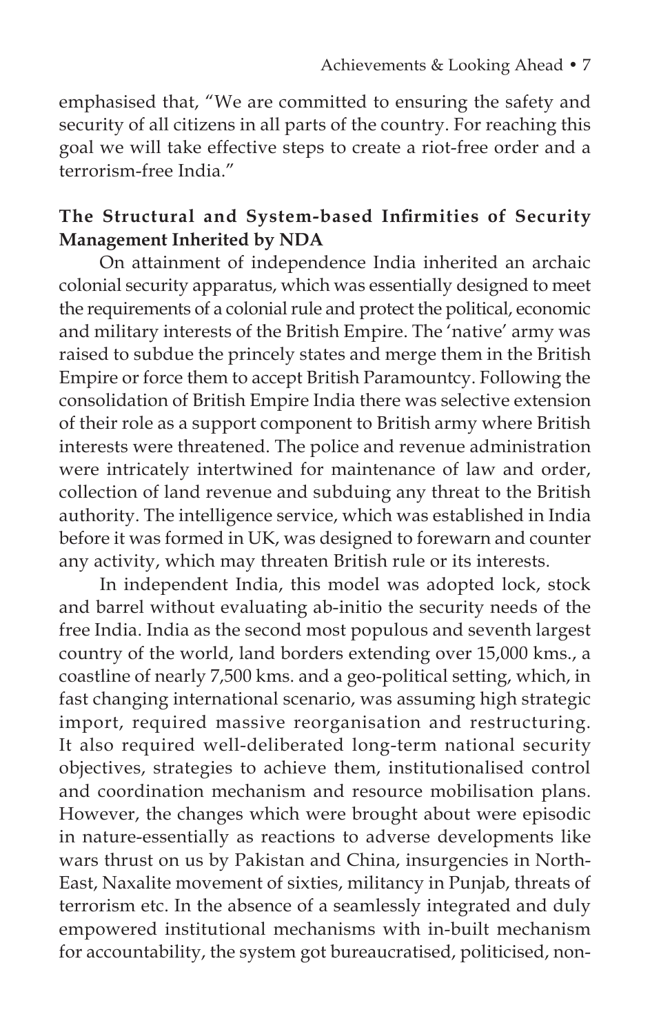emphasised that, "We are committed to ensuring the safety and security of all citizens in all parts of the country. For reaching this goal we will take effective steps to create a riot-free order and a terrorism-free India."

## The Structural and System-based Infirmities of Security Management Inherited by NDA

On attainment of independence India inherited an archaic colonial security apparatus, which was essentially designed to meet the requirements of a colonial rule and protect the political, economic and military interests of the British Empire. The 'native' army was raised to subdue the princely states and merge them in the British Empire or force them to accept British Paramountcy. Following the consolidation of British Empire India there was selective extension of their role as a support component to British army where British interests were threatened. The police and revenue administration were intricately intertwined for maintenance of law and order, collection of land revenue and subduing any threat to the British authority. The intelligence service, which was established in India before it was formed in UK, was designed to forewarn and counter any activity, which may threaten British rule or its interests.

In independent India, this model was adopted lock, stock and barrel without evaluating ab-initio the security needs of the free India. India as the second most populous and seventh largest country of the world, land borders extending over 15,000 kms., a coastline of nearly 7,500 kms. and a geo-political setting, which, in fast changing international scenario, was assuming high strategic import, required massive reorganisation and restructuring. It also required well-deliberated long-term national security objectives, strategies to achieve them, institutionalised control and coordination mechanism and resource mobilisation plans. However, the changes which were brought about were episodic in nature-essentially as reactions to adverse developments like wars thrust on us by Pakistan and China, insurgencies in North-East, Naxalite movement of sixties, militancy in Punjab, threats of terrorism etc. In the absence of a seamlessly integrated and duly empowered institutional mechanisms with in-built mechanism for accountability, the system got bureaucratised, politicised, non-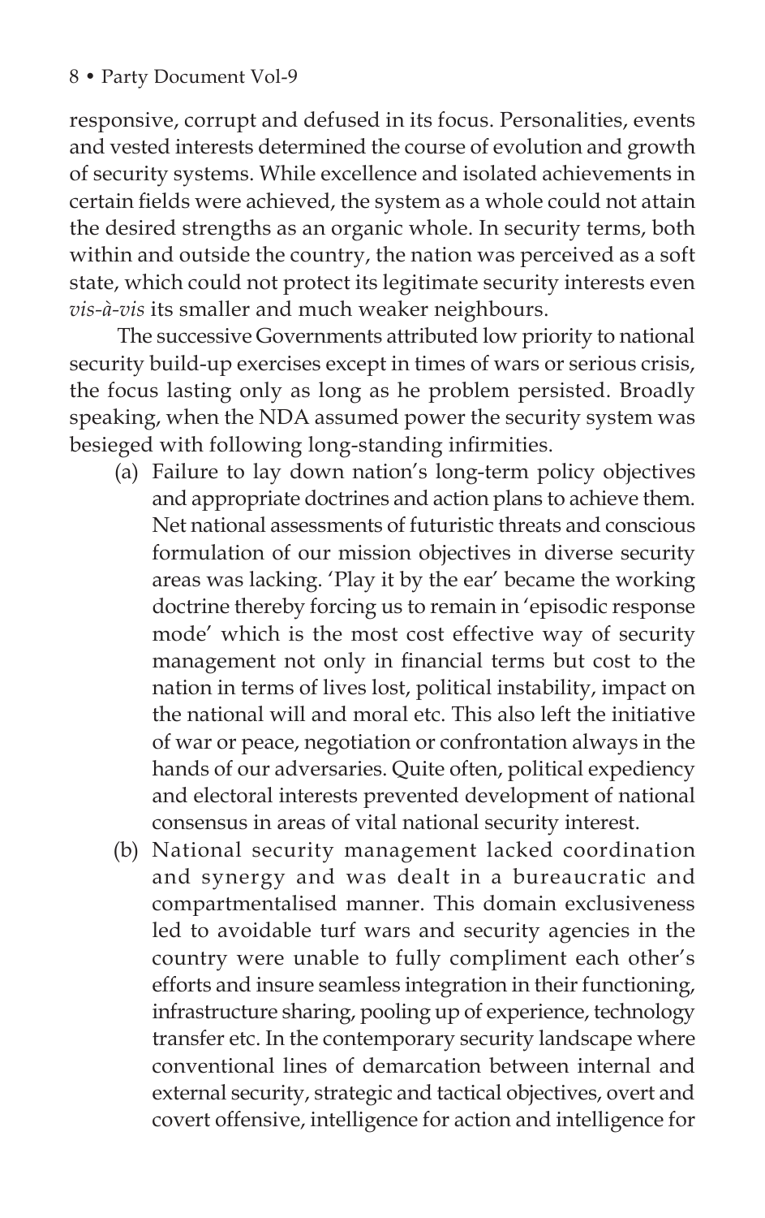responsive, corrupt and defused in its focus. Personalities, events and vested interests determined the course of evolution and growth of security systems. While excellence and isolated achievements in certain fields were achieved, the system as a whole could not attain the desired strengths as an organic whole. In security terms, both within and outside the country, the nation was perceived as a soft state, which could not protect its legitimate security interests even *vis-à-vis* its smaller and much weaker neighbours.

The successive Governments attributed low priority to national security build-up exercises except in times of wars or serious crisis, the focus lasting only as long as he problem persisted. Broadly speaking, when the NDA assumed power the security system was besieged with following long-standing infirmities.

(a) Failure to lay down nation's long-term policy objectives and appropriate doctrines and action plans to achieve them. Net national assessments of futuristic threats and conscious formulation of our mission objectives in diverse security areas was lacking. 'Play it by the ear' became the working doctrine thereby forcing us to remain in 'episodic response mode' which is the most cost effective way of security management not only in financial terms but cost to the nation in terms of lives lost, political instability, impact on the national will and moral etc. This also left the initiative of war or peace, negotiation or confrontation always in the hands of our adversaries. Quite often, political expediency and electoral interests prevented development of national consensus in areas of vital national security interest.

(b) National security management lacked coordination and synergy and was dealt in a bureaucratic and compartmentalised manner. This domain exclusiveness led to avoidable turf wars and security agencies in the country were unable to fully compliment each other's efforts and insure seamless integration in their functioning, infrastructure sharing, pooling up of experience, technology transfer etc. In the contemporary security landscape where conventional lines of demarcation between internal and external security, strategic and tactical objectives, overt and covert offensive, intelligence for action and intelligence for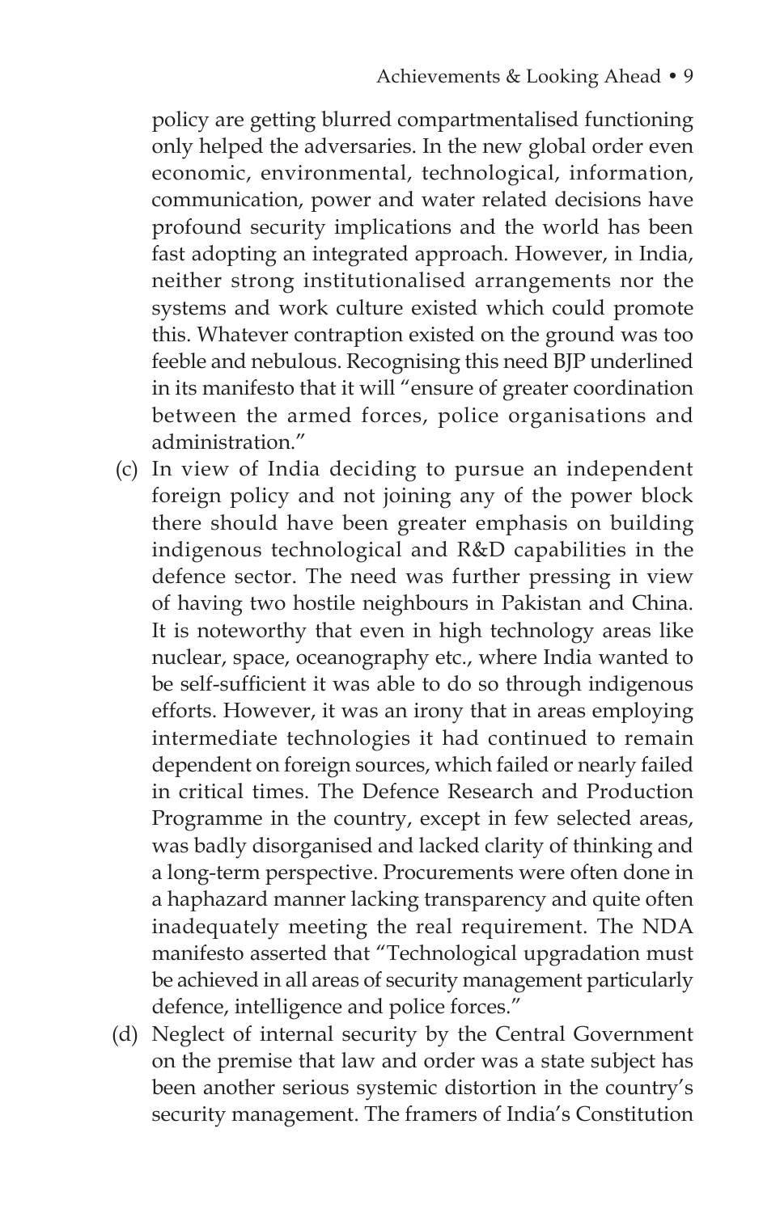policy are getting blurred compartmentalised functioning only helped the adversaries. In the new global order even economic, environmental, technological, information, communication, power and water related decisions have profound security implications and the world has been fast adopting an integrated approach. However, in India, neither strong institutionalised arrangements nor the systems and work culture existed which could promote this. Whatever contraption existed on the ground was too feeble and nebulous. Recognising this need BJP underlined in its manifesto that it will "ensure of greater coordination between the armed forces, police organisations and administration."

(c) In view of India deciding to pursue an independent foreign policy and not joining any of the power block there should have been greater emphasis on building indigenous technological and R&D capabilities in the defence sector. The need was further pressing in view of having two hostile neighbours in Pakistan and China. It is noteworthy that even in high technology areas like nuclear, space, oceanography etc., where India wanted to be self-sufficient it was able to do so through indigenous efforts. However, it was an irony that in areas employing intermediate technologies it had continued to remain dependent on foreign sources, which failed or nearly failed in critical times. The Defence Research and Production Programme in the country, except in few selected areas, was badly disorganised and lacked clarity of thinking and a long-term perspective. Procurements were often done in a haphazard manner lacking transparency and quite often inadequately meeting the real requirement. The NDA manifesto asserted that "Technological upgradation must be achieved in all areas of security management particularly defence, intelligence and police forces."

(d) Neglect of internal security by the Central Government on the premise that law and order was a state subject has been another serious systemic distortion in the country's security management. The framers of India's Constitution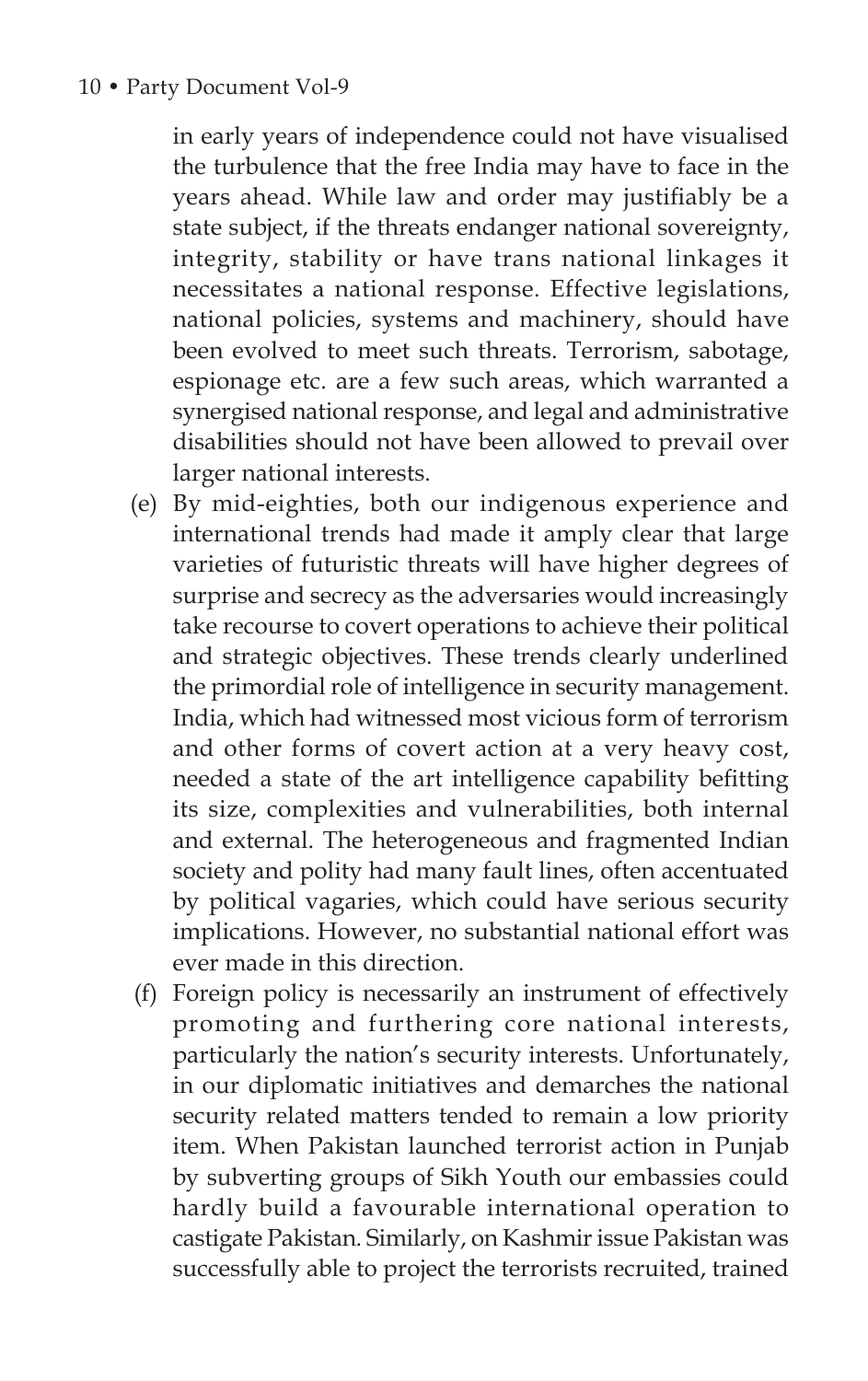in early years of independence could not have visualised the turbulence that the free India may have to face in the years ahead. While law and order may justifiably be a state subject, if the threats endanger national sovereignty, integrity, stability or have trans national linkages it necessitates a national response. Effective legislations, national policies, systems and machinery, should have been evolved to meet such threats. Terrorism, sabotage, espionage etc. are a few such areas, which warranted a synergised national response, and legal and administrative disabilities should not have been allowed to prevail over larger national interests.

(e) By mid-eighties, both our indigenous experience and international trends had made it amply clear that large varieties of futuristic threats will have higher degrees of surprise and secrecy as the adversaries would increasingly take recourse to covert operations to achieve their political and strategic objectives. These trends clearly underlined the primordial role of intelligence in security management. India, which had witnessed most vicious form of terrorism and other forms of covert action at a very heavy cost, needed a state of the art intelligence capability befitting its size, complexities and vulnerabilities, both internal and external. The heterogeneous and fragmented Indian society and polity had many fault lines, often accentuated by political vagaries, which could have serious security implications. However, no substantial national effort was ever made in this direction.

(f) Foreign policy is necessarily an instrument of effectively promoting and furthering core national interests, particularly the nation's security interests. Unfortunately, in our diplomatic initiatives and demarches the national security related matters tended to remain a low priority item. When Pakistan launched terrorist action in Punjab by subverting groups of Sikh Youth our embassies could hardly build a favourable international operation to castigate Pakistan. Similarly, on Kashmir issue Pakistan was successfully able to project the terrorists recruited, trained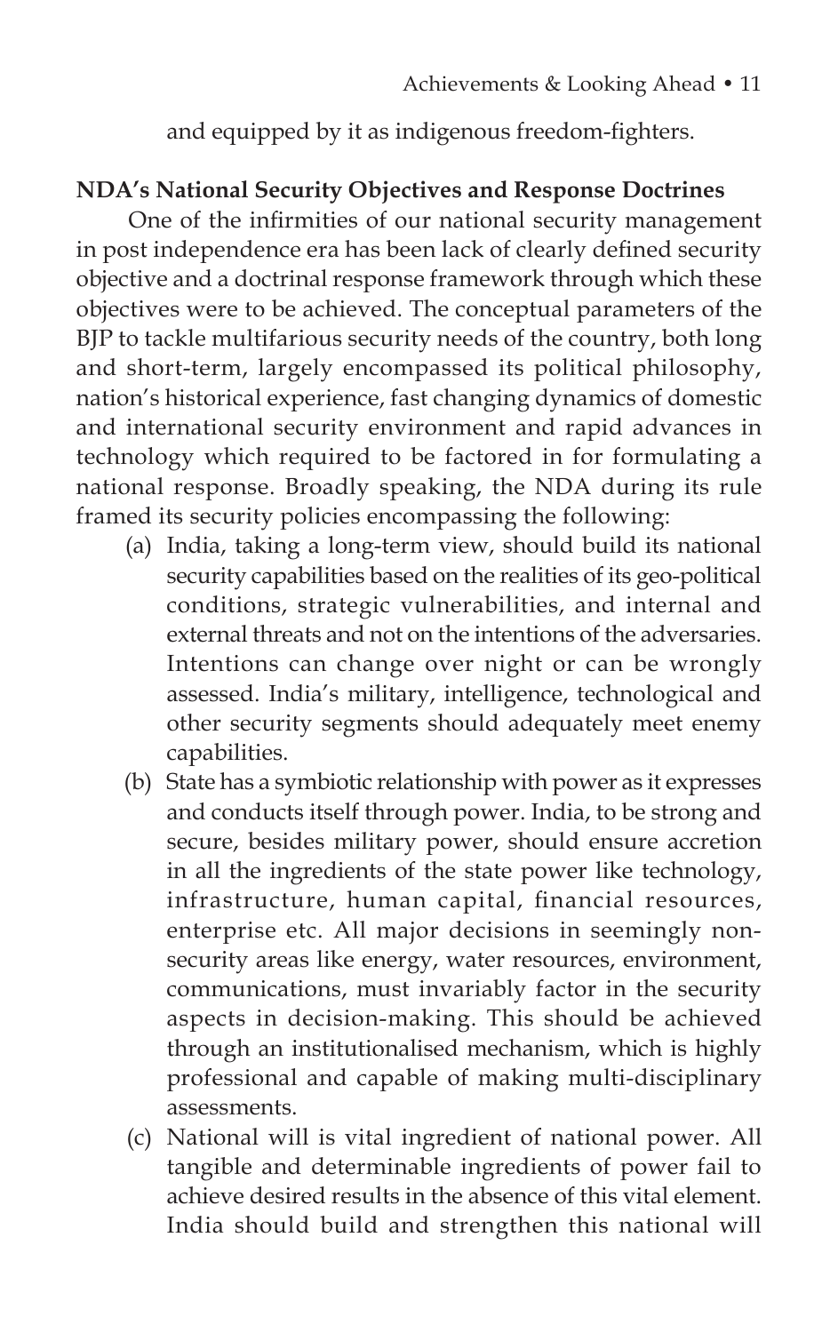and equipped by it as indigenous freedom-fighters.

**NDA's National Security Objectives and Response Doctrines**

One of the infirmities of our national security management in post independence era has been lack of clearly defined security objective and a doctrinal response framework through which these objectives were to be achieved. The conceptual parameters of the BJP to tackle multifarious security needs of the country, both long and short-term, largely encompassed its political philosophy, nation's historical experience, fast changing dynamics of domestic and international security environment and rapid advances in technology which required to be factored in for formulating a national response. Broadly speaking, the NDA during its rule framed its security policies encompassing the following:

(a) India, taking a long-term view, should build its national security capabilities based on the realities of its geo-political conditions, strategic vulnerabilities, and internal and external threats and not on the intentions of the adversaries. Intentions can change over night or can be wrongly assessed. India's military, intelligence, technological and other security segments should adequately meet enemy capabilities.

(b) State has a symbiotic relationship with power as it expresses and conducts itself through power. India, to be strong and secure, besides military power, should ensure accretion in all the ingredients of the state power like technology, infrastructure, human capital, financial resources, enterprise etc. All major decisions in seemingly non-security areas like energy, water resources, environment, communications, must invariably factor in the security aspects in decision-making. This should be achieved through an institutionalised mechanism, which is highly professional and capable of making multi-disciplinary assessments.

(c) National will is vital ingredient of national power. All tangible and determinable ingredients of power fail to achieve desired results in the absence of this vital element. India should build and strengthen this national will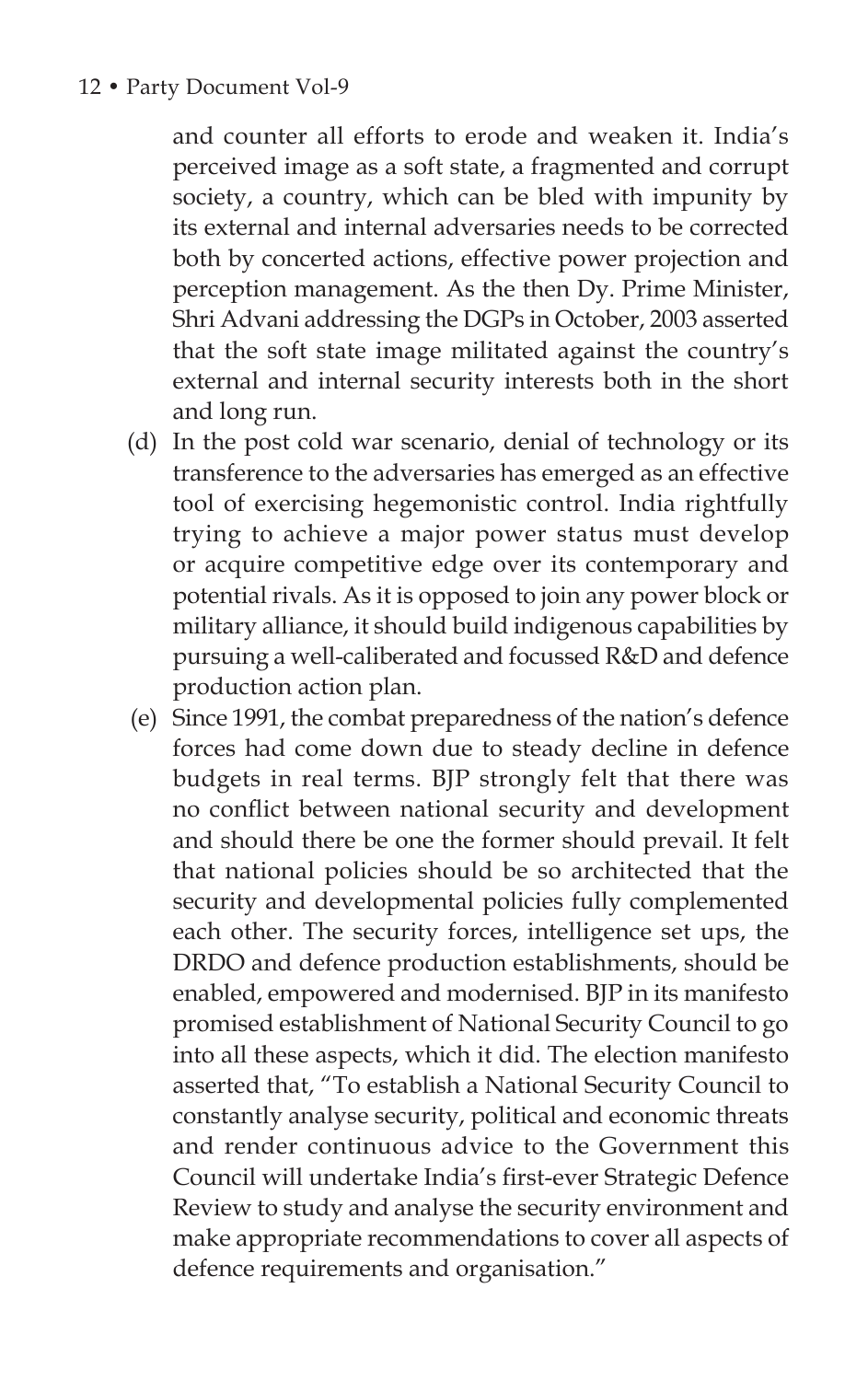and counter all efforts to erode and weaken it. India's perceived image as a soft state, a fragmented and corrupt society, a country, which can be bled with impunity by its external and internal adversaries needs to be corrected both by concerted actions, effective power projection and perception management. As the then Dy. Prime Minister, Shri Advani addressing the DGPs in October, 2003 asserted that the soft state image militated against the country's external and internal security interests both in the short and long run.

(d) In the post cold war scenario, denial of technology or its transference to the adversaries has emerged as an effective tool of exercising hegemonistic control. India rightfully trying to achieve a major power status must develop or acquire competitive edge over its contemporary and potential rivals. As it is opposed to join any power block or military alliance, it should build indigenous capabilities by pursuing a well-caliberated and focussed R&D and defence production action plan.

(e) Since 1991, the combat preparedness of the nation's defence forces had come down due to steady decline in defence budgets in real terms. BJP strongly felt that there was no conflict between national security and development and should there be one the former should prevail. It felt that national policies should be so architected that the security and developmental policies fully complemented each other. The security forces, intelligence set ups, the DRDO and defence production establishments, should be enabled, empowered and modernised. BJP in its manifesto promised establishment of National Security Council to go into all these aspects, which it did. The election manifesto asserted that, "To establish a National Security Council to constantly analyse security, political and economic threats and render continuous advice to the Government this Council will undertake India's first-ever Strategic Defence Review to study and analyse the security environment and make appropriate recommendations to cover all aspects of defence requirements and organisation."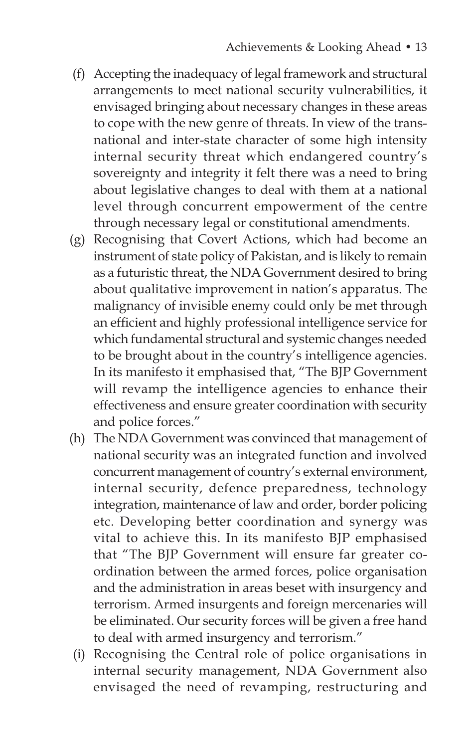(f) Accepting the inadequacy of legal framework and structural arrangements to meet national security vulnerabilities, it envisaged bringing about necessary changes in these areas to cope with the new genre of threats. In view of the trans-national and inter-state character of some high intensity internal security threat which endangered country's sovereignty and integrity it felt there was a need to bring about legislative changes to deal with them at a national level through concurrent empowerment of the centre through necessary legal or constitutional amendments.

(g) Recognising that Covert Actions, which had become an instrument of state policy of Pakistan, and is likely to remain as a futuristic threat, the NDA Government desired to bring about qualitative improvement in nation's apparatus. The malignancy of invisible enemy could only be met through an efficient and highly professional intelligence service for which fundamental structural and systemic changes needed to be brought about in the country's intelligence agencies. In its manifesto it emphasised that, "The BJP Government will revamp the intelligence agencies to enhance their effectiveness and ensure greater coordination with security and police forces."

(h) The NDA Government was convinced that management of national security was an integrated function and involved concurrent management of country's external environment, internal security, defence preparedness, technology integration, maintenance of law and order, border policing etc. Developing better coordination and synergy was vital to achieve this. In its manifesto BJP emphasised that "The BJP Government will ensure far greater co-ordination between the armed forces, police organisation and the administration in areas beset with insurgency and terrorism. Armed insurgents and foreign mercenaries will be eliminated. Our security forces will be given a free hand to deal with armed insurgency and terrorism."

(i) Recognising the Central role of police organisations in internal security management, NDA Government also envisaged the need of revamping, restructuring and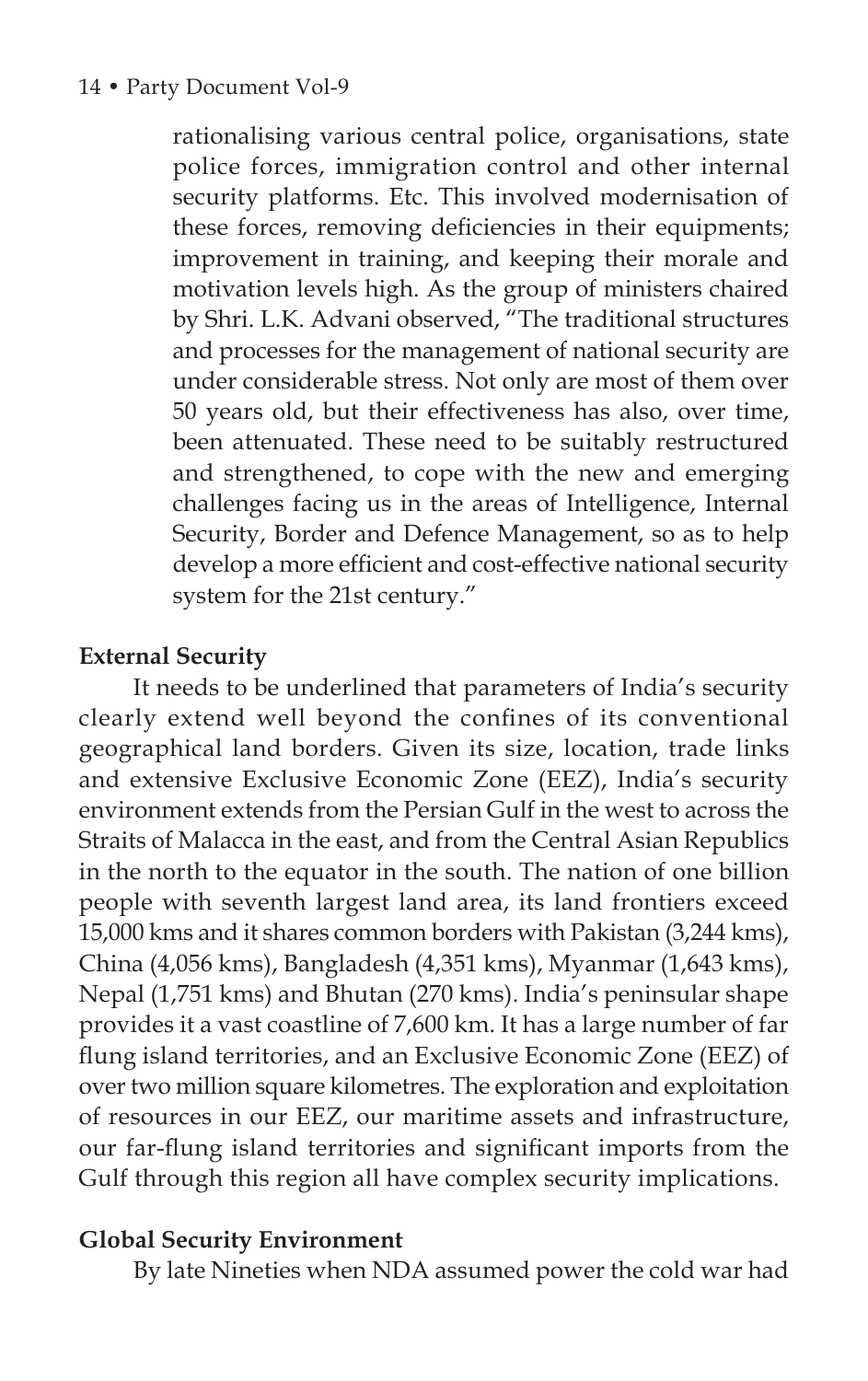rationalising various central police, organisations, state police forces, immigration control and other internal security platforms. Etc. This involved modernisation of these forces, removing deficiencies in their equipments; improvement in training, and keeping their morale and motivation levels high. As the group of ministers chaired by Shri. L.K. Advani observed, "The traditional structures and processes for the management of national security are under considerable stress. Not only are most of them over 50 years old, but their effectiveness has also, over time, been attenuated. These need to be suitably restructured and strengthened, to cope with the new and emerging challenges facing us in the areas of Intelligence, Internal Security, Border and Defence Management, so as to help develop a more efficient and cost-effective national security system for the 21st century."

**External Security**

It needs to be underlined that parameters of India's security clearly extend well beyond the confines of its conventional geographical land borders. Given its size, location, trade links and extensive Exclusive Economic Zone (EEZ), India's security environment extends from the Persian Gulf in the west to across the Straits of Malacca in the east, and from the Central Asian Republics in the north to the equator in the south. The nation of one billion people with seventh largest land area, its land frontiers exceed 15,000 kms and it shares common borders with Pakistan (3,244 kms), China (4,056 kms), Bangladesh (4,351 kms), Myanmar (1,643 kms), Nepal (1,751 kms) and Bhutan (270 kms). India's peninsular shape provides it a vast coastline of 7,600 km. It has a large number of far flung island territories, and an Exclusive Economic Zone (EEZ) of over two million square kilometres. The exploration and exploitation of resources in our EEZ, our maritime assets and infrastructure, our far-flung island territories and significant imports from the Gulf through this region all have complex security implications.

**Global Security Environment**

By late Nineties when NDA assumed power the cold war had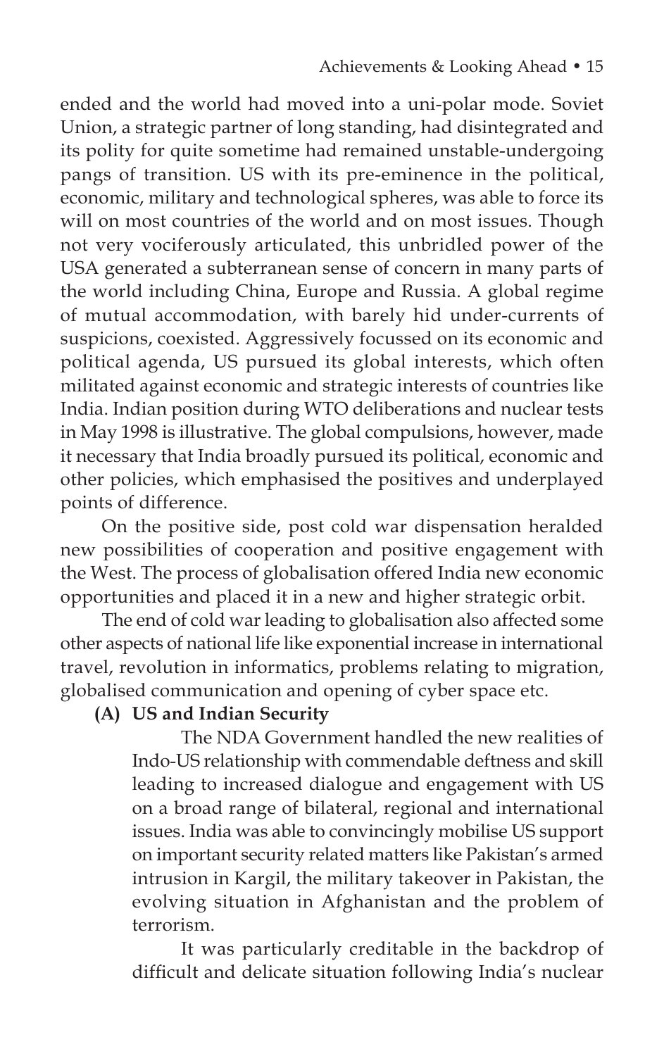ended and the world had moved into a uni-polar mode. Soviet Union, a strategic partner of long standing, had disintegrated and its polity for quite sometime had remained unstable-undergoing pangs of transition. US with its pre-eminence in the political, economic, military and technological spheres, was able to force its will on most countries of the world and on most issues. Though not very vociferously articulated, this unbridled power of the USA generated a subterranean sense of concern in many parts of the world including China, Europe and Russia. A global regime of mutual accommodation, with barely hid under-currents of suspicions, coexisted. Aggressively focussed on its economic and political agenda, US pursued its global interests, which often militated against economic and strategic interests of countries like India. Indian position during WTO deliberations and nuclear tests in May 1998 is illustrative. The global compulsions, however, made it necessary that India broadly pursued its political, economic and other policies, which emphasised the positives and underplayed points of difference.

On the positive side, post cold war dispensation heralded new possibilities of cooperation and positive engagement with the West. The process of globalisation offered India new economic opportunities and placed it in a new and higher strategic orbit.

The end of cold war leading to globalisation also affected some other aspects of national life like exponential increase in international travel, revolution in informatics, problems relating to migration, globalised communication and opening of cyber space etc.

**(A) US and Indian Security**

The NDA Government handled the new realities of Indo-US relationship with commendable deftness and skill leading to increased dialogue and engagement with US on a broad range of bilateral, regional and international issues. India was able to convincingly mobilise US support on important security related matters like Pakistan's armed intrusion in Kargil, the military takeover in Pakistan, the evolving situation in Afghanistan and the problem of terrorism.

It was particularly creditable in the backdrop of difficult and delicate situation following India's nuclear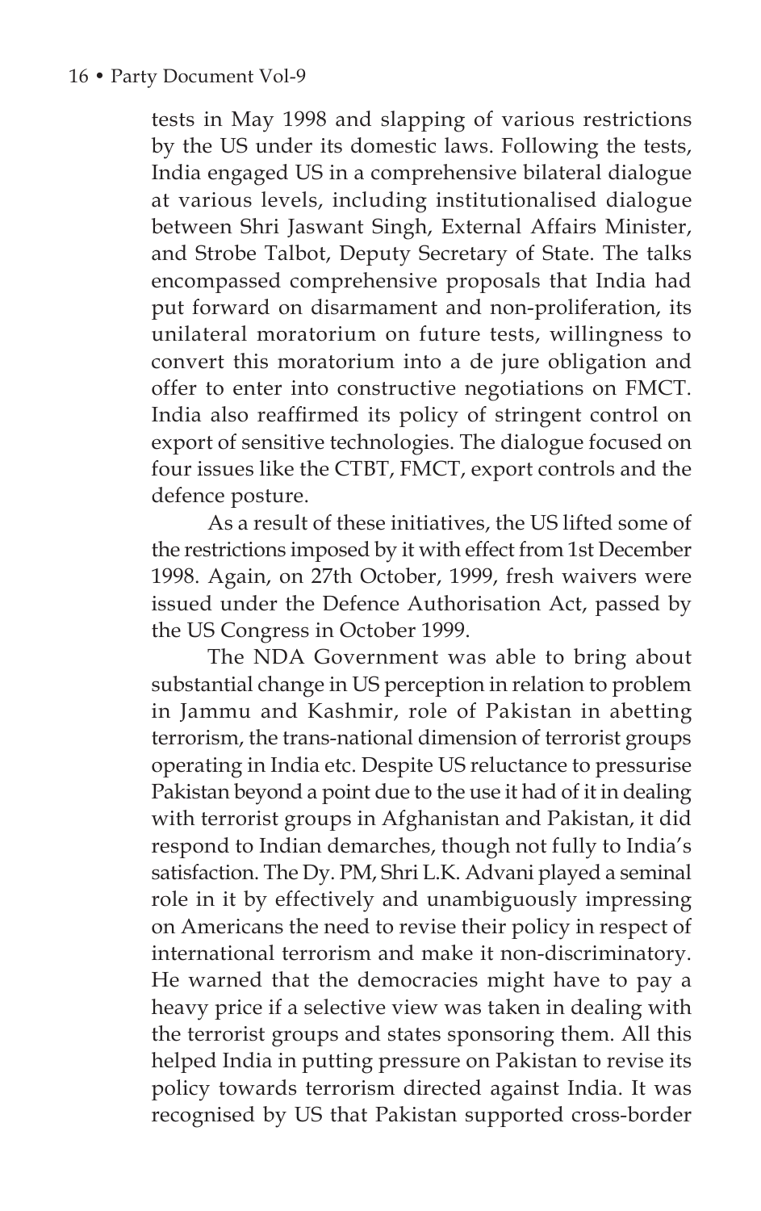tests in May 1998 and slapping of various restrictions by the US under its domestic laws. Following the tests, India engaged US in a comprehensive bilateral dialogue at various levels, including institutionalised dialogue between Shri Jaswant Singh, External Affairs Minister, and Strobe Talbot, Deputy Secretary of State. The talks encompassed comprehensive proposals that India had put forward on disarmament and non-proliferation, its unilateral moratorium on future tests, willingness to convert this moratorium into a de jure obligation and offer to enter into constructive negotiations on FMCT. India also reaffirmed its policy of stringent control on export of sensitive technologies. The dialogue focused on four issues like the CTBT, FMCT, export controls and the defence posture.

As a result of these initiatives, the US lifted some of the restrictions imposed by it with effect from 1st December 1998. Again, on 27th October, 1999, fresh waivers were issued under the Defence Authorisation Act, passed by the US Congress in October 1999.

The NDA Government was able to bring about substantial change in US perception in relation to problem in Jammu and Kashmir, role of Pakistan in abetting terrorism, the trans-national dimension of terrorist groups operating in India etc. Despite US reluctance to pressurise Pakistan beyond a point due to the use it had of it in dealing with terrorist groups in Afghanistan and Pakistan, it did respond to Indian demarches, though not fully to India's satisfaction. The Dy. PM, Shri L.K. Advani played a seminal role in it by effectively and unambiguously impressing on Americans the need to revise their policy in respect of international terrorism and make it non-discriminatory. He warned that the democracies might have to pay a heavy price if a selective view was taken in dealing with the terrorist groups and states sponsoring them. All this helped India in putting pressure on Pakistan to revise its policy towards terrorism directed against India. It was recognised by US that Pakistan supported cross-border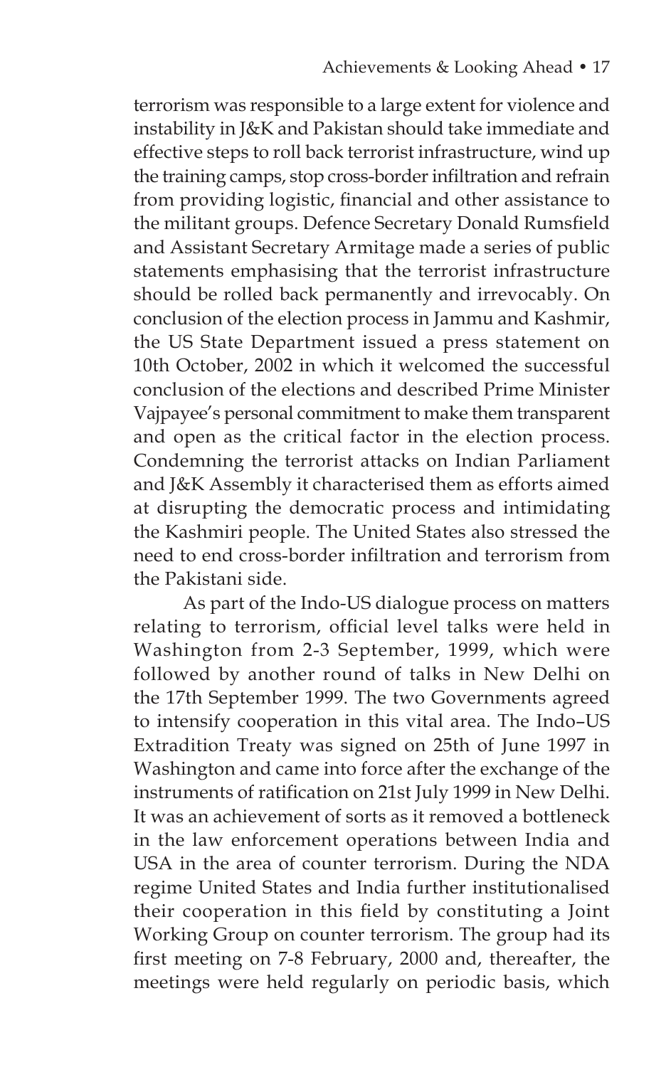terrorism was responsible to a large extent for violence and instability in J&K and Pakistan should take immediate and effective steps to roll back terrorist infrastructure, wind up the training camps, stop cross-border infiltration and refrain from providing logistic, financial and other assistance to the militant groups. Defence Secretary Donald Rumsfield and Assistant Secretary Armitage made a series of public statements emphasising that the terrorist infrastructure should be rolled back permanently and irrevocably. On conclusion of the election process in Jammu and Kashmir, the US State Department issued a press statement on 10th October, 2002 in which it welcomed the successful conclusion of the elections and described Prime Minister Vajpayee's personal commitment to make them transparent and open as the critical factor in the election process. Condemning the terrorist attacks on Indian Parliament and J&K Assembly it characterised them as efforts aimed at disrupting the democratic process and intimidating the Kashmiri people. The United States also stressed the need to end cross-border infiltration and terrorism from the Pakistani side.

As part of the Indo-US dialogue process on matters relating to terrorism, official level talks were held in Washington from 2-3 September, 1999, which were followed by another round of talks in New Delhi on the 17th September 1999. The two Governments agreed to intensify cooperation in this vital area. The Indo–US Extradition Treaty was signed on 25th of June 1997 in Washington and came into force after the exchange of the instruments of ratification on 21st July 1999 in New Delhi. It was an achievement of sorts as it removed a bottleneck in the law enforcement operations between India and USA in the area of counter terrorism. During the NDA regime United States and India further institutionalised their cooperation in this field by constituting a Joint Working Group on counter terrorism. The group had its first meeting on 7-8 February, 2000 and, thereafter, the meetings were held regularly on periodic basis, which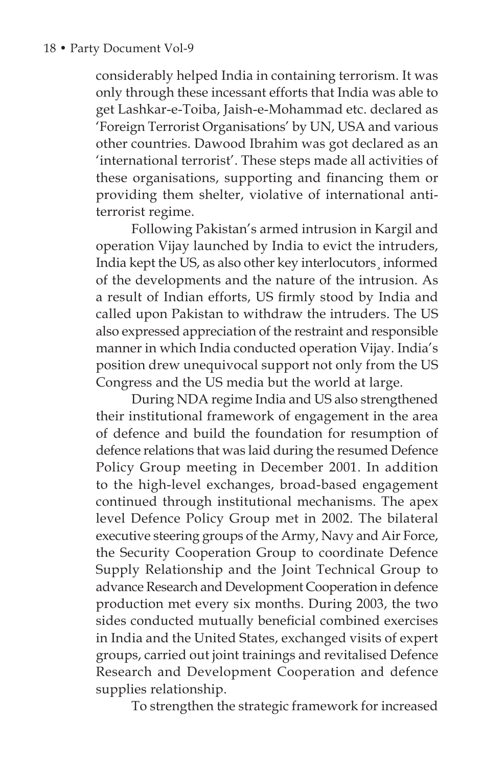considerably helped India in containing terrorism. It was only through these incessant efforts that India was able to get Lashkar-e-Toiba, Jaish-e-Mohammad etc. declared as 'Foreign Terrorist Organisations' by UN, USA and various other countries. Dawood Ibrahim was got declared as an 'international terrorist'. These steps made all activities of these organisations, supporting and financing them or providing them shelter, violative of international anti-terrorist regime.

Following Pakistan's armed intrusion in Kargil and operation Vijay launched by India to evict the intruders, India kept the US, as also other key interlocutors¸ informed of the developments and the nature of the intrusion. As a result of Indian efforts, US firmly stood by India and called upon Pakistan to withdraw the intruders. The US also expressed appreciation of the restraint and responsible manner in which India conducted operation Vijay. India's position drew unequivocal support not only from the US Congress and the US media but the world at large.

During NDA regime India and US also strengthened their institutional framework of engagement in the area of defence and build the foundation for resumption of defence relations that was laid during the resumed Defence Policy Group meeting in December 2001. In addition to the high-level exchanges, broad-based engagement continued through institutional mechanisms. The apex level Defence Policy Group met in 2002. The bilateral executive steering groups of the Army, Navy and Air Force, the Security Cooperation Group to coordinate Defence Supply Relationship and the Joint Technical Group to advance Research and Development Cooperation in defence production met every six months. During 2003, the two sides conducted mutually beneficial combined exercises in India and the United States, exchanged visits of expert groups, carried out joint trainings and revitalised Defence Research and Development Cooperation and defence supplies relationship.

To strengthen the strategic framework for increased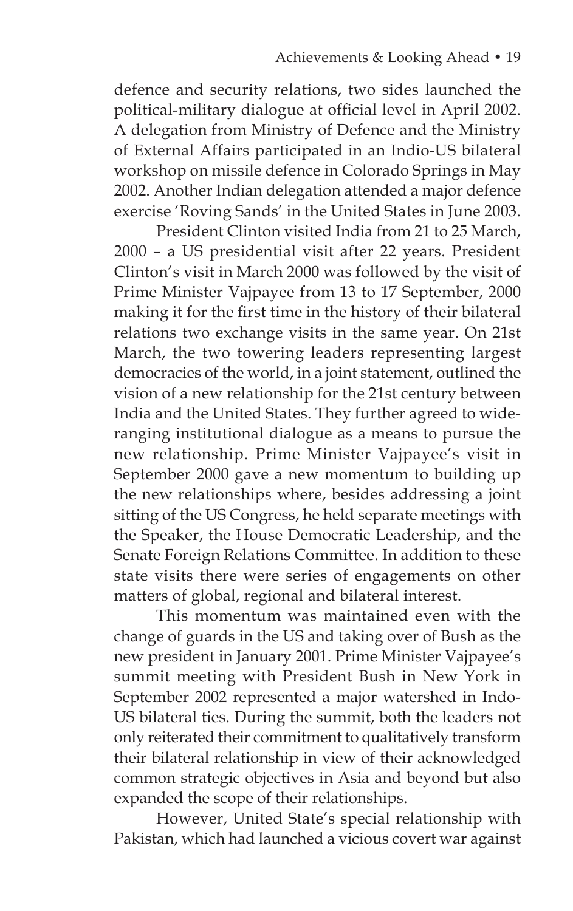defence and security relations, two sides launched the political-military dialogue at official level in April 2002. A delegation from Ministry of Defence and the Ministry of External Affairs participated in an Indio-US bilateral workshop on missile defence in Colorado Springs in May 2002. Another Indian delegation attended a major defence exercise 'Roving Sands' in the United States in June 2003.

President Clinton visited India from 21 to 25 March, 2000 – a US presidential visit after 22 years. President Clinton's visit in March 2000 was followed by the visit of Prime Minister Vajpayee from 13 to 17 September, 2000 making it for the first time in the history of their bilateral relations two exchange visits in the same year. On 21st March, the two towering leaders representing largest democracies of the world, in a joint statement, outlined the vision of a new relationship for the 21st century between India and the United States. They further agreed to wide-ranging institutional dialogue as a means to pursue the new relationship. Prime Minister Vajpayee's visit in September 2000 gave a new momentum to building up the new relationships where, besides addressing a joint sitting of the US Congress, he held separate meetings with the Speaker, the House Democratic Leadership, and the Senate Foreign Relations Committee. In addition to these state visits there were series of engagements on other matters of global, regional and bilateral interest.

This momentum was maintained even with the change of guards in the US and taking over of Bush as the new president in January 2001. Prime Minister Vajpayee's summit meeting with President Bush in New York in September 2002 represented a major watershed in Indo-US bilateral ties. During the summit, both the leaders not only reiterated their commitment to qualitatively transform their bilateral relationship in view of their acknowledged common strategic objectives in Asia and beyond but also expanded the scope of their relationships.

However, United State's special relationship with Pakistan, which had launched a vicious covert war against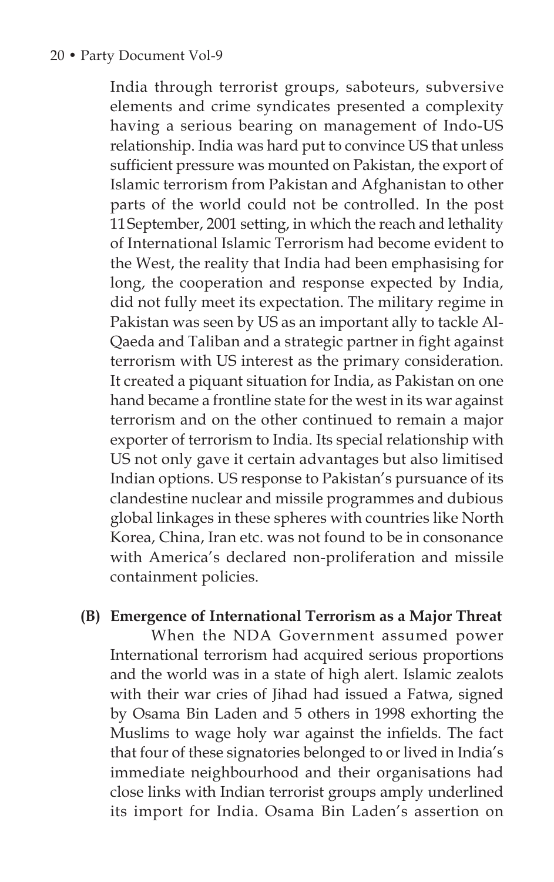India through terrorist groups, saboteurs, subversive elements and crime syndicates presented a complexity having a serious bearing on management of Indo-US relationship. India was hard put to convince US that unless sufficient pressure was mounted on Pakistan, the export of Islamic terrorism from Pakistan and Afghanistan to other parts of the world could not be controlled. In the post 11 September, 2001 setting, in which the reach and lethality of International Islamic Terrorism had become evident to the West, the reality that India had been emphasising for long, the cooperation and response expected by India, did not fully meet its expectation. The military regime in Pakistan was seen by US as an important ally to tackle Al-Qaeda and Taliban and a strategic partner in fight against terrorism with US interest as the primary consideration. It created a piquant situation for India, as Pakistan on one hand became a frontline state for the west in its war against terrorism and on the other continued to remain a major exporter of terrorism to India. Its special relationship with US not only gave it certain advantages but also limitised Indian options. US response to Pakistan's pursuance of its clandestine nuclear and missile programmes and dubious global linkages in these spheres with countries like North Korea, China, Iran etc. was not found to be in consonance with America's declared non-proliferation and missile containment policies.

**(B) Emergence of International Terrorism as a Major Threat**

When the NDA Government assumed power International terrorism had acquired serious proportions and the world was in a state of high alert. Islamic zealots with their war cries of Jihad had issued a Fatwa, signed by Osama Bin Laden and 5 others in 1998 exhorting the Muslims to wage holy war against the infields. The fact that four of these signatories belonged to or lived in India's immediate neighbourhood and their organisations had close links with Indian terrorist groups amply underlined its import for India. Osama Bin Laden's assertion on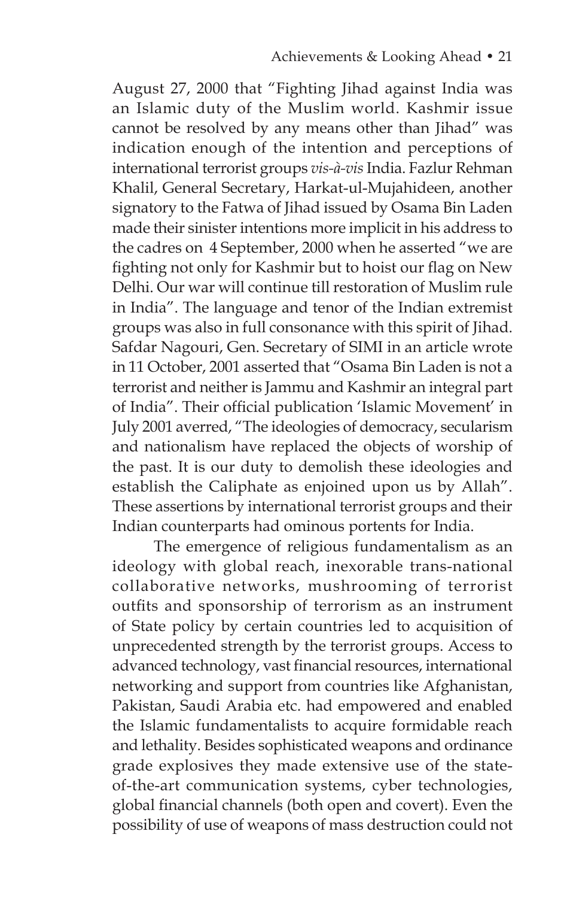August 27, 2000 that "Fighting Jihad against India was an Islamic duty of the Muslim world. Kashmir issue cannot be resolved by any means other than Jihad" was indication enough of the intention and perceptions of international terrorist groups *vis-à-vis* India. Fazlur Rehman Khalil, General Secretary, Harkat-ul-Mujahideen, another signatory to the Fatwa of Jihad issued by Osama Bin Laden made their sinister intentions more implicit in his address to the cadres on 4 September, 2000 when he asserted "we are fighting not only for Kashmir but to hoist our flag on New Delhi. Our war will continue till restoration of Muslim rule in India". The language and tenor of the Indian extremist groups was also in full consonance with this spirit of Jihad. Safdar Nagouri, Gen. Secretary of SIMI in an article wrote in 11 October, 2001 asserted that "Osama Bin Laden is not a terrorist and neither is Jammu and Kashmir an integral part of India". Their official publication 'Islamic Movement' in July 2001 averred, "The ideologies of democracy, secularism and nationalism have replaced the objects of worship of the past. It is our duty to demolish these ideologies and establish the Caliphate as enjoined upon us by Allah". These assertions by international terrorist groups and their Indian counterparts had ominous portents for India.

The emergence of religious fundamentalism as an ideology with global reach, inexorable trans-national collaborative networks, mushrooming of terrorist outfits and sponsorship of terrorism as an instrument of State policy by certain countries led to acquisition of unprecedented strength by the terrorist groups. Access to advanced technology, vast financial resources, international networking and support from countries like Afghanistan, Pakistan, Saudi Arabia etc. had empowered and enabled the Islamic fundamentalists to acquire formidable reach and lethality. Besides sophisticated weapons and ordinance grade explosives they made extensive use of the state-of-the-art communication systems, cyber technologies, global financial channels (both open and covert). Even the possibility of use of weapons of mass destruction could not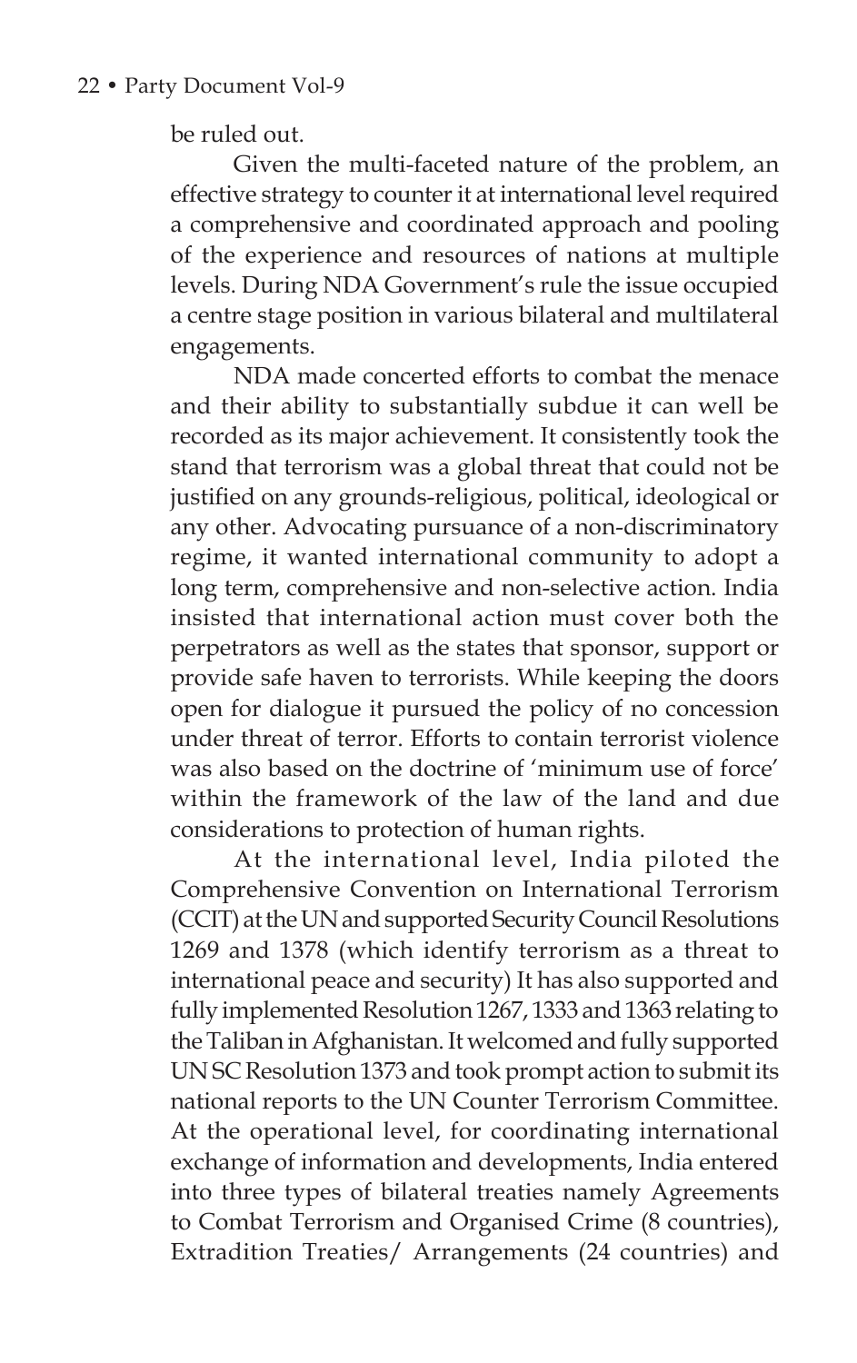be ruled out.

Given the multi-faceted nature of the problem, an effective strategy to counter it at international level required a comprehensive and coordinated approach and pooling of the experience and resources of nations at multiple levels. During NDA Government's rule the issue occupied a centre stage position in various bilateral and multilateral engagements.

NDA made concerted efforts to combat the menace and their ability to substantially subdue it can well be recorded as its major achievement. It consistently took the stand that terrorism was a global threat that could not be justified on any grounds-religious, political, ideological or any other. Advocating pursuance of a non-discriminatory regime, it wanted international community to adopt a long term, comprehensive and non-selective action. India insisted that international action must cover both the perpetrators as well as the states that sponsor, support or provide safe haven to terrorists. While keeping the doors open for dialogue it pursued the policy of no concession under threat of terror. Efforts to contain terrorist violence was also based on the doctrine of 'minimum use of force' within the framework of the law of the land and due considerations to protection of human rights.

At the international level, India piloted the Comprehensive Convention on International Terrorism (CCIT) at the UN and supported Security Council Resolutions 1269 and 1378 (which identify terrorism as a threat to international peace and security) It has also supported and fully implemented Resolution 1267, 1333 and 1363 relating to the Taliban in Afghanistan. It welcomed and fully supported UN SC Resolution 1373 and took prompt action to submit its national reports to the UN Counter Terrorism Committee. At the operational level, for coordinating international exchange of information and developments, India entered into three types of bilateral treaties namely Agreements to Combat Terrorism and Organised Crime (8 countries), Extradition Treaties/ Arrangements (24 countries) and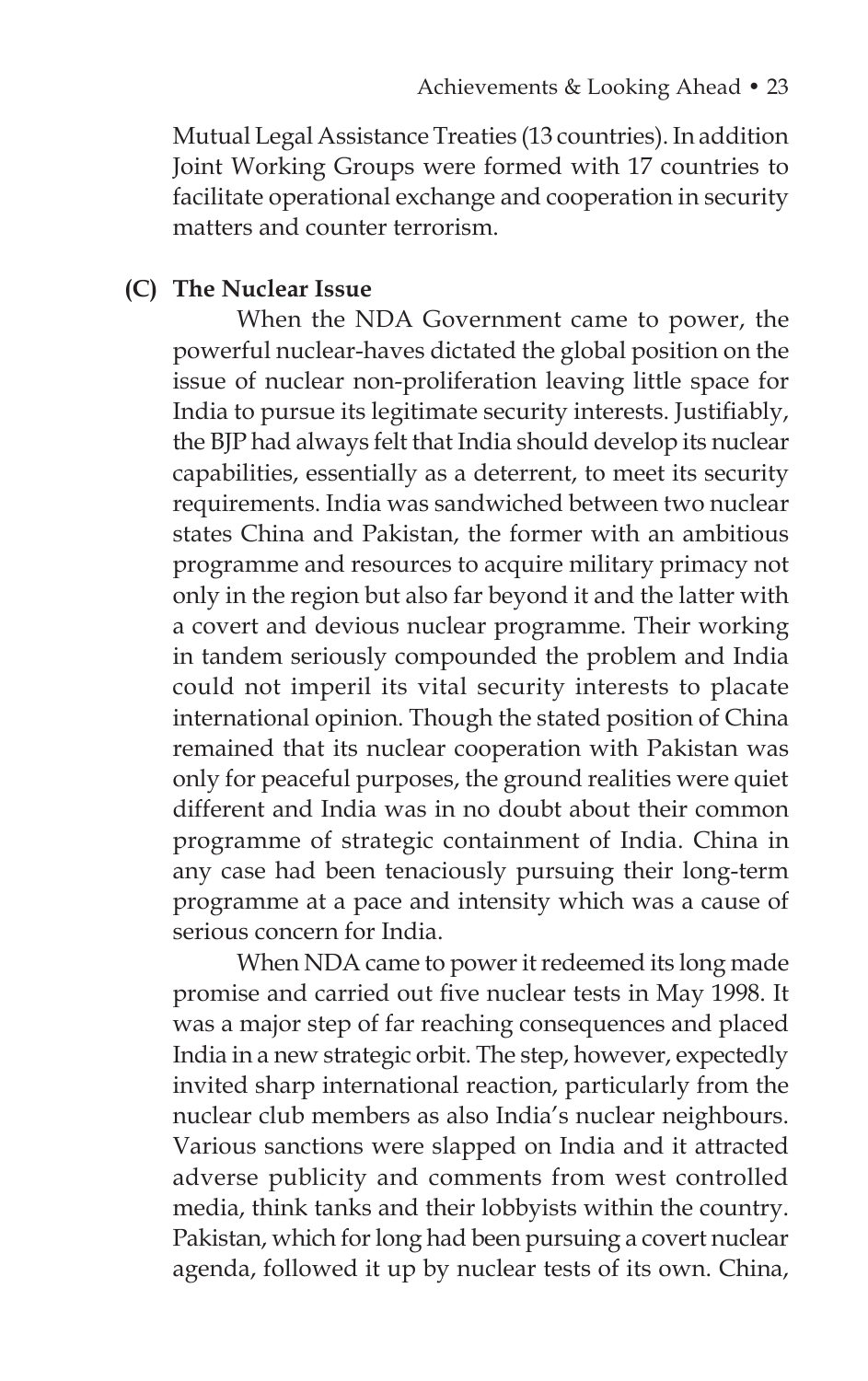Mutual Legal Assistance Treaties (13 countries). In addition Joint Working Groups were formed with 17 countries to facilitate operational exchange and cooperation in security matters and counter terrorism.

### (C) The Nuclear Issue

When the NDA Government came to power, the powerful nuclear-haves dictated the global position on the issue of nuclear non-proliferation leaving little space for India to pursue its legitimate security interests. Justifiably, the BJP had always felt that India should develop its nuclear capabilities, essentially as a deterrent, to meet its security requirements. India was sandwiched between two nuclear states China and Pakistan, the former with an ambitious programme and resources to acquire military primacy not only in the region but also far beyond it and the latter with a covert and devious nuclear programme. Their working in tandem seriously compounded the problem and India could not imperil its vital security interests to placate international opinion. Though the stated position of China remained that its nuclear cooperation with Pakistan was only for peaceful purposes, the ground realities were quiet different and India was in no doubt about their common programme of strategic containment of India. China in any case had been tenaciously pursuing their long-term programme at a pace and intensity which was a cause of serious concern for India.

When NDA came to power it redeemed its long made promise and carried out five nuclear tests in May 1998. It was a major step of far reaching consequences and placed India in a new strategic orbit. The step, however, expectedly invited sharp international reaction, particularly from the nuclear club members as also India's nuclear neighbours. Various sanctions were slapped on India and it attracted adverse publicity and comments from west controlled media, think tanks and their lobbyists within the country. Pakistan, which for long had been pursuing a covert nuclear agenda, followed it up by nuclear tests of its own. China,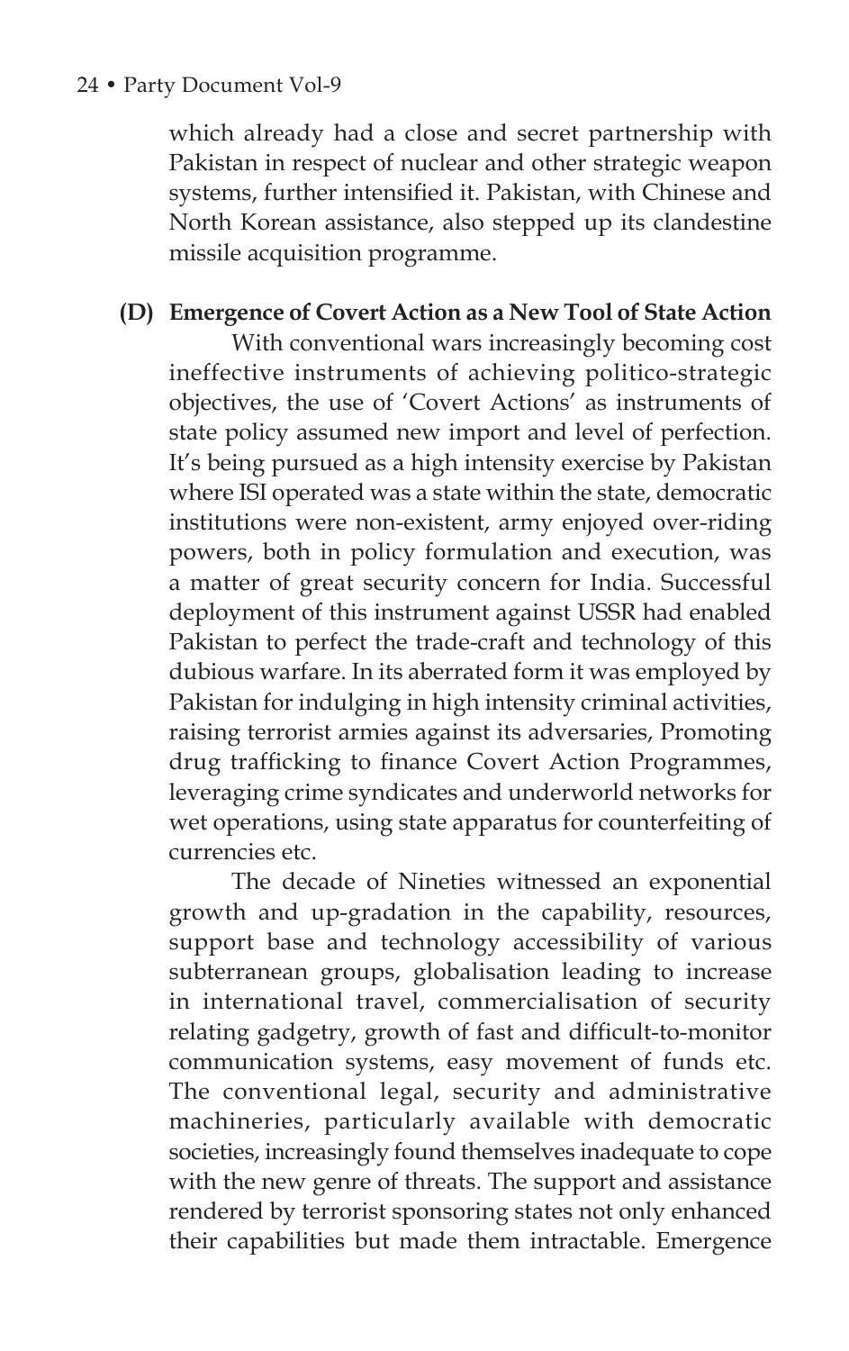which already had a close and secret partnership with Pakistan in respect of nuclear and other strategic weapon systems, further intensified it. Pakistan, with Chinese and North Korean assistance, also stepped up its clandestine missile acquisition programme.

**(D) Emergence of Covert Action as a New Tool of State Action**

With conventional wars increasingly becoming cost ineffective instruments of achieving politico-strategic objectives, the use of 'Covert Actions' as instruments of state policy assumed new import and level of perfection. It's being pursued as a high intensity exercise by Pakistan where ISI operated was a state within the state, democratic institutions were non-existent, army enjoyed over-riding powers, both in policy formulation and execution, was a matter of great security concern for India. Successful deployment of this instrument against USSR had enabled Pakistan to perfect the trade-craft and technology of this dubious warfare. In its aberrated form it was employed by Pakistan for indulging in high intensity criminal activities, raising terrorist armies against its adversaries, Promoting drug trafficking to finance Covert Action Programmes, leveraging crime syndicates and underworld networks for wet operations, using state apparatus for counterfeiting of currencies etc.

The decade of Nineties witnessed an exponential growth and up-gradation in the capability, resources, support base and technology accessibility of various subterranean groups, globalisation leading to increase in international travel, commercialisation of security relating gadgetry, growth of fast and difficult-to-monitor communication systems, easy movement of funds etc. The conventional legal, security and administrative machineries, particularly available with democratic societies, increasingly found themselves inadequate to cope with the new genre of threats. The support and assistance rendered by terrorist sponsoring states not only enhanced their capabilities but made them intractable. Emergence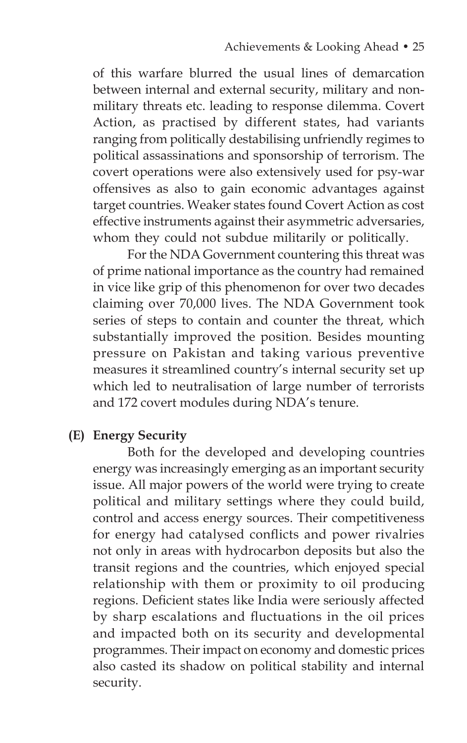of this warfare blurred the usual lines of demarcation between internal and external security, military and non-military threats etc. leading to response dilemma. Covert Action, as practised by different states, had variants ranging from politically destabilising unfriendly regimes to political assassinations and sponsorship of terrorism. The covert operations were also extensively used for psy-war offensives as also to gain economic advantages against target countries. Weaker states found Covert Action as cost effective instruments against their asymmetric adversaries, whom they could not subdue militarily or politically.

For the NDA Government countering this threat was of prime national importance as the country had remained in vice like grip of this phenomenon for over two decades claiming over 70,000 lives. The NDA Government took series of steps to contain and counter the threat, which substantially improved the position. Besides mounting pressure on Pakistan and taking various preventive measures it streamlined country's internal security set up which led to neutralisation of large number of terrorists and 172 covert modules during NDA's tenure.

**(E) Energy Security**

Both for the developed and developing countries energy was increasingly emerging as an important security issue. All major powers of the world were trying to create political and military settings where they could build, control and access energy sources. Their competitiveness for energy had catalysed conflicts and power rivalries not only in areas with hydrocarbon deposits but also the transit regions and the countries, which enjoyed special relationship with them or proximity to oil producing regions. Deficient states like India were seriously affected by sharp escalations and fluctuations in the oil prices and impacted both on its security and developmental programmes. Their impact on economy and domestic prices also casted its shadow on political stability and internal security.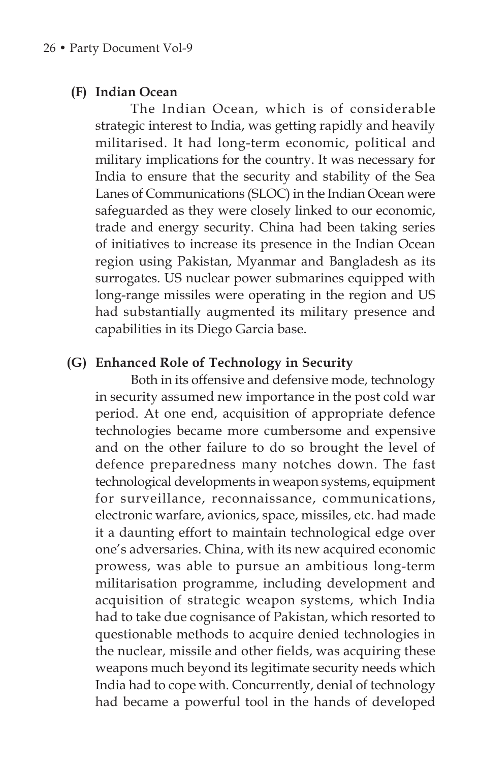### (F) Indian Ocean

The Indian Ocean, which is of considerable strategic interest to India, was getting rapidly and heavily militarised. It had long-term economic, political and military implications for the country. It was necessary for India to ensure that the security and stability of the Sea Lanes of Communications (SLOC) in the Indian Ocean were safeguarded as they were closely linked to our economic, trade and energy security. China had been taking series of initiatives to increase its presence in the Indian Ocean region using Pakistan, Myanmar and Bangladesh as its surrogates. US nuclear power submarines equipped with long-range missiles were operating in the region and US had substantially augmented its military presence and capabilities in its Diego Garcia base.

### (G) Enhanced Role of Technology in Security

Both in its offensive and defensive mode, technology in security assumed new importance in the post cold war period. At one end, acquisition of appropriate defence technologies became more cumbersome and expensive and on the other failure to do so brought the level of defence preparedness many notches down. The fast technological developments in weapon systems, equipment for surveillance, reconnaissance, communications, electronic warfare, avionics, space, missiles, etc. had made it a daunting effort to maintain technological edge over one's adversaries. China, with its new acquired economic prowess, was able to pursue an ambitious long-term militarisation programme, including development and acquisition of strategic weapon systems, which India had to take due cognisance of Pakistan, which resorted to questionable methods to acquire denied technologies in the nuclear, missile and other fields, was acquiring these weapons much beyond its legitimate security needs which India had to cope with. Concurrently, denial of technology had became a powerful tool in the hands of developed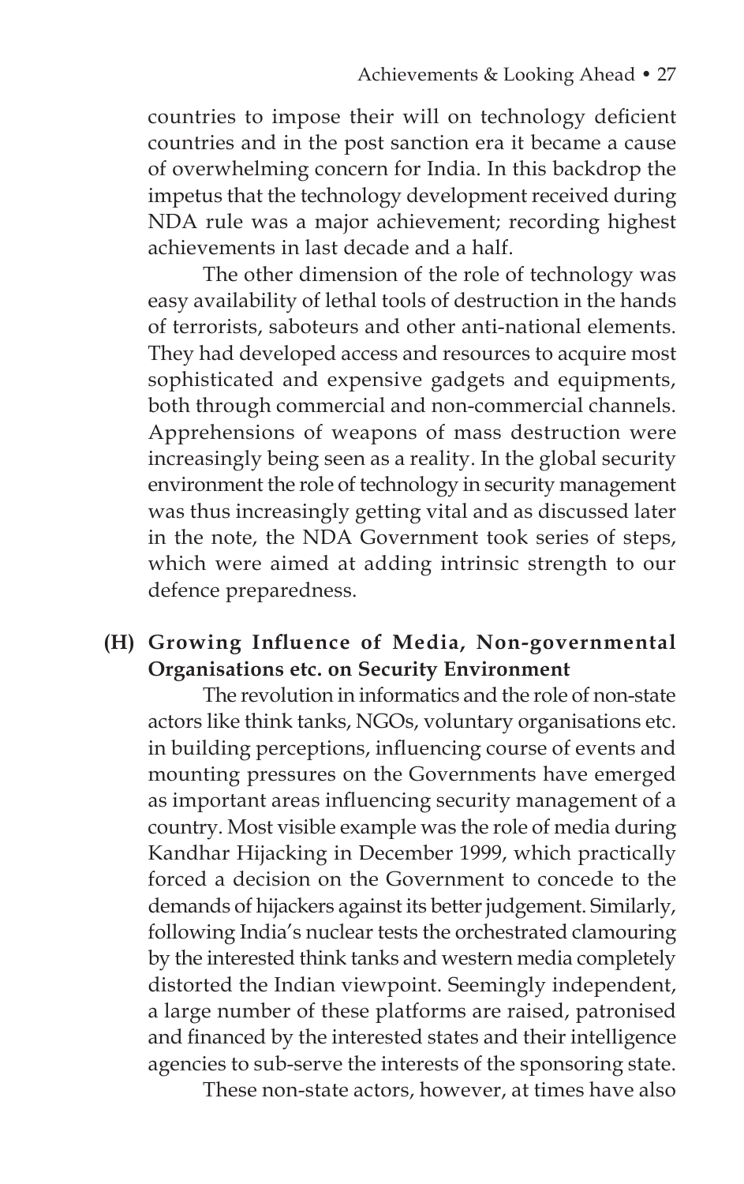countries to impose their will on technology deficient countries and in the post sanction era it became a cause of overwhelming concern for India. In this backdrop the impetus that the technology development received during NDA rule was a major achievement; recording highest achievements in last decade and a half.

The other dimension of the role of technology was easy availability of lethal tools of destruction in the hands of terrorists, saboteurs and other anti-national elements. They had developed access and resources to acquire most sophisticated and expensive gadgets and equipments, both through commercial and non-commercial channels. Apprehensions of weapons of mass destruction were increasingly being seen as a reality. In the global security environment the role of technology in security management was thus increasingly getting vital and as discussed later in the note, the NDA Government took series of steps, which were aimed at adding intrinsic strength to our defence preparedness.

**(H) Growing Influence of Media, Non-governmental Organisations etc. on Security Environment**

The revolution in informatics and the role of non-state actors like think tanks, NGOs, voluntary organisations etc. in building perceptions, influencing course of events and mounting pressures on the Governments have emerged as important areas influencing security management of a country. Most visible example was the role of media during Kandhar Hijacking in December 1999, which practically forced a decision on the Government to concede to the demands of hijackers against its better judgement. Similarly, following India's nuclear tests the orchestrated clamouring by the interested think tanks and western media completely distorted the Indian viewpoint. Seemingly independent, a large number of these platforms are raised, patronised and financed by the interested states and their intelligence agencies to sub-serve the interests of the sponsoring state.

These non-state actors, however, at times have also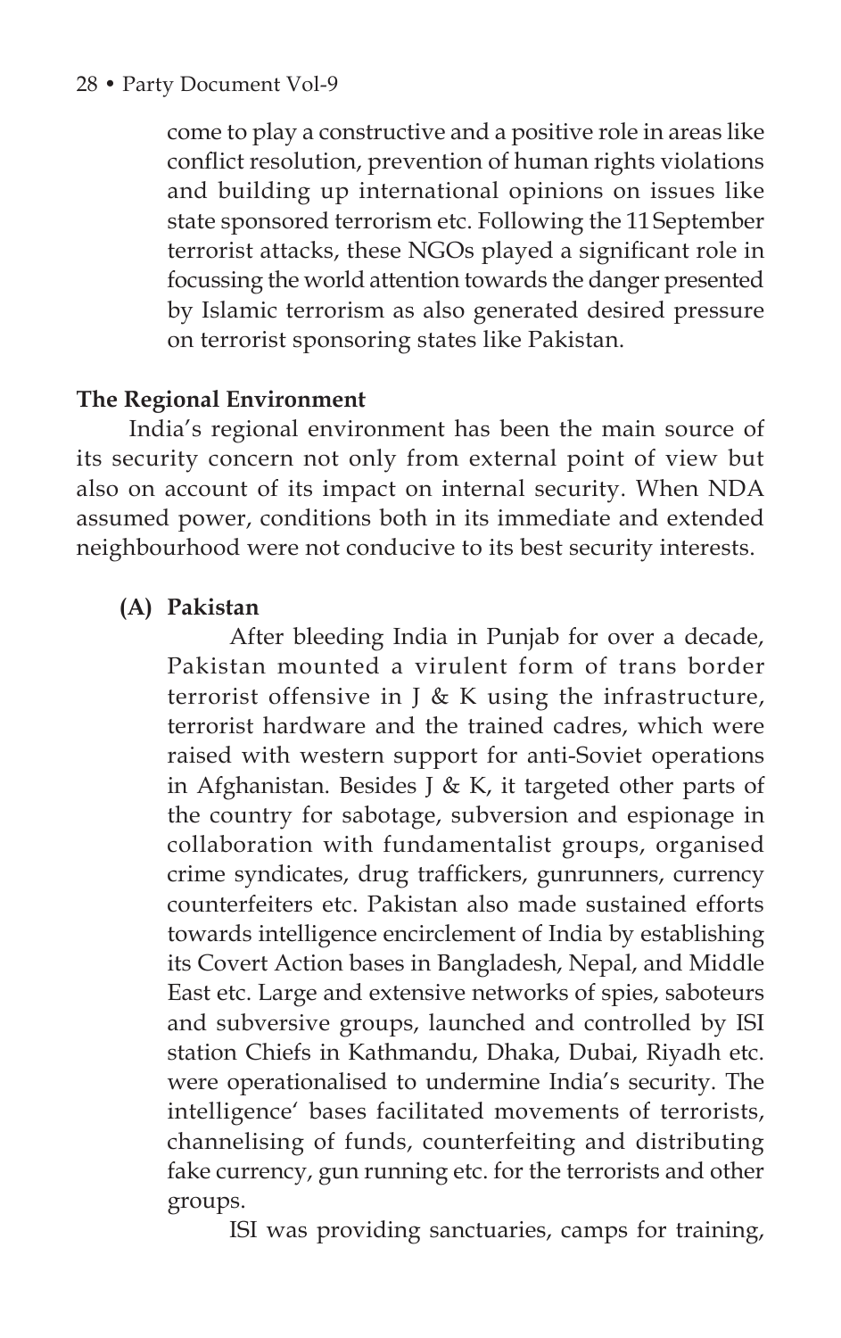come to play a constructive and a positive role in areas like conflict resolution, prevention of human rights violations and building up international opinions on issues like state sponsored terrorism etc. Following the 11 September terrorist attacks, these NGOs played a significant role in focussing the world attention towards the danger presented by Islamic terrorism as also generated desired pressure on terrorist sponsoring states like Pakistan.

**The Regional Environment**

India's regional environment has been the main source of its security concern not only from external point of view but also on account of its impact on internal security. When NDA assumed power, conditions both in its immediate and extended neighbourhood were not conducive to its best security interests.

**(A) Pakistan**

After bleeding India in Punjab for over a decade, Pakistan mounted a virulent form of trans border terrorist offensive in J & K using the infrastructure, terrorist hardware and the trained cadres, which were raised with western support for anti-Soviet operations in Afghanistan. Besides J & K, it targeted other parts of the country for sabotage, subversion and espionage in collaboration with fundamentalist groups, organised crime syndicates, drug traffickers, gunrunners, currency counterfeiters etc. Pakistan also made sustained efforts towards intelligence encirclement of India by establishing its Covert Action bases in Bangladesh, Nepal, and Middle East etc. Large and extensive networks of spies, saboteurs and subversive groups, launched and controlled by ISI station Chiefs in Kathmandu, Dhaka, Dubai, Riyadh etc. were operationalised to undermine India's security. The intelligence' bases facilitated movements of terrorists, channelising of funds, counterfeiting and distributing fake currency, gun running etc. for the terrorists and other groups.

ISI was providing sanctuaries, camps for training,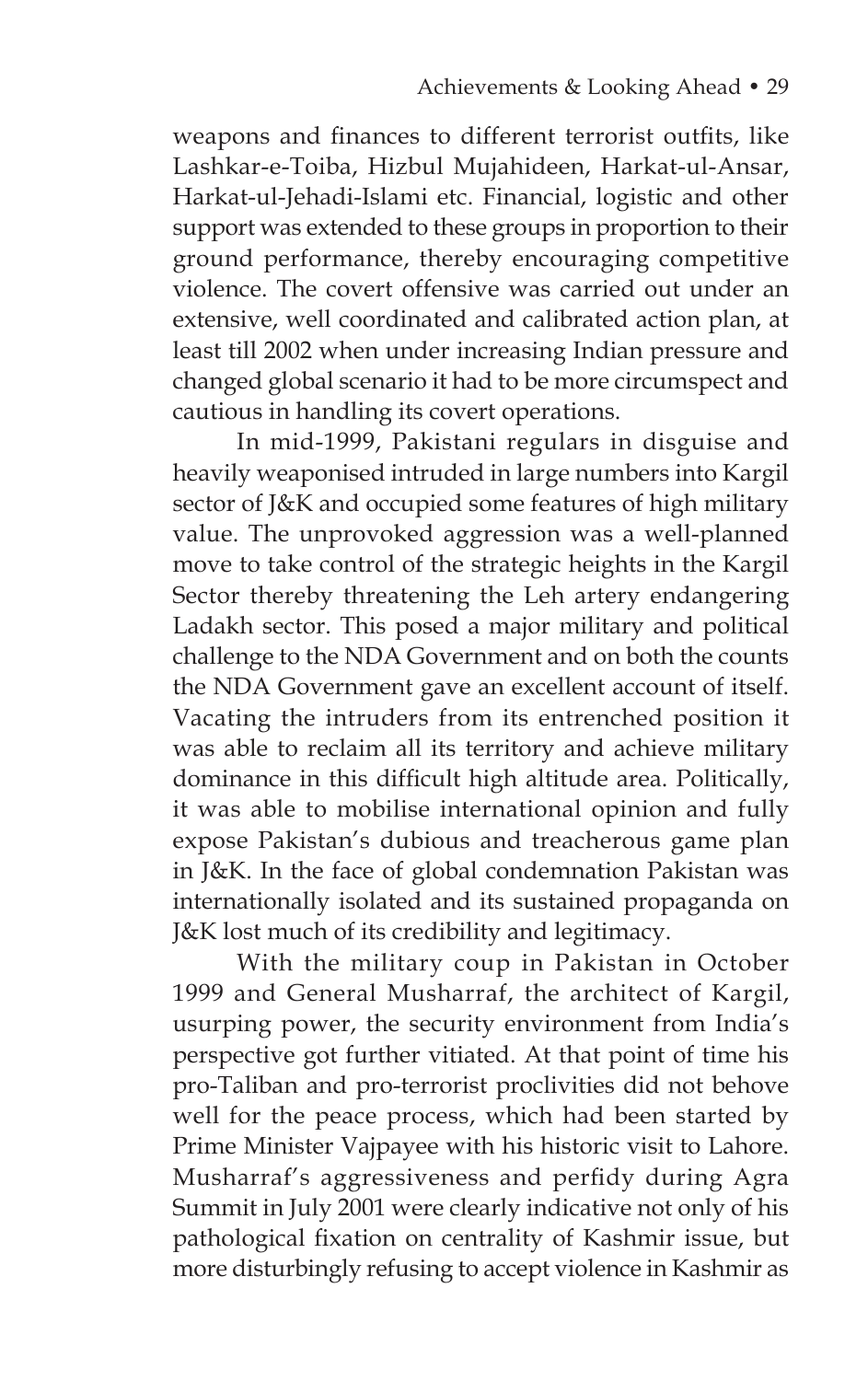weapons and finances to different terrorist outfits, like Lashkar-e-Toiba, Hizbul Mujahideen, Harkat-ul-Ansar, Harkat-ul-Jehadi-Islami etc. Financial, logistic and other support was extended to these groups in proportion to their ground performance, thereby encouraging competitive violence. The covert offensive was carried out under an extensive, well coordinated and calibrated action plan, at least till 2002 when under increasing Indian pressure and changed global scenario it had to be more circumspect and cautious in handling its covert operations.

In mid-1999, Pakistani regulars in disguise and heavily weaponised intruded in large numbers into Kargil sector of J&K and occupied some features of high military value. The unprovoked aggression was a well-planned move to take control of the strategic heights in the Kargil Sector thereby threatening the Leh artery endangering Ladakh sector. This posed a major military and political challenge to the NDA Government and on both the counts the NDA Government gave an excellent account of itself. Vacating the intruders from its entrenched position it was able to reclaim all its territory and achieve military dominance in this difficult high altitude area. Politically, it was able to mobilise international opinion and fully expose Pakistan's dubious and treacherous game plan in J&K. In the face of global condemnation Pakistan was internationally isolated and its sustained propaganda on J&K lost much of its credibility and legitimacy.

With the military coup in Pakistan in October 1999 and General Musharraf, the architect of Kargil, usurping power, the security environment from India's perspective got further vitiated. At that point of time his pro-Taliban and pro-terrorist proclivities did not behove well for the peace process, which had been started by Prime Minister Vajpayee with his historic visit to Lahore. Musharraf's aggressiveness and perfidy during Agra Summit in July 2001 were clearly indicative not only of his pathological fixation on centrality of Kashmir issue, but more disturbingly refusing to accept violence in Kashmir as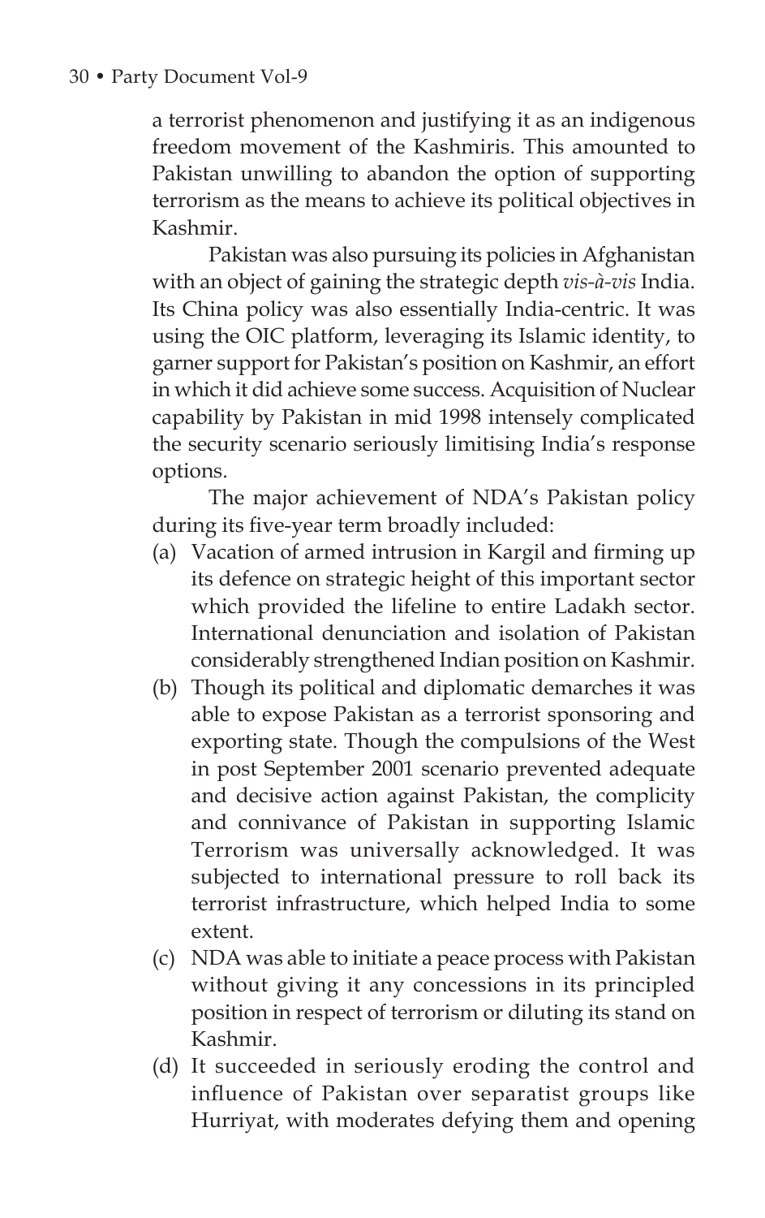a terrorist phenomenon and justifying it as an indigenous freedom movement of the Kashmiris. This amounted to Pakistan unwilling to abandon the option of supporting terrorism as the means to achieve its political objectives in Kashmir.

Pakistan was also pursuing its policies in Afghanistan with an object of gaining the strategic depth *vis-à-vis* India. Its China policy was also essentially India-centric. It was using the OIC platform, leveraging its Islamic identity, to garner support for Pakistan's position on Kashmir, an effort in which it did achieve some success. Acquisition of Nuclear capability by Pakistan in mid 1998 intensely complicated the security scenario seriously limitising India's response options.

The major achievement of NDA's Pakistan policy during its five-year term broadly included:

(a) Vacation of armed intrusion in Kargil and firming up its defence on strategic height of this important sector which provided the lifeline to entire Ladakh sector. International denunciation and isolation of Pakistan considerably strengthened Indian position on Kashmir.

(b) Though its political and diplomatic demarches it was able to expose Pakistan as a terrorist sponsoring and exporting state. Though the compulsions of the West in post September 2001 scenario prevented adequate and decisive action against Pakistan, the complicity and connivance of Pakistan in supporting Islamic Terrorism was universally acknowledged. It was subjected to international pressure to roll back its terrorist infrastructure, which helped India to some extent.

(c) NDA was able to initiate a peace process with Pakistan without giving it any concessions in its principled position in respect of terrorism or diluting its stand on Kashmir.

(d) It succeeded in seriously eroding the control and influence of Pakistan over separatist groups like Hurriyat, with moderates defying them and opening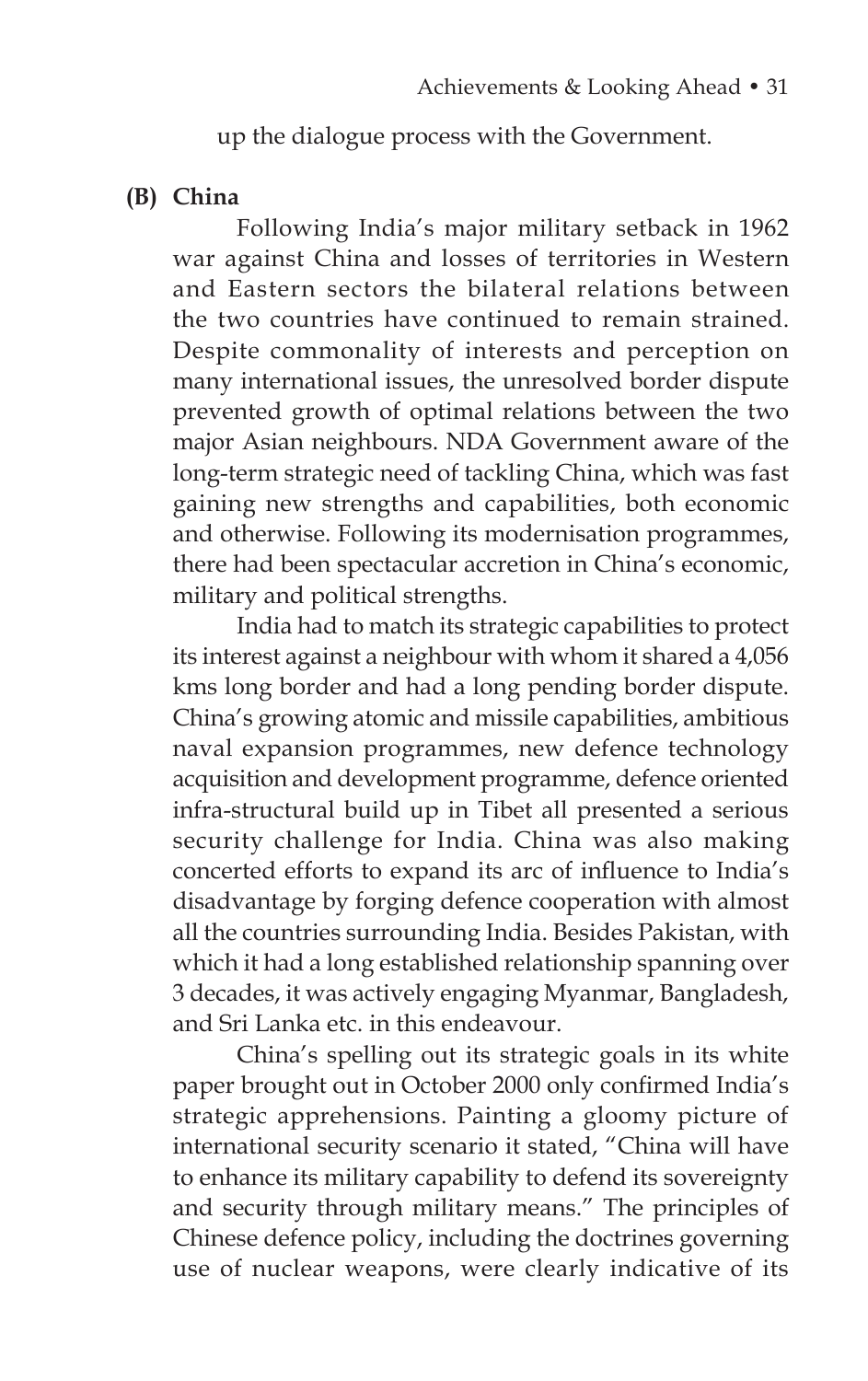up the dialogue process with the Government.

**(B) China**

Following India's major military setback in 1962 war against China and losses of territories in Western and Eastern sectors the bilateral relations between the two countries have continued to remain strained. Despite commonality of interests and perception on many international issues, the unresolved border dispute prevented growth of optimal relations between the two major Asian neighbours. NDA Government aware of the long-term strategic need of tackling China, which was fast gaining new strengths and capabilities, both economic and otherwise. Following its modernisation programmes, there had been spectacular accretion in China's economic, military and political strengths.

India had to match its strategic capabilities to protect its interest against a neighbour with whom it shared a 4,056 kms long border and had a long pending border dispute. China's growing atomic and missile capabilities, ambitious naval expansion programmes, new defence technology acquisition and development programme, defence oriented infra-structural build up in Tibet all presented a serious security challenge for India. China was also making concerted efforts to expand its arc of influence to India's disadvantage by forging defence cooperation with almost all the countries surrounding India. Besides Pakistan, with which it had a long established relationship spanning over 3 decades, it was actively engaging Myanmar, Bangladesh, and Sri Lanka etc. in this endeavour.

China's spelling out its strategic goals in its white paper brought out in October 2000 only confirmed India's strategic apprehensions. Painting a gloomy picture of international security scenario it stated, "China will have to enhance its military capability to defend its sovereignty and security through military means." The principles of Chinese defence policy, including the doctrines governing use of nuclear weapons, were clearly indicative of its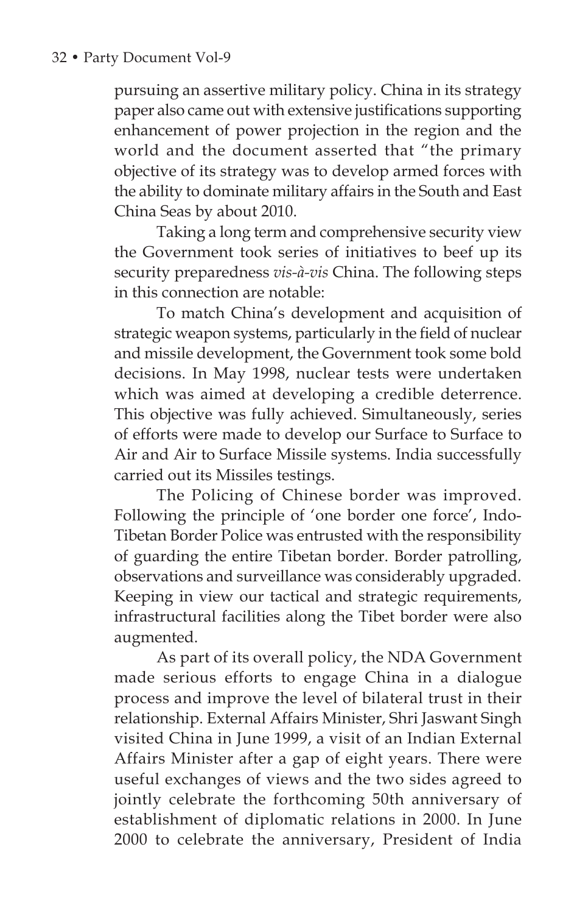pursuing an assertive military policy. China in its strategy paper also came out with extensive justifications supporting enhancement of power projection in the region and the world and the document asserted that "the primary objective of its strategy was to develop armed forces with the ability to dominate military affairs in the South and East China Seas by about 2010.

Taking a long term and comprehensive security view the Government took series of initiatives to beef up its security preparedness *vis-à-vis* China. The following steps in this connection are notable:

To match China's development and acquisition of strategic weapon systems, particularly in the field of nuclear and missile development, the Government took some bold decisions. In May 1998, nuclear tests were undertaken which was aimed at developing a credible deterrence. This objective was fully achieved. Simultaneously, series of efforts were made to develop our Surface to Surface to Air and Air to Surface Missile systems. India successfully carried out its Missiles testings.

The Policing of Chinese border was improved. Following the principle of 'one border one force', Indo-Tibetan Border Police was entrusted with the responsibility of guarding the entire Tibetan border. Border patrolling, observations and surveillance was considerably upgraded. Keeping in view our tactical and strategic requirements, infrastructural facilities along the Tibet border were also augmented.

As part of its overall policy, the NDA Government made serious efforts to engage China in a dialogue process and improve the level of bilateral trust in their relationship. External Affairs Minister, Shri Jaswant Singh visited China in June 1999, a visit of an Indian External Affairs Minister after a gap of eight years. There were useful exchanges of views and the two sides agreed to jointly celebrate the forthcoming 50th anniversary of establishment of diplomatic relations in 2000. In June 2000 to celebrate the anniversary, President of India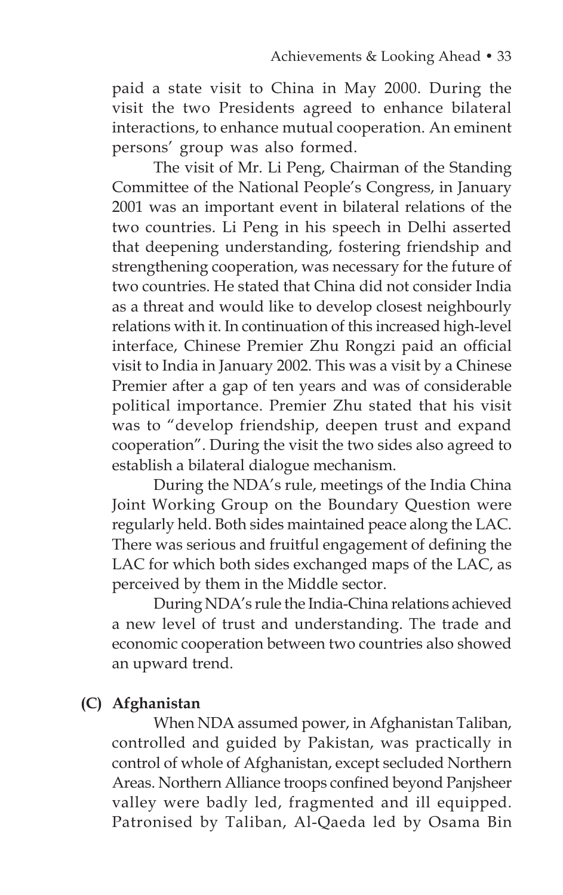paid a state visit to China in May 2000. During the visit the two Presidents agreed to enhance bilateral interactions, to enhance mutual cooperation. An eminent persons' group was also formed.

The visit of Mr. Li Peng, Chairman of the Standing Committee of the National People's Congress, in January 2001 was an important event in bilateral relations of the two countries. Li Peng in his speech in Delhi asserted that deepening understanding, fostering friendship and strengthening cooperation, was necessary for the future of two countries. He stated that China did not consider India as a threat and would like to develop closest neighbourly relations with it. In continuation of this increased high-level interface, Chinese Premier Zhu Rongzi paid an official visit to India in January 2002. This was a visit by a Chinese Premier after a gap of ten years and was of considerable political importance. Premier Zhu stated that his visit was to "develop friendship, deepen trust and expand cooperation". During the visit the two sides also agreed to establish a bilateral dialogue mechanism.

During the NDA's rule, meetings of the India China Joint Working Group on the Boundary Question were regularly held. Both sides maintained peace along the LAC. There was serious and fruitful engagement of defining the LAC for which both sides exchanged maps of the LAC, as perceived by them in the Middle sector.

During NDA's rule the India-China relations achieved a new level of trust and understanding. The trade and economic cooperation between two countries also showed an upward trend.

**(C) Afghanistan**

When NDA assumed power, in Afghanistan Taliban, controlled and guided by Pakistan, was practically in control of whole of Afghanistan, except secluded Northern Areas. Northern Alliance troops confined beyond Panjsheer valley were badly led, fragmented and ill equipped. Patronised by Taliban, Al-Qaeda led by Osama Bin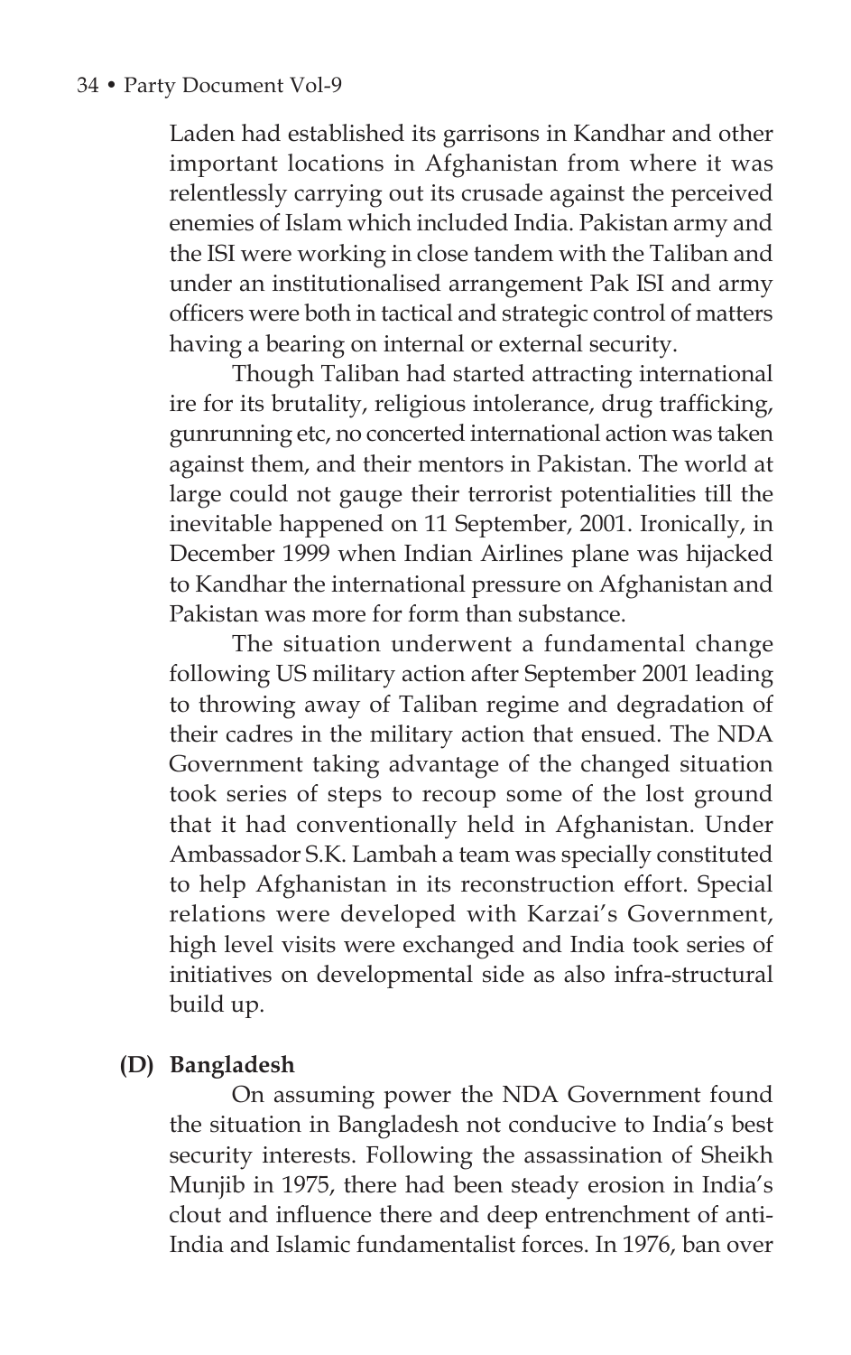Laden had established its garrisons in Kandhar and other important locations in Afghanistan from where it was relentlessly carrying out its crusade against the perceived enemies of Islam which included India. Pakistan army and the ISI were working in close tandem with the Taliban and under an institutionalised arrangement Pak ISI and army officers were both in tactical and strategic control of matters having a bearing on internal or external security.

Though Taliban had started attracting international ire for its brutality, religious intolerance, drug trafficking, gunrunning etc, no concerted international action was taken against them, and their mentors in Pakistan. The world at large could not gauge their terrorist potentialities till the inevitable happened on 11 September, 2001. Ironically, in December 1999 when Indian Airlines plane was hijacked to Kandhar the international pressure on Afghanistan and Pakistan was more for form than substance.

The situation underwent a fundamental change following US military action after September 2001 leading to throwing away of Taliban regime and degradation of their cadres in the military action that ensued. The NDA Government taking advantage of the changed situation took series of steps to recoup some of the lost ground that it had conventionally held in Afghanistan. Under Ambassador S.K. Lambah a team was specially constituted to help Afghanistan in its reconstruction effort. Special relations were developed with Karzai's Government, high level visits were exchanged and India took series of initiatives on developmental side as also infra-structural build up.

**(D) Bangladesh**

On assuming power the NDA Government found the situation in Bangladesh not conducive to India's best security interests. Following the assassination of Sheikh Munjib in 1975, there had been steady erosion in India's clout and influence there and deep entrenchment of anti-India and Islamic fundamentalist forces. In 1976, ban over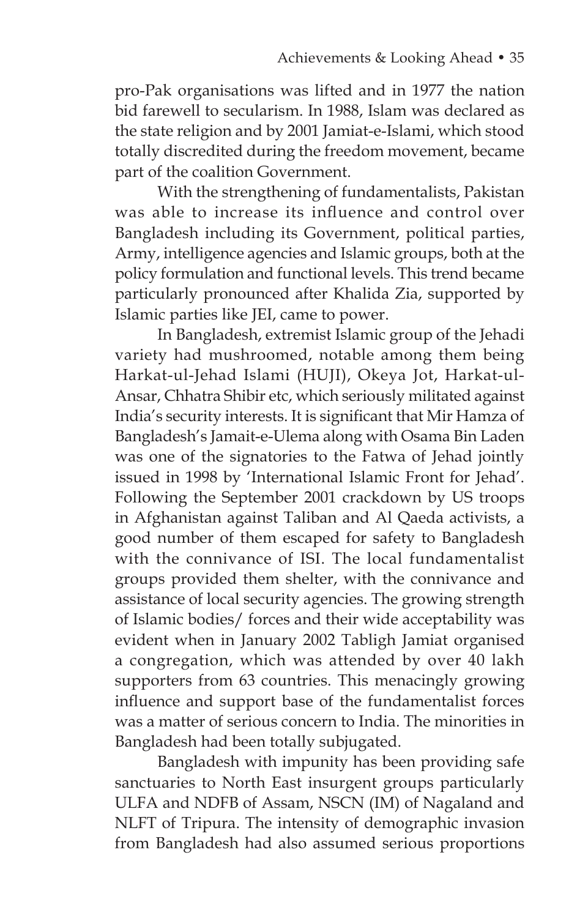pro-Pak organisations was lifted and in 1977 the nation bid farewell to secularism. In 1988, Islam was declared as the state religion and by 2001 Jamiat-e-Islami, which stood totally discredited during the freedom movement, became part of the coalition Government.

With the strengthening of fundamentalists, Pakistan was able to increase its influence and control over Bangladesh including its Government, political parties, Army, intelligence agencies and Islamic groups, both at the policy formulation and functional levels. This trend became particularly pronounced after Khalida Zia, supported by Islamic parties like JEI, came to power.

In Bangladesh, extremist Islamic group of the Jehadi variety had mushroomed, notable among them being Harkat-ul-Jehad Islami (HUJI), Okeya Jot, Harkat-ul-Ansar, Chhatra Shibir etc, which seriously militated against India's security interests. It is significant that Mir Hamza of Bangladesh's Jamait-e-Ulema along with Osama Bin Laden was one of the signatories to the Fatwa of Jehad jointly issued in 1998 by 'International Islamic Front for Jehad'. Following the September 2001 crackdown by US troops in Afghanistan against Taliban and Al Qaeda activists, a good number of them escaped for safety to Bangladesh with the connivance of ISI. The local fundamentalist groups provided them shelter, with the connivance and assistance of local security agencies. The growing strength of Islamic bodies/ forces and their wide acceptability was evident when in January 2002 Tabligh Jamiat organised a congregation, which was attended by over 40 lakh supporters from 63 countries. This menacingly growing influence and support base of the fundamentalist forces was a matter of serious concern to India. The minorities in Bangladesh had been totally subjugated.

Bangladesh with impunity has been providing safe sanctuaries to North East insurgent groups particularly ULFA and NDFB of Assam, NSCN (IM) of Nagaland and NLFT of Tripura. The intensity of demographic invasion from Bangladesh had also assumed serious proportions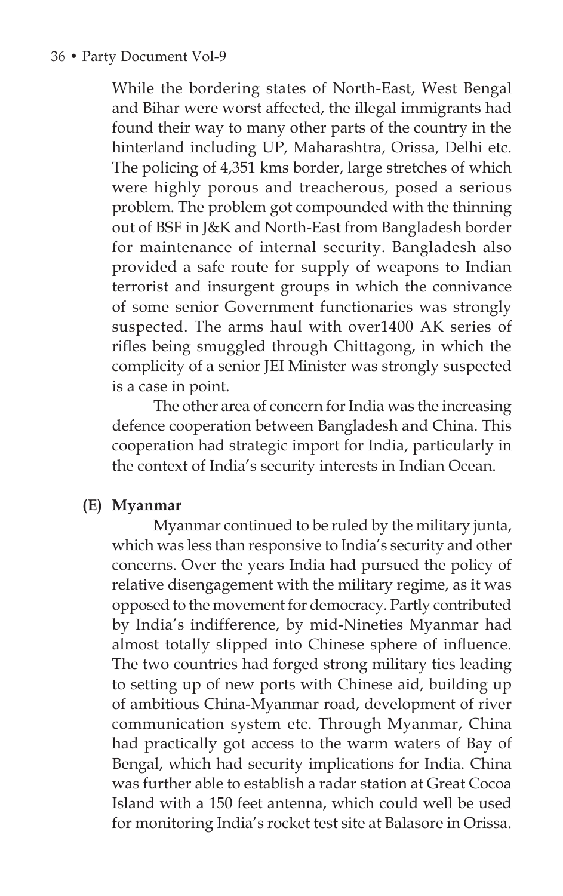While the bordering states of North-East, West Bengal and Bihar were worst affected, the illegal immigrants had found their way to many other parts of the country in the hinterland including UP, Maharashtra, Orissa, Delhi etc. The policing of 4,351 kms border, large stretches of which were highly porous and treacherous, posed a serious problem. The problem got compounded with the thinning out of BSF in J&K and North-East from Bangladesh border for maintenance of internal security. Bangladesh also provided a safe route for supply of weapons to Indian terrorist and insurgent groups in which the connivance of some senior Government functionaries was strongly suspected. The arms haul with over1400 AK series of rifles being smuggled through Chittagong, in which the complicity of a senior JEI Minister was strongly suspected is a case in point.

The other area of concern for India was the increasing defence cooperation between Bangladesh and China. This cooperation had strategic import for India, particularly in the context of India's security interests in Indian Ocean.

**(E) Myanmar**

Myanmar continued to be ruled by the military junta, which was less than responsive to India's security and other concerns. Over the years India had pursued the policy of relative disengagement with the military regime, as it was opposed to the movement for democracy. Partly contributed by India's indifference, by mid-Nineties Myanmar had almost totally slipped into Chinese sphere of influence. The two countries had forged strong military ties leading to setting up of new ports with Chinese aid, building up of ambitious China-Myanmar road, development of river communication system etc. Through Myanmar, China had practically got access to the warm waters of Bay of Bengal, which had security implications for India. China was further able to establish a radar station at Great Cocoa Island with a 150 feet antenna, which could well be used for monitoring India's rocket test site at Balasore in Orissa.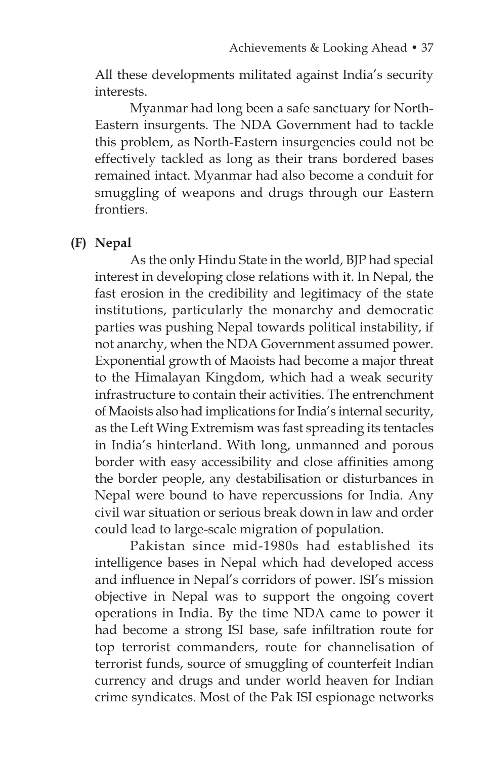All these developments militated against India's security interests.

Myanmar had long been a safe sanctuary for North-Eastern insurgents. The NDA Government had to tackle this problem, as North-Eastern insurgencies could not be effectively tackled as long as their trans bordered bases remained intact. Myanmar had also become a conduit for smuggling of weapons and drugs through our Eastern frontiers.

**(F) Nepal**

As the only Hindu State in the world, BJP had special interest in developing close relations with it. In Nepal, the fast erosion in the credibility and legitimacy of the state institutions, particularly the monarchy and democratic parties was pushing Nepal towards political instability, if not anarchy, when the NDA Government assumed power. Exponential growth of Maoists had become a major threat to the Himalayan Kingdom, which had a weak security infrastructure to contain their activities. The entrenchment of Maoists also had implications for India's internal security, as the Left Wing Extremism was fast spreading its tentacles in India's hinterland. With long, unmanned and porous border with easy accessibility and close affinities among the border people, any destabilisation or disturbances in Nepal were bound to have repercussions for India. Any civil war situation or serious break down in law and order could lead to large-scale migration of population.

Pakistan since mid-1980s had established its intelligence bases in Nepal which had developed access and influence in Nepal's corridors of power. ISI's mission objective in Nepal was to support the ongoing covert operations in India. By the time NDA came to power it had become a strong ISI base, safe infiltration route for top terrorist commanders, route for channelisation of terrorist funds, source of smuggling of counterfeit Indian currency and drugs and under world heaven for Indian crime syndicates. Most of the Pak ISI espionage networks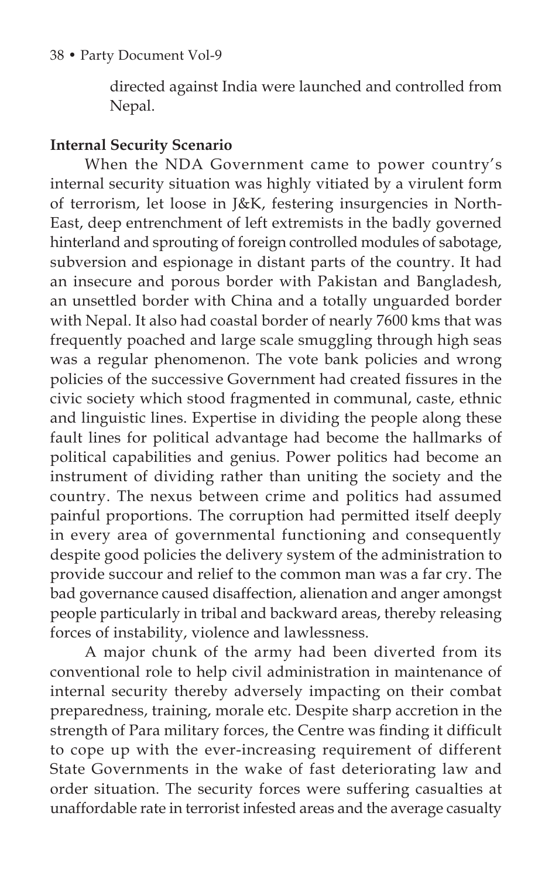directed against India were launched and controlled from Nepal.

**Internal Security Scenario**

When the NDA Government came to power country's internal security situation was highly vitiated by a virulent form of terrorism, let loose in J&K, festering insurgencies in North-East, deep entrenchment of left extremists in the badly governed hinterland and sprouting of foreign controlled modules of sabotage, subversion and espionage in distant parts of the country. It had an insecure and porous border with Pakistan and Bangladesh, an unsettled border with China and a totally unguarded border with Nepal. It also had coastal border of nearly 7600 kms that was frequently poached and large scale smuggling through high seas was a regular phenomenon. The vote bank policies and wrong policies of the successive Government had created fissures in the civic society which stood fragmented in communal, caste, ethnic and linguistic lines. Expertise in dividing the people along these fault lines for political advantage had become the hallmarks of political capabilities and genius. Power politics had become an instrument of dividing rather than uniting the society and the country. The nexus between crime and politics had assumed painful proportions. The corruption had permitted itself deeply in every area of governmental functioning and consequently despite good policies the delivery system of the administration to provide succour and relief to the common man was a far cry. The bad governance caused disaffection, alienation and anger amongst people particularly in tribal and backward areas, thereby releasing forces of instability, violence and lawlessness.

A major chunk of the army had been diverted from its conventional role to help civil administration in maintenance of internal security thereby adversely impacting on their combat preparedness, training, morale etc. Despite sharp accretion in the strength of Para military forces, the Centre was finding it difficult to cope up with the ever-increasing requirement of different State Governments in the wake of fast deteriorating law and order situation. The security forces were suffering casualties at unaffordable rate in terrorist infested areas and the average casualty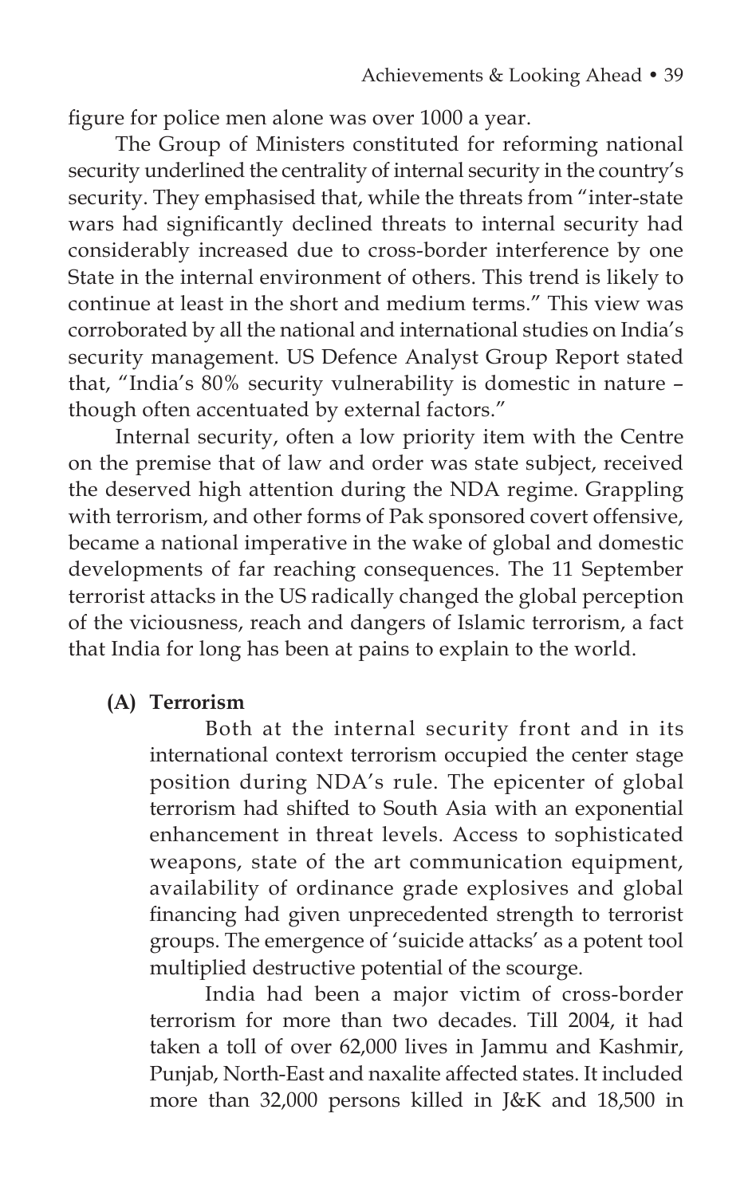figure for police men alone was over 1000 a year.

The Group of Ministers constituted for reforming national security underlined the centrality of internal security in the country's security. They emphasised that, while the threats from "inter-state wars had significantly declined threats to internal security had considerably increased due to cross-border interference by one State in the internal environment of others. This trend is likely to continue at least in the short and medium terms." This view was corroborated by all the national and international studies on India's security management. US Defence Analyst Group Report stated that, "India's 80% security vulnerability is domestic in nature – though often accentuated by external factors."

Internal security, often a low priority item with the Centre on the premise that of law and order was state subject, received the deserved high attention during the NDA regime. Grappling with terrorism, and other forms of Pak sponsored covert offensive, became a national imperative in the wake of global and domestic developments of far reaching consequences. The 11 September terrorist attacks in the US radically changed the global perception of the viciousness, reach and dangers of Islamic terrorism, a fact that India for long has been at pains to explain to the world.

**(A) Terrorism**

Both at the internal security front and in its international context terrorism occupied the center stage position during NDA's rule. The epicenter of global terrorism had shifted to South Asia with an exponential enhancement in threat levels. Access to sophisticated weapons, state of the art communication equipment, availability of ordinance grade explosives and global financing had given unprecedented strength to terrorist groups. The emergence of 'suicide attacks' as a potent tool multiplied destructive potential of the scourge.

India had been a major victim of cross-border terrorism for more than two decades. Till 2004, it had taken a toll of over 62,000 lives in Jammu and Kashmir, Punjab, North-East and naxalite affected states. It included more than 32,000 persons killed in J&K and 18,500 in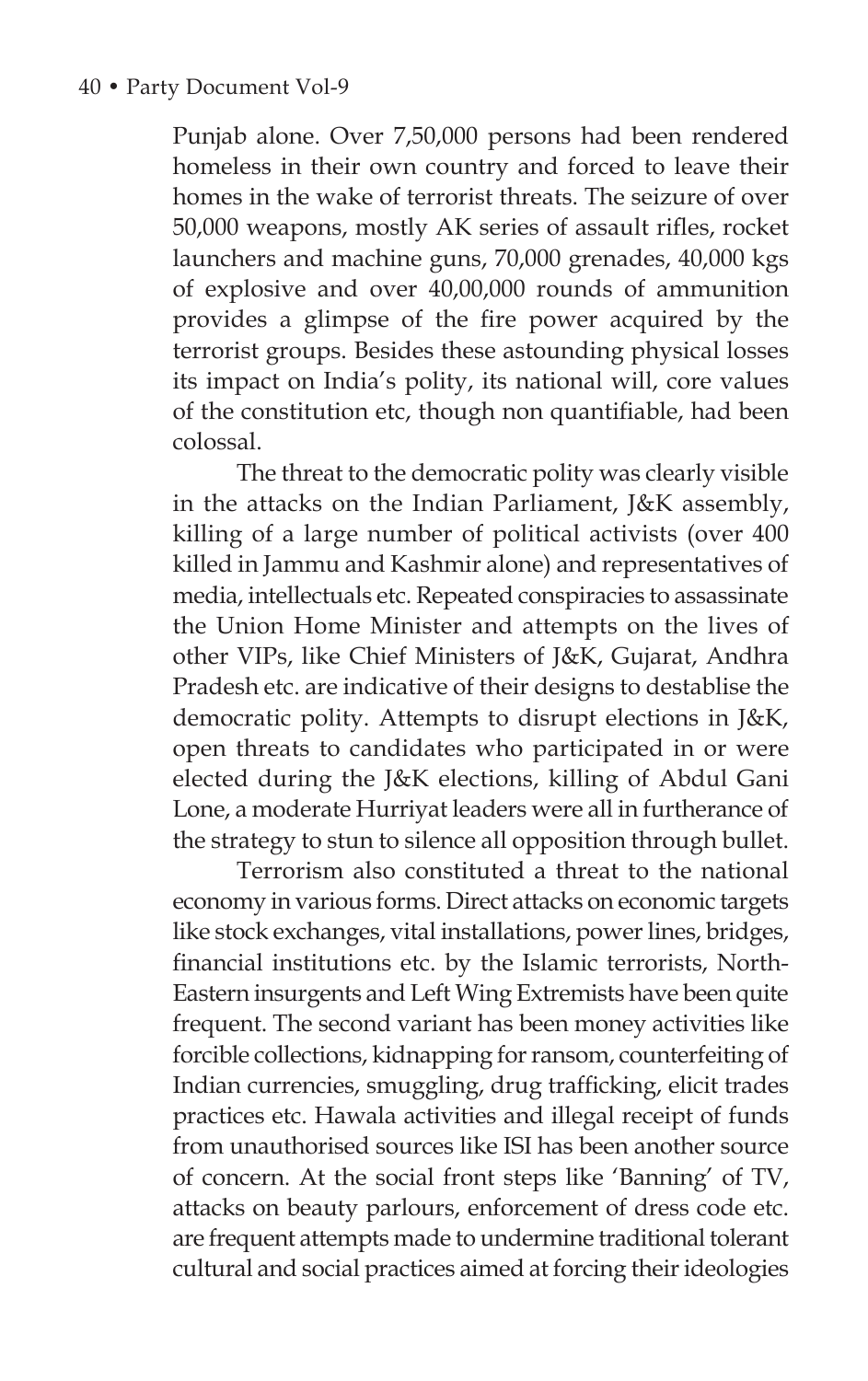Punjab alone. Over 7,50,000 persons had been rendered homeless in their own country and forced to leave their homes in the wake of terrorist threats. The seizure of over 50,000 weapons, mostly AK series of assault rifles, rocket launchers and machine guns, 70,000 grenades, 40,000 kgs of explosive and over 40,00,000 rounds of ammunition provides a glimpse of the fire power acquired by the terrorist groups. Besides these astounding physical losses its impact on India's polity, its national will, core values of the constitution etc, though non quantifiable, had been colossal.

The threat to the democratic polity was clearly visible in the attacks on the Indian Parliament, J&K assembly, killing of a large number of political activists (over 400 killed in Jammu and Kashmir alone) and representatives of media, intellectuals etc. Repeated conspiracies to assassinate the Union Home Minister and attempts on the lives of other VIPs, like Chief Ministers of J&K, Gujarat, Andhra Pradesh etc. are indicative of their designs to destablise the democratic polity. Attempts to disrupt elections in J&K, open threats to candidates who participated in or were elected during the J&K elections, killing of Abdul Gani Lone, a moderate Hurriyat leaders were all in furtherance of the strategy to stun to silence all opposition through bullet.

Terrorism also constituted a threat to the national economy in various forms. Direct attacks on economic targets like stock exchanges, vital installations, power lines, bridges, financial institutions etc. by the Islamic terrorists, North-Eastern insurgents and Left Wing Extremists have been quite frequent. The second variant has been money activities like forcible collections, kidnapping for ransom, counterfeiting of Indian currencies, smuggling, drug trafficking, elicit trades practices etc. Hawala activities and illegal receipt of funds from unauthorised sources like ISI has been another source of concern. At the social front steps like 'Banning' of TV, attacks on beauty parlours, enforcement of dress code etc. are frequent attempts made to undermine traditional tolerant cultural and social practices aimed at forcing their ideologies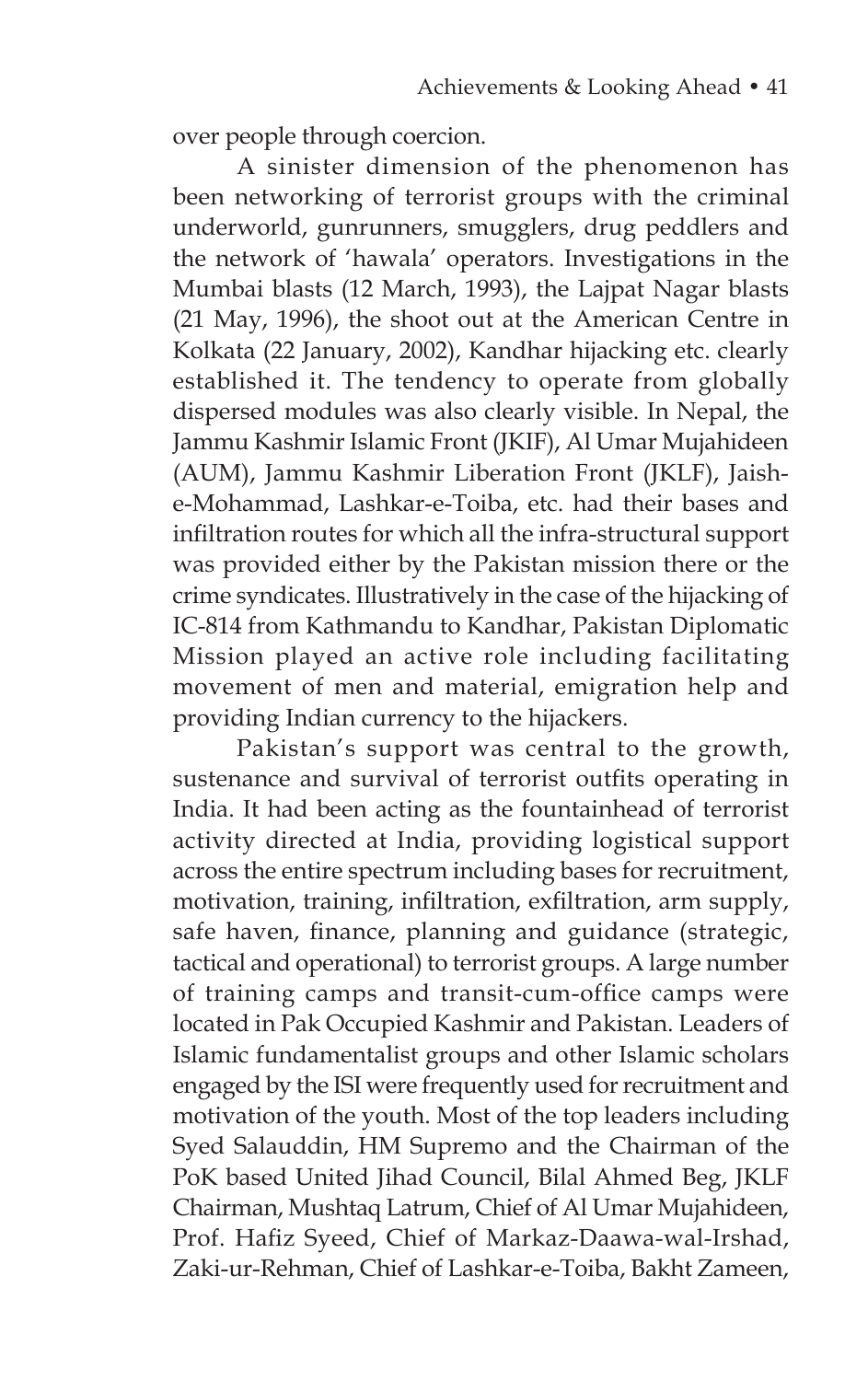over people through coercion.

A sinister dimension of the phenomenon has been networking of terrorist groups with the criminal underworld, gunrunners, smugglers, drug peddlers and the network of 'hawala' operators. Investigations in the Mumbai blasts (12 March, 1993), the Lajpat Nagar blasts (21 May, 1996), the shoot out at the American Centre in Kolkata (22 January, 2002), Kandhar hijacking etc. clearly established it. The tendency to operate from globally dispersed modules was also clearly visible. In Nepal, the Jammu Kashmir Islamic Front (JKIF), Al Umar Mujahideen (AUM), Jammu Kashmir Liberation Front (JKLF), Jaish-e-Mohammad, Lashkar-e-Toiba, etc. had their bases and infiltration routes for which all the infra-structural support was provided either by the Pakistan mission there or the crime syndicates. Illustratively in the case of the hijacking of IC-814 from Kathmandu to Kandhar, Pakistan Diplomatic Mission played an active role including facilitating movement of men and material, emigration help and providing Indian currency to the hijackers.

Pakistan's support was central to the growth, sustenance and survival of terrorist outfits operating in India. It had been acting as the fountainhead of terrorist activity directed at India, providing logistical support across the entire spectrum including bases for recruitment, motivation, training, infiltration, exfiltration, arm supply, safe haven, finance, planning and guidance (strategic, tactical and operational) to terrorist groups. A large number of training camps and transit-cum-office camps were located in Pak Occupied Kashmir and Pakistan. Leaders of Islamic fundamentalist groups and other Islamic scholars engaged by the ISI were frequently used for recruitment and motivation of the youth. Most of the top leaders including Syed Salauddin, HM Supremo and the Chairman of the PoK based United Jihad Council, Bilal Ahmed Beg, JKLF Chairman, Mushtaq Latrum, Chief of Al Umar Mujahideen, Prof. Hafiz Syeed, Chief of Markaz-Daawa-wal-Irshad, Zaki-ur-Rehman, Chief of Lashkar-e-Toiba, Bakht Zameen,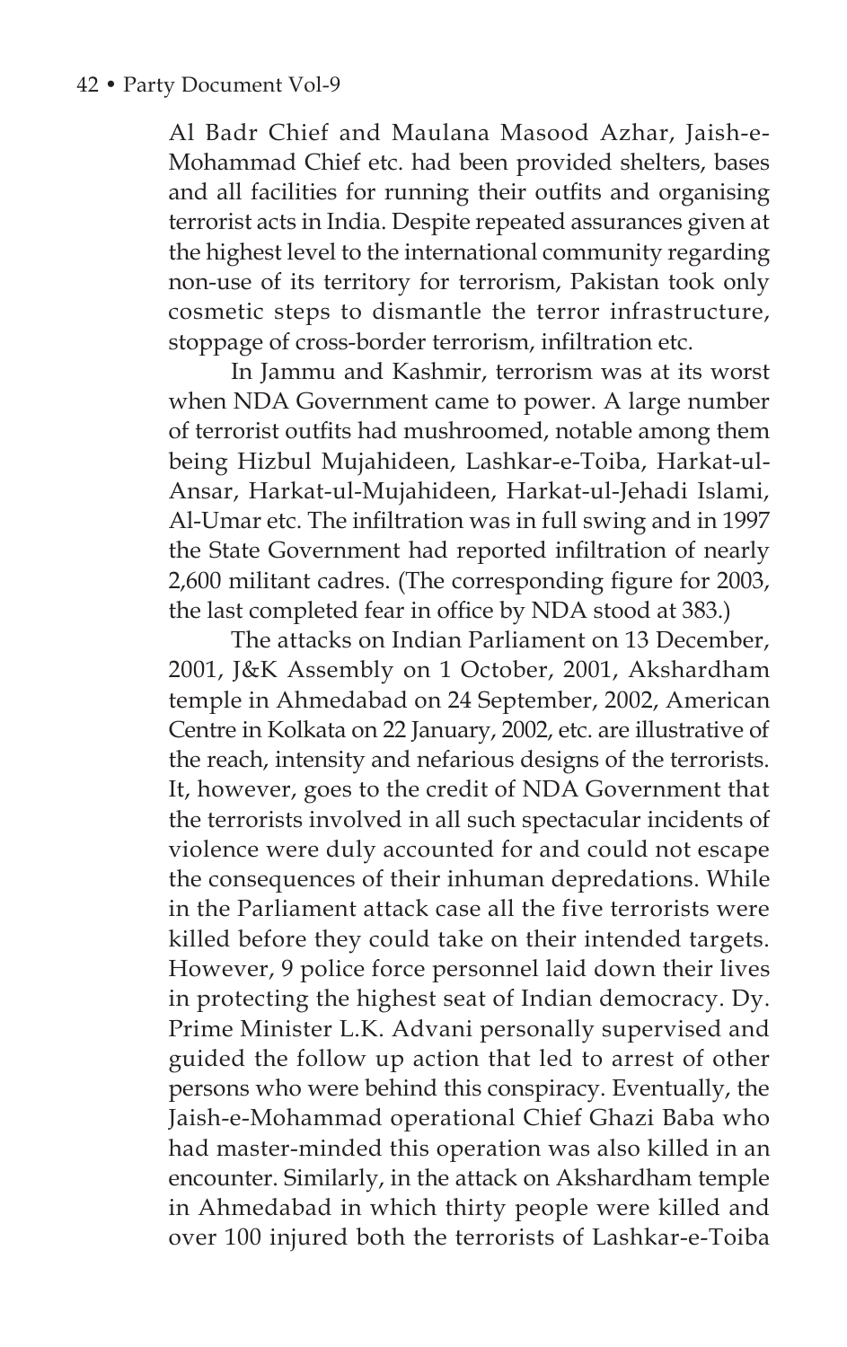Al Badr Chief and Maulana Masood Azhar, Jaish-e-Mohammad Chief etc. had been provided shelters, bases and all facilities for running their outfits and organising terrorist acts in India. Despite repeated assurances given at the highest level to the international community regarding non-use of its territory for terrorism, Pakistan took only cosmetic steps to dismantle the terror infrastructure, stoppage of cross-border terrorism, infiltration etc.

In Jammu and Kashmir, terrorism was at its worst when NDA Government came to power. A large number of terrorist outfits had mushroomed, notable among them being Hizbul Mujahideen, Lashkar-e-Toiba, Harkat-ul-Ansar, Harkat-ul-Mujahideen, Harkat-ul-Jehadi Islami, Al-Umar etc. The infiltration was in full swing and in 1997 the State Government had reported infiltration of nearly 2,600 militant cadres. (The corresponding figure for 2003, the last completed fear in office by NDA stood at 383.)

The attacks on Indian Parliament on 13 December, 2001, J&K Assembly on 1 October, 2001, Akshardham temple in Ahmedabad on 24 September, 2002, American Centre in Kolkata on 22 January, 2002, etc. are illustrative of the reach, intensity and nefarious designs of the terrorists. It, however, goes to the credit of NDA Government that the terrorists involved in all such spectacular incidents of violence were duly accounted for and could not escape the consequences of their inhuman depredations. While in the Parliament attack case all the five terrorists were killed before they could take on their intended targets. However, 9 police force personnel laid down their lives in protecting the highest seat of Indian democracy. Dy. Prime Minister L.K. Advani personally supervised and guided the follow up action that led to arrest of other persons who were behind this conspiracy. Eventually, the Jaish-e-Mohammad operational Chief Ghazi Baba who had master-minded this operation was also killed in an encounter. Similarly, in the attack on Akshardham temple in Ahmedabad in which thirty people were killed and over 100 injured both the terrorists of Lashkar-e-Toiba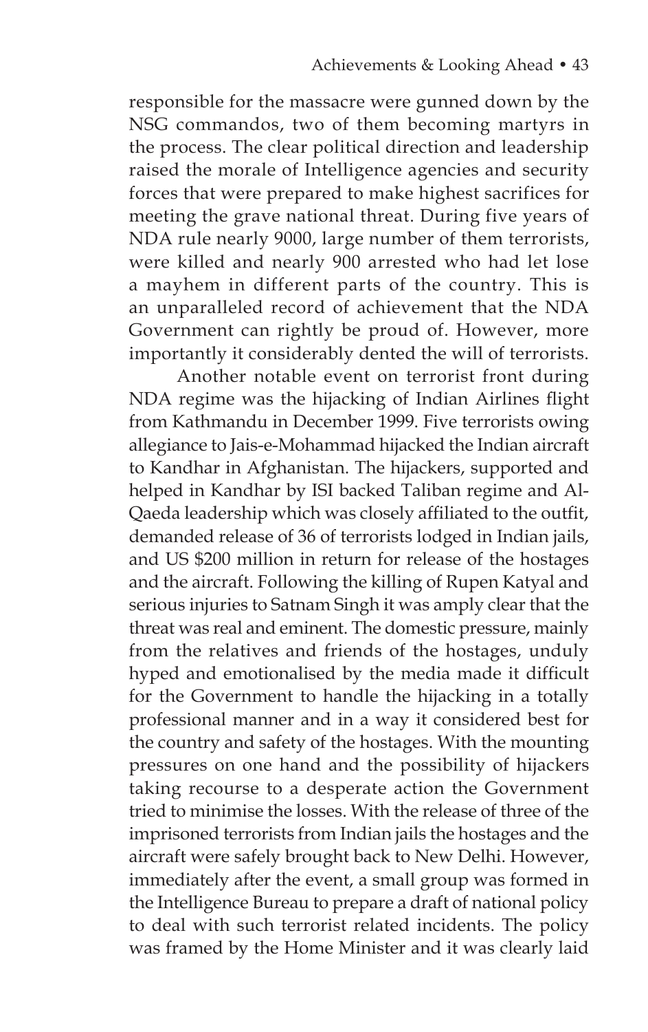responsible for the massacre were gunned down by the NSG commandos, two of them becoming martyrs in the process. The clear political direction and leadership raised the morale of Intelligence agencies and security forces that were prepared to make highest sacrifices for meeting the grave national threat. During five years of NDA rule nearly 9000, large number of them terrorists, were killed and nearly 900 arrested who had let lose a mayhem in different parts of the country. This is an unparalleled record of achievement that the NDA Government can rightly be proud of. However, more importantly it considerably dented the will of terrorists.

Another notable event on terrorist front during NDA regime was the hijacking of Indian Airlines flight from Kathmandu in December 1999. Five terrorists owing allegiance to Jais-e-Mohammad hijacked the Indian aircraft to Kandhar in Afghanistan. The hijackers, supported and helped in Kandhar by ISI backed Taliban regime and Al-Qaeda leadership which was closely affiliated to the outfit, demanded release of 36 of terrorists lodged in Indian jails, and US $200 million in return for release of the hostages and the aircraft. Following the killing of Rupen Katyal and serious injuries to Satnam Singh it was amply clear that the threat was real and eminent. The domestic pressure, mainly from the relatives and friends of the hostages, unduly hyped and emotionalised by the media made it difficult for the Government to handle the hijacking in a totally professional manner and in a way it considered best for the country and safety of the hostages. With the mounting pressures on one hand and the possibility of hijackers taking recourse to a desperate action the Government tried to minimise the losses. With the release of three of the imprisoned terrorists from Indian jails the hostages and the aircraft were safely brought back to New Delhi. However, immediately after the event, a small group was formed in the Intelligence Bureau to prepare a draft of national policy to deal with such terrorist related incidents. The policy was framed by the Home Minister and it was clearly laid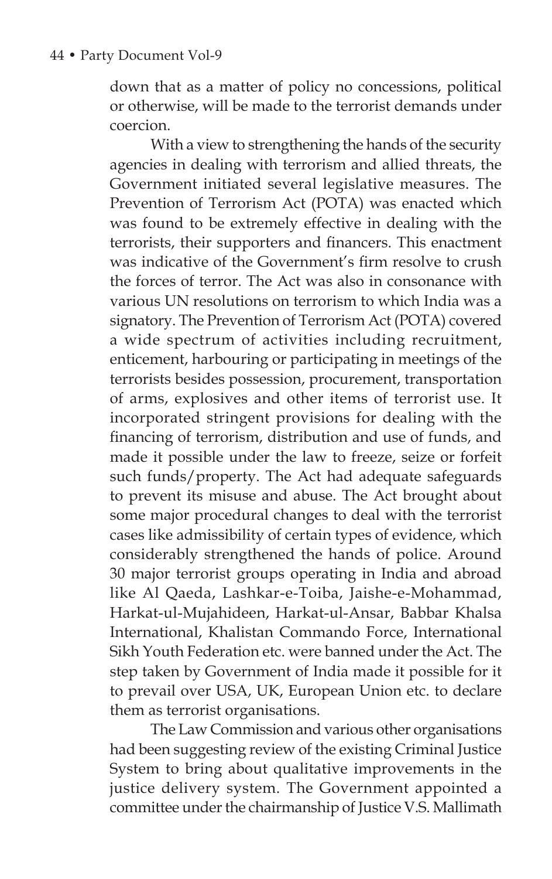down that as a matter of policy no concessions, political or otherwise, will be made to the terrorist demands under coercion.

With a view to strengthening the hands of the security agencies in dealing with terrorism and allied threats, the Government initiated several legislative measures. The Prevention of Terrorism Act (POTA) was enacted which was found to be extremely effective in dealing with the terrorists, their supporters and financers. This enactment was indicative of the Government's firm resolve to crush the forces of terror. The Act was also in consonance with various UN resolutions on terrorism to which India was a signatory. The Prevention of Terrorism Act (POTA) covered a wide spectrum of activities including recruitment, enticement, harbouring or participating in meetings of the terrorists besides possession, procurement, transportation of arms, explosives and other items of terrorist use. It incorporated stringent provisions for dealing with the financing of terrorism, distribution and use of funds, and made it possible under the law to freeze, seize or forfeit such funds/property. The Act had adequate safeguards to prevent its misuse and abuse. The Act brought about some major procedural changes to deal with the terrorist cases like admissibility of certain types of evidence, which considerably strengthened the hands of police. Around 30 major terrorist groups operating in India and abroad like Al Qaeda, Lashkar-e-Toiba, Jaishe-e-Mohammad, Harkat-ul-Mujahideen, Harkat-ul-Ansar, Babbar Khalsa International, Khalistan Commando Force, International Sikh Youth Federation etc. were banned under the Act. The step taken by Government of India made it possible for it to prevail over USA, UK, European Union etc. to declare them as terrorist organisations.

The Law Commission and various other organisations had been suggesting review of the existing Criminal Justice System to bring about qualitative improvements in the justice delivery system. The Government appointed a committee under the chairmanship of Justice V.S. Mallimath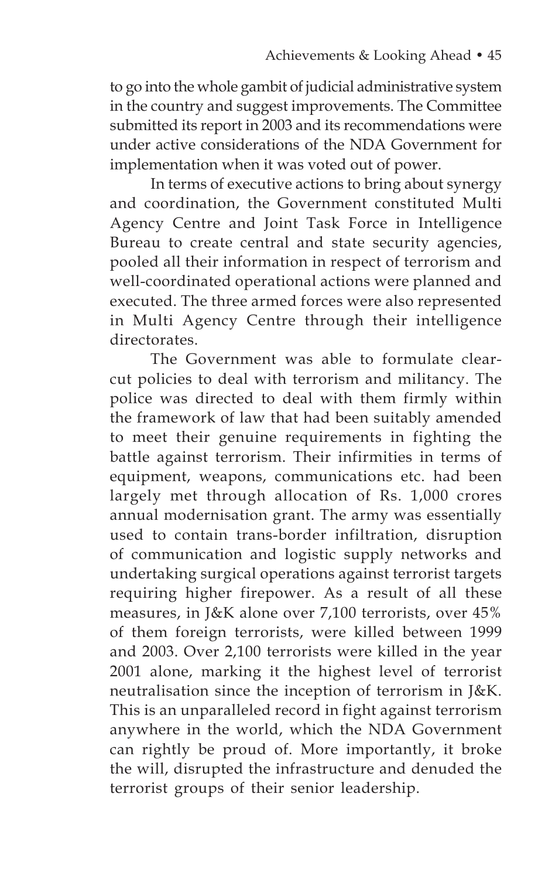to go into the whole gambit of judicial administrative system in the country and suggest improvements. The Committee submitted its report in 2003 and its recommendations were under active considerations of the NDA Government for implementation when it was voted out of power.

In terms of executive actions to bring about synergy and coordination, the Government constituted Multi Agency Centre and Joint Task Force in Intelligence Bureau to create central and state security agencies, pooled all their information in respect of terrorism and well-coordinated operational actions were planned and executed. The three armed forces were also represented in Multi Agency Centre through their intelligence directorates.

The Government was able to formulate clear-cut policies to deal with terrorism and militancy. The police was directed to deal with them firmly within the framework of law that had been suitably amended to meet their genuine requirements in fighting the battle against terrorism. Their infirmities in terms of equipment, weapons, communications etc. had been largely met through allocation of Rs. 1,000 crores annual modernisation grant. The army was essentially used to contain trans-border infiltration, disruption of communication and logistic supply networks and undertaking surgical operations against terrorist targets requiring higher firepower. As a result of all these measures, in J&K alone over 7,100 terrorists, over 45% of them foreign terrorists, were killed between 1999 and 2003. Over 2,100 terrorists were killed in the year 2001 alone, marking it the highest level of terrorist neutralisation since the inception of terrorism in J&K. This is an unparalleled record in fight against terrorism anywhere in the world, which the NDA Government can rightly be proud of. More importantly, it broke the will, disrupted the infrastructure and denuded the terrorist groups of their senior leadership.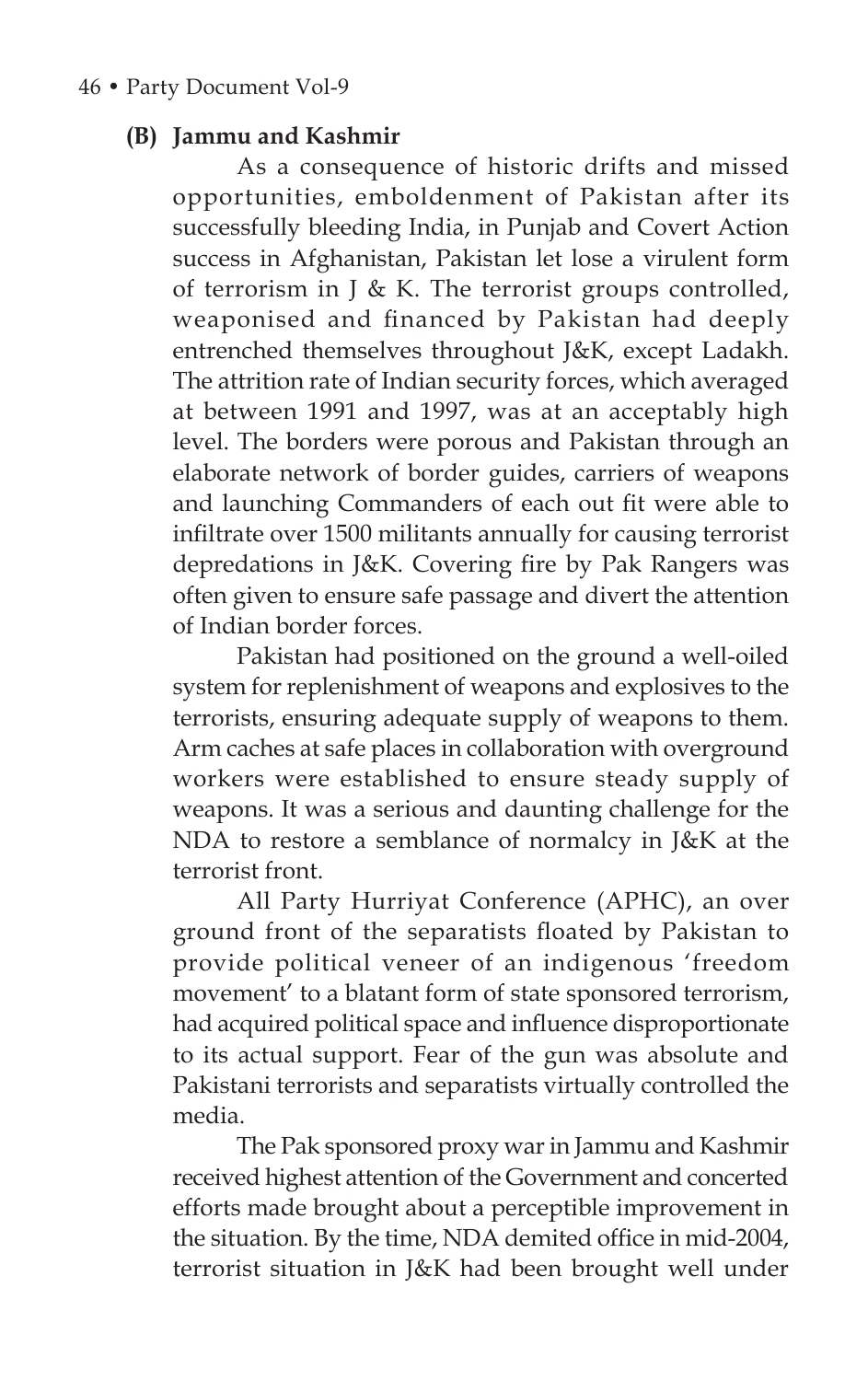### (B) Jammu and Kashmir

As a consequence of historic drifts and missed opportunities, emboldenment of Pakistan after its successfully bleeding India, in Punjab and Covert Action success in Afghanistan, Pakistan let lose a virulent form of terrorism in J & K. The terrorist groups controlled, weaponised and financed by Pakistan had deeply entrenched themselves throughout J&K, except Ladakh. The attrition rate of Indian security forces, which averaged at between 1991 and 1997, was at an acceptably high level. The borders were porous and Pakistan through an elaborate network of border guides, carriers of weapons and launching Commanders of each out fit were able to infiltrate over 1500 militants annually for causing terrorist depredations in J&K. Covering fire by Pak Rangers was often given to ensure safe passage and divert the attention of Indian border forces.

Pakistan had positioned on the ground a well-oiled system for replenishment of weapons and explosives to the terrorists, ensuring adequate supply of weapons to them. Arm caches at safe places in collaboration with overground workers were established to ensure steady supply of weapons. It was a serious and daunting challenge for the NDA to restore a semblance of normalcy in J&K at the terrorist front.

All Party Hurriyat Conference (APHC), an over ground front of the separatists floated by Pakistan to provide political veneer of an indigenous 'freedom movement' to a blatant form of state sponsored terrorism, had acquired political space and influence disproportionate to its actual support. Fear of the gun was absolute and Pakistani terrorists and separatists virtually controlled the media.

The Pak sponsored proxy war in Jammu and Kashmir received highest attention of the Government and concerted efforts made brought about a perceptible improvement in the situation. By the time, NDA demited office in mid-2004, terrorist situation in J&K had been brought well under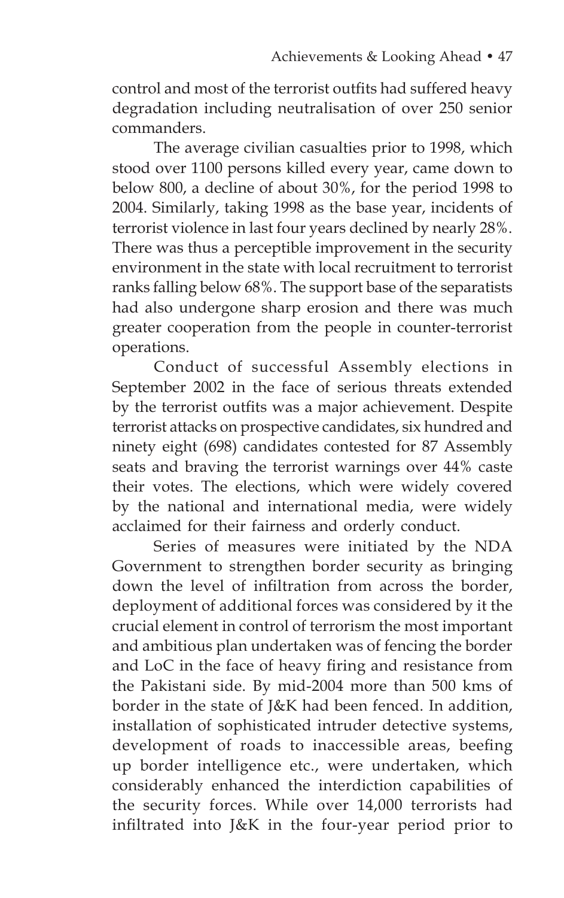control and most of the terrorist outfits had suffered heavy degradation including neutralisation of over 250 senior commanders.

The average civilian casualties prior to 1998, which stood over 1100 persons killed every year, came down to below 800, a decline of about 30%, for the period 1998 to 2004. Similarly, taking 1998 as the base year, incidents of terrorist violence in last four years declined by nearly 28%. There was thus a perceptible improvement in the security environment in the state with local recruitment to terrorist ranks falling below 68%. The support base of the separatists had also undergone sharp erosion and there was much greater cooperation from the people in counter-terrorist operations.

Conduct of successful Assembly elections in September 2002 in the face of serious threats extended by the terrorist outfits was a major achievement. Despite terrorist attacks on prospective candidates, six hundred and ninety eight (698) candidates contested for 87 Assembly seats and braving the terrorist warnings over 44% caste their votes. The elections, which were widely covered by the national and international media, were widely acclaimed for their fairness and orderly conduct.

Series of measures were initiated by the NDA Government to strengthen border security as bringing down the level of infiltration from across the border, deployment of additional forces was considered by it the crucial element in control of terrorism the most important and ambitious plan undertaken was of fencing the border and LoC in the face of heavy firing and resistance from the Pakistani side. By mid-2004 more than 500 kms of border in the state of J&K had been fenced. In addition, installation of sophisticated intruder detective systems, development of roads to inaccessible areas, beefing up border intelligence etc., were undertaken, which considerably enhanced the interdiction capabilities of the security forces. While over 14,000 terrorists had infiltrated into J&K in the four-year period prior to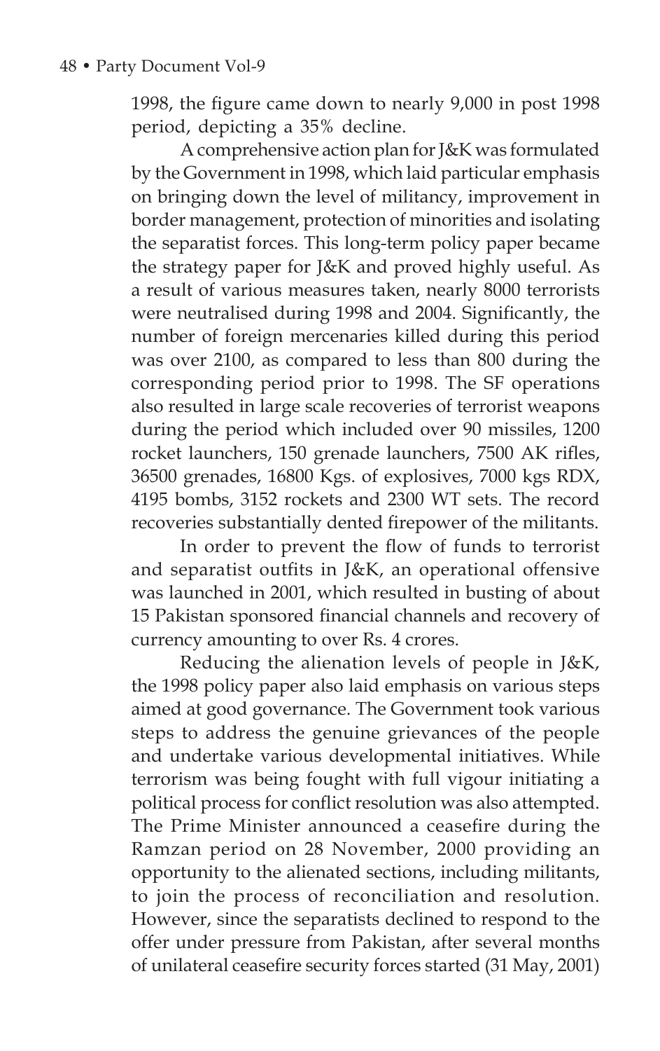1998, the figure came down to nearly 9,000 in post 1998 period, depicting a 35% decline.

A comprehensive action plan for J&K was formulated by the Government in 1998, which laid particular emphasis on bringing down the level of militancy, improvement in border management, protection of minorities and isolating the separatist forces. This long-term policy paper became the strategy paper for J&K and proved highly useful. As a result of various measures taken, nearly 8000 terrorists were neutralised during 1998 and 2004. Significantly, the number of foreign mercenaries killed during this period was over 2100, as compared to less than 800 during the corresponding period prior to 1998. The SF operations also resulted in large scale recoveries of terrorist weapons during the period which included over 90 missiles, 1200 rocket launchers, 150 grenade launchers, 7500 AK rifles, 36500 grenades, 16800 Kgs. of explosives, 7000 kgs RDX, 4195 bombs, 3152 rockets and 2300 WT sets. The record recoveries substantially dented firepower of the militants.

In order to prevent the flow of funds to terrorist and separatist outfits in J&K, an operational offensive was launched in 2001, which resulted in busting of about 15 Pakistan sponsored financial channels and recovery of currency amounting to over Rs. 4 crores.

Reducing the alienation levels of people in J&K, the 1998 policy paper also laid emphasis on various steps aimed at good governance. The Government took various steps to address the genuine grievances of the people and undertake various developmental initiatives. While terrorism was being fought with full vigour initiating a political process for conflict resolution was also attempted. The Prime Minister announced a ceasefire during the Ramzan period on 28 November, 2000 providing an opportunity to the alienated sections, including militants, to join the process of reconciliation and resolution. However, since the separatists declined to respond to the offer under pressure from Pakistan, after several months of unilateral ceasefire security forces started (31 May, 2001)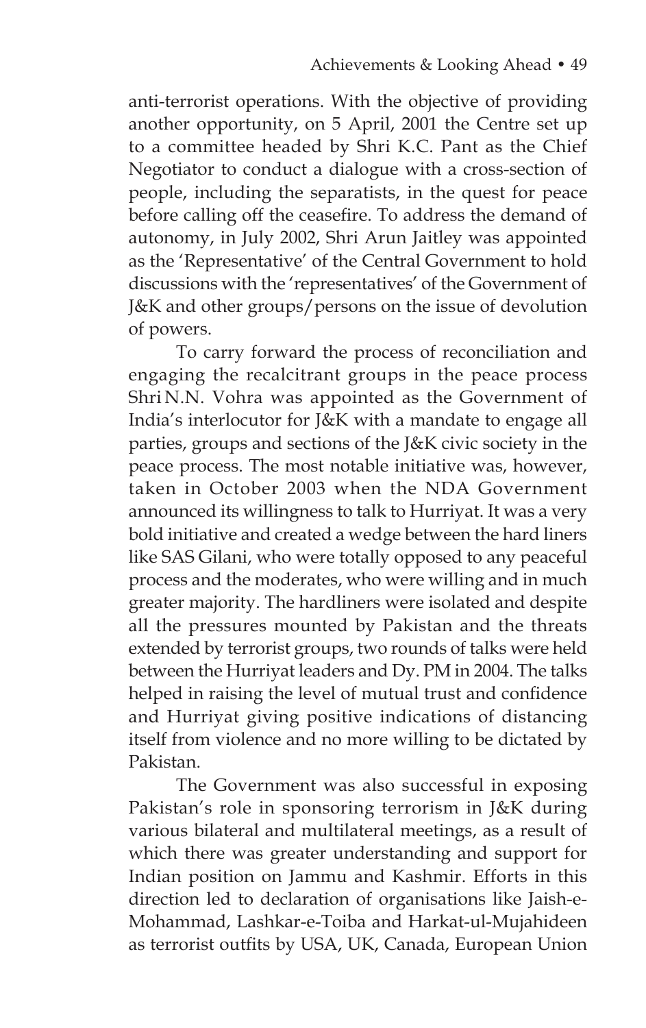anti-terrorist operations. With the objective of providing another opportunity, on 5 April, 2001 the Centre set up to a committee headed by Shri K.C. Pant as the Chief Negotiator to conduct a dialogue with a cross-section of people, including the separatists, in the quest for peace before calling off the ceasefire. To address the demand of autonomy, in July 2002, Shri Arun Jaitley was appointed as the 'Representative' of the Central Government to hold discussions with the 'representatives' of the Government of J&K and other groups/persons on the issue of devolution of powers.

To carry forward the process of reconciliation and engaging the recalcitrant groups in the peace process Shri N.N. Vohra was appointed as the Government of India's interlocutor for J&K with a mandate to engage all parties, groups and sections of the J&K civic society in the peace process. The most notable initiative was, however, taken in October 2003 when the NDA Government announced its willingness to talk to Hurriyat. It was a very bold initiative and created a wedge between the hard liners like SAS Gilani, who were totally opposed to any peaceful process and the moderates, who were willing and in much greater majority. The hardliners were isolated and despite all the pressures mounted by Pakistan and the threats extended by terrorist groups, two rounds of talks were held between the Hurriyat leaders and Dy. PM in 2004. The talks helped in raising the level of mutual trust and confidence and Hurriyat giving positive indications of distancing itself from violence and no more willing to be dictated by Pakistan.

The Government was also successful in exposing Pakistan's role in sponsoring terrorism in J&K during various bilateral and multilateral meetings, as a result of which there was greater understanding and support for Indian position on Jammu and Kashmir. Efforts in this direction led to declaration of organisations like Jaish-e-Mohammad, Lashkar-e-Toiba and Harkat-ul-Mujahideen as terrorist outfits by USA, UK, Canada, European Union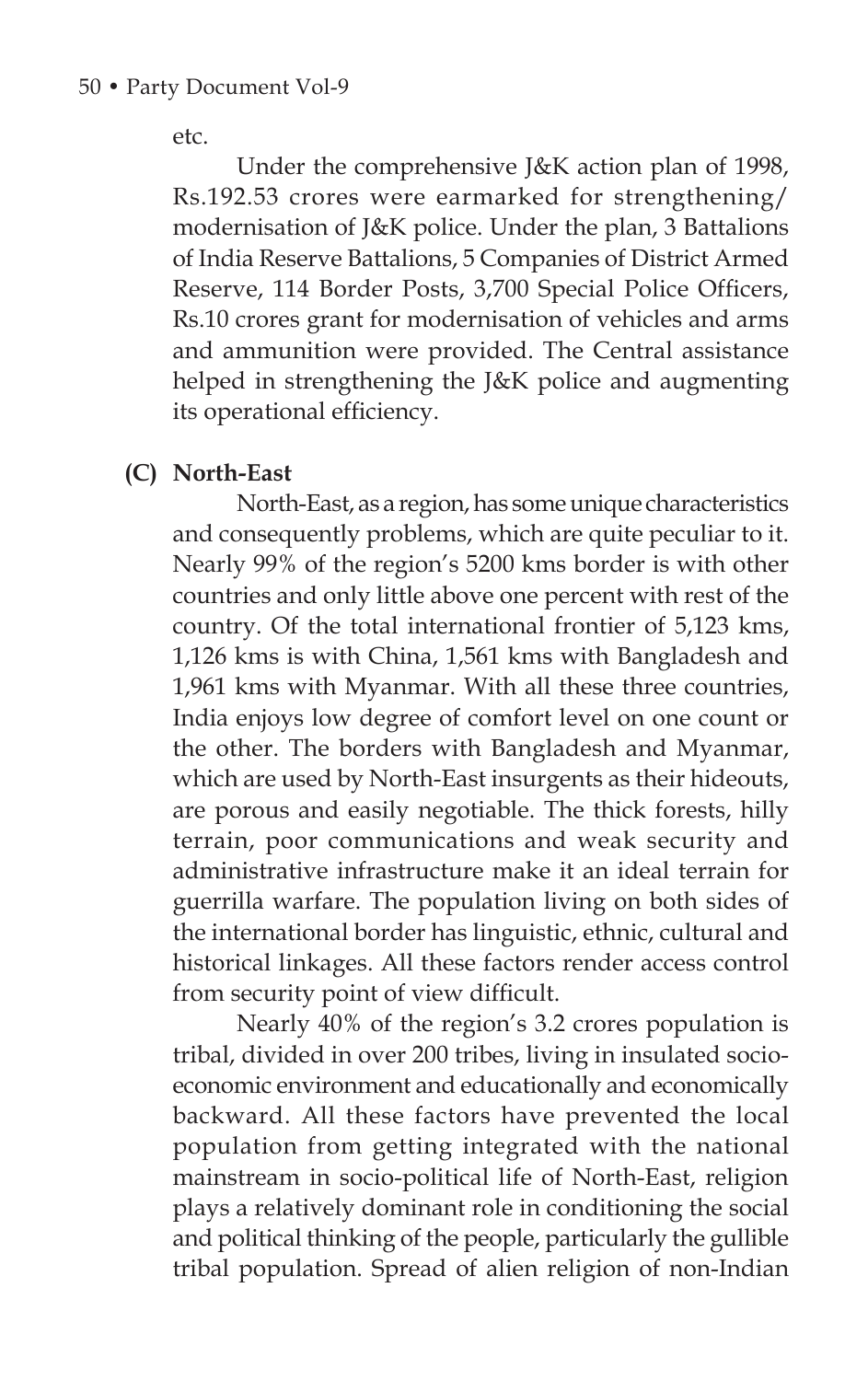etc.

Under the comprehensive J&K action plan of 1998, Rs.192.53 crores were earmarked for strengthening/ modernisation of J&K police. Under the plan, 3 Battalions of India Reserve Battalions, 5 Companies of District Armed Reserve, 114 Border Posts, 3,700 Special Police Officers, Rs.10 crores grant for modernisation of vehicles and arms and ammunition were provided. The Central assistance helped in strengthening the J&K police and augmenting its operational efficiency.

**(C) North-East**

North-East, as a region, has some unique characteristics and consequently problems, which are quite peculiar to it. Nearly 99% of the region's 5200 kms border is with other countries and only little above one percent with rest of the country. Of the total international frontier of 5,123 kms, 1,126 kms is with China, 1,561 kms with Bangladesh and 1,961 kms with Myanmar. With all these three countries, India enjoys low degree of comfort level on one count or the other. The borders with Bangladesh and Myanmar, which are used by North-East insurgents as their hideouts, are porous and easily negotiable. The thick forests, hilly terrain, poor communications and weak security and administrative infrastructure make it an ideal terrain for guerrilla warfare. The population living on both sides of the international border has linguistic, ethnic, cultural and historical linkages. All these factors render access control from security point of view difficult.

Nearly 40% of the region's 3.2 crores population is tribal, divided in over 200 tribes, living in insulated socio-economic environment and educationally and economically backward. All these factors have prevented the local population from getting integrated with the national mainstream in socio-political life of North-East, religion plays a relatively dominant role in conditioning the social and political thinking of the people, particularly the gullible tribal population. Spread of alien religion of non-Indian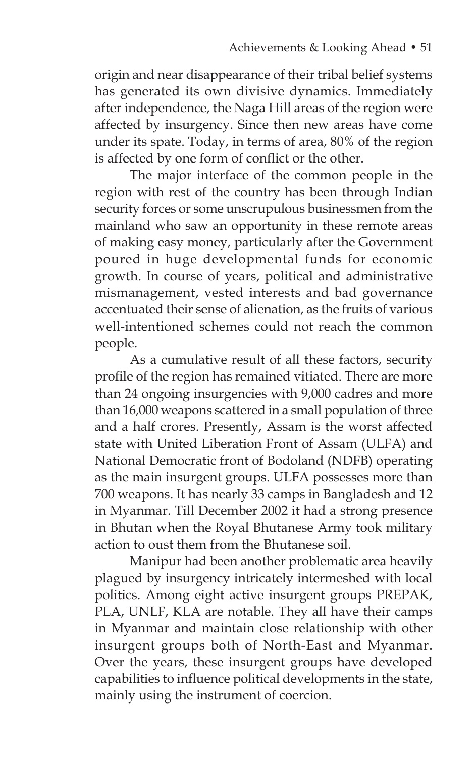origin and near disappearance of their tribal belief systems has generated its own divisive dynamics. Immediately after independence, the Naga Hill areas of the region were affected by insurgency. Since then new areas have come under its spate. Today, in terms of area, 80% of the region is affected by one form of conflict or the other.

The major interface of the common people in the region with rest of the country has been through Indian security forces or some unscrupulous businessmen from the mainland who saw an opportunity in these remote areas of making easy money, particularly after the Government poured in huge developmental funds for economic growth. In course of years, political and administrative mismanagement, vested interests and bad governance accentuated their sense of alienation, as the fruits of various well-intentioned schemes could not reach the common people.

As a cumulative result of all these factors, security profile of the region has remained vitiated. There are more than 24 ongoing insurgencies with 9,000 cadres and more than 16,000 weapons scattered in a small population of three and a half crores. Presently, Assam is the worst affected state with United Liberation Front of Assam (ULFA) and National Democratic front of Bodoland (NDFB) operating as the main insurgent groups. ULFA possesses more than 700 weapons. It has nearly 33 camps in Bangladesh and 12 in Myanmar. Till December 2002 it had a strong presence in Bhutan when the Royal Bhutanese Army took military action to oust them from the Bhutanese soil.

Manipur had been another problematic area heavily plagued by insurgency intricately intermeshed with local politics. Among eight active insurgent groups PREPAK, PLA, UNLF, KLA are notable. They all have their camps in Myanmar and maintain close relationship with other insurgent groups both of North-East and Myanmar. Over the years, these insurgent groups have developed capabilities to influence political developments in the state, mainly using the instrument of coercion.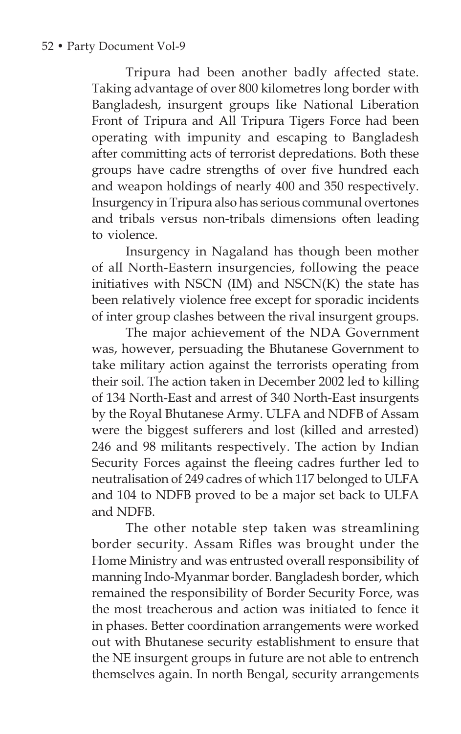Tripura had been another badly affected state. Taking advantage of over 800 kilometres long border with Bangladesh, insurgent groups like National Liberation Front of Tripura and All Tripura Tigers Force had been operating with impunity and escaping to Bangladesh after committing acts of terrorist depredations. Both these groups have cadre strengths of over five hundred each and weapon holdings of nearly 400 and 350 respectively. Insurgency in Tripura also has serious communal overtones and tribals versus non-tribals dimensions often leading to violence.

Insurgency in Nagaland has though been mother of all North-Eastern insurgencies, following the peace initiatives with NSCN (IM) and NSCN(K) the state has been relatively violence free except for sporadic incidents of inter group clashes between the rival insurgent groups.

The major achievement of the NDA Government was, however, persuading the Bhutanese Government to take military action against the terrorists operating from their soil. The action taken in December 2002 led to killing of 134 North-East and arrest of 340 North-East insurgents by the Royal Bhutanese Army. ULFA and NDFB of Assam were the biggest sufferers and lost (killed and arrested) 246 and 98 militants respectively. The action by Indian Security Forces against the fleeing cadres further led to neutralisation of 249 cadres of which 117 belonged to ULFA and 104 to NDFB proved to be a major set back to ULFA and NDFB.

The other notable step taken was streamlining border security. Assam Rifles was brought under the Home Ministry and was entrusted overall responsibility of manning Indo-Myanmar border. Bangladesh border, which remained the responsibility of Border Security Force, was the most treacherous and action was initiated to fence it in phases. Better coordination arrangements were worked out with Bhutanese security establishment to ensure that the NE insurgent groups in future are not able to entrench themselves again. In north Bengal, security arrangements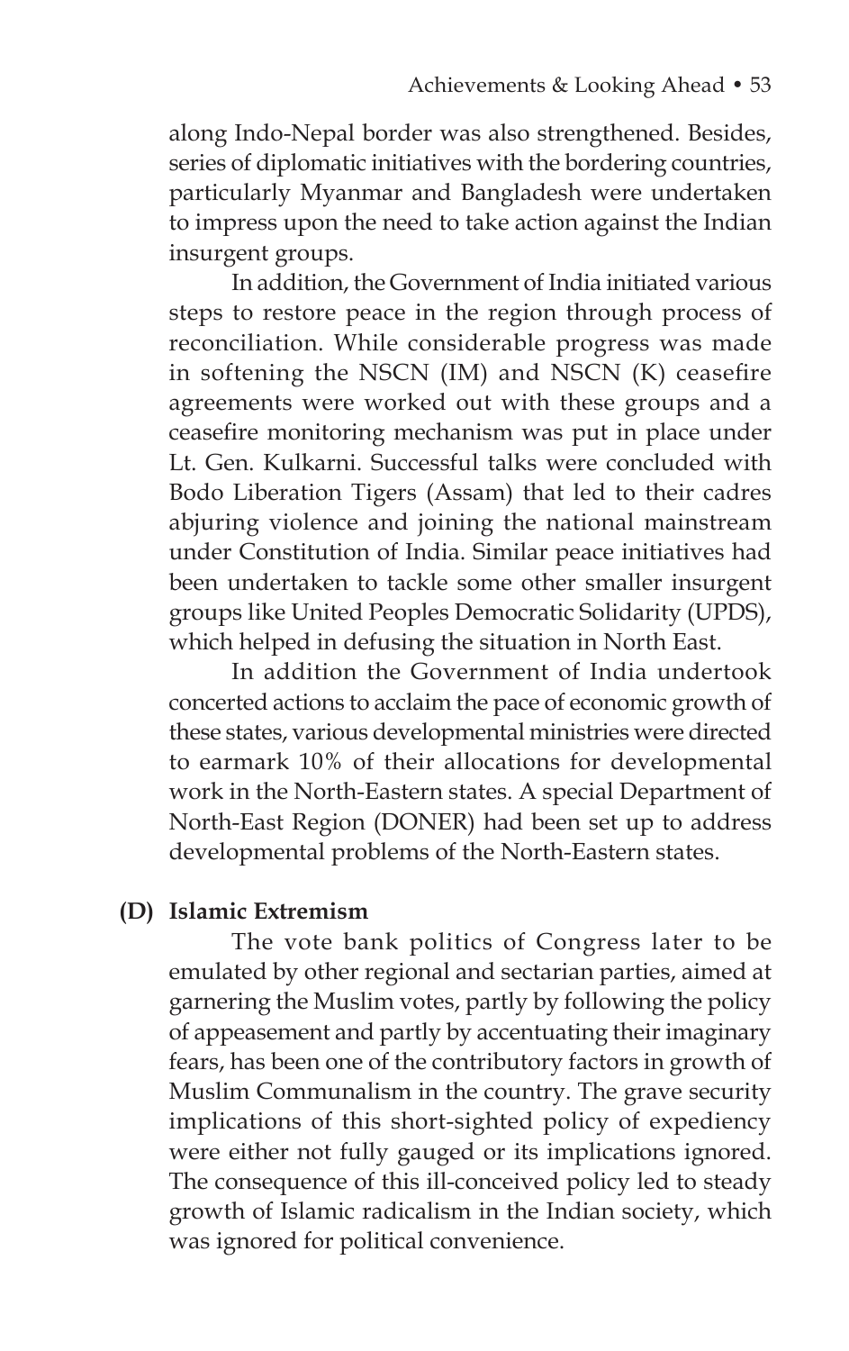along Indo-Nepal border was also strengthened. Besides, series of diplomatic initiatives with the bordering countries, particularly Myanmar and Bangladesh were undertaken to impress upon the need to take action against the Indian insurgent groups.

In addition, the Government of India initiated various steps to restore peace in the region through process of reconciliation. While considerable progress was made in softening the NSCN (IM) and NSCN (K) ceasefire agreements were worked out with these groups and a ceasefire monitoring mechanism was put in place under Lt. Gen. Kulkarni. Successful talks were concluded with Bodo Liberation Tigers (Assam) that led to their cadres abjuring violence and joining the national mainstream under Constitution of India. Similar peace initiatives had been undertaken to tackle some other smaller insurgent groups like United Peoples Democratic Solidarity (UPDS), which helped in defusing the situation in North East.

In addition the Government of India undertook concerted actions to acclaim the pace of economic growth of these states, various developmental ministries were directed to earmark 10% of their allocations for developmental work in the North-Eastern states. A special Department of North-East Region (DONER) had been set up to address developmental problems of the North-Eastern states.

**(D) Islamic Extremism**

The vote bank politics of Congress later to be emulated by other regional and sectarian parties, aimed at garnering the Muslim votes, partly by following the policy of appeasement and partly by accentuating their imaginary fears, has been one of the contributory factors in growth of Muslim Communalism in the country. The grave security implications of this short-sighted policy of expediency were either not fully gauged or its implications ignored. The consequence of this ill-conceived policy led to steady growth of Islamic radicalism in the Indian society, which was ignored for political convenience.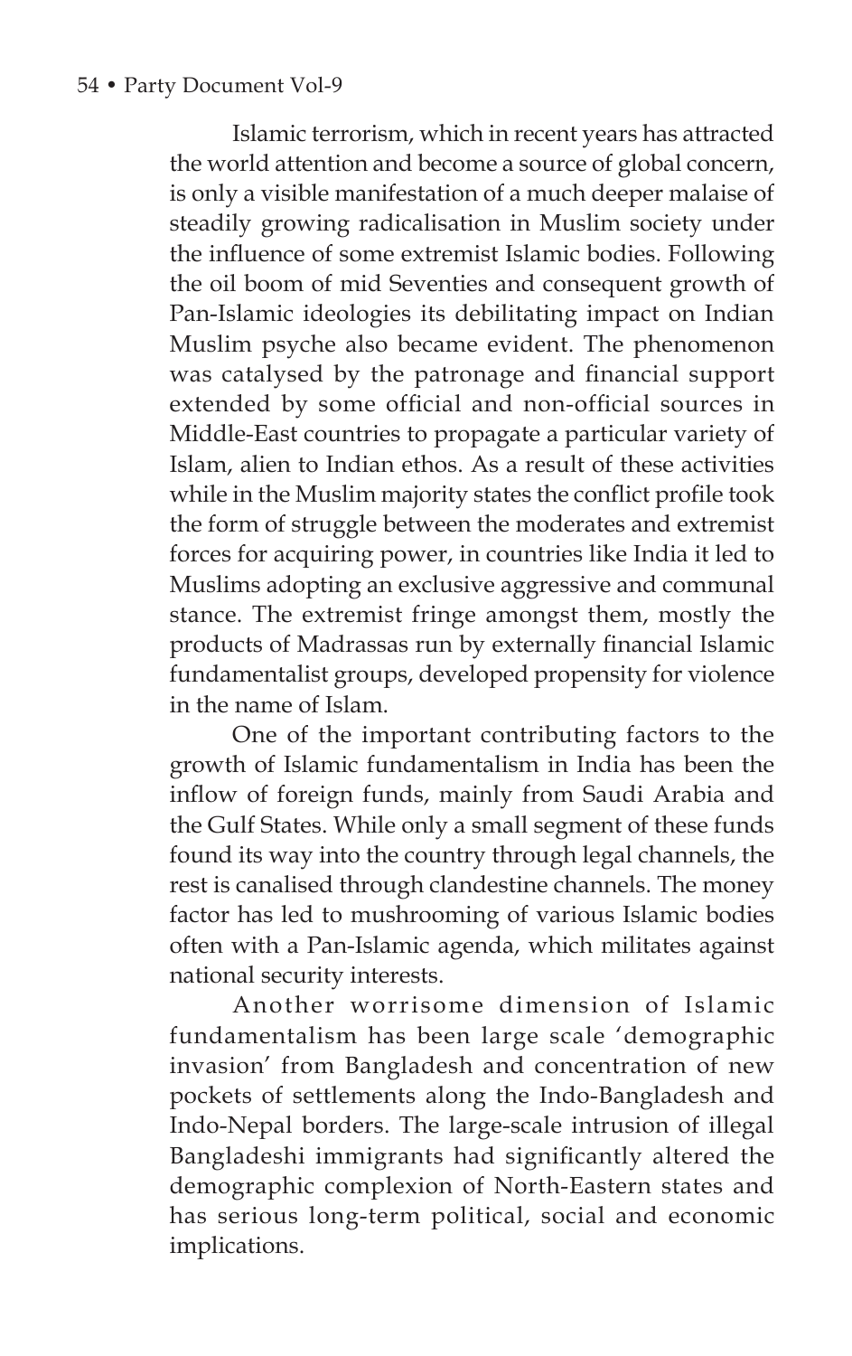Islamic terrorism, which in recent years has attracted the world attention and become a source of global concern, is only a visible manifestation of a much deeper malaise of steadily growing radicalisation in Muslim society under the influence of some extremist Islamic bodies. Following the oil boom of mid Seventies and consequent growth of Pan-Islamic ideologies its debilitating impact on Indian Muslim psyche also became evident. The phenomenon was catalysed by the patronage and financial support extended by some official and non-official sources in Middle-East countries to propagate a particular variety of Islam, alien to Indian ethos. As a result of these activities while in the Muslim majority states the conflict profile took the form of struggle between the moderates and extremist forces for acquiring power, in countries like India it led to Muslims adopting an exclusive aggressive and communal stance. The extremist fringe amongst them, mostly the products of Madrassas run by externally financial Islamic fundamentalist groups, developed propensity for violence in the name of Islam.

One of the important contributing factors to the growth of Islamic fundamentalism in India has been the inflow of foreign funds, mainly from Saudi Arabia and the Gulf States. While only a small segment of these funds found its way into the country through legal channels, the rest is canalised through clandestine channels. The money factor has led to mushrooming of various Islamic bodies often with a Pan-Islamic agenda, which militates against national security interests.

Another worrisome dimension of Islamic fundamentalism has been large scale 'demographic invasion' from Bangladesh and concentration of new pockets of settlements along the Indo-Bangladesh and Indo-Nepal borders. The large-scale intrusion of illegal Bangladeshi immigrants had significantly altered the demographic complexion of North-Eastern states and has serious long-term political, social and economic implications.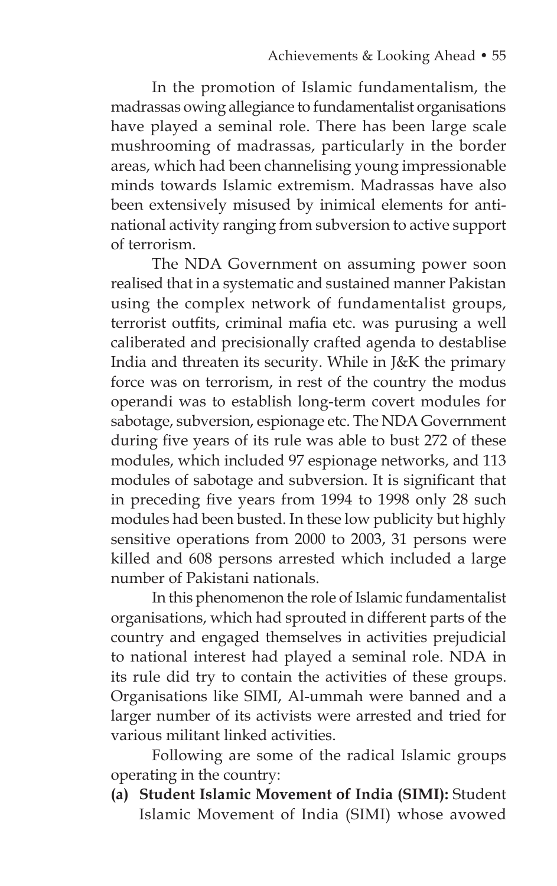In the promotion of Islamic fundamentalism, the madrassas owing allegiance to fundamentalist organisations have played a seminal role. There has been large scale mushrooming of madrassas, particularly in the border areas, which had been channelising young impressionable minds towards Islamic extremism. Madrassas have also been extensively misused by inimical elements for anti-national activity ranging from subversion to active support of terrorism.

The NDA Government on assuming power soon realised that in a systematic and sustained manner Pakistan using the complex network of fundamentalist groups, terrorist outfits, criminal mafia etc. was purusing a well caliberated and precisionally crafted agenda to destablise India and threaten its security. While in J&K the primary force was on terrorism, in rest of the country the modus operandi was to establish long-term covert modules for sabotage, subversion, espionage etc. The NDA Government during five years of its rule was able to bust 272 of these modules, which included 97 espionage networks, and 113 modules of sabotage and subversion. It is significant that in preceding five years from 1994 to 1998 only 28 such modules had been busted. In these low publicity but highly sensitive operations from 2000 to 2003, 31 persons were killed and 608 persons arrested which included a large number of Pakistani nationals.

In this phenomenon the role of Islamic fundamentalist organisations, which had sprouted in different parts of the country and engaged themselves in activities prejudicial to national interest had played a seminal role. NDA in its rule did try to contain the activities of these groups. Organisations like SIMI, Al-ummah were banned and a larger number of its activists were arrested and tried for various militant linked activities.

Following are some of the radical Islamic groups operating in the country:

**(a) Student Islamic Movement of India (SIMI):** Student Islamic Movement of India (SIMI) whose avowed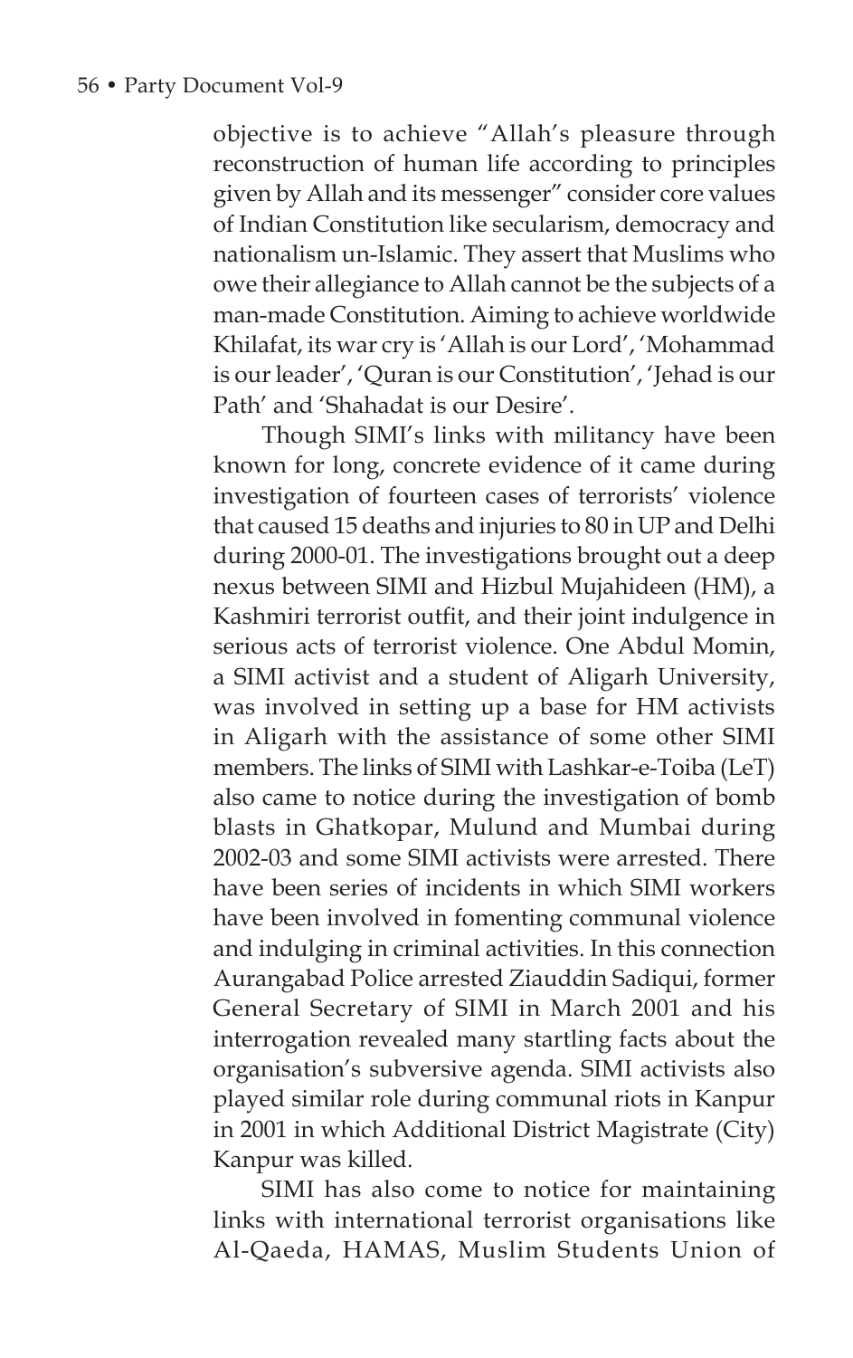objective is to achieve "Allah's pleasure through reconstruction of human life according to principles given by Allah and its messenger" consider core values of Indian Constitution like secularism, democracy and nationalism un-Islamic. They assert that Muslims who owe their allegiance to Allah cannot be the subjects of a man-made Constitution. Aiming to achieve worldwide Khilafat, its war cry is 'Allah is our Lord', 'Mohammad is our leader', 'Quran is our Constitution', 'Jehad is our Path' and 'Shahadat is our Desire'.

Though SIMI's links with militancy have been known for long, concrete evidence of it came during investigation of fourteen cases of terrorists' violence that caused 15 deaths and injuries to 80 in UP and Delhi during 2000-01. The investigations brought out a deep nexus between SIMI and Hizbul Mujahideen (HM), a Kashmiri terrorist outfit, and their joint indulgence in serious acts of terrorist violence. One Abdul Momin, a SIMI activist and a student of Aligarh University, was involved in setting up a base for HM activists in Aligarh with the assistance of some other SIMI members. The links of SIMI with Lashkar-e-Toiba (LeT) also came to notice during the investigation of bomb blasts in Ghatkopar, Mulund and Mumbai during 2002-03 and some SIMI activists were arrested. There have been series of incidents in which SIMI workers have been involved in fomenting communal violence and indulging in criminal activities. In this connection Aurangabad Police arrested Ziauddin Sadiqui, former General Secretary of SIMI in March 2001 and his interrogation revealed many startling facts about the organisation's subversive agenda. SIMI activists also played similar role during communal riots in Kanpur in 2001 in which Additional District Magistrate (City) Kanpur was killed.

SIMI has also come to notice for maintaining links with international terrorist organisations like Al-Qaeda, HAMAS, Muslim Students Union of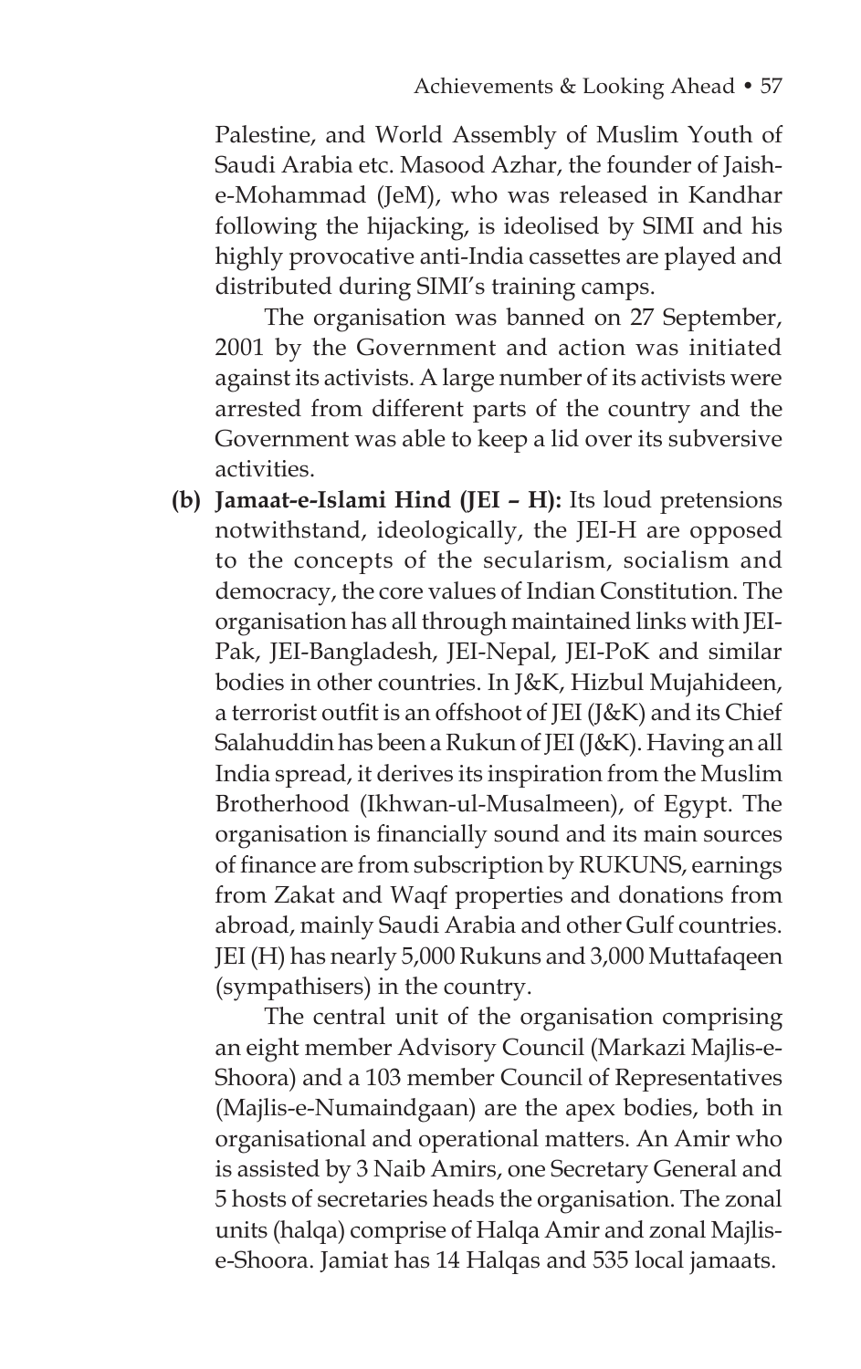Palestine, and World Assembly of Muslim Youth of Saudi Arabia etc. Masood Azhar, the founder of Jaish-e-Mohammad (JeM), who was released in Kandhar following the hijacking, is ideolised by SIMI and his highly provocative anti-India cassettes are played and distributed during SIMI's training camps.

The organisation was banned on 27 September, 2001 by the Government and action was initiated against its activists. A large number of its activists were arrested from different parts of the country and the Government was able to keep a lid over its subversive activities.

**(b) Jamaat-e-Islami Hind (JEI – H):** Its loud pretensions notwithstand, ideologically, the JEI-H are opposed to the concepts of the secularism, socialism and democracy, the core values of Indian Constitution. The organisation has all through maintained links with JEI-Pak, JEI-Bangladesh, JEI-Nepal, JEI-PoK and similar bodies in other countries. In J&K, Hizbul Mujahideen, a terrorist outfit is an offshoot of JEI (J&K) and its Chief Salahuddin has been a Rukun of JEI (J&K). Having an all India spread, it derives its inspiration from the Muslim Brotherhood (Ikhwan-ul-Musalmeen), of Egypt. The organisation is financially sound and its main sources of finance are from subscription by RUKUNS, earnings from Zakat and Waqf properties and donations from abroad, mainly Saudi Arabia and other Gulf countries. JEI (H) has nearly 5,000 Rukuns and 3,000 Muttafaqeen (sympathisers) in the country.

The central unit of the organisation comprising an eight member Advisory Council (Markazi Majlis-e-Shoora) and a 103 member Council of Representatives (Majlis-e-Numaindgaan) are the apex bodies, both in organisational and operational matters. An Amir who is assisted by 3 Naib Amirs, one Secretary General and 5 hosts of secretaries heads the organisation. The zonal units (halqa) comprise of Halqa Amir and zonal Majlis-e-Shoora. Jamiat has 14 Halqas and 535 local jamaats.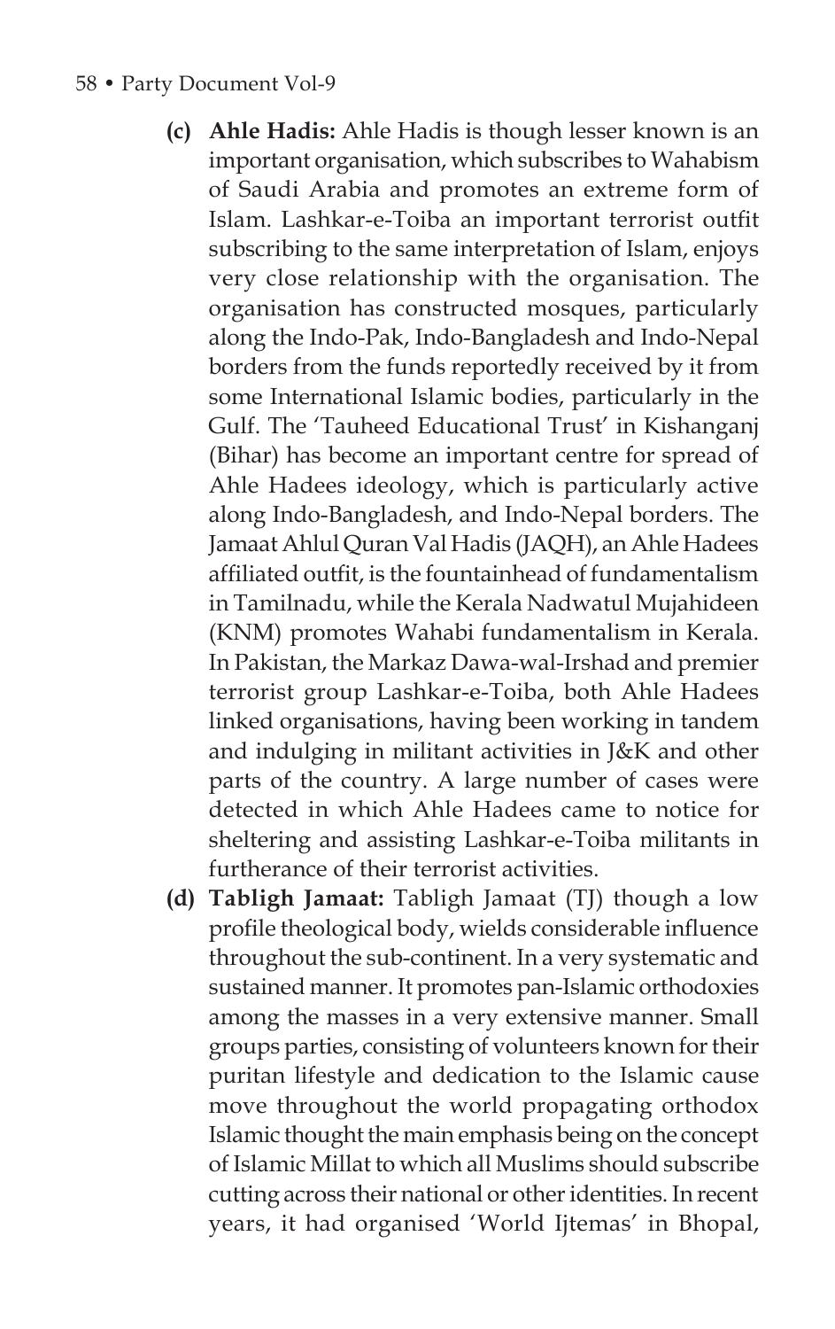**(c) Ahle Hadis:** Ahle Hadis is though lesser known is an important organisation, which subscribes to Wahabism of Saudi Arabia and promotes an extreme form of Islam. Lashkar-e-Toiba an important terrorist outfit subscribing to the same interpretation of Islam, enjoys very close relationship with the organisation. The organisation has constructed mosques, particularly along the Indo-Pak, Indo-Bangladesh and Indo-Nepal borders from the funds reportedly received by it from some International Islamic bodies, particularly in the Gulf. The 'Tauheed Educational Trust' in Kishanganj (Bihar) has become an important centre for spread of Ahle Hadees ideology, which is particularly active along Indo-Bangladesh, and Indo-Nepal borders. The Jamaat Ahlul Quran Val Hadis (JAQH), an Ahle Hadees affiliated outfit, is the fountainhead of fundamentalism in Tamilnadu, while the Kerala Nadwatul Mujahideen (KNM) promotes Wahabi fundamentalism in Kerala. In Pakistan, the Markaz Dawa-wal-Irshad and premier terrorist group Lashkar-e-Toiba, both Ahle Hadees linked organisations, having been working in tandem and indulging in militant activities in J&K and other parts of the country. A large number of cases were detected in which Ahle Hadees came to notice for sheltering and assisting Lashkar-e-Toiba militants in furtherance of their terrorist activities.

**(d) Tabligh Jamaat:** Tabligh Jamaat (TJ) though a low profile theological body, wields considerable influence throughout the sub-continent. In a very systematic and sustained manner. It promotes pan-Islamic orthodoxies among the masses in a very extensive manner. Small groups parties, consisting of volunteers known for their puritan lifestyle and dedication to the Islamic cause move throughout the world propagating orthodox Islamic thought the main emphasis being on the concept of Islamic Millat to which all Muslims should subscribe cutting across their national or other identities. In recent years, it had organised 'World Ijtemas' in Bhopal,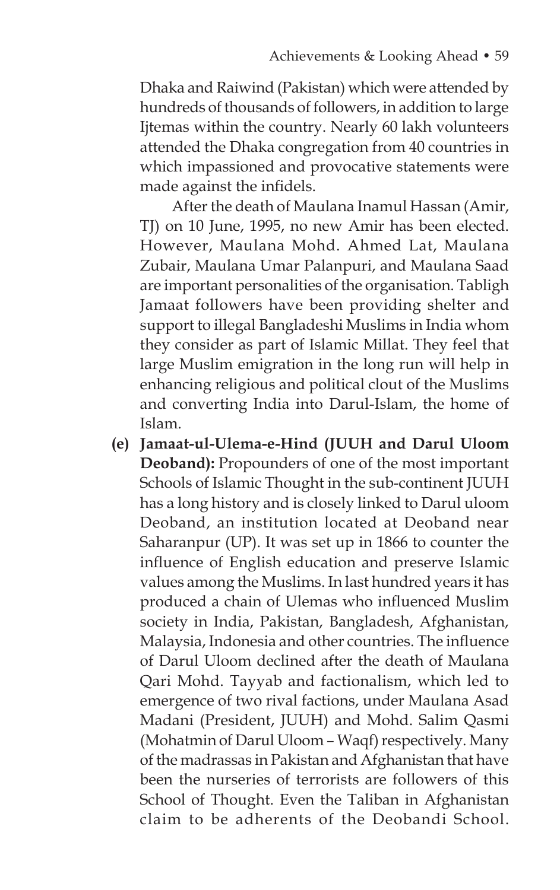Dhaka and Raiwind (Pakistan) which were attended by hundreds of thousands of followers, in addition to large Ijtemas within the country. Nearly 60 lakh volunteers attended the Dhaka congregation from 40 countries in which impassioned and provocative statements were made against the infidels.

After the death of Maulana Inamul Hassan (Amir, TJ) on 10 June, 1995, no new Amir has been elected. However, Maulana Mohd. Ahmed Lat, Maulana Zubair, Maulana Umar Palanpuri, and Maulana Saad are important personalities of the organisation. Tabligh Jamaat followers have been providing shelter and support to illegal Bangladeshi Muslims in India whom they consider as part of Islamic Millat. They feel that large Muslim emigration in the long run will help in enhancing religious and political clout of the Muslims and converting India into Darul-Islam, the home of Islam.

**(e) Jamaat-ul-Ulema-e-Hind (JUUH and Darul Uloom Deoband):** Propounders of one of the most important Schools of Islamic Thought in the sub-continent JUUH has a long history and is closely linked to Darul uloom Deoband, an institution located at Deoband near Saharanpur (UP). It was set up in 1866 to counter the influence of English education and preserve Islamic values among the Muslims. In last hundred years it has produced a chain of Ulemas who influenced Muslim society in India, Pakistan, Bangladesh, Afghanistan, Malaysia, Indonesia and other countries. The influence of Darul Uloom declined after the death of Maulana Qari Mohd. Tayyab and factionalism, which led to emergence of two rival factions, under Maulana Asad Madani (President, JUUH) and Mohd. Salim Qasmi (Mohatmin of Darul Uloom – Waqf) respectively. Many of the madrassas in Pakistan and Afghanistan that have been the nurseries of terrorists are followers of this School of Thought. Even the Taliban in Afghanistan claim to be adherents of the Deobandi School.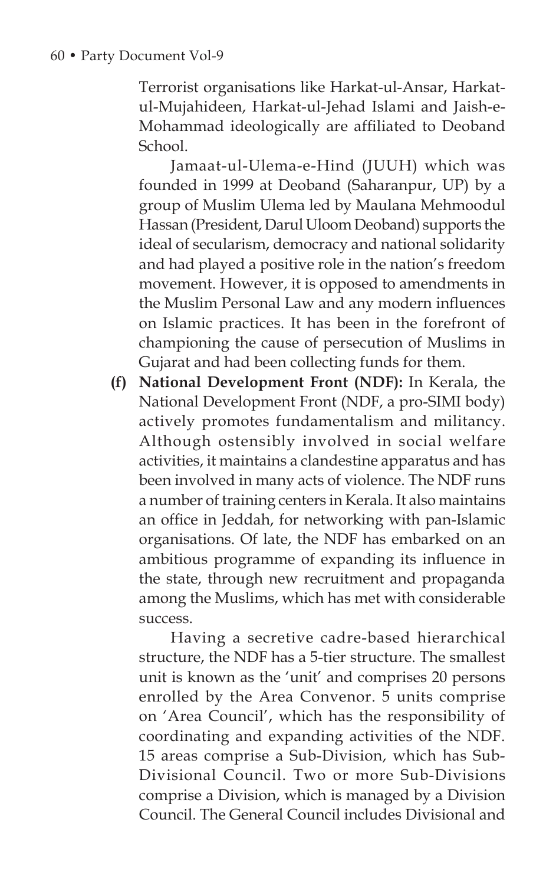Terrorist organisations like Harkat-ul-Ansar, Harkat-ul-Mujahideen, Harkat-ul-Jehad Islami and Jaish-e-Mohammad ideologically are affiliated to Deoband School.

Jamaat-ul-Ulema-e-Hind (JUUH) which was founded in 1999 at Deoband (Saharanpur, UP) by a group of Muslim Ulema led by Maulana Mehmoodul Hassan (President, Darul Uloom Deoband) supports the ideal of secularism, democracy and national solidarity and had played a positive role in the nation's freedom movement. However, it is opposed to amendments in the Muslim Personal Law and any modern influences on Islamic practices. It has been in the forefront of championing the cause of persecution of Muslims in Gujarat and had been collecting funds for them.

**(f) National Development Front (NDF):** In Kerala, the National Development Front (NDF, a pro-SIMI body) actively promotes fundamentalism and militancy. Although ostensibly involved in social welfare activities, it maintains a clandestine apparatus and has been involved in many acts of violence. The NDF runs a number of training centers in Kerala. It also maintains an office in Jeddah, for networking with pan-Islamic organisations. Of late, the NDF has embarked on an ambitious programme of expanding its influence in the state, through new recruitment and propaganda among the Muslims, which has met with considerable success.

Having a secretive cadre-based hierarchical structure, the NDF has a 5-tier structure. The smallest unit is known as the 'unit' and comprises 20 persons enrolled by the Area Convenor. 5 units comprise on 'Area Council', which has the responsibility of coordinating and expanding activities of the NDF. 15 areas comprise a Sub-Division, which has Sub-Divisional Council. Two or more Sub-Divisions comprise a Division, which is managed by a Division Council. The General Council includes Divisional and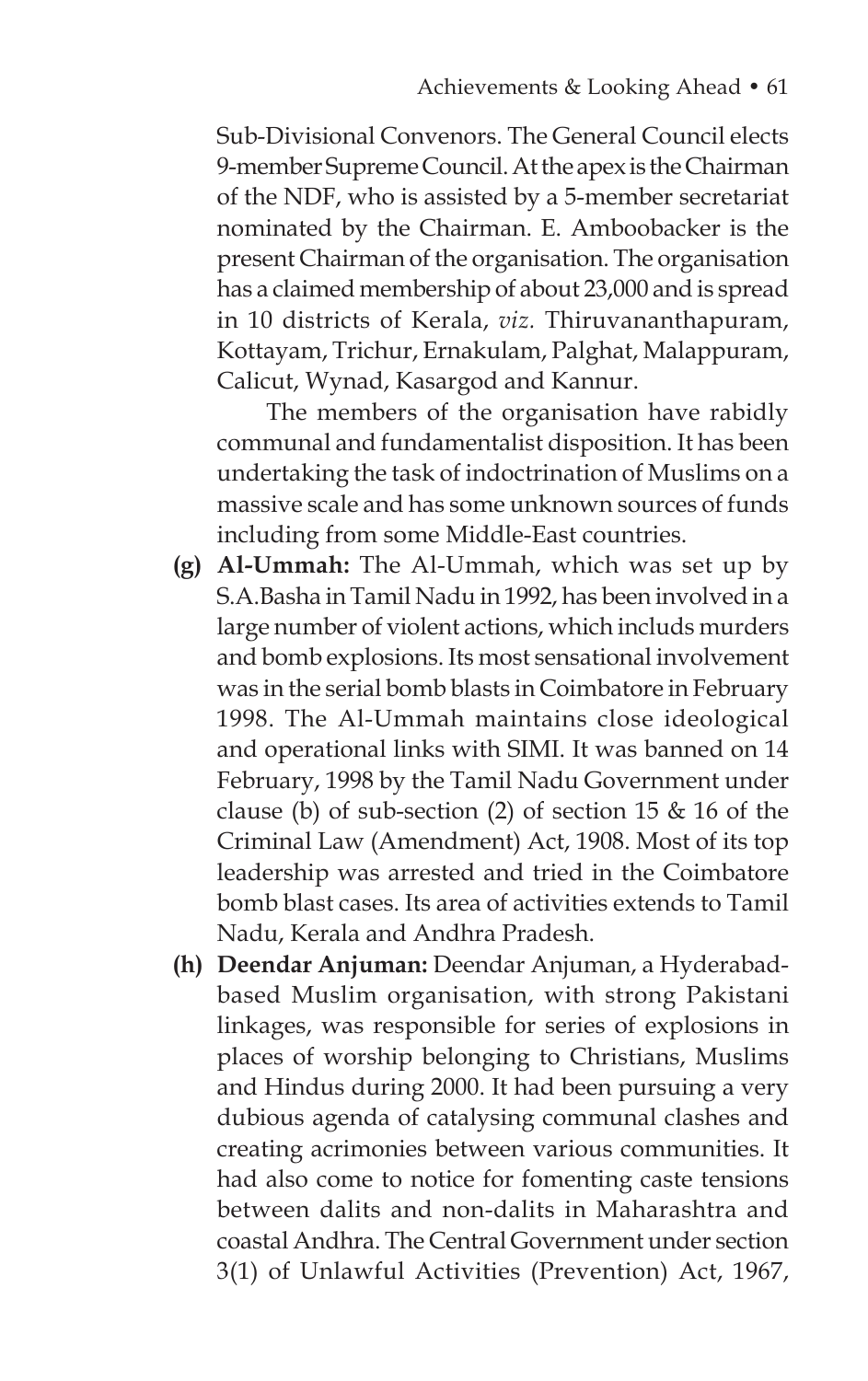Sub-Divisional Convenors. The General Council elects 9-member Supreme Council. At the apex is the Chairman of the NDF, who is assisted by a 5-member secretariat nominated by the Chairman. E. Amboobacker is the present Chairman of the organisation. The organisation has a claimed membership of about 23,000 and is spread in 10 districts of Kerala, *viz.* Thiruvananthapuram, Kottayam, Trichur, Ernakulam, Palghat, Malappuram, Calicut, Wynad, Kasargod and Kannur.

The members of the organisation have rabidly communal and fundamentalist disposition. It has been undertaking the task of indoctrination of Muslims on a massive scale and has some unknown sources of funds including from some Middle-East countries.

**(g) Al-Ummah:** The Al-Ummah, which was set up by S.A.Basha in Tamil Nadu in 1992, has been involved in a large number of violent actions, which includs murders and bomb explosions. Its most sensational involvement was in the serial bomb blasts in Coimbatore in February 1998. The Al-Ummah maintains close ideological and operational links with SIMI. It was banned on 14 February, 1998 by the Tamil Nadu Government under clause (b) of sub-section (2) of section 15 & 16 of the Criminal Law (Amendment) Act, 1908. Most of its top leadership was arrested and tried in the Coimbatore bomb blast cases. Its area of activities extends to Tamil Nadu, Kerala and Andhra Pradesh.

**(h) Deendar Anjuman:** Deendar Anjuman, a Hyderabad-based Muslim organisation, with strong Pakistani linkages, was responsible for series of explosions in places of worship belonging to Christians, Muslims and Hindus during 2000. It had been pursuing a very dubious agenda of catalysing communal clashes and creating acrimonies between various communities. It had also come to notice for fomenting caste tensions between dalits and non-dalits in Maharashtra and coastal Andhra. The Central Government under section 3(1) of Unlawful Activities (Prevention) Act, 1967,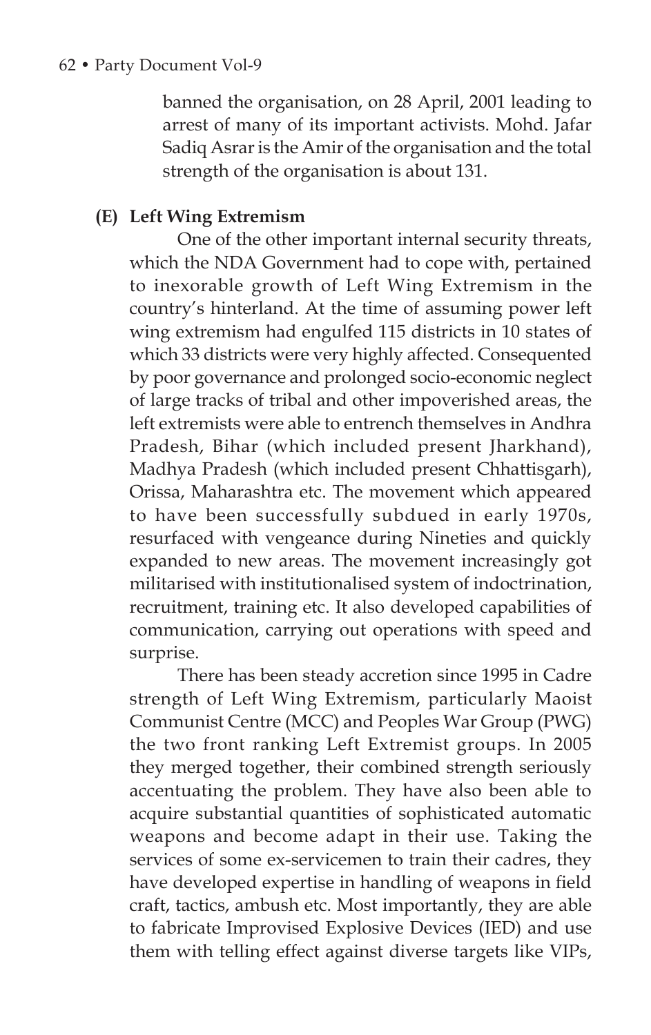banned the organisation, on 28 April, 2001 leading to arrest of many of its important activists. Mohd. Jafar Sadiq Asrar is the Amir of the organisation and the total strength of the organisation is about 131.

**(E) Left Wing Extremism**

One of the other important internal security threats, which the NDA Government had to cope with, pertained to inexorable growth of Left Wing Extremism in the country's hinterland. At the time of assuming power left wing extremism had engulfed 115 districts in 10 states of which 33 districts were very highly affected. Consequented by poor governance and prolonged socio-economic neglect of large tracks of tribal and other impoverished areas, the left extremists were able to entrench themselves in Andhra Pradesh, Bihar (which included present Jharkhand), Madhya Pradesh (which included present Chhattisgarh), Orissa, Maharashtra etc. The movement which appeared to have been successfully subdued in early 1970s, resurfaced with vengeance during Nineties and quickly expanded to new areas. The movement increasingly got militarised with institutionalised system of indoctrination, recruitment, training etc. It also developed capabilities of communication, carrying out operations with speed and surprise.

There has been steady accretion since 1995 in Cadre strength of Left Wing Extremism, particularly Maoist Communist Centre (MCC) and Peoples War Group (PWG) the two front ranking Left Extremist groups. In 2005 they merged together, their combined strength seriously accentuating the problem. They have also been able to acquire substantial quantities of sophisticated automatic weapons and become adapt in their use. Taking the services of some ex-servicemen to train their cadres, they have developed expertise in handling of weapons in field craft, tactics, ambush etc. Most importantly, they are able to fabricate Improvised Explosive Devices (IED) and use them with telling effect against diverse targets like VIPs,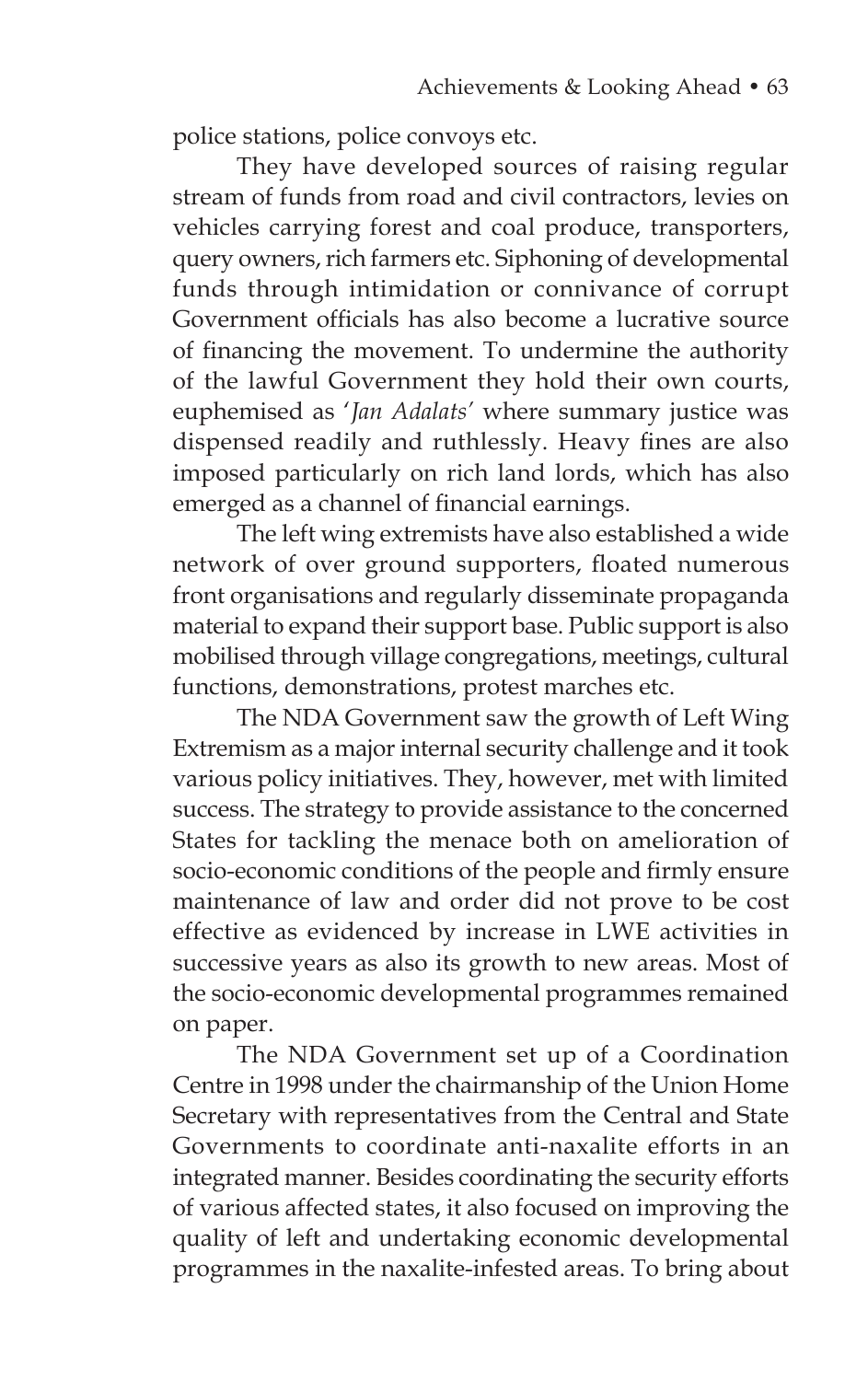police stations, police convoys etc.

They have developed sources of raising regular stream of funds from road and civil contractors, levies on vehicles carrying forest and coal produce, transporters, query owners, rich farmers etc. Siphoning of developmental funds through intimidation or connivance of corrupt Government officials has also become a lucrative source of financing the movement. To undermine the authority of the lawful Government they hold their own courts, euphemised as '*Jan Adalats*' where summary justice was dispensed readily and ruthlessly. Heavy fines are also imposed particularly on rich land lords, which has also emerged as a channel of financial earnings.

The left wing extremists have also established a wide network of over ground supporters, floated numerous front organisations and regularly disseminate propaganda material to expand their support base. Public support is also mobilised through village congregations, meetings, cultural functions, demonstrations, protest marches etc.

The NDA Government saw the growth of Left Wing Extremism as a major internal security challenge and it took various policy initiatives. They, however, met with limited success. The strategy to provide assistance to the concerned States for tackling the menace both on amelioration of socio-economic conditions of the people and firmly ensure maintenance of law and order did not prove to be cost effective as evidenced by increase in LWE activities in successive years as also its growth to new areas. Most of the socio-economic developmental programmes remained on paper.

The NDA Government set up of a Coordination Centre in 1998 under the chairmanship of the Union Home Secretary with representatives from the Central and State Governments to coordinate anti-naxalite efforts in an integrated manner. Besides coordinating the security efforts of various affected states, it also focused on improving the quality of left and undertaking economic developmental programmes in the naxalite-infested areas. To bring about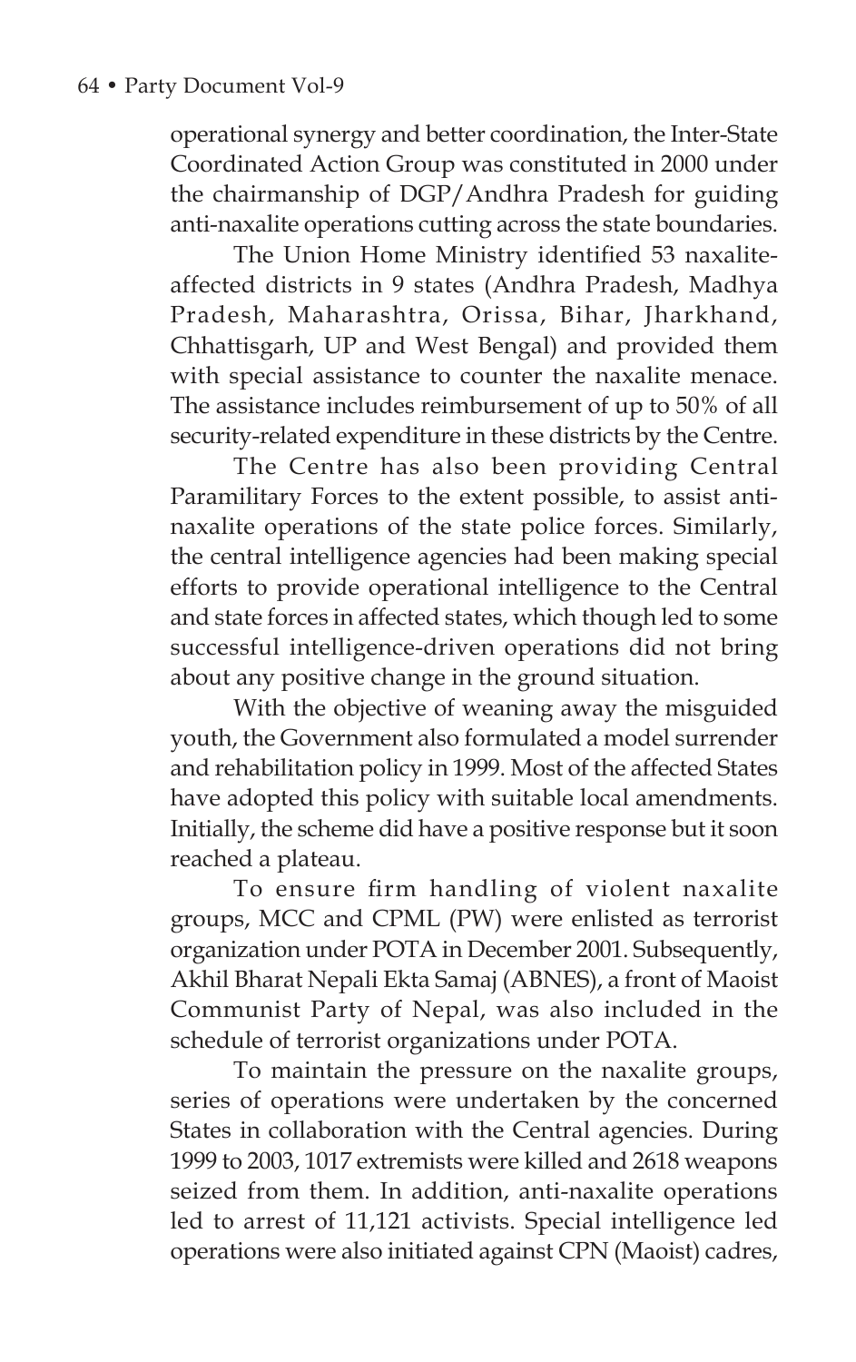operational synergy and better coordination, the Inter-State Coordinated Action Group was constituted in 2000 under the chairmanship of DGP/Andhra Pradesh for guiding anti-naxalite operations cutting across the state boundaries.

The Union Home Ministry identified 53 naxalite-affected districts in 9 states (Andhra Pradesh, Madhya Pradesh, Maharashtra, Orissa, Bihar, Jharkhand, Chhattisgarh, UP and West Bengal) and provided them with special assistance to counter the naxalite menace. The assistance includes reimbursement of up to 50% of all security-related expenditure in these districts by the Centre.

The Centre has also been providing Central Paramilitary Forces to the extent possible, to assist anti-naxalite operations of the state police forces. Similarly, the central intelligence agencies had been making special efforts to provide operational intelligence to the Central and state forces in affected states, which though led to some successful intelligence-driven operations did not bring about any positive change in the ground situation.

With the objective of weaning away the misguided youth, the Government also formulated a model surrender and rehabilitation policy in 1999. Most of the affected States have adopted this policy with suitable local amendments. Initially, the scheme did have a positive response but it soon reached a plateau.

To ensure firm handling of violent naxalite groups, MCC and CPML (PW) were enlisted as terrorist organization under POTA in December 2001. Subsequently, Akhil Bharat Nepali Ekta Samaj (ABNES), a front of Maoist Communist Party of Nepal, was also included in the schedule of terrorist organizations under POTA.

To maintain the pressure on the naxalite groups, series of operations were undertaken by the concerned States in collaboration with the Central agencies. During 1999 to 2003, 1017 extremists were killed and 2618 weapons seized from them. In addition, anti-naxalite operations led to arrest of 11,121 activists. Special intelligence led operations were also initiated against CPN (Maoist) cadres,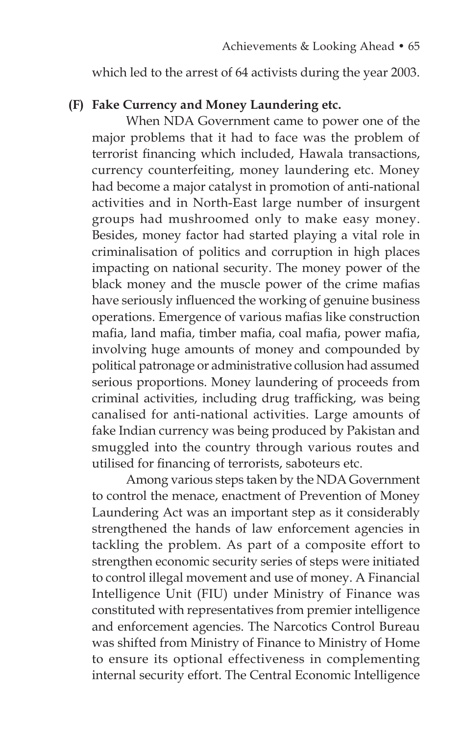which led to the arrest of 64 activists during the year 2003.

**(F) Fake Currency and Money Laundering etc.**

When NDA Government came to power one of the major problems that it had to face was the problem of terrorist financing which included, Hawala transactions, currency counterfeiting, money laundering etc. Money had become a major catalyst in promotion of anti-national activities and in North-East large number of insurgent groups had mushroomed only to make easy money. Besides, money factor had started playing a vital role in criminalisation of politics and corruption in high places impacting on national security. The money power of the black money and the muscle power of the crime mafias have seriously influenced the working of genuine business operations. Emergence of various mafias like construction mafia, land mafia, timber mafia, coal mafia, power mafia, involving huge amounts of money and compounded by political patronage or administrative collusion had assumed serious proportions. Money laundering of proceeds from criminal activities, including drug trafficking, was being canalised for anti-national activities. Large amounts of fake Indian currency was being produced by Pakistan and smuggled into the country through various routes and utilised for financing of terrorists, saboteurs etc.

Among various steps taken by the NDA Government to control the menace, enactment of Prevention of Money Laundering Act was an important step as it considerably strengthened the hands of law enforcement agencies in tackling the problem. As part of a composite effort to strengthen economic security series of steps were initiated to control illegal movement and use of money. A Financial Intelligence Unit (FIU) under Ministry of Finance was constituted with representatives from premier intelligence and enforcement agencies. The Narcotics Control Bureau was shifted from Ministry of Finance to Ministry of Home to ensure its optional effectiveness in complementing internal security effort. The Central Economic Intelligence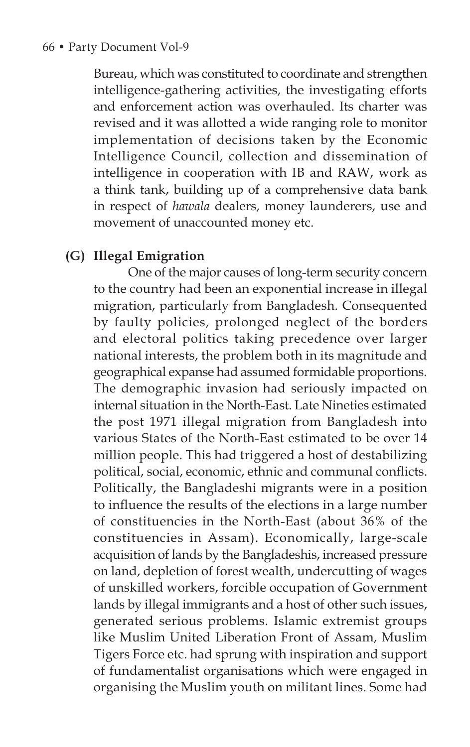Bureau, which was constituted to coordinate and strengthen intelligence-gathering activities, the investigating efforts and enforcement action was overhauled. Its charter was revised and it was allotted a wide ranging role to monitor implementation of decisions taken by the Economic Intelligence Council, collection and dissemination of intelligence in cooperation with IB and RAW, work as a think tank, building up of a comprehensive data bank in respect of *hawala* dealers, money launderers, use and movement of unaccounted money etc.

**(G) Illegal Emigration**

One of the major causes of long-term security concern to the country had been an exponential increase in illegal migration, particularly from Bangladesh. Consequented by faulty policies, prolonged neglect of the borders and electoral politics taking precedence over larger national interests, the problem both in its magnitude and geographical expanse had assumed formidable proportions. The demographic invasion had seriously impacted on internal situation in the North-East. Late Nineties estimated the post 1971 illegal migration from Bangladesh into various States of the North-East estimated to be over 14 million people. This had triggered a host of destabilizing political, social, economic, ethnic and communal conflicts. Politically, the Bangladeshi migrants were in a position to influence the results of the elections in a large number of constituencies in the North-East (about 36% of the constituencies in Assam). Economically, large-scale acquisition of lands by the Bangladeshis, increased pressure on land, depletion of forest wealth, undercutting of wages of unskilled workers, forcible occupation of Government lands by illegal immigrants and a host of other such issues, generated serious problems. Islamic extremist groups like Muslim United Liberation Front of Assam, Muslim Tigers Force etc. had sprung with inspiration and support of fundamentalist organisations which were engaged in organising the Muslim youth on militant lines. Some had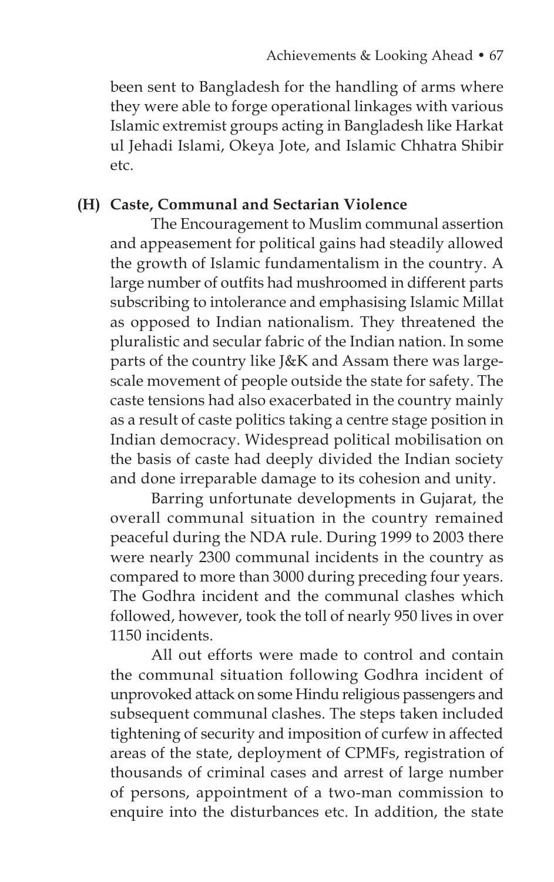been sent to Bangladesh for the handling of arms where they were able to forge operational linkages with various Islamic extremist groups acting in Bangladesh like Harkat ul Jehadi Islami, Okeya Jote, and Islamic Chhatra Shibir etc.

**(H) Caste, Communal and Sectarian Violence**

The Encouragement to Muslim communal assertion and appeasement for political gains had steadily allowed the growth of Islamic fundamentalism in the country. A large number of outfits had mushroomed in different parts subscribing to intolerance and emphasising Islamic Millat as opposed to Indian nationalism. They threatened the pluralistic and secular fabric of the Indian nation. In some parts of the country like J&K and Assam there was large-scale movement of people outside the state for safety. The caste tensions had also exacerbated in the country mainly as a result of caste politics taking a centre stage position in Indian democracy. Widespread political mobilisation on the basis of caste had deeply divided the Indian society and done irreparable damage to its cohesion and unity.

Barring unfortunate developments in Gujarat, the overall communal situation in the country remained peaceful during the NDA rule. During 1999 to 2003 there were nearly 2300 communal incidents in the country as compared to more than 3000 during preceding four years. The Godhra incident and the communal clashes which followed, however, took the toll of nearly 950 lives in over 1150 incidents.

All out efforts were made to control and contain the communal situation following Godhra incident of unprovoked attack on some Hindu religious passengers and subsequent communal clashes. The steps taken included tightening of security and imposition of curfew in affected areas of the state, deployment of CPMFs, registration of thousands of criminal cases and arrest of large number of persons, appointment of a two-man commission to enquire into the disturbances etc. In addition, the state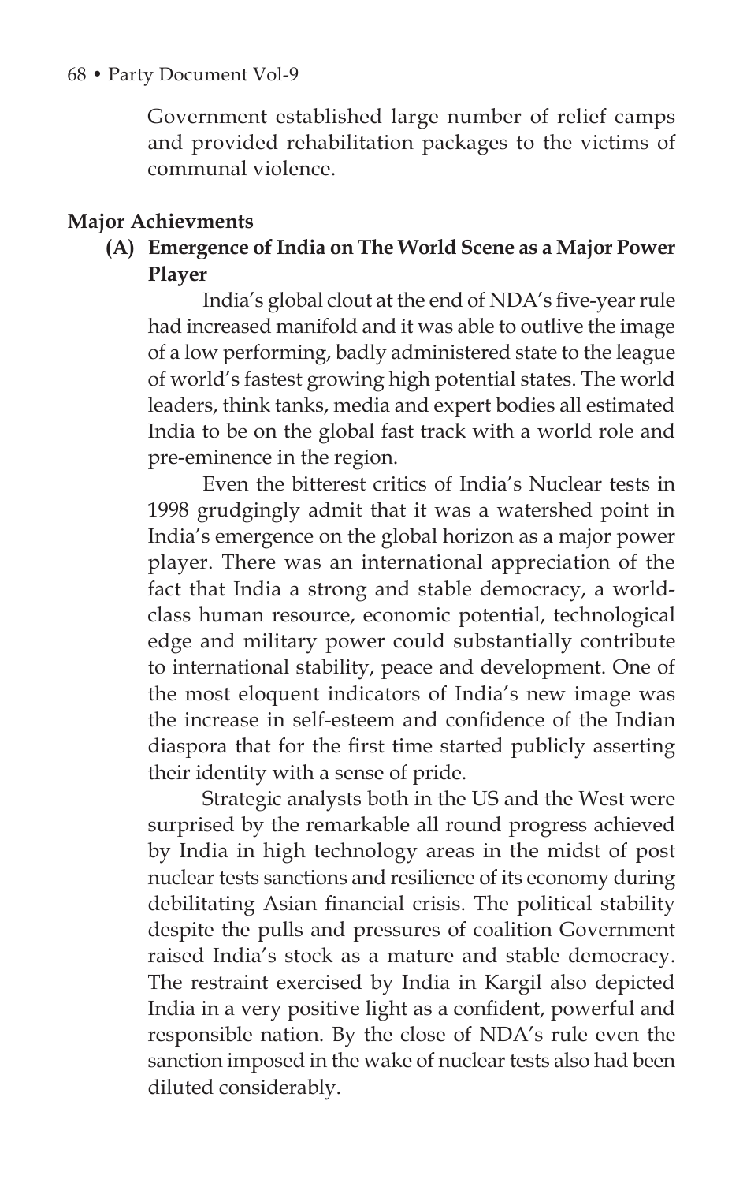Government established large number of relief camps and provided rehabilitation packages to the victims of communal violence.

## Major Achievments

### (A) Emergence of India on The World Scene as a Major Power Player

India's global clout at the end of NDA's five-year rule had increased manifold and it was able to outlive the image of a low performing, badly administered state to the league of world's fastest growing high potential states. The world leaders, think tanks, media and expert bodies all estimated India to be on the global fast track with a world role and pre-eminence in the region.

Even the bitterest critics of India's Nuclear tests in 1998 grudgingly admit that it was a watershed point in India's emergence on the global horizon as a major power player. There was an international appreciation of the fact that India a strong and stable democracy, a world-class human resource, economic potential, technological edge and military power could substantially contribute to international stability, peace and development. One of the most eloquent indicators of India's new image was the increase in self-esteem and confidence of the Indian diaspora that for the first time started publicly asserting their identity with a sense of pride.

Strategic analysts both in the US and the West were surprised by the remarkable all round progress achieved by India in high technology areas in the midst of post nuclear tests sanctions and resilience of its economy during debilitating Asian financial crisis. The political stability despite the pulls and pressures of coalition Government raised India's stock as a mature and stable democracy. The restraint exercised by India in Kargil also depicted India in a very positive light as a confident, powerful and responsible nation. By the close of NDA's rule even the sanction imposed in the wake of nuclear tests also had been diluted considerably.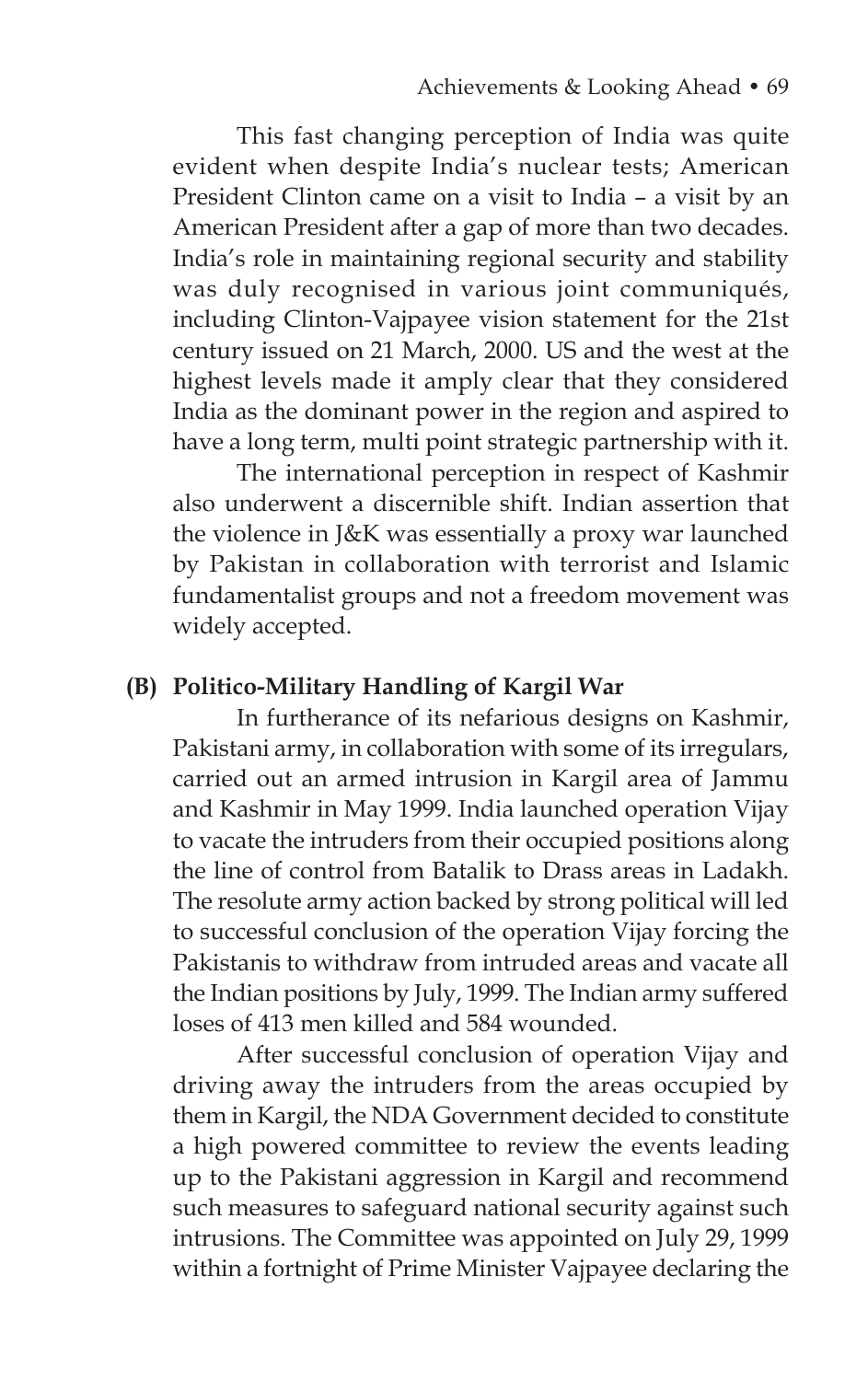This fast changing perception of India was quite evident when despite India's nuclear tests; American President Clinton came on a visit to India – a visit by an American President after a gap of more than two decades. India's role in maintaining regional security and stability was duly recognised in various joint communiqués, including Clinton-Vajpayee vision statement for the 21st century issued on 21 March, 2000. US and the west at the highest levels made it amply clear that they considered India as the dominant power in the region and aspired to have a long term, multi point strategic partnership with it.

The international perception in respect of Kashmir also underwent a discernible shift. Indian assertion that the violence in J&K was essentially a proxy war launched by Pakistan in collaboration with terrorist and Islamic fundamentalist groups and not a freedom movement was widely accepted.

### (B) Politico-Military Handling of Kargil War

In furtherance of its nefarious designs on Kashmir, Pakistani army, in collaboration with some of its irregulars, carried out an armed intrusion in Kargil area of Jammu and Kashmir in May 1999. India launched operation Vijay to vacate the intruders from their occupied positions along the line of control from Batalik to Drass areas in Ladakh. The resolute army action backed by strong political will led to successful conclusion of the operation Vijay forcing the Pakistanis to withdraw from intruded areas and vacate all the Indian positions by July, 1999. The Indian army suffered loses of 413 men killed and 584 wounded.

After successful conclusion of operation Vijay and driving away the intruders from the areas occupied by them in Kargil, the NDA Government decided to constitute a high powered committee to review the events leading up to the Pakistani aggression in Kargil and recommend such measures to safeguard national security against such intrusions. The Committee was appointed on July 29, 1999 within a fortnight of Prime Minister Vajpayee declaring the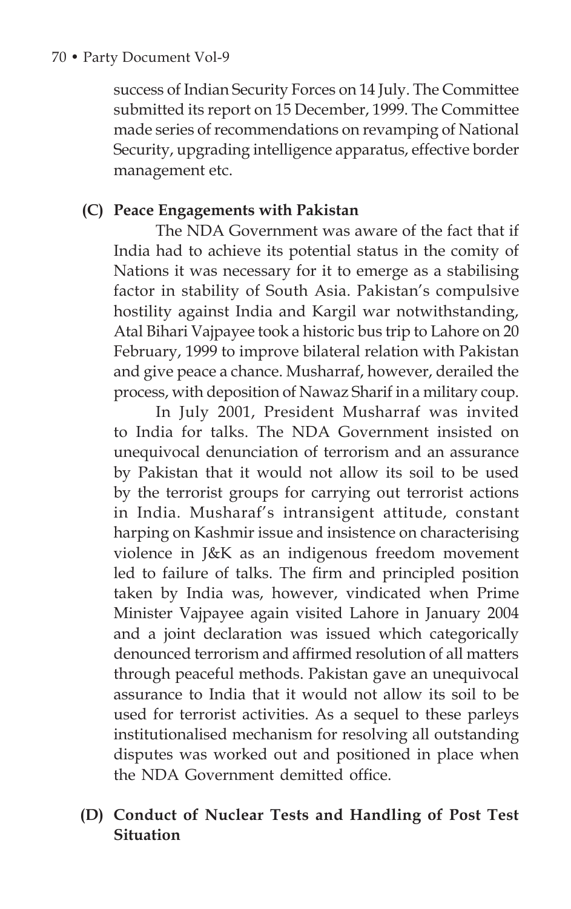success of Indian Security Forces on 14 July. The Committee submitted its report on 15 December, 1999. The Committee made series of recommendations on revamping of National Security, upgrading intelligence apparatus, effective border management etc.

### (C) Peace Engagements with Pakistan

The NDA Government was aware of the fact that if India had to achieve its potential status in the comity of Nations it was necessary for it to emerge as a stabilising factor in stability of South Asia. Pakistan's compulsive hostility against India and Kargil war notwithstanding, Atal Bihari Vajpayee took a historic bus trip to Lahore on 20 February, 1999 to improve bilateral relation with Pakistan and give peace a chance. Musharraf, however, derailed the process, with deposition of Nawaz Sharif in a military coup.

In July 2001, President Musharraf was invited to India for talks. The NDA Government insisted on unequivocal denunciation of terrorism and an assurance by Pakistan that it would not allow its soil to be used by the terrorist groups for carrying out terrorist actions in India. Musharaf's intransigent attitude, constant harping on Kashmir issue and insistence on characterising violence in J&K as an indigenous freedom movement led to failure of talks. The firm and principled position taken by India was, however, vindicated when Prime Minister Vajpayee again visited Lahore in January 2004 and a joint declaration was issued which categorically denounced terrorism and affirmed resolution of all matters through peaceful methods. Pakistan gave an unequivocal assurance to India that it would not allow its soil to be used for terrorist activities. As a sequel to these parleys institutionalised mechanism for resolving all outstanding disputes was worked out and positioned in place when the NDA Government demitted office.

### (D) Conduct of Nuclear Tests and Handling of Post Test Situation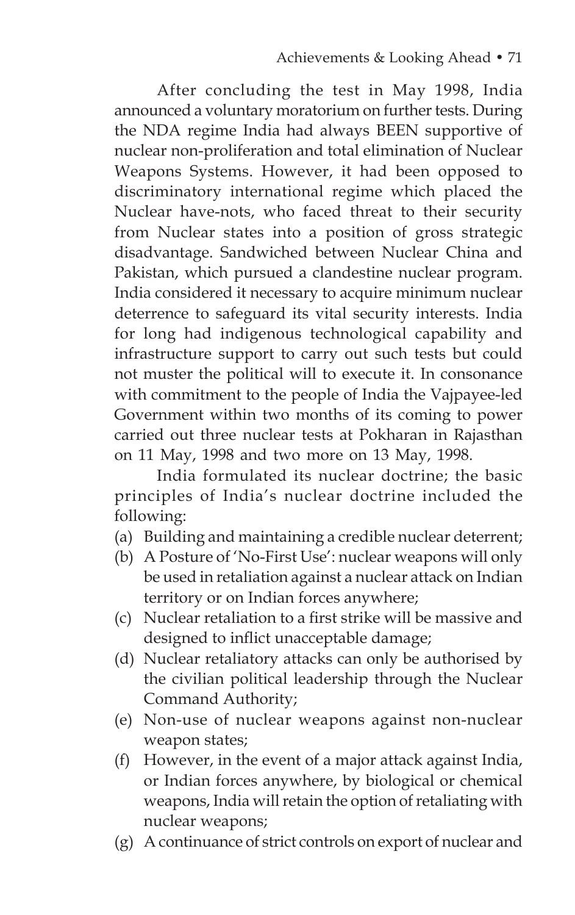After concluding the test in May 1998, India announced a voluntary moratorium on further tests. During the NDA regime India had always BEEN supportive of nuclear non-proliferation and total elimination of Nuclear Weapons Systems. However, it had been opposed to discriminatory international regime which placed the Nuclear have-nots, who faced threat to their security from Nuclear states into a position of gross strategic disadvantage. Sandwiched between Nuclear China and Pakistan, which pursued a clandestine nuclear program. India considered it necessary to acquire minimum nuclear deterrence to safeguard its vital security interests. India for long had indigenous technological capability and infrastructure support to carry out such tests but could not muster the political will to execute it. In consonance with commitment to the people of India the Vajpayee-led Government within two months of its coming to power carried out three nuclear tests at Pokharan in Rajasthan on 11 May, 1998 and two more on 13 May, 1998.

India formulated its nuclear doctrine; the basic principles of India's nuclear doctrine included the following:

(a) Building and maintaining a credible nuclear deterrent;
(b) A Posture of 'No-First Use': nuclear weapons will only be used in retaliation against a nuclear attack on Indian territory or on Indian forces anywhere;
(c) Nuclear retaliation to a first strike will be massive and designed to inflict unacceptable damage;
(d) Nuclear retaliatory attacks can only be authorised by the civilian political leadership through the Nuclear Command Authority;
(e) Non-use of nuclear weapons against non-nuclear weapon states;
(f) However, in the event of a major attack against India, or Indian forces anywhere, by biological or chemical weapons, India will retain the option of retaliating with nuclear weapons;
(g) A continuance of strict controls on export of nuclear and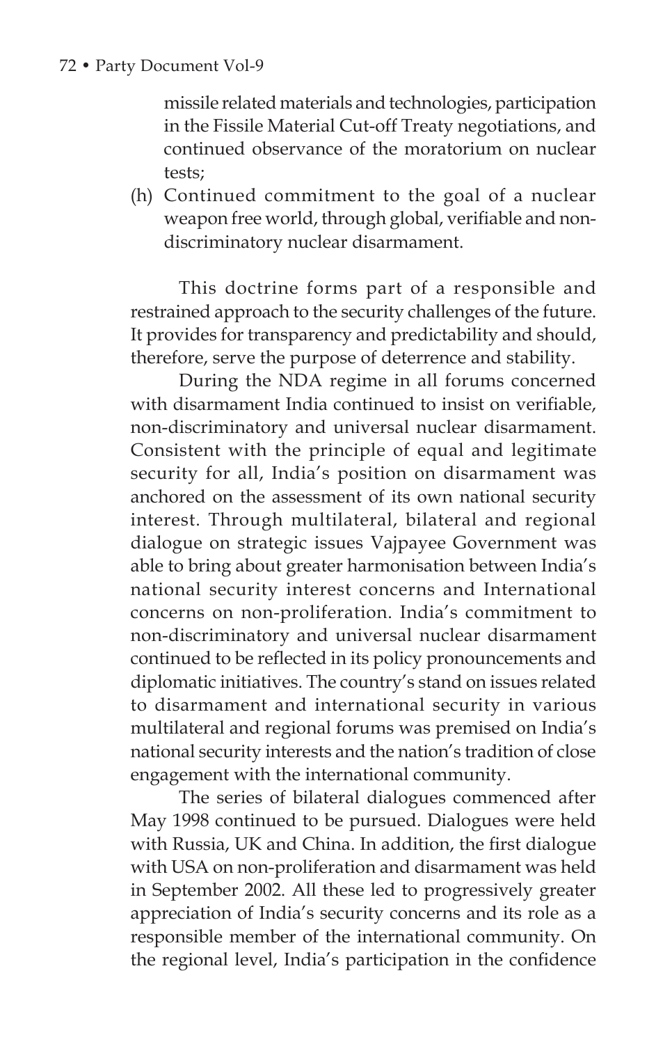missile related materials and technologies, participation in the Fissile Material Cut-off Treaty negotiations, and continued observance of the moratorium on nuclear tests;

(h) Continued commitment to the goal of a nuclear weapon free world, through global, verifiable and non-discriminatory nuclear disarmament.

This doctrine forms part of a responsible and restrained approach to the security challenges of the future. It provides for transparency and predictability and should, therefore, serve the purpose of deterrence and stability.

During the NDA regime in all forums concerned with disarmament India continued to insist on verifiable, non-discriminatory and universal nuclear disarmament. Consistent with the principle of equal and legitimate security for all, India's position on disarmament was anchored on the assessment of its own national security interest. Through multilateral, bilateral and regional dialogue on strategic issues Vajpayee Government was able to bring about greater harmonisation between India's national security interest concerns and International concerns on non-proliferation. India's commitment to non-discriminatory and universal nuclear disarmament continued to be reflected in its policy pronouncements and diplomatic initiatives. The country's stand on issues related to disarmament and international security in various multilateral and regional forums was premised on India's national security interests and the nation's tradition of close engagement with the international community.

The series of bilateral dialogues commenced after May 1998 continued to be pursued. Dialogues were held with Russia, UK and China. In addition, the first dialogue with USA on non-proliferation and disarmament was held in September 2002. All these led to progressively greater appreciation of India's security concerns and its role as a responsible member of the international community. On the regional level, India's participation in the confidence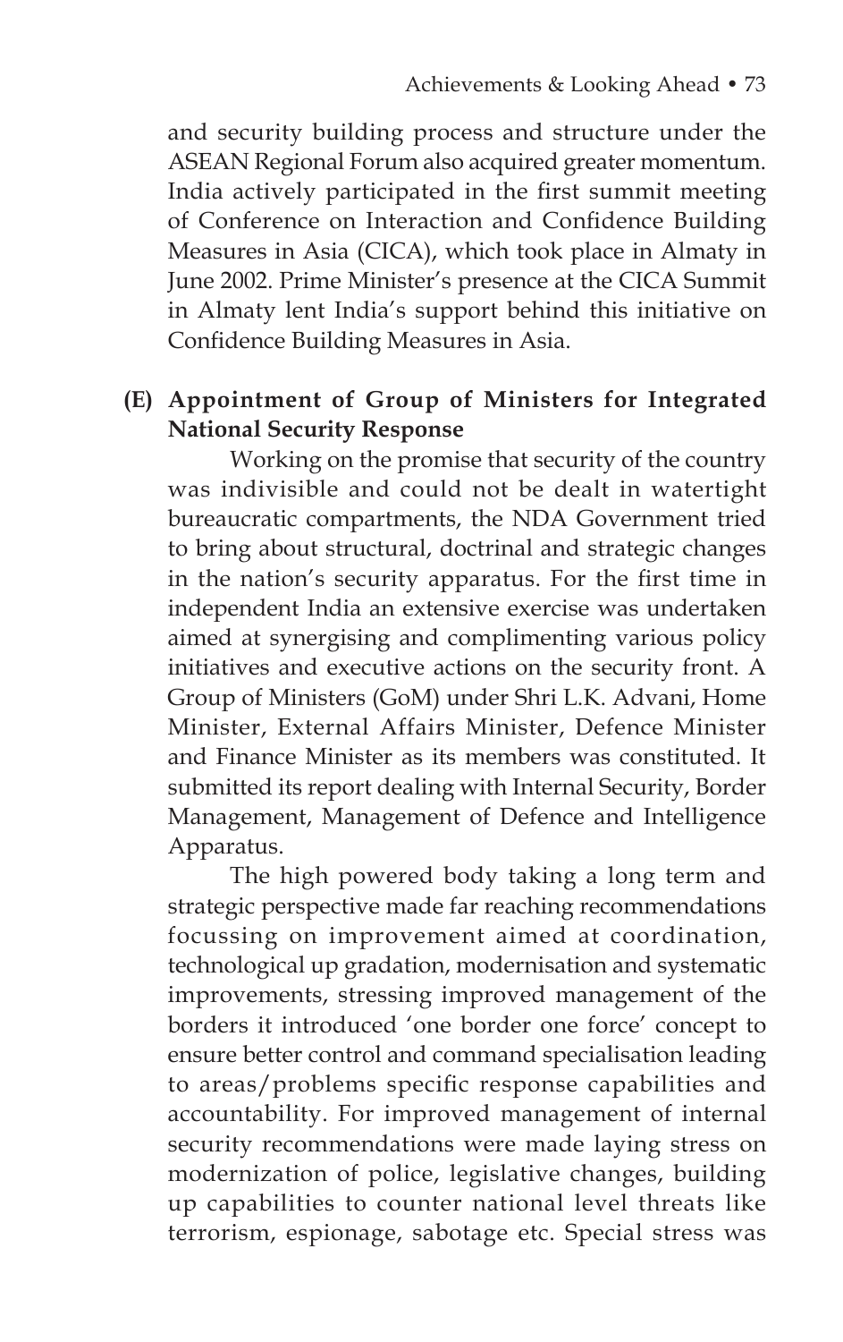and security building process and structure under the ASEAN Regional Forum also acquired greater momentum. India actively participated in the first summit meeting of Conference on Interaction and Confidence Building Measures in Asia (CICA), which took place in Almaty in June 2002. Prime Minister's presence at the CICA Summit in Almaty lent India's support behind this initiative on Confidence Building Measures in Asia.

**(E) Appointment of Group of Ministers for Integrated National Security Response**

Working on the promise that security of the country was indivisible and could not be dealt in watertight bureaucratic compartments, the NDA Government tried to bring about structural, doctrinal and strategic changes in the nation's security apparatus. For the first time in independent India an extensive exercise was undertaken aimed at synergising and complimenting various policy initiatives and executive actions on the security front. A Group of Ministers (GoM) under Shri L.K. Advani, Home Minister, External Affairs Minister, Defence Minister and Finance Minister as its members was constituted. It submitted its report dealing with Internal Security, Border Management, Management of Defence and Intelligence Apparatus.

The high powered body taking a long term and strategic perspective made far reaching recommendations focussing on improvement aimed at coordination, technological up gradation, modernisation and systematic improvements, stressing improved management of the borders it introduced 'one border one force' concept to ensure better control and command specialisation leading to areas/problems specific response capabilities and accountability. For improved management of internal security recommendations were made laying stress on modernization of police, legislative changes, building up capabilities to counter national level threats like terrorism, espionage, sabotage etc. Special stress was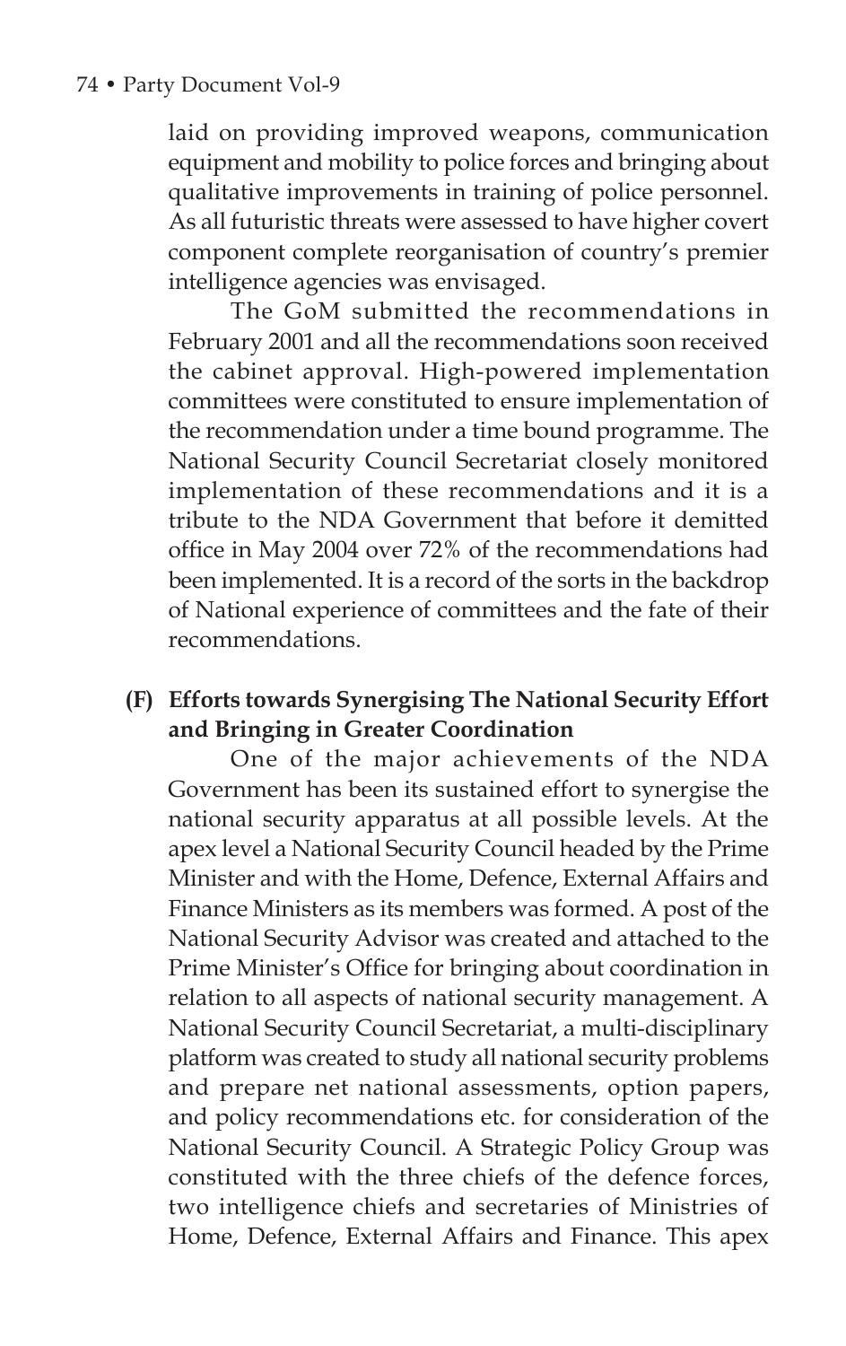laid on providing improved weapons, communication equipment and mobility to police forces and bringing about qualitative improvements in training of police personnel. As all futuristic threats were assessed to have higher covert component complete reorganisation of country's premier intelligence agencies was envisaged.

The GoM submitted the recommendations in February 2001 and all the recommendations soon received the cabinet approval. High-powered implementation committees were constituted to ensure implementation of the recommendation under a time bound programme. The National Security Council Secretariat closely monitored implementation of these recommendations and it is a tribute to the NDA Government that before it demitted office in May 2004 over 72% of the recommendations had been implemented. It is a record of the sorts in the backdrop of National experience of committees and the fate of their recommendations.

**(F) Efforts towards Synergising The National Security Effort and Bringing in Greater Coordination**

One of the major achievements of the NDA Government has been its sustained effort to synergise the national security apparatus at all possible levels. At the apex level a National Security Council headed by the Prime Minister and with the Home, Defence, External Affairs and Finance Ministers as its members was formed. A post of the National Security Advisor was created and attached to the Prime Minister's Office for bringing about coordination in relation to all aspects of national security management. A National Security Council Secretariat, a multi-disciplinary platform was created to study all national security problems and prepare net national assessments, option papers, and policy recommendations etc. for consideration of the National Security Council. A Strategic Policy Group was constituted with the three chiefs of the defence forces, two intelligence chiefs and secretaries of Ministries of Home, Defence, External Affairs and Finance. This apex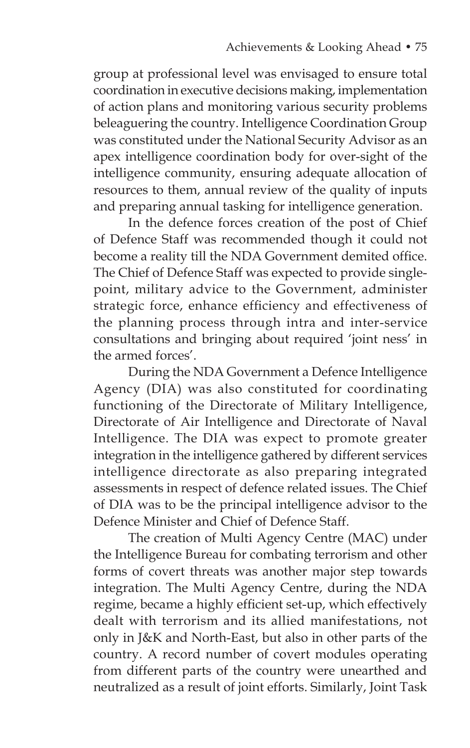group at professional level was envisaged to ensure total coordination in executive decisions making, implementation of action plans and monitoring various security problems beleaguering the country. Intelligence Coordination Group was constituted under the National Security Advisor as an apex intelligence coordination body for over-sight of the intelligence community, ensuring adequate allocation of resources to them, annual review of the quality of inputs and preparing annual tasking for intelligence generation.

In the defence forces creation of the post of Chief of Defence Staff was recommended though it could not become a reality till the NDA Government demited office. The Chief of Defence Staff was expected to provide single-point, military advice to the Government, administer strategic force, enhance efficiency and effectiveness of the planning process through intra and inter-service consultations and bringing about required 'joint ness' in the armed forces'.

During the NDA Government a Defence Intelligence Agency (DIA) was also constituted for coordinating functioning of the Directorate of Military Intelligence, Directorate of Air Intelligence and Directorate of Naval Intelligence. The DIA was expect to promote greater integration in the intelligence gathered by different services intelligence directorate as also preparing integrated assessments in respect of defence related issues. The Chief of DIA was to be the principal intelligence advisor to the Defence Minister and Chief of Defence Staff.

The creation of Multi Agency Centre (MAC) under the Intelligence Bureau for combating terrorism and other forms of covert threats was another major step towards integration. The Multi Agency Centre, during the NDA regime, became a highly efficient set-up, which effectively dealt with terrorism and its allied manifestations, not only in J&K and North-East, but also in other parts of the country. A record number of covert modules operating from different parts of the country were unearthed and neutralized as a result of joint efforts. Similarly, Joint Task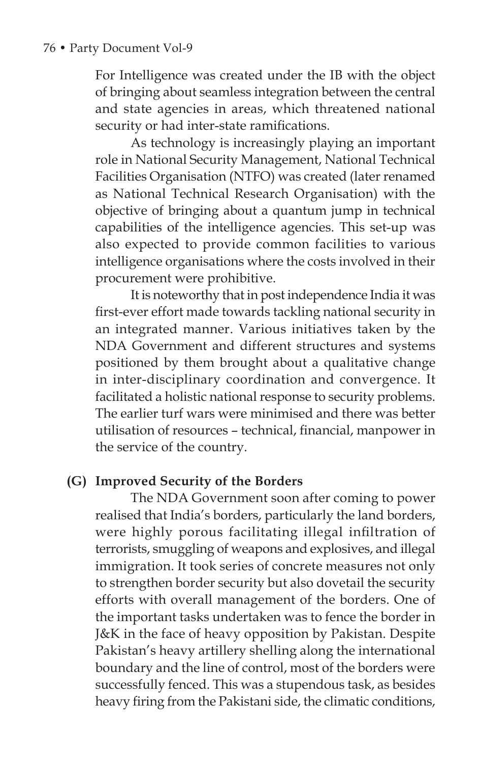For Intelligence was created under the IB with the object of bringing about seamless integration between the central and state agencies in areas, which threatened national security or had inter-state ramifications.

As technology is increasingly playing an important role in National Security Management, National Technical Facilities Organisation (NTFO) was created (later renamed as National Technical Research Organisation) with the objective of bringing about a quantum jump in technical capabilities of the intelligence agencies. This set-up was also expected to provide common facilities to various intelligence organisations where the costs involved in their procurement were prohibitive.

It is noteworthy that in post independence India it was first-ever effort made towards tackling national security in an integrated manner. Various initiatives taken by the NDA Government and different structures and systems positioned by them brought about a qualitative change in inter-disciplinary coordination and convergence. It facilitated a holistic national response to security problems. The earlier turf wars were minimised and there was better utilisation of resources – technical, financial, manpower in the service of the country.

**(G) Improved Security of the Borders**

The NDA Government soon after coming to power realised that India's borders, particularly the land borders, were highly porous facilitating illegal infiltration of terrorists, smuggling of weapons and explosives, and illegal immigration. It took series of concrete measures not only to strengthen border security but also dovetail the security efforts with overall management of the borders. One of the important tasks undertaken was to fence the border in J&K in the face of heavy opposition by Pakistan. Despite Pakistan's heavy artillery shelling along the international boundary and the line of control, most of the borders were successfully fenced. This was a stupendous task, as besides heavy firing from the Pakistani side, the climatic conditions,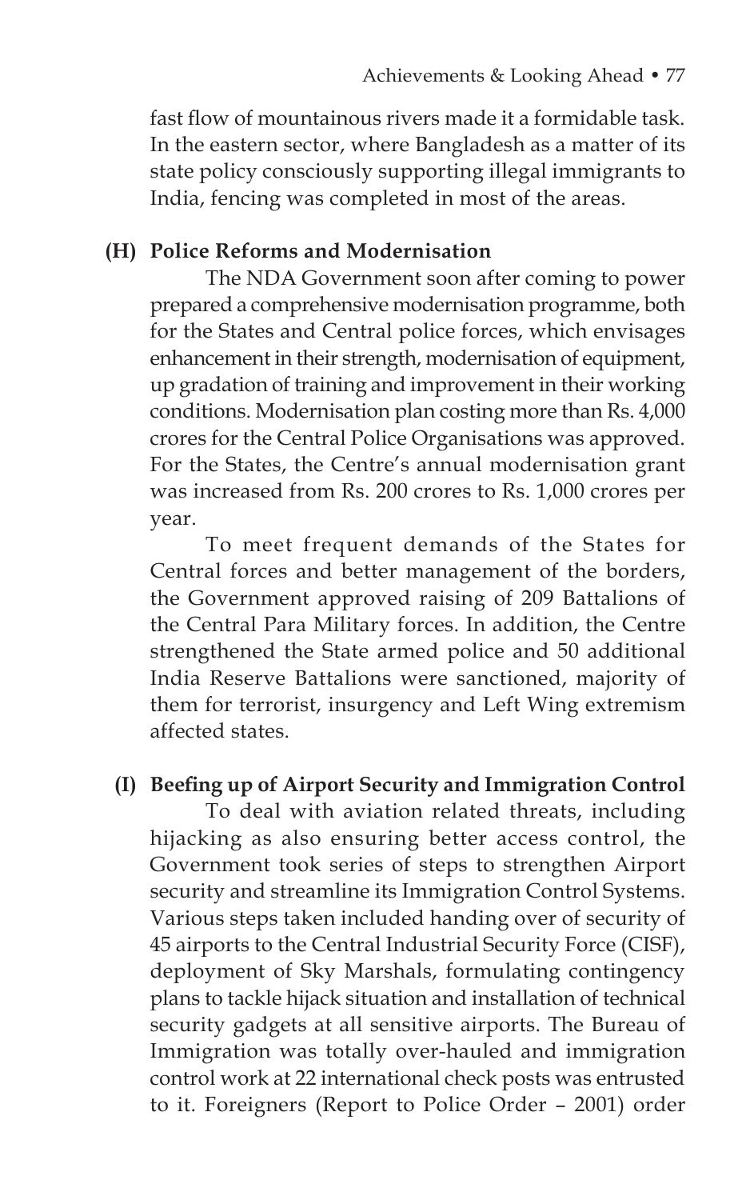fast flow of mountainous rivers made it a formidable task. In the eastern sector, where Bangladesh as a matter of its state policy consciously supporting illegal immigrants to India, fencing was completed in most of the areas.

### (H) Police Reforms and Modernisation

The NDA Government soon after coming to power prepared a comprehensive modernisation programme, both for the States and Central police forces, which envisages enhancement in their strength, modernisation of equipment, up gradation of training and improvement in their working conditions. Modernisation plan costing more than Rs. 4,000 crores for the Central Police Organisations was approved. For the States, the Centre's annual modernisation grant was increased from Rs. 200 crores to Rs. 1,000 crores per year.

To meet frequent demands of the States for Central forces and better management of the borders, the Government approved raising of 209 Battalions of the Central Para Military forces. In addition, the Centre strengthened the State armed police and 50 additional India Reserve Battalions were sanctioned, majority of them for terrorist, insurgency and Left Wing extremism affected states.

### (I) Beefing up of Airport Security and Immigration Control

To deal with aviation related threats, including hijacking as also ensuring better access control, the Government took series of steps to strengthen Airport security and streamline its Immigration Control Systems. Various steps taken included handing over of security of 45 airports to the Central Industrial Security Force (CISF), deployment of Sky Marshals, formulating contingency plans to tackle hijack situation and installation of technical security gadgets at all sensitive airports. The Bureau of Immigration was totally over-hauled and immigration control work at 22 international check posts was entrusted to it. Foreigners (Report to Police Order – 2001) order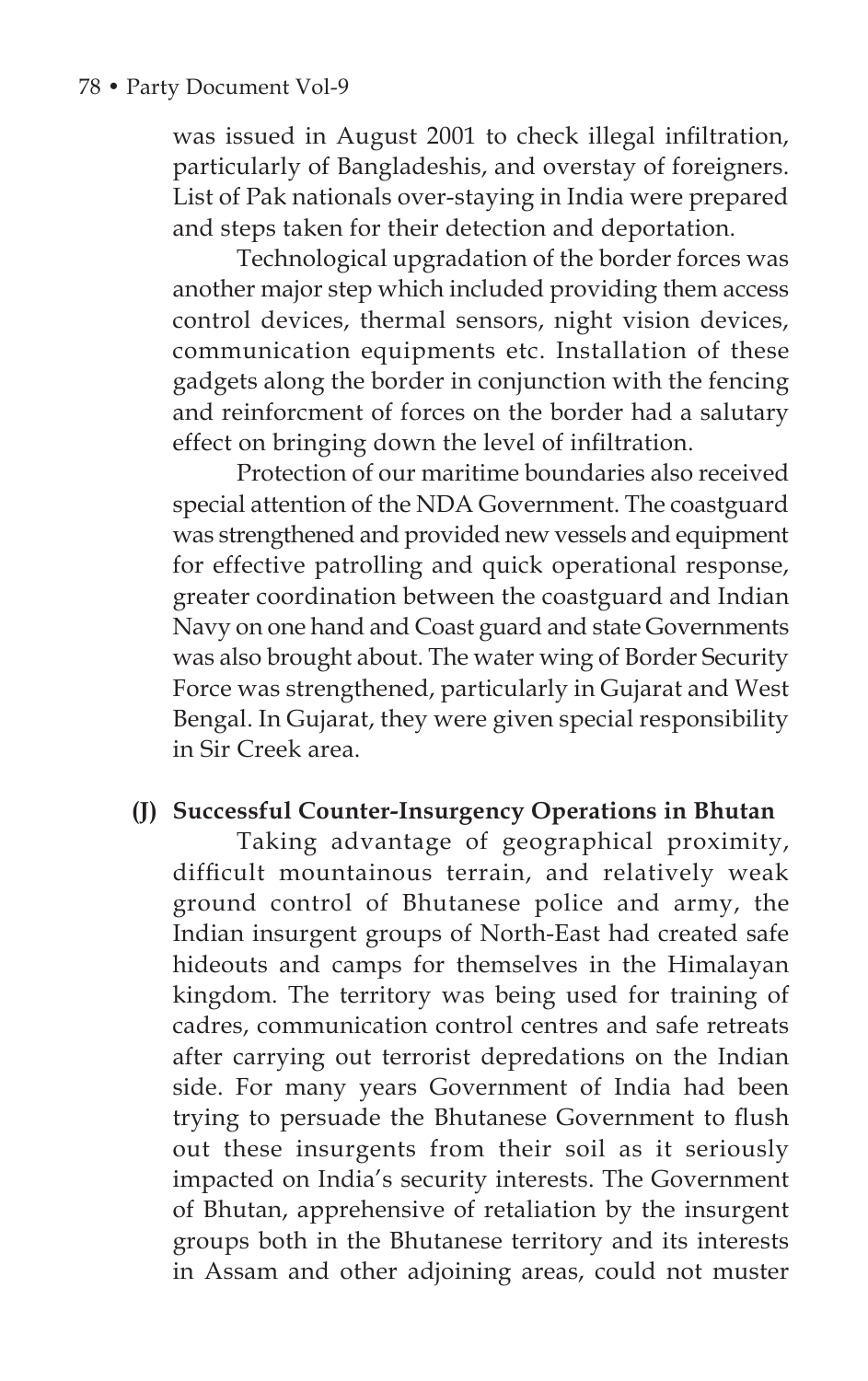was issued in August 2001 to check illegal infiltration, particularly of Bangladeshis, and overstay of foreigners. List of Pak nationals over-staying in India were prepared and steps taken for their detection and deportation.

Technological upgradation of the border forces was another major step which included providing them access control devices, thermal sensors, night vision devices, communication equipments etc. Installation of these gadgets along the border in conjunction with the fencing and reinforcment of forces on the border had a salutary effect on bringing down the level of infiltration.

Protection of our maritime boundaries also received special attention of the NDA Government. The coastguard was strengthened and provided new vessels and equipment for effective patrolling and quick operational response, greater coordination between the coastguard and Indian Navy on one hand and Coast guard and state Governments was also brought about. The water wing of Border Security Force was strengthened, particularly in Gujarat and West Bengal. In Gujarat, they were given special responsibility in Sir Creek area.

**(J) Successful Counter-Insurgency Operations in Bhutan**

Taking advantage of geographical proximity, difficult mountainous terrain, and relatively weak ground control of Bhutanese police and army, the Indian insurgent groups of North-East had created safe hideouts and camps for themselves in the Himalayan kingdom. The territory was being used for training of cadres, communication control centres and safe retreats after carrying out terrorist depredations on the Indian side. For many years Government of India had been trying to persuade the Bhutanese Government to flush out these insurgents from their soil as it seriously impacted on India's security interests. The Government of Bhutan, apprehensive of retaliation by the insurgent groups both in the Bhutanese territory and its interests in Assam and other adjoining areas, could not muster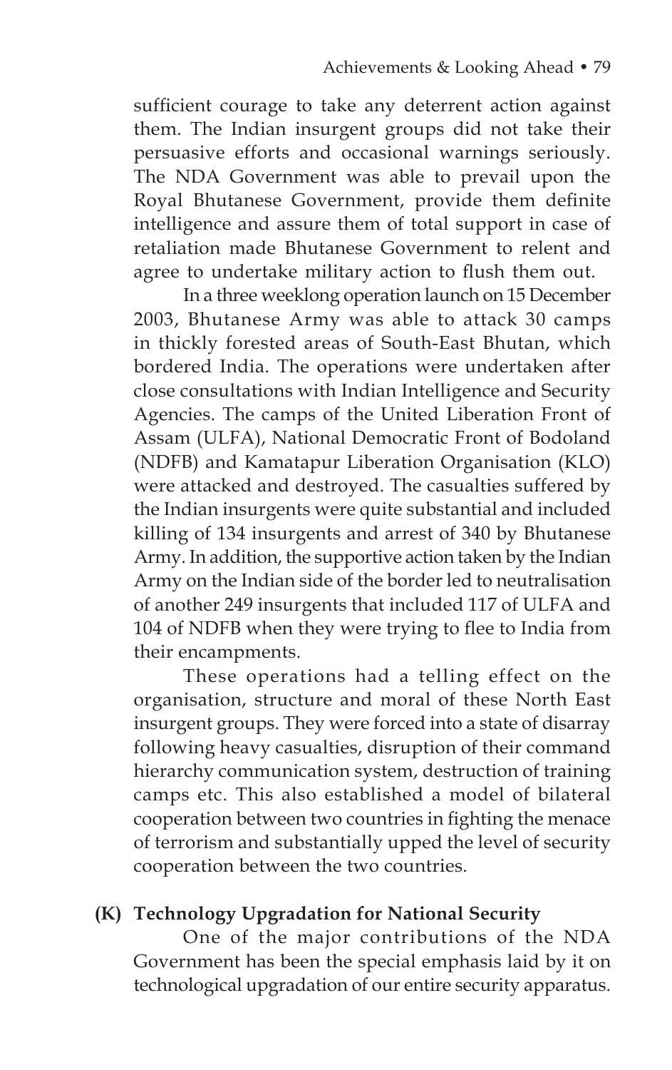sufficient courage to take any deterrent action against them. The Indian insurgent groups did not take their persuasive efforts and occasional warnings seriously. The NDA Government was able to prevail upon the Royal Bhutanese Government, provide them definite intelligence and assure them of total support in case of retaliation made Bhutanese Government to relent and agree to undertake military action to flush them out.

In a three weeklong operation launch on 15 December 2003, Bhutanese Army was able to attack 30 camps in thickly forested areas of South-East Bhutan, which bordered India. The operations were undertaken after close consultations with Indian Intelligence and Security Agencies. The camps of the United Liberation Front of Assam (ULFA), National Democratic Front of Bodoland (NDFB) and Kamatapur Liberation Organisation (KLO) were attacked and destroyed. The casualties suffered by the Indian insurgents were quite substantial and included killing of 134 insurgents and arrest of 340 by Bhutanese Army. In addition, the supportive action taken by the Indian Army on the Indian side of the border led to neutralisation of another 249 insurgents that included 117 of ULFA and 104 of NDFB when they were trying to flee to India from their encampments.

These operations had a telling effect on the organisation, structure and moral of these North East insurgent groups. They were forced into a state of disarray following heavy casualties, disruption of their command hierarchy communication system, destruction of training camps etc. This also established a model of bilateral cooperation between two countries in fighting the menace of terrorism and substantially upped the level of security cooperation between the two countries.

### (K) Technology Upgradation for National Security

One of the major contributions of the NDA Government has been the special emphasis laid by it on technological upgradation of our entire security apparatus.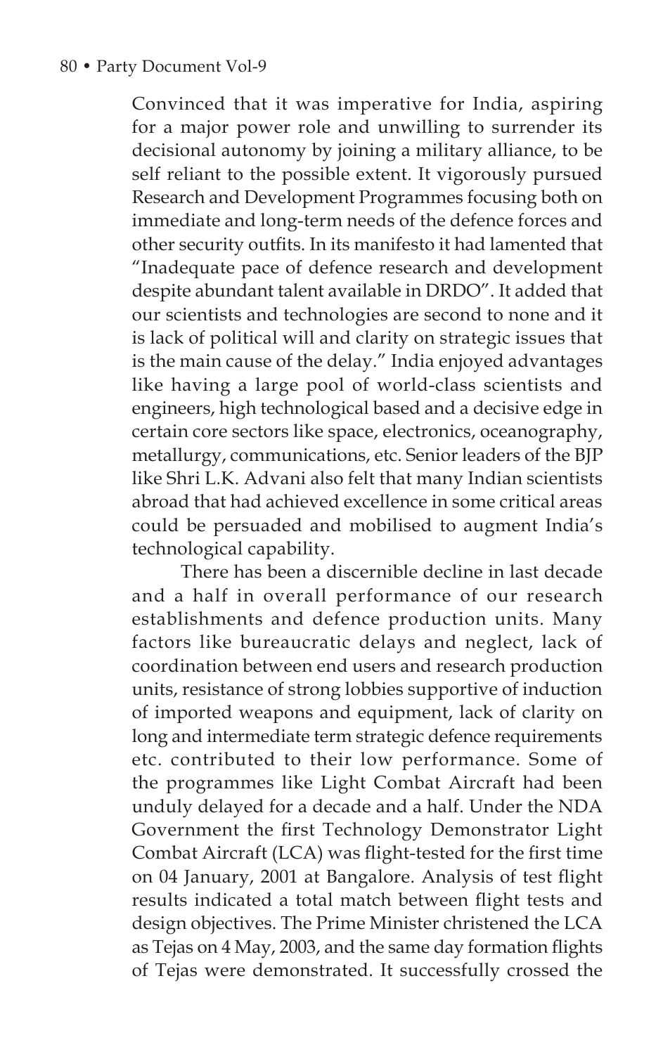Convinced that it was imperative for India, aspiring for a major power role and unwilling to surrender its decisional autonomy by joining a military alliance, to be self reliant to the possible extent. It vigorously pursued Research and Development Programmes focusing both on immediate and long-term needs of the defence forces and other security outfits. In its manifesto it had lamented that "Inadequate pace of defence research and development despite abundant talent available in DRDO". It added that our scientists and technologies are second to none and it is lack of political will and clarity on strategic issues that is the main cause of the delay." India enjoyed advantages like having a large pool of world-class scientists and engineers, high technological based and a decisive edge in certain core sectors like space, electronics, oceanography, metallurgy, communications, etc. Senior leaders of the BJP like Shri L.K. Advani also felt that many Indian scientists abroad that had achieved excellence in some critical areas could be persuaded and mobilised to augment India's technological capability.

There has been a discernible decline in last decade and a half in overall performance of our research establishments and defence production units. Many factors like bureaucratic delays and neglect, lack of coordination between end users and research production units, resistance of strong lobbies supportive of induction of imported weapons and equipment, lack of clarity on long and intermediate term strategic defence requirements etc. contributed to their low performance. Some of the programmes like Light Combat Aircraft had been unduly delayed for a decade and a half. Under the NDA Government the first Technology Demonstrator Light Combat Aircraft (LCA) was flight-tested for the first time on 04 January, 2001 at Bangalore. Analysis of test flight results indicated a total match between flight tests and design objectives. The Prime Minister christened the LCA as Tejas on 4 May, 2003, and the same day formation flights of Tejas were demonstrated. It successfully crossed the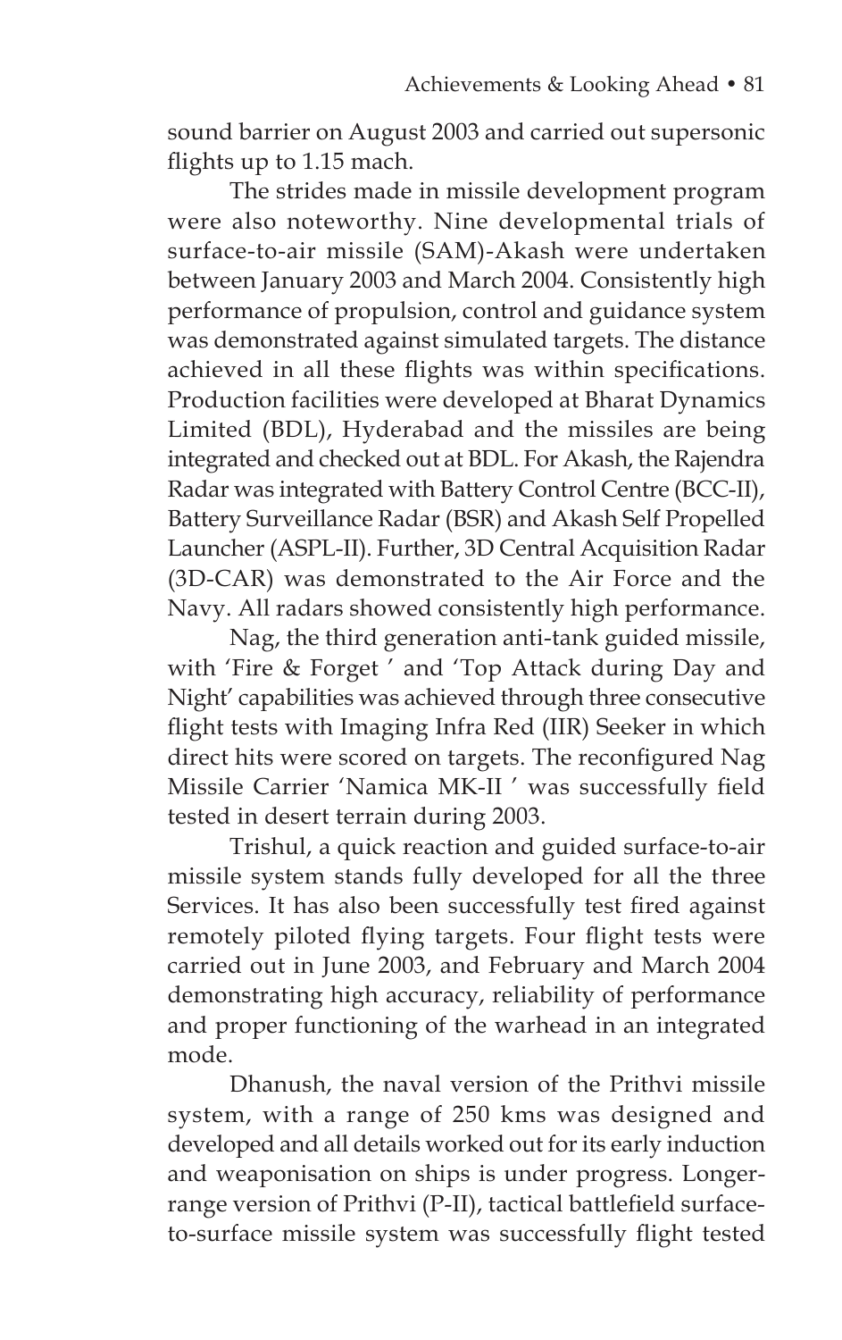sound barrier on August 2003 and carried out supersonic flights up to 1.15 mach.

The strides made in missile development program were also noteworthy. Nine developmental trials of surface-to-air missile (SAM)-Akash were undertaken between January 2003 and March 2004. Consistently high performance of propulsion, control and guidance system was demonstrated against simulated targets. The distance achieved in all these flights was within specifications. Production facilities were developed at Bharat Dynamics Limited (BDL), Hyderabad and the missiles are being integrated and checked out at BDL. For Akash, the Rajendra Radar was integrated with Battery Control Centre (BCC-II), Battery Surveillance Radar (BSR) and Akash Self Propelled Launcher (ASPL-II). Further, 3D Central Acquisition Radar (3D-CAR) was demonstrated to the Air Force and the Navy. All radars showed consistently high performance.

Nag, the third generation anti-tank guided missile, with 'Fire & Forget ' and 'Top Attack during Day and Night' capabilities was achieved through three consecutive flight tests with Imaging Infra Red (IIR) Seeker in which direct hits were scored on targets. The reconfigured Nag Missile Carrier 'Namica MK-II ' was successfully field tested in desert terrain during 2003.

Trishul, a quick reaction and guided surface-to-air missile system stands fully developed for all the three Services. It has also been successfully test fired against remotely piloted flying targets. Four flight tests were carried out in June 2003, and February and March 2004 demonstrating high accuracy, reliability of performance and proper functioning of the warhead in an integrated mode.

Dhanush, the naval version of the Prithvi missile system, with a range of 250 kms was designed and developed and all details worked out for its early induction and weaponisation on ships is under progress. Longer-range version of Prithvi (P-II), tactical battlefield surface-to-surface missile system was successfully flight tested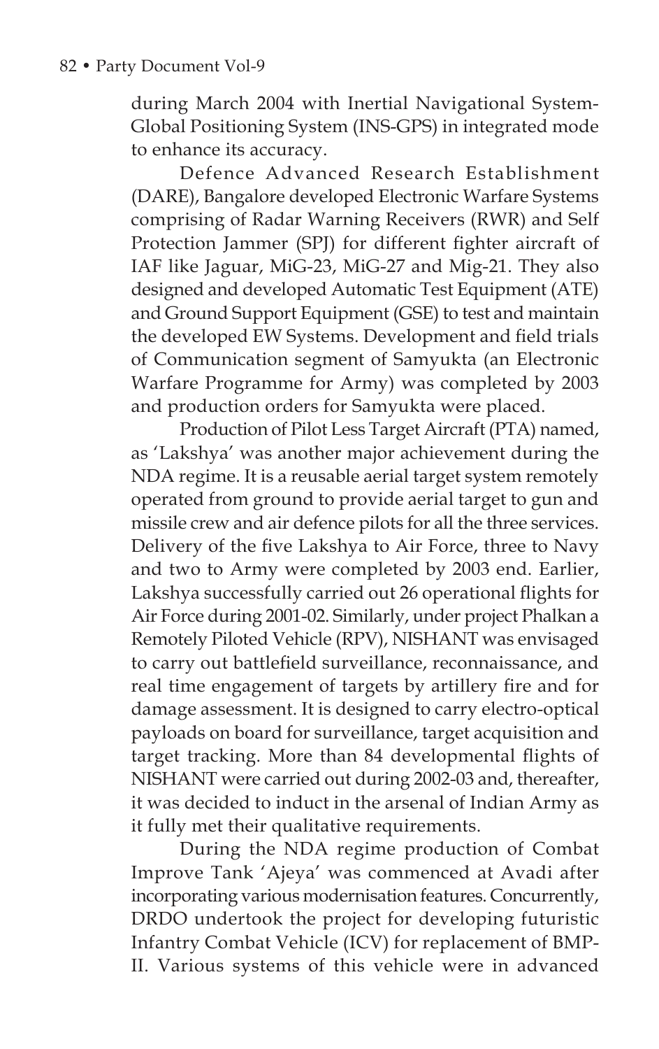during March 2004 with Inertial Navigational System-Global Positioning System (INS-GPS) in integrated mode to enhance its accuracy.

Defence Advanced Research Establishment (DARE), Bangalore developed Electronic Warfare Systems comprising of Radar Warning Receivers (RWR) and Self Protection Jammer (SPJ) for different fighter aircraft of IAF like Jaguar, MiG-23, MiG-27 and Mig-21. They also designed and developed Automatic Test Equipment (ATE) and Ground Support Equipment (GSE) to test and maintain the developed EW Systems. Development and field trials of Communication segment of Samyukta (an Electronic Warfare Programme for Army) was completed by 2003 and production orders for Samyukta were placed.

Production of Pilot Less Target Aircraft (PTA) named, as 'Lakshya' was another major achievement during the NDA regime. It is a reusable aerial target system remotely operated from ground to provide aerial target to gun and missile crew and air defence pilots for all the three services. Delivery of the five Lakshya to Air Force, three to Navy and two to Army were completed by 2003 end. Earlier, Lakshya successfully carried out 26 operational flights for Air Force during 2001-02. Similarly, under project Phalkan a Remotely Piloted Vehicle (RPV), NISHANT was envisaged to carry out battlefield surveillance, reconnaissance, and real time engagement of targets by artillery fire and for damage assessment. It is designed to carry electro-optical payloads on board for surveillance, target acquisition and target tracking. More than 84 developmental flights of NISHANT were carried out during 2002-03 and, thereafter, it was decided to induct in the arsenal of Indian Army as it fully met their qualitative requirements.

During the NDA regime production of Combat Improve Tank 'Ajeya' was commenced at Avadi after incorporating various modernisation features. Concurrently, DRDO undertook the project for developing futuristic Infantry Combat Vehicle (ICV) for replacement of BMP-II. Various systems of this vehicle were in advanced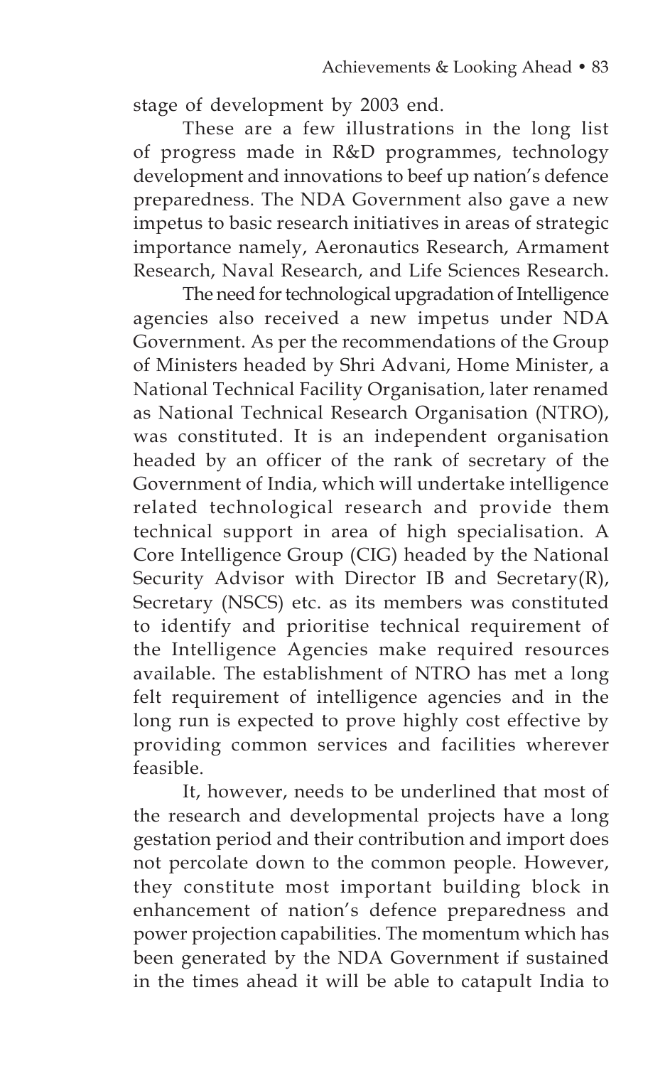stage of development by 2003 end.

These are a few illustrations in the long list of progress made in R&D programmes, technology development and innovations to beef up nation's defence preparedness. The NDA Government also gave a new impetus to basic research initiatives in areas of strategic importance namely, Aeronautics Research, Armament Research, Naval Research, and Life Sciences Research.

The need for technological upgradation of Intelligence agencies also received a new impetus under NDA Government. As per the recommendations of the Group of Ministers headed by Shri Advani, Home Minister, a National Technical Facility Organisation, later renamed as National Technical Research Organisation (NTRO), was constituted. It is an independent organisation headed by an officer of the rank of secretary of the Government of India, which will undertake intelligence related technological research and provide them technical support in area of high specialisation. A Core Intelligence Group (CIG) headed by the National Security Advisor with Director IB and Secretary(R), Secretary (NSCS) etc. as its members was constituted to identify and prioritise technical requirement of the Intelligence Agencies make required resources available. The establishment of NTRO has met a long felt requirement of intelligence agencies and in the long run is expected to prove highly cost effective by providing common services and facilities wherever feasible.

It, however, needs to be underlined that most of the research and developmental projects have a long gestation period and their contribution and import does not percolate down to the common people. However, they constitute most important building block in enhancement of nation's defence preparedness and power projection capabilities. The momentum which has been generated by the NDA Government if sustained in the times ahead it will be able to catapult India to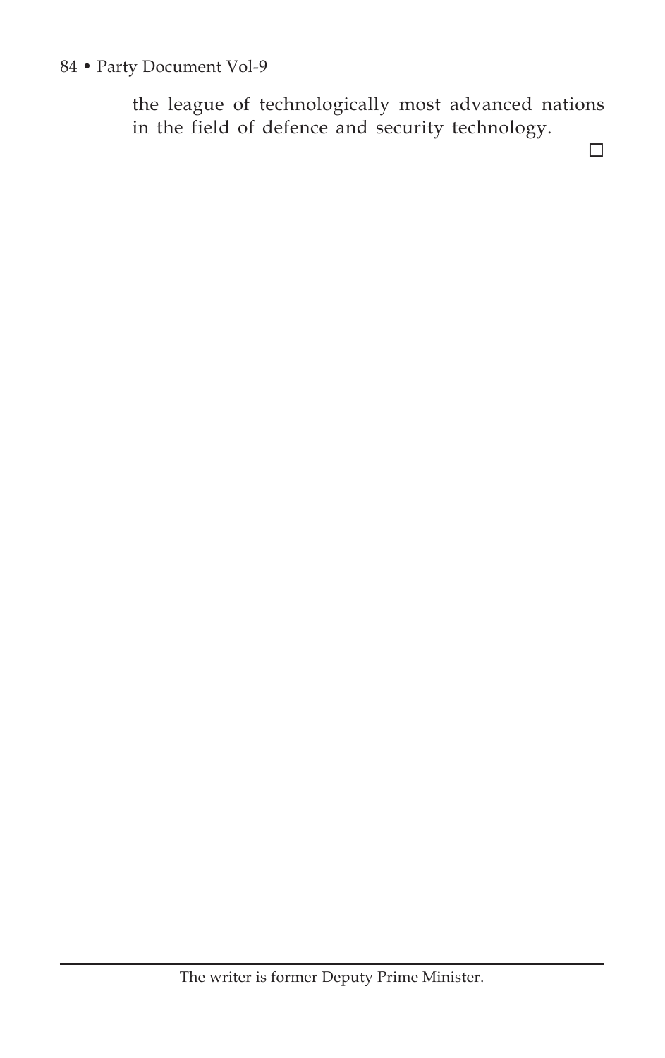the league of technologically most advanced nations in the field of defence and security technology. □

---

The writer is former Deputy Prime Minister.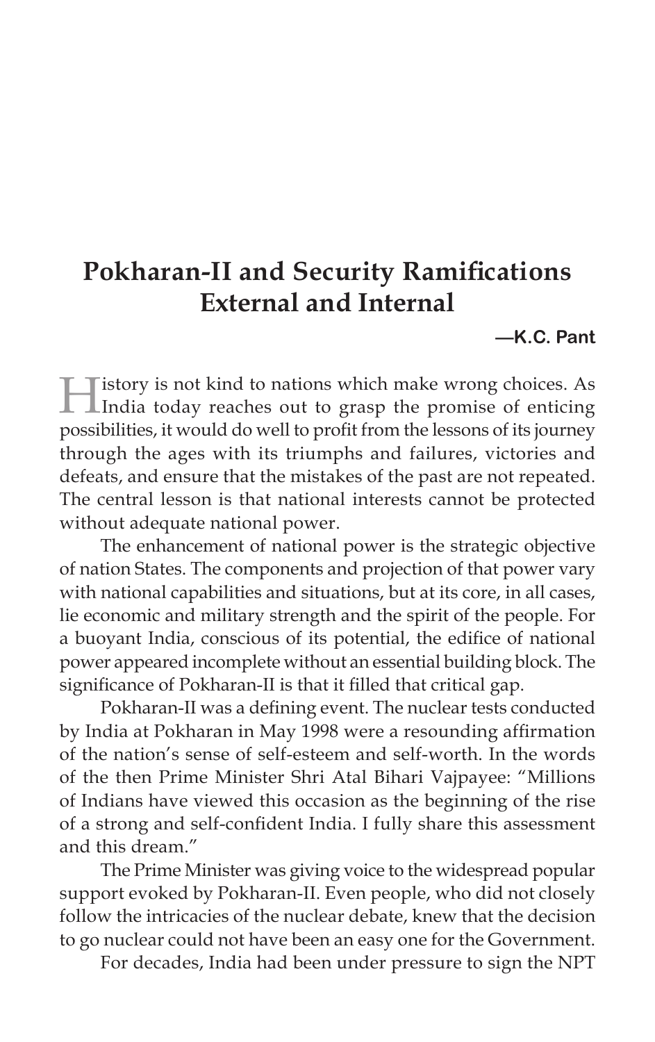# Pokharan-II and Security Ramifications External and Internal

**—K.C. Pant**

History is not kind to nations which make wrong choices. As India today reaches out to grasp the promise of enticing possibilities, it would do well to profit from the lessons of its journey through the ages with its triumphs and failures, victories and defeats, and ensure that the mistakes of the past are not repeated. The central lesson is that national interests cannot be protected without adequate national power.

The enhancement of national power is the strategic objective of nation States. The components and projection of that power vary with national capabilities and situations, but at its core, in all cases, lie economic and military strength and the spirit of the people. For a buoyant India, conscious of its potential, the edifice of national power appeared incomplete without an essential building block. The significance of Pokharan-II is that it filled that critical gap.

Pokharan-II was a defining event. The nuclear tests conducted by India at Pokharan in May 1998 were a resounding affirmation of the nation's sense of self-esteem and self-worth. In the words of the then Prime Minister Shri Atal Bihari Vajpayee: "Millions of Indians have viewed this occasion as the beginning of the rise of a strong and self-confident India. I fully share this assessment and this dream."

The Prime Minister was giving voice to the widespread popular support evoked by Pokharan-II. Even people, who did not closely follow the intricacies of the nuclear debate, knew that the decision to go nuclear could not have been an easy one for the Government.

For decades, India had been under pressure to sign the NPT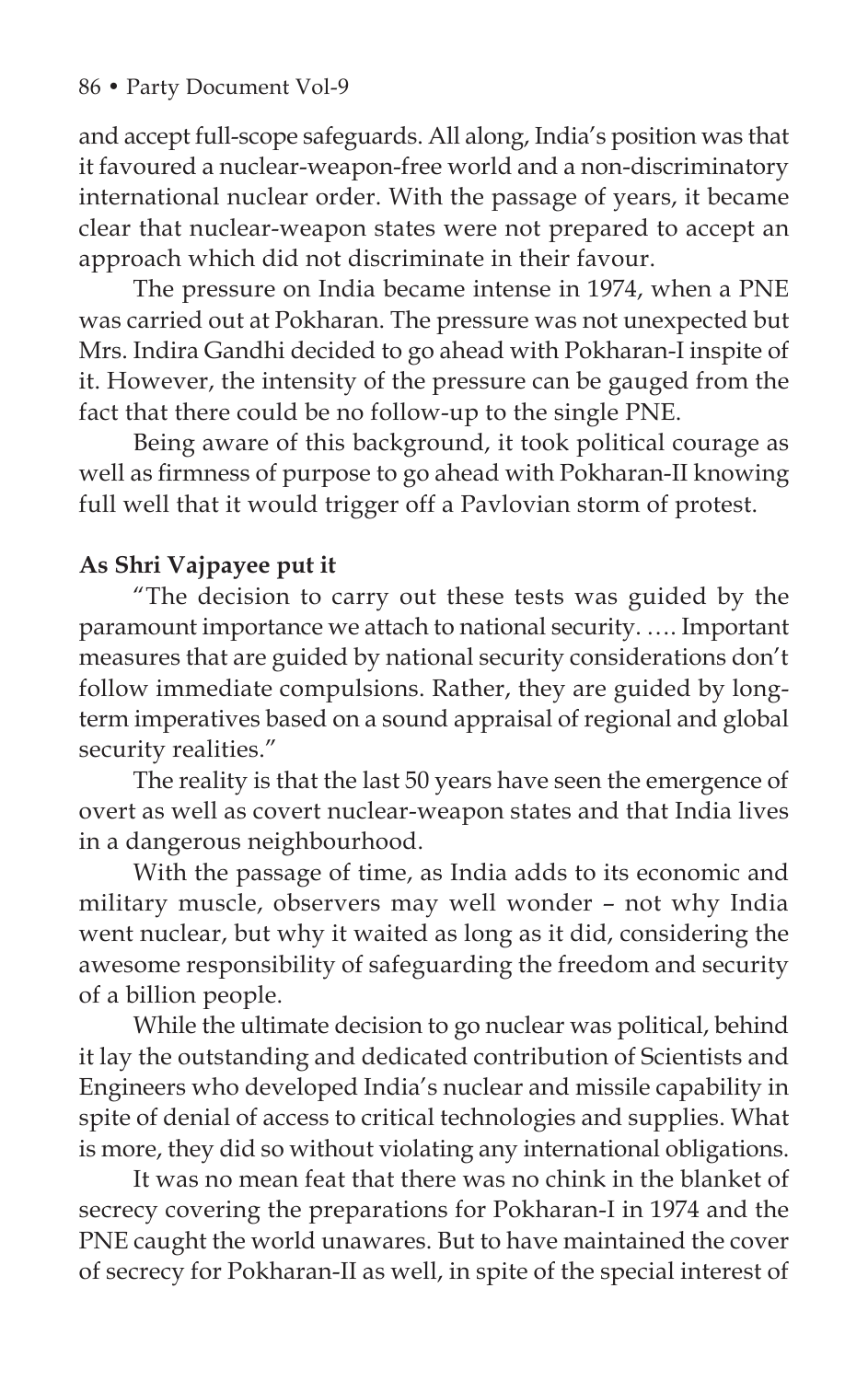and accept full-scope safeguards. All along, India's position was that it favoured a nuclear-weapon-free world and a non-discriminatory international nuclear order. With the passage of years, it became clear that nuclear-weapon states were not prepared to accept an approach which did not discriminate in their favour.

The pressure on India became intense in 1974, when a PNE was carried out at Pokharan. The pressure was not unexpected but Mrs. Indira Gandhi decided to go ahead with Pokharan-I inspite of it. However, the intensity of the pressure can be gauged from the fact that there could be no follow-up to the single PNE.

Being aware of this background, it took political courage as well as firmness of purpose to go ahead with Pokharan-II knowing full well that it would trigger off a Pavlovian storm of protest.

**As Shri Vajpayee put it**

"The decision to carry out these tests was guided by the paramount importance we attach to national security. …. Important measures that are guided by national security considerations don't follow immediate compulsions. Rather, they are guided by long-term imperatives based on a sound appraisal of regional and global security realities."

The reality is that the last 50 years have seen the emergence of overt as well as covert nuclear-weapon states and that India lives in a dangerous neighbourhood.

With the passage of time, as India adds to its economic and military muscle, observers may well wonder – not why India went nuclear, but why it waited as long as it did, considering the awesome responsibility of safeguarding the freedom and security of a billion people.

While the ultimate decision to go nuclear was political, behind it lay the outstanding and dedicated contribution of Scientists and Engineers who developed India's nuclear and missile capability in spite of denial of access to critical technologies and supplies. What is more, they did so without violating any international obligations.

It was no mean feat that there was no chink in the blanket of secrecy covering the preparations for Pokharan-I in 1974 and the PNE caught the world unawares. But to have maintained the cover of secrecy for Pokharan-II as well, in spite of the special interest of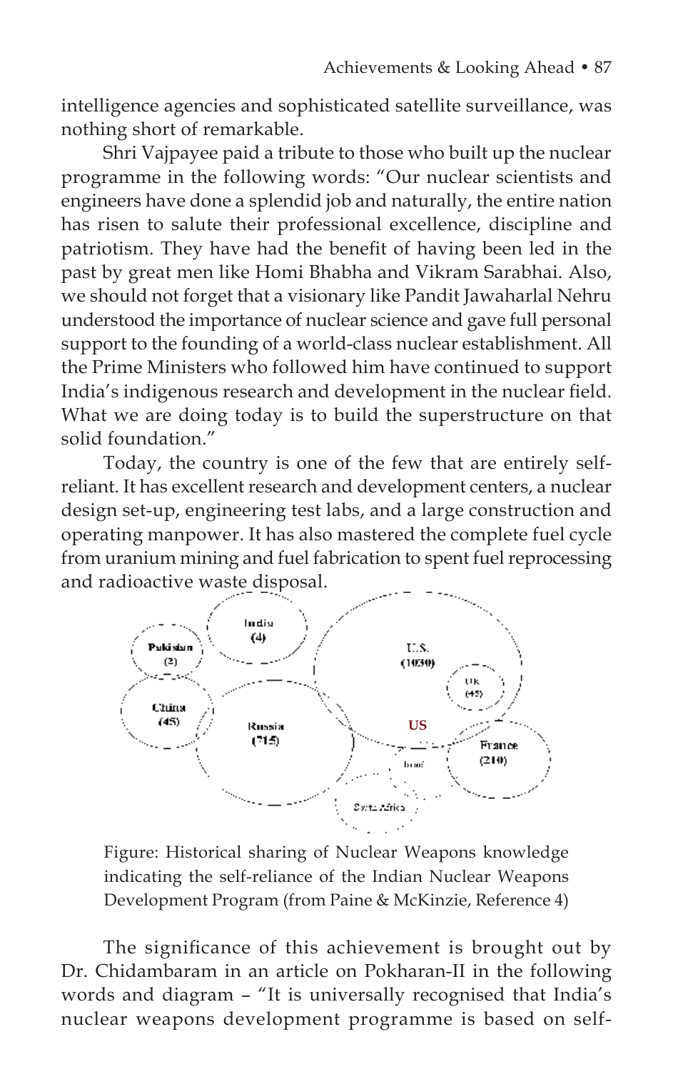intelligence agencies and sophisticated satellite surveillance, was nothing short of remarkable.

Shri Vajpayee paid a tribute to those who built up the nuclear programme in the following words: "Our nuclear scientists and engineers have done a splendid job and naturally, the entire nation has risen to salute their professional excellence, discipline and patriotism. They have had the benefit of having been led in the past by great men like Homi Bhabha and Vikram Sarabhai. Also, we should not forget that a visionary like Pandit Jawaharlal Nehru understood the importance of nuclear science and gave full personal support to the founding of a world-class nuclear establishment. All the Prime Ministers who followed him have continued to support India's indigenous research and development in the nuclear field. What we are doing today is to build the superstructure on that solid foundation."

Today, the country is one of the few that are entirely self-reliant. It has excellent research and development centers, a nuclear design set-up, engineering test labs, and a large construction and operating manpower. It has also mastered the complete fuel cycle from uranium mining and fuel fabrication to spent fuel reprocessing and radioactive waste disposal.

Figure: Historical sharing of Nuclear Weapons knowledge indicating the self-reliance of the Indian Nuclear Weapons Development Program (from Paine & McKinzie, Reference 4)

The significance of this achievement is brought out by Dr. Chidambaram in an article on Pokharan-II in the following words and diagram – "It is universally recognised that India's nuclear weapons development programme is based on self-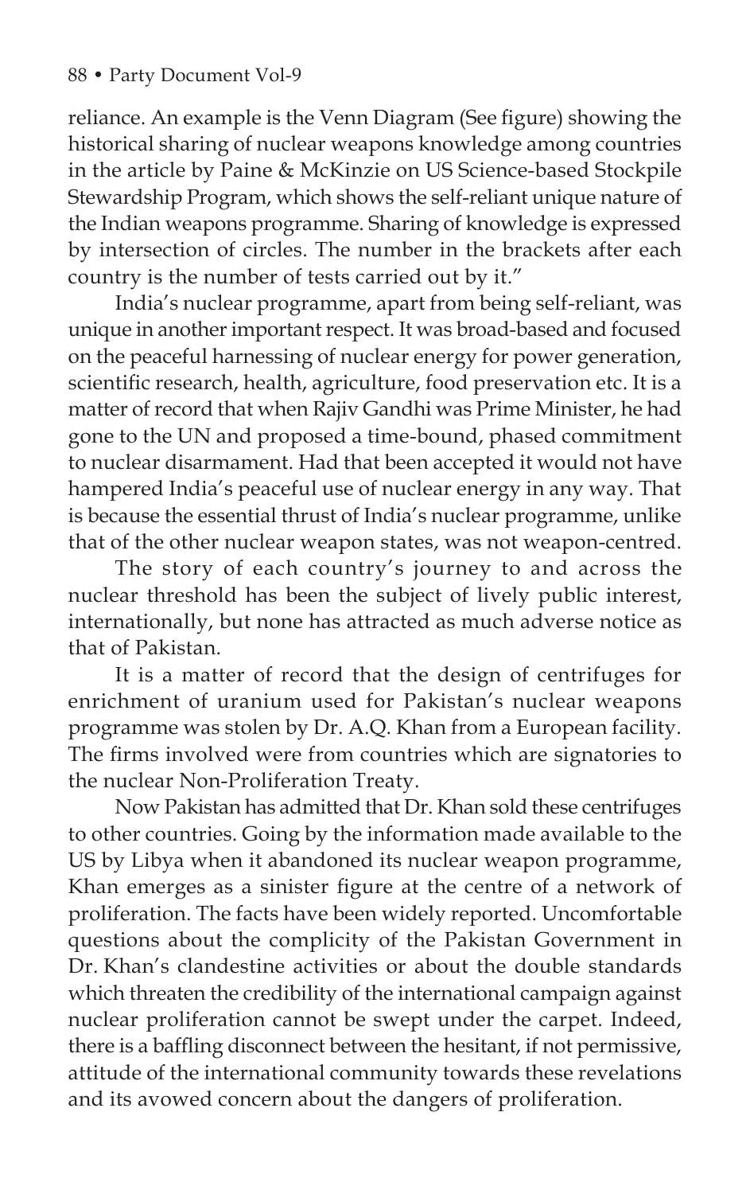reliance. An example is the Venn Diagram (See figure) showing the historical sharing of nuclear weapons knowledge among countries in the article by Paine & McKinzie on US Science-based Stockpile Stewardship Program, which shows the self-reliant unique nature of the Indian weapons programme. Sharing of knowledge is expressed by intersection of circles. The number in the brackets after each country is the number of tests carried out by it."

India's nuclear programme, apart from being self-reliant, was unique in another important respect. It was broad-based and focused on the peaceful harnessing of nuclear energy for power generation, scientific research, health, agriculture, food preservation etc. It is a matter of record that when Rajiv Gandhi was Prime Minister, he had gone to the UN and proposed a time-bound, phased commitment to nuclear disarmament. Had that been accepted it would not have hampered India's peaceful use of nuclear energy in any way. That is because the essential thrust of India's nuclear programme, unlike that of the other nuclear weapon states, was not weapon-centred.

The story of each country's journey to and across the nuclear threshold has been the subject of lively public interest, internationally, but none has attracted as much adverse notice as that of Pakistan.

It is a matter of record that the design of centrifuges for enrichment of uranium used for Pakistan's nuclear weapons programme was stolen by Dr. A.Q. Khan from a European facility. The firms involved were from countries which are signatories to the nuclear Non-Proliferation Treaty.

Now Pakistan has admitted that Dr. Khan sold these centrifuges to other countries. Going by the information made available to the US by Libya when it abandoned its nuclear weapon programme, Khan emerges as a sinister figure at the centre of a network of proliferation. The facts have been widely reported. Uncomfortable questions about the complicity of the Pakistan Government in Dr. Khan's clandestine activities or about the double standards which threaten the credibility of the international campaign against nuclear proliferation cannot be swept under the carpet. Indeed, there is a baffling disconnect between the hesitant, if not permissive, attitude of the international community towards these revelations and its avowed concern about the dangers of proliferation.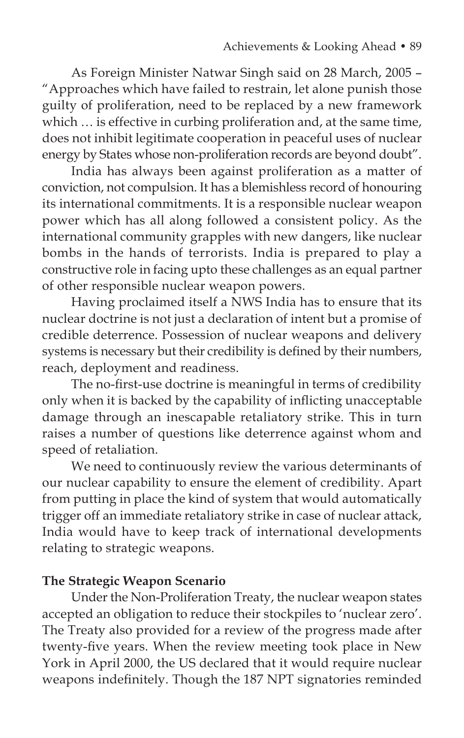As Foreign Minister Natwar Singh said on 28 March, 2005 – "Approaches which have failed to restrain, let alone punish those guilty of proliferation, need to be replaced by a new framework which … is effective in curbing proliferation and, at the same time, does not inhibit legitimate cooperation in peaceful uses of nuclear energy by States whose non-proliferation records are beyond doubt".

India has always been against proliferation as a matter of conviction, not compulsion. It has a blemishless record of honouring its international commitments. It is a responsible nuclear weapon power which has all along followed a consistent policy. As the international community grapples with new dangers, like nuclear bombs in the hands of terrorists. India is prepared to play a constructive role in facing upto these challenges as an equal partner of other responsible nuclear weapon powers.

Having proclaimed itself a NWS India has to ensure that its nuclear doctrine is not just a declaration of intent but a promise of credible deterrence. Possession of nuclear weapons and delivery systems is necessary but their credibility is defined by their numbers, reach, deployment and readiness.

The no-first-use doctrine is meaningful in terms of credibility only when it is backed by the capability of inflicting unacceptable damage through an inescapable retaliatory strike. This in turn raises a number of questions like deterrence against whom and speed of retaliation.

We need to continuously review the various determinants of our nuclear capability to ensure the element of credibility. Apart from putting in place the kind of system that would automatically trigger off an immediate retaliatory strike in case of nuclear attack, India would have to keep track of international developments relating to strategic weapons.

**The Strategic Weapon Scenario**

Under the Non-Proliferation Treaty, the nuclear weapon states accepted an obligation to reduce their stockpiles to 'nuclear zero'. The Treaty also provided for a review of the progress made after twenty-five years. When the review meeting took place in New York in April 2000, the US declared that it would require nuclear weapons indefinitely. Though the 187 NPT signatories reminded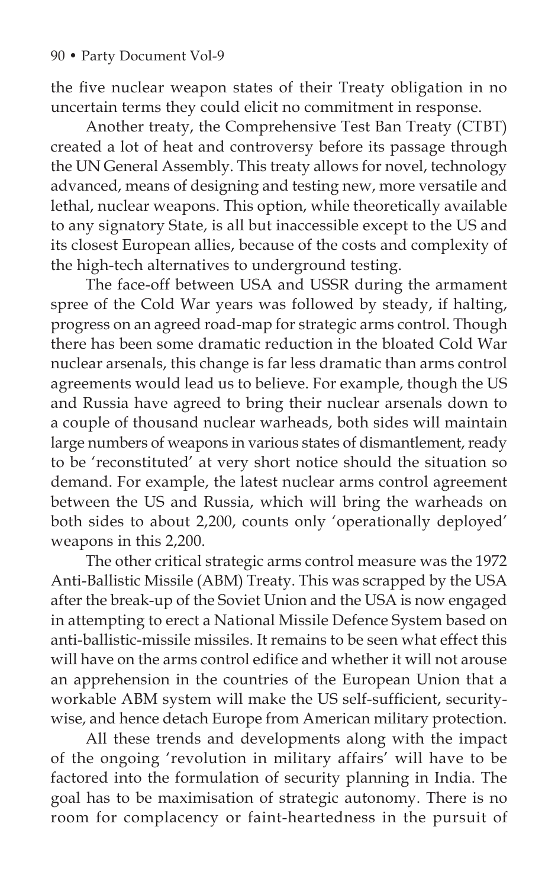the five nuclear weapon states of their Treaty obligation in no uncertain terms they could elicit no commitment in response.

Another treaty, the Comprehensive Test Ban Treaty (CTBT) created a lot of heat and controversy before its passage through the UN General Assembly. This treaty allows for novel, technology advanced, means of designing and testing new, more versatile and lethal, nuclear weapons. This option, while theoretically available to any signatory State, is all but inaccessible except to the US and its closest European allies, because of the costs and complexity of the high-tech alternatives to underground testing.

The face-off between USA and USSR during the armament spree of the Cold War years was followed by steady, if halting, progress on an agreed road-map for strategic arms control. Though there has been some dramatic reduction in the bloated Cold War nuclear arsenals, this change is far less dramatic than arms control agreements would lead us to believe. For example, though the US and Russia have agreed to bring their nuclear arsenals down to a couple of thousand nuclear warheads, both sides will maintain large numbers of weapons in various states of dismantlement, ready to be 'reconstituted' at very short notice should the situation so demand. For example, the latest nuclear arms control agreement between the US and Russia, which will bring the warheads on both sides to about 2,200, counts only 'operationally deployed' weapons in this 2,200.

The other critical strategic arms control measure was the 1972 Anti-Ballistic Missile (ABM) Treaty. This was scrapped by the USA after the break-up of the Soviet Union and the USA is now engaged in attempting to erect a National Missile Defence System based on anti-ballistic-missile missiles. It remains to be seen what effect this will have on the arms control edifice and whether it will not arouse an apprehension in the countries of the European Union that a workable ABM system will make the US self-sufficient, security-wise, and hence detach Europe from American military protection.

All these trends and developments along with the impact of the ongoing 'revolution in military affairs' will have to be factored into the formulation of security planning in India. The goal has to be maximisation of strategic autonomy. There is no room for complacency or faint-heartedness in the pursuit of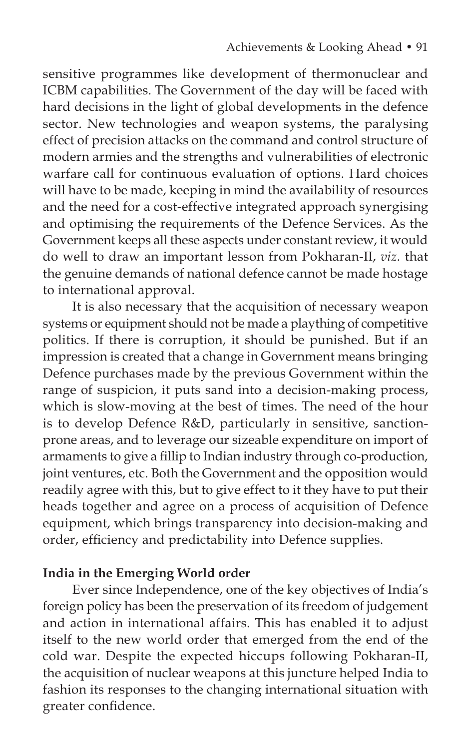sensitive programmes like development of thermonuclear and ICBM capabilities. The Government of the day will be faced with hard decisions in the light of global developments in the defence sector. New technologies and weapon systems, the paralysing effect of precision attacks on the command and control structure of modern armies and the strengths and vulnerabilities of electronic warfare call for continuous evaluation of options. Hard choices will have to be made, keeping in mind the availability of resources and the need for a cost-effective integrated approach synergising and optimising the requirements of the Defence Services. As the Government keeps all these aspects under constant review, it would do well to draw an important lesson from Pokharan-II, *viz.* that the genuine demands of national defence cannot be made hostage to international approval.

It is also necessary that the acquisition of necessary weapon systems or equipment should not be made a plaything of competitive politics. If there is corruption, it should be punished. But if an impression is created that a change in Government means bringing Defence purchases made by the previous Government within the range of suspicion, it puts sand into a decision-making process, which is slow-moving at the best of times. The need of the hour is to develop Defence R&D, particularly in sensitive, sanction-prone areas, and to leverage our sizeable expenditure on import of armaments to give a fillip to Indian industry through co-production, joint ventures, etc. Both the Government and the opposition would readily agree with this, but to give effect to it they have to put their heads together and agree on a process of acquisition of Defence equipment, which brings transparency into decision-making and order, efficiency and predictability into Defence supplies.

**India in the Emerging World order**

Ever since Independence, one of the key objectives of India's foreign policy has been the preservation of its freedom of judgement and action in international affairs. This has enabled it to adjust itself to the new world order that emerged from the end of the cold war. Despite the expected hiccups following Pokharan-II, the acquisition of nuclear weapons at this juncture helped India to fashion its responses to the changing international situation with greater confidence.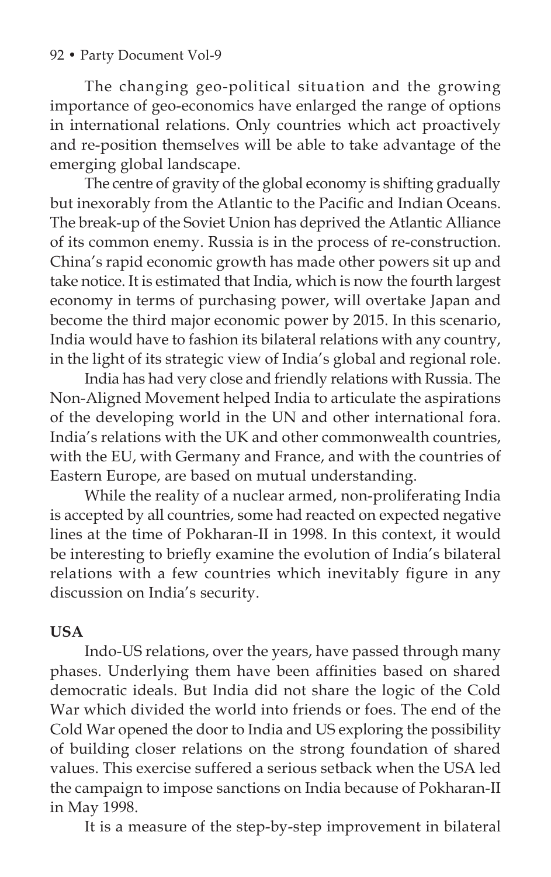The changing geo-political situation and the growing importance of geo-economics have enlarged the range of options in international relations. Only countries which act proactively and re-position themselves will be able to take advantage of the emerging global landscape.

The centre of gravity of the global economy is shifting gradually but inexorably from the Atlantic to the Pacific and Indian Oceans. The break-up of the Soviet Union has deprived the Atlantic Alliance of its common enemy. Russia is in the process of re-construction. China's rapid economic growth has made other powers sit up and take notice. It is estimated that India, which is now the fourth largest economy in terms of purchasing power, will overtake Japan and become the third major economic power by 2015. In this scenario, India would have to fashion its bilateral relations with any country, in the light of its strategic view of India's global and regional role.

India has had very close and friendly relations with Russia. The Non-Aligned Movement helped India to articulate the aspirations of the developing world in the UN and other international fora. India's relations with the UK and other commonwealth countries, with the EU, with Germany and France, and with the countries of Eastern Europe, are based on mutual understanding.

While the reality of a nuclear armed, non-proliferating India is accepted by all countries, some had reacted on expected negative lines at the time of Pokharan-II in 1998. In this context, it would be interesting to briefly examine the evolution of India's bilateral relations with a few countries which inevitably figure in any discussion on India's security.

**USA**

Indo-US relations, over the years, have passed through many phases. Underlying them have been affinities based on shared democratic ideals. But India did not share the logic of the Cold War which divided the world into friends or foes. The end of the Cold War opened the door to India and US exploring the possibility of building closer relations on the strong foundation of shared values. This exercise suffered a serious setback when the USA led the campaign to impose sanctions on India because of Pokharan-II in May 1998.

It is a measure of the step-by-step improvement in bilateral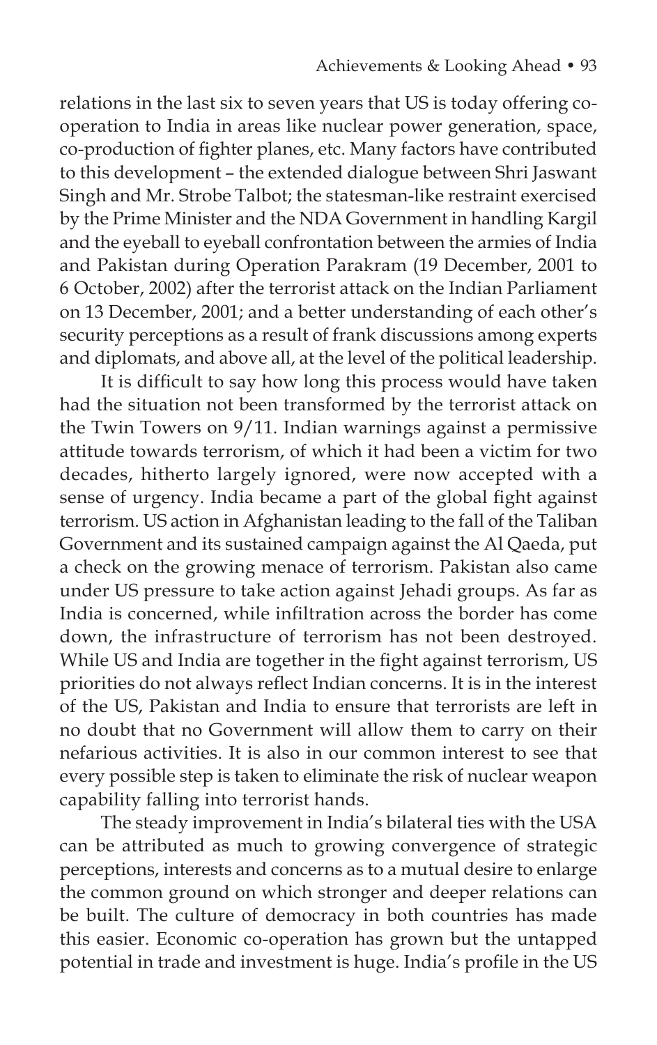relations in the last six to seven years that US is today offering co-operation to India in areas like nuclear power generation, space, co-production of fighter planes, etc. Many factors have contributed to this development – the extended dialogue between Shri Jaswant Singh and Mr. Strobe Talbot; the statesman-like restraint exercised by the Prime Minister and the NDA Government in handling Kargil and the eyeball to eyeball confrontation between the armies of India and Pakistan during Operation Parakram (19 December, 2001 to 6 October, 2002) after the terrorist attack on the Indian Parliament on 13 December, 2001; and a better understanding of each other's security perceptions as a result of frank discussions among experts and diplomats, and above all, at the level of the political leadership.

It is difficult to say how long this process would have taken had the situation not been transformed by the terrorist attack on the Twin Towers on 9/11. Indian warnings against a permissive attitude towards terrorism, of which it had been a victim for two decades, hitherto largely ignored, were now accepted with a sense of urgency. India became a part of the global fight against terrorism. US action in Afghanistan leading to the fall of the Taliban Government and its sustained campaign against the Al Qaeda, put a check on the growing menace of terrorism. Pakistan also came under US pressure to take action against Jehadi groups. As far as India is concerned, while infiltration across the border has come down, the infrastructure of terrorism has not been destroyed. While US and India are together in the fight against terrorism, US priorities do not always reflect Indian concerns. It is in the interest of the US, Pakistan and India to ensure that terrorists are left in no doubt that no Government will allow them to carry on their nefarious activities. It is also in our common interest to see that every possible step is taken to eliminate the risk of nuclear weapon capability falling into terrorist hands.

The steady improvement in India's bilateral ties with the USA can be attributed as much to growing convergence of strategic perceptions, interests and concerns as to a mutual desire to enlarge the common ground on which stronger and deeper relations can be built. The culture of democracy in both countries has made this easier. Economic co-operation has grown but the untapped potential in trade and investment is huge. India's profile in the US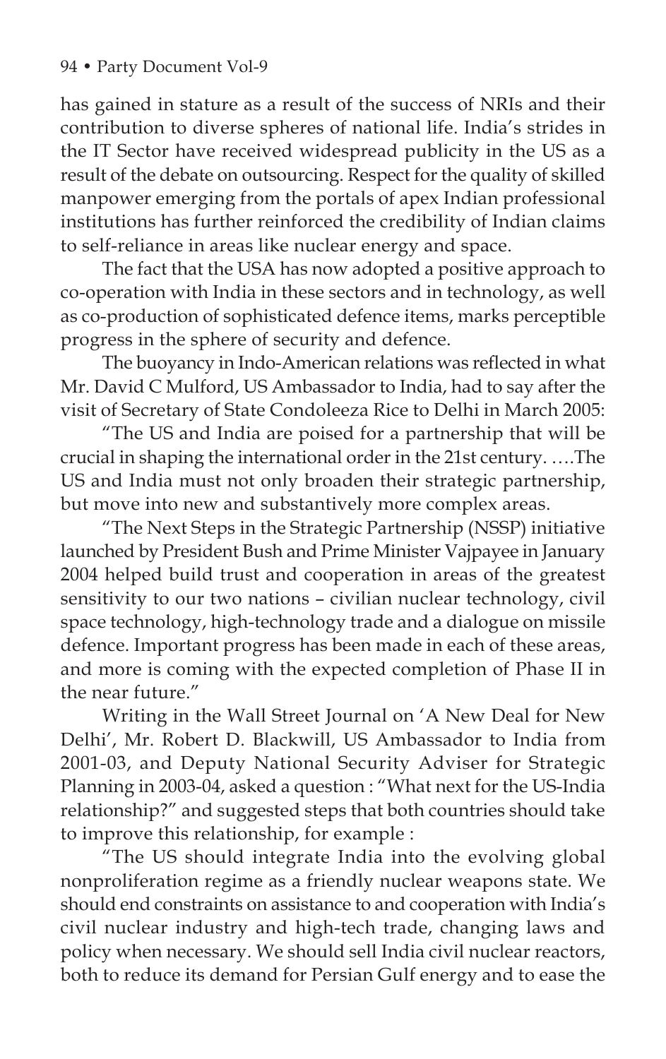has gained in stature as a result of the success of NRIs and their contribution to diverse spheres of national life. India's strides in the IT Sector have received widespread publicity in the US as a result of the debate on outsourcing. Respect for the quality of skilled manpower emerging from the portals of apex Indian professional institutions has further reinforced the credibility of Indian claims to self-reliance in areas like nuclear energy and space.

The fact that the USA has now adopted a positive approach to co-operation with India in these sectors and in technology, as well as co-production of sophisticated defence items, marks perceptible progress in the sphere of security and defence.

The buoyancy in Indo-American relations was reflected in what Mr. David C Mulford, US Ambassador to India, had to say after the visit of Secretary of State Condoleeza Rice to Delhi in March 2005:

"The US and India are poised for a partnership that will be crucial in shaping the international order in the 21st century. ….The US and India must not only broaden their strategic partnership, but move into new and substantively more complex areas.

"The Next Steps in the Strategic Partnership (NSSP) initiative launched by President Bush and Prime Minister Vajpayee in January 2004 helped build trust and cooperation in areas of the greatest sensitivity to our two nations – civilian nuclear technology, civil space technology, high-technology trade and a dialogue on missile defence. Important progress has been made in each of these areas, and more is coming with the expected completion of Phase II in the near future."

Writing in the Wall Street Journal on 'A New Deal for New Delhi', Mr. Robert D. Blackwill, US Ambassador to India from 2001-03, and Deputy National Security Adviser for Strategic Planning in 2003-04, asked a question : "What next for the US-India relationship?" and suggested steps that both countries should take to improve this relationship, for example :

"The US should integrate India into the evolving global nonproliferation regime as a friendly nuclear weapons state. We should end constraints on assistance to and cooperation with India's civil nuclear industry and high-tech trade, changing laws and policy when necessary. We should sell India civil nuclear reactors, both to reduce its demand for Persian Gulf energy and to ease the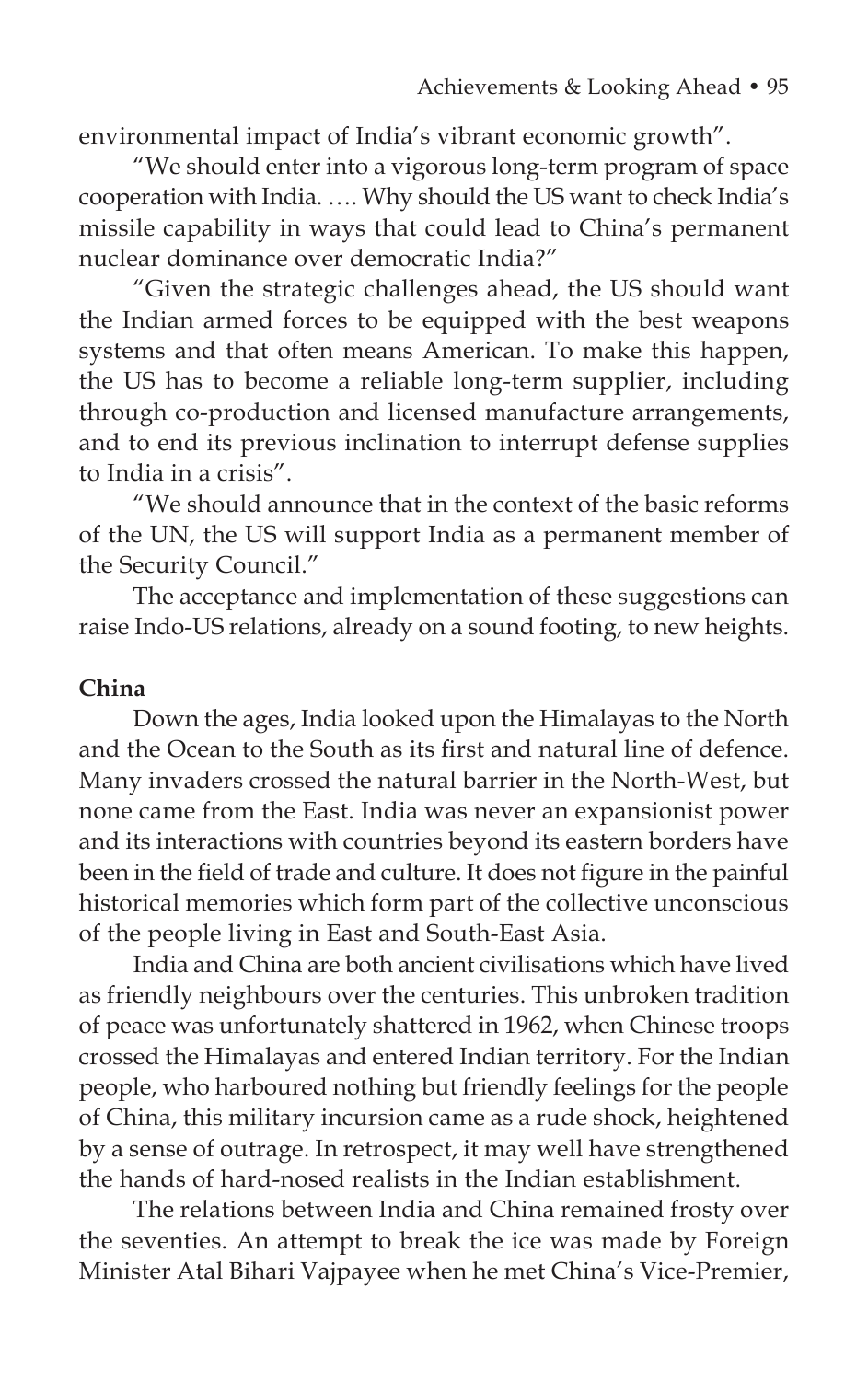environmental impact of India's vibrant economic growth".

"We should enter into a vigorous long-term program of space cooperation with India. …. Why should the US want to check India's missile capability in ways that could lead to China's permanent nuclear dominance over democratic India?"

"Given the strategic challenges ahead, the US should want the Indian armed forces to be equipped with the best weapons systems and that often means American. To make this happen, the US has to become a reliable long-term supplier, including through co-production and licensed manufacture arrangements, and to end its previous inclination to interrupt defense supplies to India in a crisis".

"We should announce that in the context of the basic reforms of the UN, the US will support India as a permanent member of the Security Council."

The acceptance and implementation of these suggestions can raise Indo-US relations, already on a sound footing, to new heights.

**China**

Down the ages, India looked upon the Himalayas to the North and the Ocean to the South as its first and natural line of defence. Many invaders crossed the natural barrier in the North-West, but none came from the East. India was never an expansionist power and its interactions with countries beyond its eastern borders have been in the field of trade and culture. It does not figure in the painful historical memories which form part of the collective unconscious of the people living in East and South-East Asia.

India and China are both ancient civilisations which have lived as friendly neighbours over the centuries. This unbroken tradition of peace was unfortunately shattered in 1962, when Chinese troops crossed the Himalayas and entered Indian territory. For the Indian people, who harboured nothing but friendly feelings for the people of China, this military incursion came as a rude shock, heightened by a sense of outrage. In retrospect, it may well have strengthened the hands of hard-nosed realists in the Indian establishment.

The relations between India and China remained frosty over the seventies. An attempt to break the ice was made by Foreign Minister Atal Bihari Vajpayee when he met China's Vice-Premier,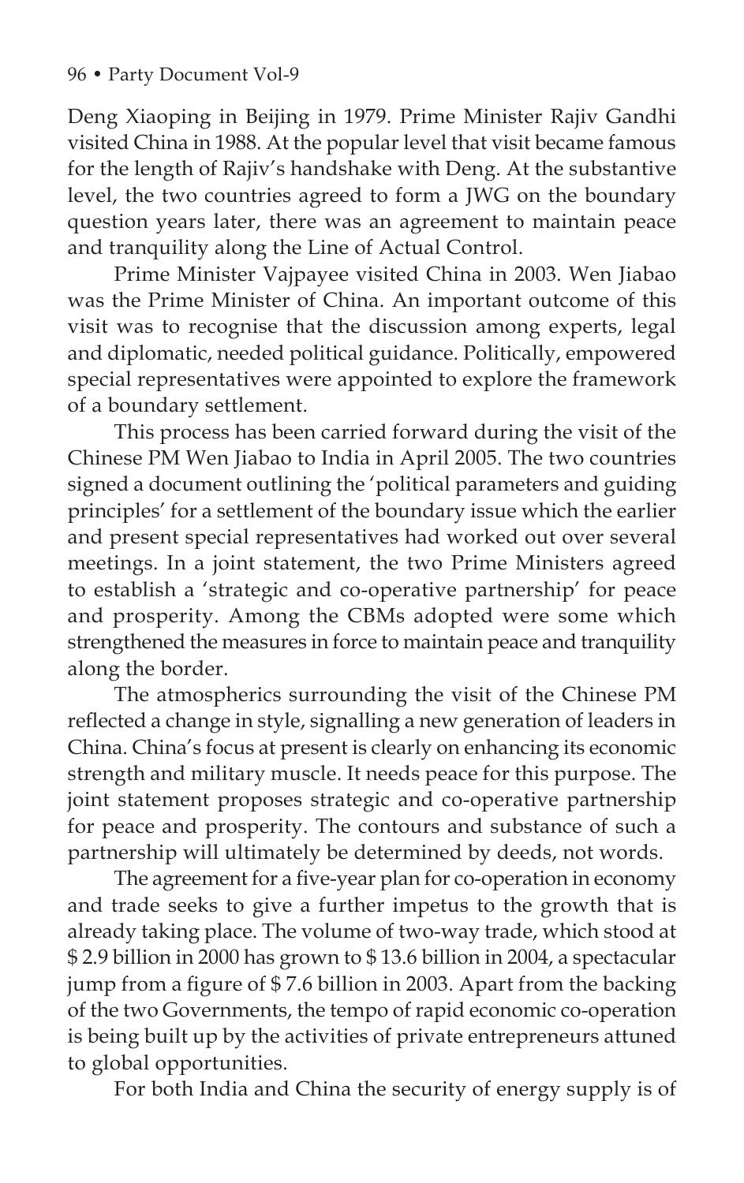Deng Xiaoping in Beijing in 1979. Prime Minister Rajiv Gandhi visited China in 1988. At the popular level that visit became famous for the length of Rajiv's handshake with Deng. At the substantive level, the two countries agreed to form a JWG on the boundary question years later, there was an agreement to maintain peace and tranquility along the Line of Actual Control.

Prime Minister Vajpayee visited China in 2003. Wen Jiabao was the Prime Minister of China. An important outcome of this visit was to recognise that the discussion among experts, legal and diplomatic, needed political guidance. Politically, empowered special representatives were appointed to explore the framework of a boundary settlement.

This process has been carried forward during the visit of the Chinese PM Wen Jiabao to India in April 2005. The two countries signed a document outlining the 'political parameters and guiding principles' for a settlement of the boundary issue which the earlier and present special representatives had worked out over several meetings. In a joint statement, the two Prime Ministers agreed to establish a 'strategic and co-operative partnership' for peace and prosperity. Among the CBMs adopted were some which strengthened the measures in force to maintain peace and tranquility along the border.

The atmospherics surrounding the visit of the Chinese PM reflected a change in style, signalling a new generation of leaders in China. China's focus at present is clearly on enhancing its economic strength and military muscle. It needs peace for this purpose. The joint statement proposes strategic and co-operative partnership for peace and prosperity. The contours and substance of such a partnership will ultimately be determined by deeds, not words.

The agreement for a five-year plan for co-operation in economy and trade seeks to give a further impetus to the growth that is already taking place. The volume of two-way trade, which stood at $ 2.9 billion in 2000 has grown to $ 13.6 billion in 2004, a spectacular jump from a figure of $ 7.6 billion in 2003. Apart from the backing of the two Governments, the tempo of rapid economic co-operation is being built up by the activities of private entrepreneurs attuned to global opportunities.

For both India and China the security of energy supply is of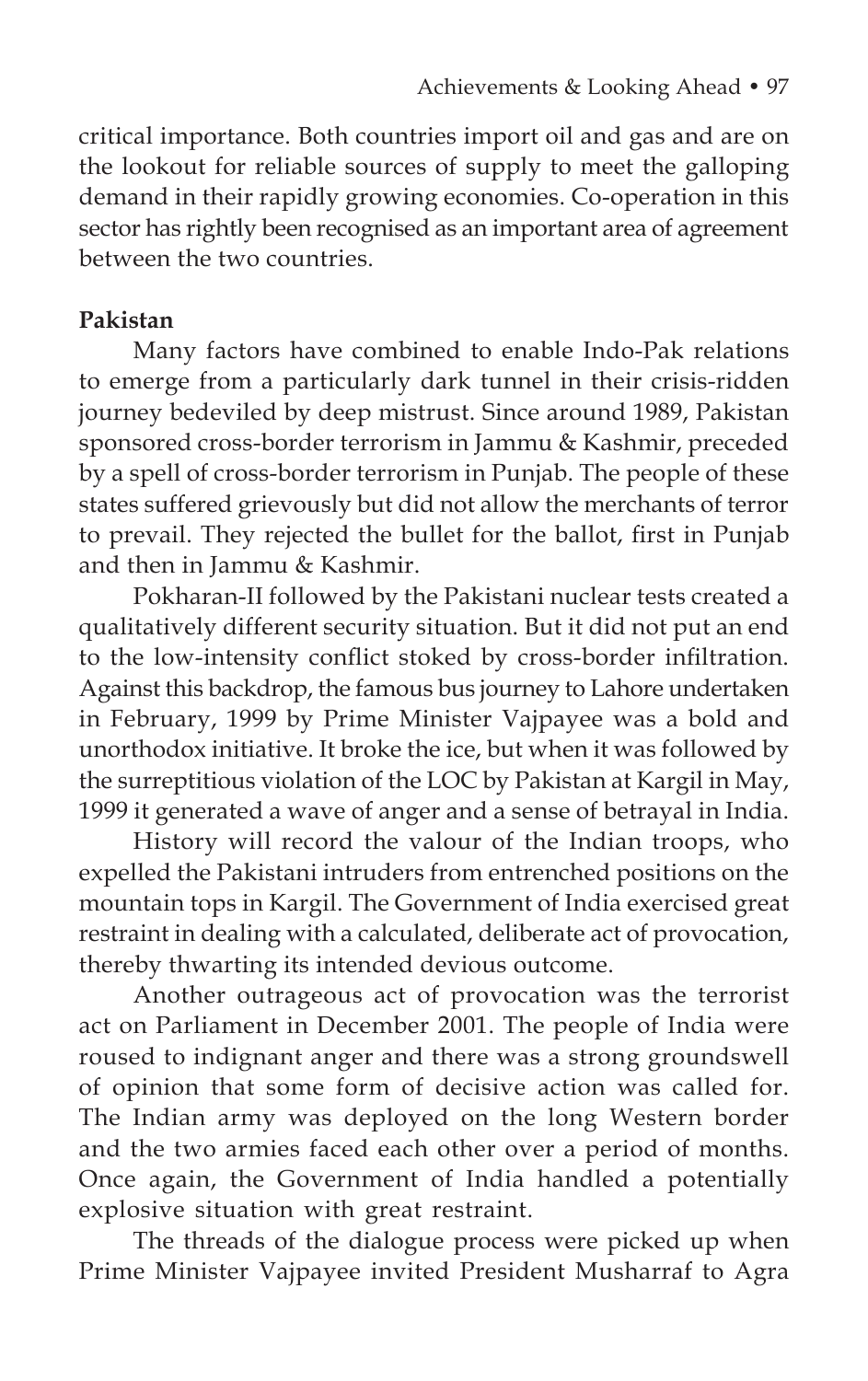critical importance. Both countries import oil and gas and are on the lookout for reliable sources of supply to meet the galloping demand in their rapidly growing economies. Co-operation in this sector has rightly been recognised as an important area of agreement between the two countries.

**Pakistan**

Many factors have combined to enable Indo-Pak relations to emerge from a particularly dark tunnel in their crisis-ridden journey bedeviled by deep mistrust. Since around 1989, Pakistan sponsored cross-border terrorism in Jammu & Kashmir, preceded by a spell of cross-border terrorism in Punjab. The people of these states suffered grievously but did not allow the merchants of terror to prevail. They rejected the bullet for the ballot, first in Punjab and then in Jammu & Kashmir.

Pokharan-II followed by the Pakistani nuclear tests created a qualitatively different security situation. But it did not put an end to the low-intensity conflict stoked by cross-border infiltration. Against this backdrop, the famous bus journey to Lahore undertaken in February, 1999 by Prime Minister Vajpayee was a bold and unorthodox initiative. It broke the ice, but when it was followed by the surreptitious violation of the LOC by Pakistan at Kargil in May, 1999 it generated a wave of anger and a sense of betrayal in India.

History will record the valour of the Indian troops, who expelled the Pakistani intruders from entrenched positions on the mountain tops in Kargil. The Government of India exercised great restraint in dealing with a calculated, deliberate act of provocation, thereby thwarting its intended devious outcome.

Another outrageous act of provocation was the terrorist act on Parliament in December 2001. The people of India were roused to indignant anger and there was a strong groundswell of opinion that some form of decisive action was called for. The Indian army was deployed on the long Western border and the two armies faced each other over a period of months. Once again, the Government of India handled a potentially explosive situation with great restraint.

The threads of the dialogue process were picked up when Prime Minister Vajpayee invited President Musharraf to Agra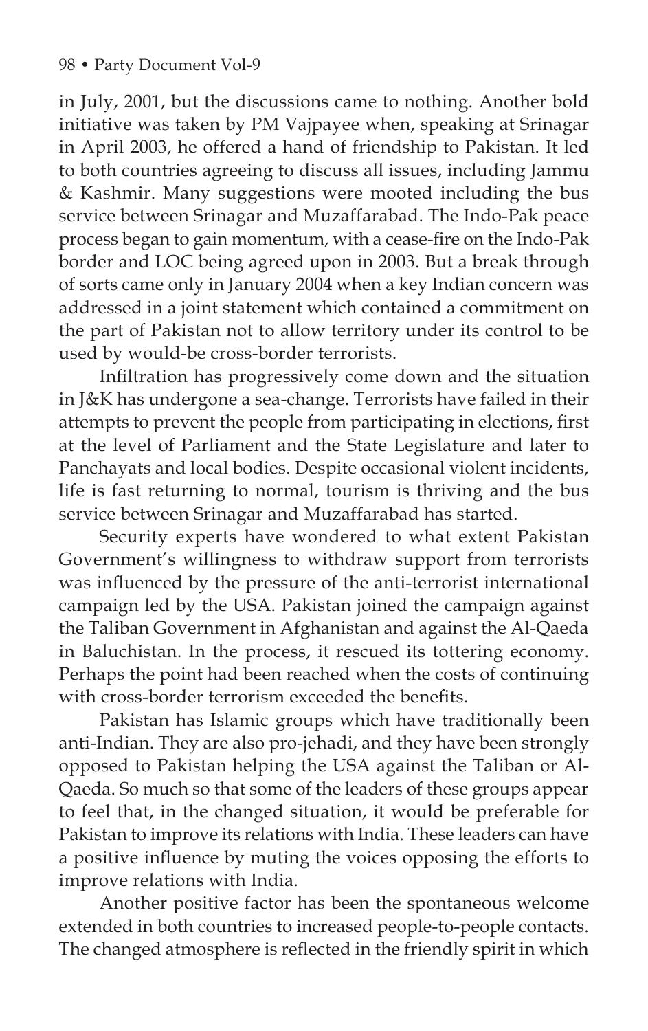in July, 2001, but the discussions came to nothing. Another bold initiative was taken by PM Vajpayee when, speaking at Srinagar in April 2003, he offered a hand of friendship to Pakistan. It led to both countries agreeing to discuss all issues, including Jammu & Kashmir. Many suggestions were mooted including the bus service between Srinagar and Muzaffarabad. The Indo-Pak peace process began to gain momentum, with a cease-fire on the Indo-Pak border and LOC being agreed upon in 2003. But a break through of sorts came only in January 2004 when a key Indian concern was addressed in a joint statement which contained a commitment on the part of Pakistan not to allow territory under its control to be used by would-be cross-border terrorists.

Infiltration has progressively come down and the situation in J&K has undergone a sea-change. Terrorists have failed in their attempts to prevent the people from participating in elections, first at the level of Parliament and the State Legislature and later to Panchayats and local bodies. Despite occasional violent incidents, life is fast returning to normal, tourism is thriving and the bus service between Srinagar and Muzaffarabad has started.

Security experts have wondered to what extent Pakistan Government's willingness to withdraw support from terrorists was influenced by the pressure of the anti-terrorist international campaign led by the USA. Pakistan joined the campaign against the Taliban Government in Afghanistan and against the Al-Qaeda in Baluchistan. In the process, it rescued its tottering economy. Perhaps the point had been reached when the costs of continuing with cross-border terrorism exceeded the benefits.

Pakistan has Islamic groups which have traditionally been anti-Indian. They are also pro-jehadi, and they have been strongly opposed to Pakistan helping the USA against the Taliban or Al-Qaeda. So much so that some of the leaders of these groups appear to feel that, in the changed situation, it would be preferable for Pakistan to improve its relations with India. These leaders can have a positive influence by muting the voices opposing the efforts to improve relations with India.

Another positive factor has been the spontaneous welcome extended in both countries to increased people-to-people contacts. The changed atmosphere is reflected in the friendly spirit in which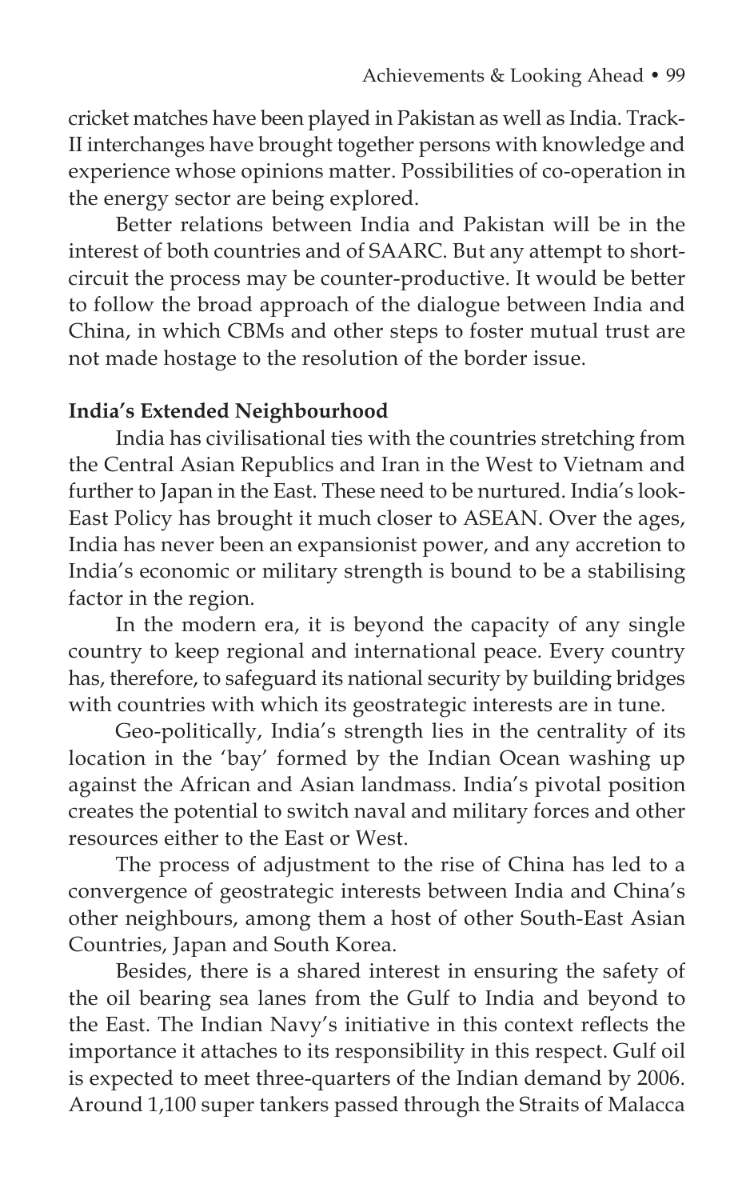cricket matches have been played in Pakistan as well as India. Track-II interchanges have brought together persons with knowledge and experience whose opinions matter. Possibilities of co-operation in the energy sector are being explored.

Better relations between India and Pakistan will be in the interest of both countries and of SAARC. But any attempt to short-circuit the process may be counter-productive. It would be better to follow the broad approach of the dialogue between India and China, in which CBMs and other steps to foster mutual trust are not made hostage to the resolution of the border issue.

**India's Extended Neighbourhood**

India has civilisational ties with the countries stretching from the Central Asian Republics and Iran in the West to Vietnam and further to Japan in the East. These need to be nurtured. India's look-East Policy has brought it much closer to ASEAN. Over the ages, India has never been an expansionist power, and any accretion to India's economic or military strength is bound to be a stabilising factor in the region.

In the modern era, it is beyond the capacity of any single country to keep regional and international peace. Every country has, therefore, to safeguard its national security by building bridges with countries with which its geostrategic interests are in tune.

Geo-politically, India's strength lies in the centrality of its location in the 'bay' formed by the Indian Ocean washing up against the African and Asian landmass. India's pivotal position creates the potential to switch naval and military forces and other resources either to the East or West.

The process of adjustment to the rise of China has led to a convergence of geostrategic interests between India and China's other neighbours, among them a host of other South-East Asian Countries, Japan and South Korea.

Besides, there is a shared interest in ensuring the safety of the oil bearing sea lanes from the Gulf to India and beyond to the East. The Indian Navy's initiative in this context reflects the importance it attaches to its responsibility in this respect. Gulf oil is expected to meet three-quarters of the Indian demand by 2006. Around 1,100 super tankers passed through the Straits of Malacca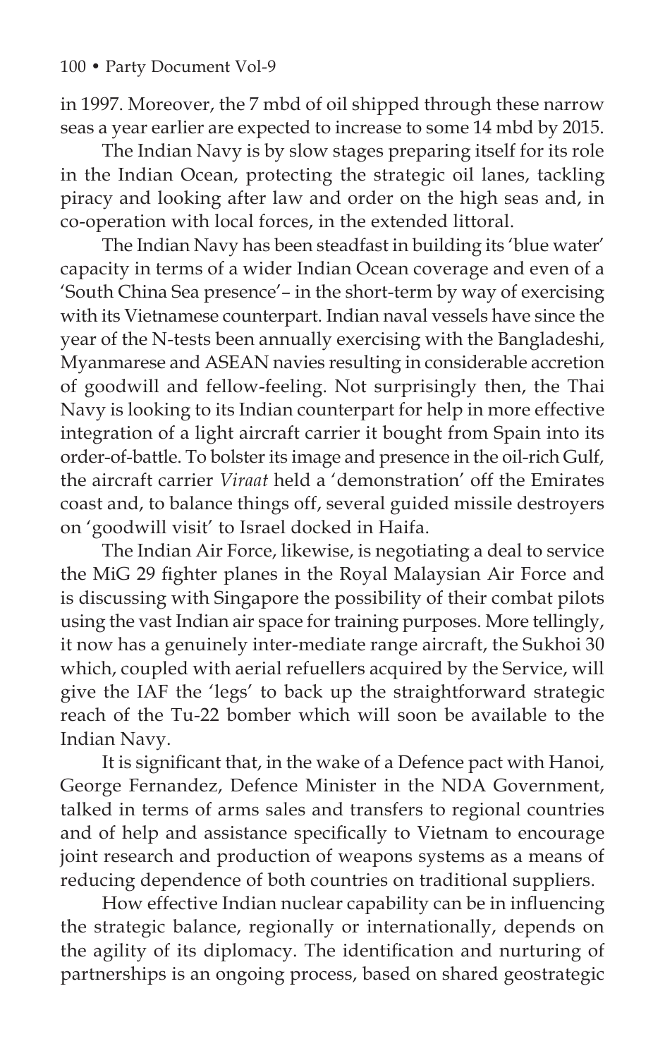in 1997. Moreover, the 7 mbd of oil shipped through these narrow seas a year earlier are expected to increase to some 14 mbd by 2015.

The Indian Navy is by slow stages preparing itself for its role in the Indian Ocean, protecting the strategic oil lanes, tackling piracy and looking after law and order on the high seas and, in co-operation with local forces, in the extended littoral.

The Indian Navy has been steadfast in building its 'blue water' capacity in terms of a wider Indian Ocean coverage and even of a 'South China Sea presence'– in the short-term by way of exercising with its Vietnamese counterpart. Indian naval vessels have since the year of the N-tests been annually exercising with the Bangladeshi, Myanmarese and ASEAN navies resulting in considerable accretion of goodwill and fellow-feeling. Not surprisingly then, the Thai Navy is looking to its Indian counterpart for help in more effective integration of a light aircraft carrier it bought from Spain into its order-of-battle. To bolster its image and presence in the oil-rich Gulf, the aircraft carrier *Viraat* held a 'demonstration' off the Emirates coast and, to balance things off, several guided missile destroyers on 'goodwill visit' to Israel docked in Haifa.

The Indian Air Force, likewise, is negotiating a deal to service the MiG 29 fighter planes in the Royal Malaysian Air Force and is discussing with Singapore the possibility of their combat pilots using the vast Indian air space for training purposes. More tellingly, it now has a genuinely inter-mediate range aircraft, the Sukhoi 30 which, coupled with aerial refuellers acquired by the Service, will give the IAF the 'legs' to back up the straightforward strategic reach of the Tu-22 bomber which will soon be available to the Indian Navy.

It is significant that, in the wake of a Defence pact with Hanoi, George Fernandez, Defence Minister in the NDA Government, talked in terms of arms sales and transfers to regional countries and of help and assistance specifically to Vietnam to encourage joint research and production of weapons systems as a means of reducing dependence of both countries on traditional suppliers.

How effective Indian nuclear capability can be in influencing the strategic balance, regionally or internationally, depends on the agility of its diplomacy. The identification and nurturing of partnerships is an ongoing process, based on shared geostrategic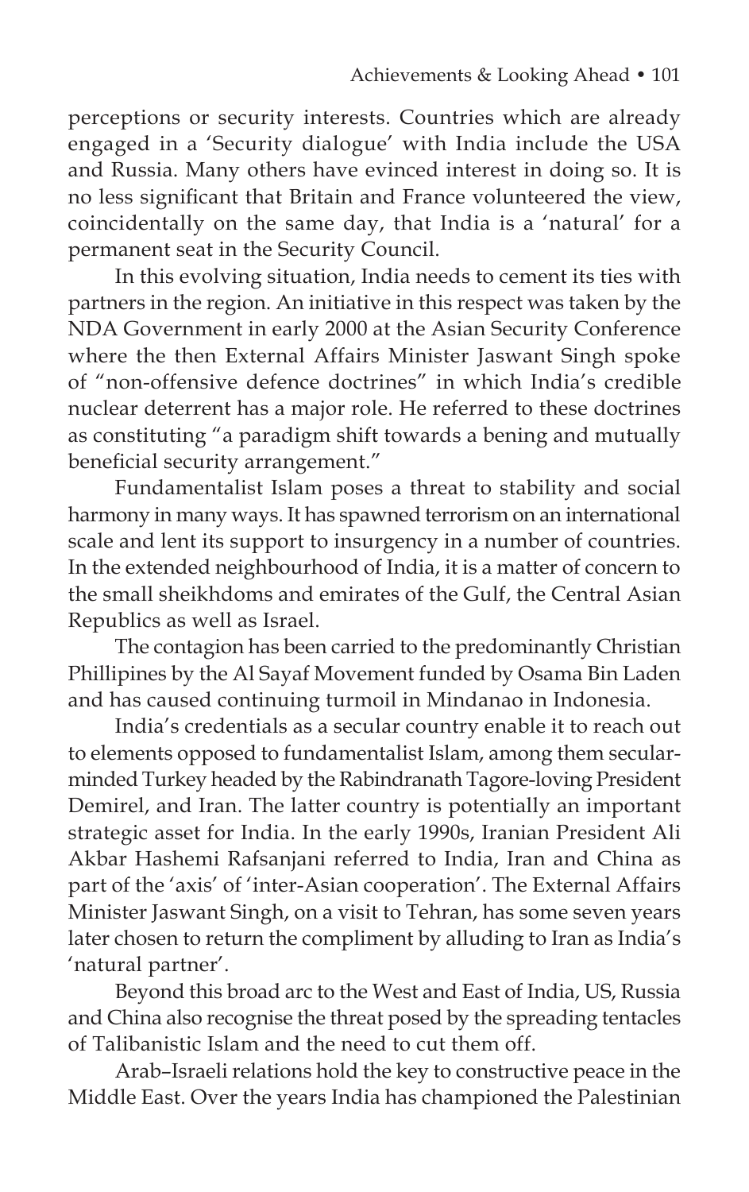perceptions or security interests. Countries which are already engaged in a 'Security dialogue' with India include the USA and Russia. Many others have evinced interest in doing so. It is no less significant that Britain and France volunteered the view, coincidentally on the same day, that India is a 'natural' for a permanent seat in the Security Council.

In this evolving situation, India needs to cement its ties with partners in the region. An initiative in this respect was taken by the NDA Government in early 2000 at the Asian Security Conference where the then External Affairs Minister Jaswant Singh spoke of "non-offensive defence doctrines" in which India's credible nuclear deterrent has a major role. He referred to these doctrines as constituting "a paradigm shift towards a bening and mutually beneficial security arrangement."

Fundamentalist Islam poses a threat to stability and social harmony in many ways. It has spawned terrorism on an international scale and lent its support to insurgency in a number of countries. In the extended neighbourhood of India, it is a matter of concern to the small sheikhdoms and emirates of the Gulf, the Central Asian Republics as well as Israel.

The contagion has been carried to the predominantly Christian Phillipines by the Al Sayaf Movement funded by Osama Bin Laden and has caused continuing turmoil in Mindanao in Indonesia.

India's credentials as a secular country enable it to reach out to elements opposed to fundamentalist Islam, among them secular-minded Turkey headed by the Rabindranath Tagore-loving President Demirel, and Iran. The latter country is potentially an important strategic asset for India. In the early 1990s, Iranian President Ali Akbar Hashemi Rafsanjani referred to India, Iran and China as part of the 'axis' of 'inter-Asian cooperation'. The External Affairs Minister Jaswant Singh, on a visit to Tehran, has some seven years later chosen to return the compliment by alluding to Iran as India's 'natural partner'.

Beyond this broad arc to the West and East of India, US, Russia and China also recognise the threat posed by the spreading tentacles of Talibanistic Islam and the need to cut them off.

Arab–Israeli relations hold the key to constructive peace in the Middle East. Over the years India has championed the Palestinian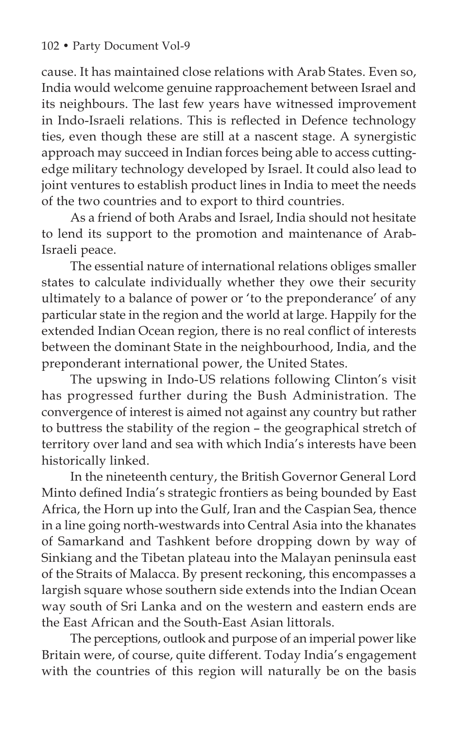cause. It has maintained close relations with Arab States. Even so, India would welcome genuine rapproachement between Israel and its neighbours. The last few years have witnessed improvement in Indo-Israeli relations. This is reflected in Defence technology ties, even though these are still at a nascent stage. A synergistic approach may succeed in Indian forces being able to access cutting-edge military technology developed by Israel. It could also lead to joint ventures to establish product lines in India to meet the needs of the two countries and to export to third countries.

As a friend of both Arabs and Israel, India should not hesitate to lend its support to the promotion and maintenance of Arab-Israeli peace.

The essential nature of international relations obliges smaller states to calculate individually whether they owe their security ultimately to a balance of power or 'to the preponderance' of any particular state in the region and the world at large. Happily for the extended Indian Ocean region, there is no real conflict of interests between the dominant State in the neighbourhood, India, and the preponderant international power, the United States.

The upswing in Indo-US relations following Clinton's visit has progressed further during the Bush Administration. The convergence of interest is aimed not against any country but rather to buttress the stability of the region – the geographical stretch of territory over land and sea with which India's interests have been historically linked.

In the nineteenth century, the British Governor General Lord Minto defined India's strategic frontiers as being bounded by East Africa, the Horn up into the Gulf, Iran and the Caspian Sea, thence in a line going north-westwards into Central Asia into the khanates of Samarkand and Tashkent before dropping down by way of Sinkiang and the Tibetan plateau into the Malayan peninsula east of the Straits of Malacca. By present reckoning, this encompasses a largish square whose southern side extends into the Indian Ocean way south of Sri Lanka and on the western and eastern ends are the East African and the South-East Asian littorals.

The perceptions, outlook and purpose of an imperial power like Britain were, of course, quite different. Today India's engagement with the countries of this region will naturally be on the basis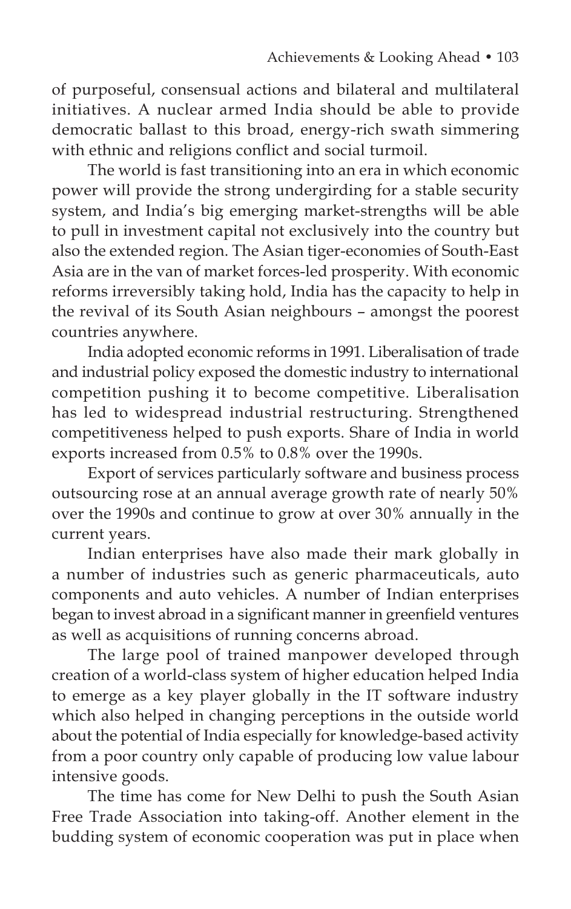of purposeful, consensual actions and bilateral and multilateral initiatives. A nuclear armed India should be able to provide democratic ballast to this broad, energy-rich swath simmering with ethnic and religions conflict and social turmoil.

The world is fast transitioning into an era in which economic power will provide the strong undergirding for a stable security system, and India's big emerging market-strengths will be able to pull in investment capital not exclusively into the country but also the extended region. The Asian tiger-economies of South-East Asia are in the van of market forces-led prosperity. With economic reforms irreversibly taking hold, India has the capacity to help in the revival of its South Asian neighbours – amongst the poorest countries anywhere.

India adopted economic reforms in 1991. Liberalisation of trade and industrial policy exposed the domestic industry to international competition pushing it to become competitive. Liberalisation has led to widespread industrial restructuring. Strengthened competitiveness helped to push exports. Share of India in world exports increased from 0.5% to 0.8% over the 1990s.

Export of services particularly software and business process outsourcing rose at an annual average growth rate of nearly 50% over the 1990s and continue to grow at over 30% annually in the current years.

Indian enterprises have also made their mark globally in a number of industries such as generic pharmaceuticals, auto components and auto vehicles. A number of Indian enterprises began to invest abroad in a significant manner in greenfield ventures as well as acquisitions of running concerns abroad.

The large pool of trained manpower developed through creation of a world-class system of higher education helped India to emerge as a key player globally in the IT software industry which also helped in changing perceptions in the outside world about the potential of India especially for knowledge-based activity from a poor country only capable of producing low value labour intensive goods.

The time has come for New Delhi to push the South Asian Free Trade Association into taking-off. Another element in the budding system of economic cooperation was put in place when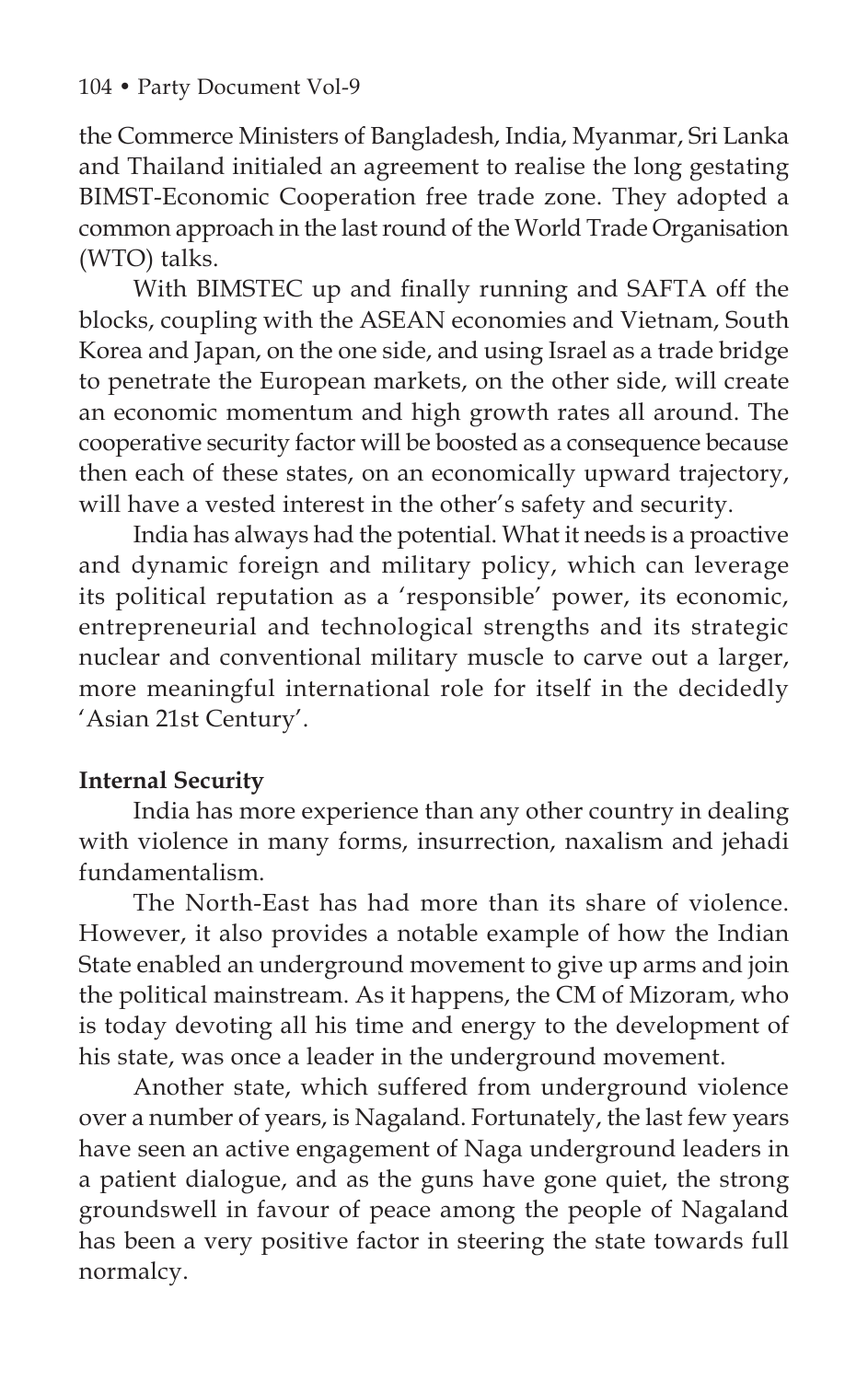the Commerce Ministers of Bangladesh, India, Myanmar, Sri Lanka and Thailand initialed an agreement to realise the long gestating BIMST-Economic Cooperation free trade zone. They adopted a common approach in the last round of the World Trade Organisation (WTO) talks.

With BIMSTEC up and finally running and SAFTA off the blocks, coupling with the ASEAN economies and Vietnam, South Korea and Japan, on the one side, and using Israel as a trade bridge to penetrate the European markets, on the other side, will create an economic momentum and high growth rates all around. The cooperative security factor will be boosted as a consequence because then each of these states, on an economically upward trajectory, will have a vested interest in the other's safety and security.

India has always had the potential. What it needs is a proactive and dynamic foreign and military policy, which can leverage its political reputation as a 'responsible' power, its economic, entrepreneurial and technological strengths and its strategic nuclear and conventional military muscle to carve out a larger, more meaningful international role for itself in the decidedly 'Asian 21st Century'.

**Internal Security**

India has more experience than any other country in dealing with violence in many forms, insurrection, naxalism and jehadi fundamentalism.

The North-East has had more than its share of violence. However, it also provides a notable example of how the Indian State enabled an underground movement to give up arms and join the political mainstream. As it happens, the CM of Mizoram, who is today devoting all his time and energy to the development of his state, was once a leader in the underground movement.

Another state, which suffered from underground violence over a number of years, is Nagaland. Fortunately, the last few years have seen an active engagement of Naga underground leaders in a patient dialogue, and as the guns have gone quiet, the strong groundswell in favour of peace among the people of Nagaland has been a very positive factor in steering the state towards full normalcy.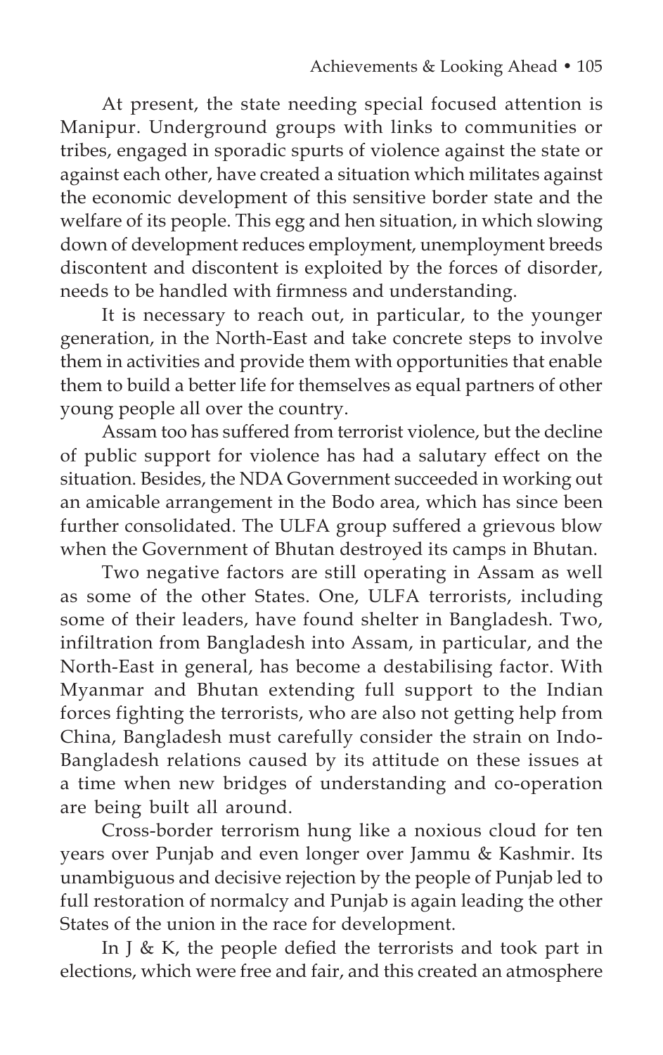At present, the state needing special focused attention is Manipur. Underground groups with links to communities or tribes, engaged in sporadic spurts of violence against the state or against each other, have created a situation which militates against the economic development of this sensitive border state and the welfare of its people. This egg and hen situation, in which slowing down of development reduces employment, unemployment breeds discontent and discontent is exploited by the forces of disorder, needs to be handled with firmness and understanding.

It is necessary to reach out, in particular, to the younger generation, in the North-East and take concrete steps to involve them in activities and provide them with opportunities that enable them to build a better life for themselves as equal partners of other young people all over the country.

Assam too has suffered from terrorist violence, but the decline of public support for violence has had a salutary effect on the situation. Besides, the NDA Government succeeded in working out an amicable arrangement in the Bodo area, which has since been further consolidated. The ULFA group suffered a grievous blow when the Government of Bhutan destroyed its camps in Bhutan.

Two negative factors are still operating in Assam as well as some of the other States. One, ULFA terrorists, including some of their leaders, have found shelter in Bangladesh. Two, infiltration from Bangladesh into Assam, in particular, and the North-East in general, has become a destabilising factor. With Myanmar and Bhutan extending full support to the Indian forces fighting the terrorists, who are also not getting help from China, Bangladesh must carefully consider the strain on Indo-Bangladesh relations caused by its attitude on these issues at a time when new bridges of understanding and co-operation are being built all around.

Cross-border terrorism hung like a noxious cloud for ten years over Punjab and even longer over Jammu & Kashmir. Its unambiguous and decisive rejection by the people of Punjab led to full restoration of normalcy and Punjab is again leading the other States of the union in the race for development.

In J & K, the people defied the terrorists and took part in elections, which were free and fair, and this created an atmosphere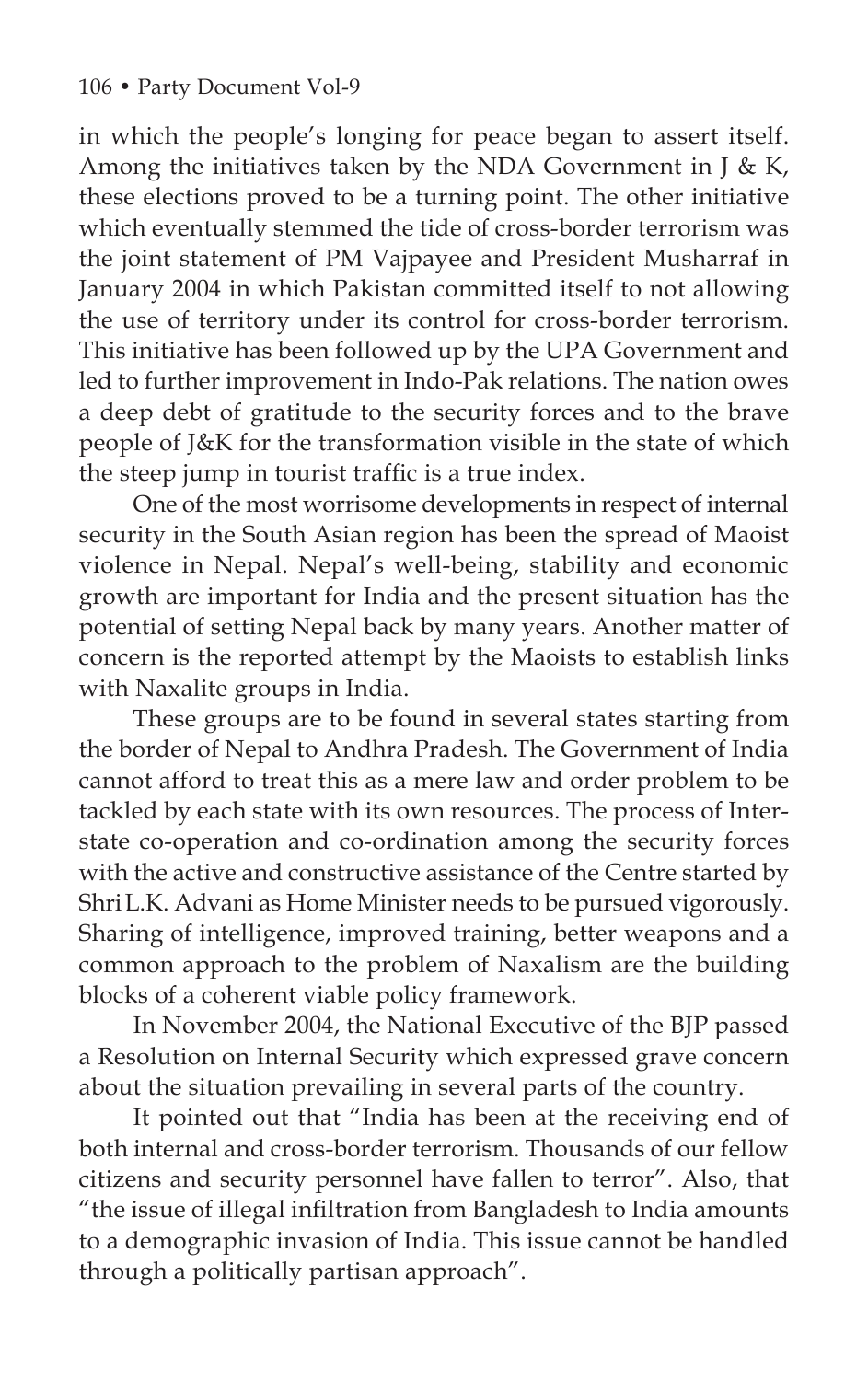in which the people's longing for peace began to assert itself. Among the initiatives taken by the NDA Government in J & K, these elections proved to be a turning point. The other initiative which eventually stemmed the tide of cross-border terrorism was the joint statement of PM Vajpayee and President Musharraf in January 2004 in which Pakistan committed itself to not allowing the use of territory under its control for cross-border terrorism. This initiative has been followed up by the UPA Government and led to further improvement in Indo-Pak relations. The nation owes a deep debt of gratitude to the security forces and to the brave people of J&K for the transformation visible in the state of which the steep jump in tourist traffic is a true index.

One of the most worrisome developments in respect of internal security in the South Asian region has been the spread of Maoist violence in Nepal. Nepal's well-being, stability and economic growth are important for India and the present situation has the potential of setting Nepal back by many years. Another matter of concern is the reported attempt by the Maoists to establish links with Naxalite groups in India.

These groups are to be found in several states starting from the border of Nepal to Andhra Pradesh. The Government of India cannot afford to treat this as a mere law and order problem to be tackled by each state with its own resources. The process of Inter-state co-operation and co-ordination among the security forces with the active and constructive assistance of the Centre started by Shri L.K. Advani as Home Minister needs to be pursued vigorously. Sharing of intelligence, improved training, better weapons and a common approach to the problem of Naxalism are the building blocks of a coherent viable policy framework.

In November 2004, the National Executive of the BJP passed a Resolution on Internal Security which expressed grave concern about the situation prevailing in several parts of the country.

It pointed out that "India has been at the receiving end of both internal and cross-border terrorism. Thousands of our fellow citizens and security personnel have fallen to terror". Also, that "the issue of illegal infiltration from Bangladesh to India amounts to a demographic invasion of India. This issue cannot be handled through a politically partisan approach".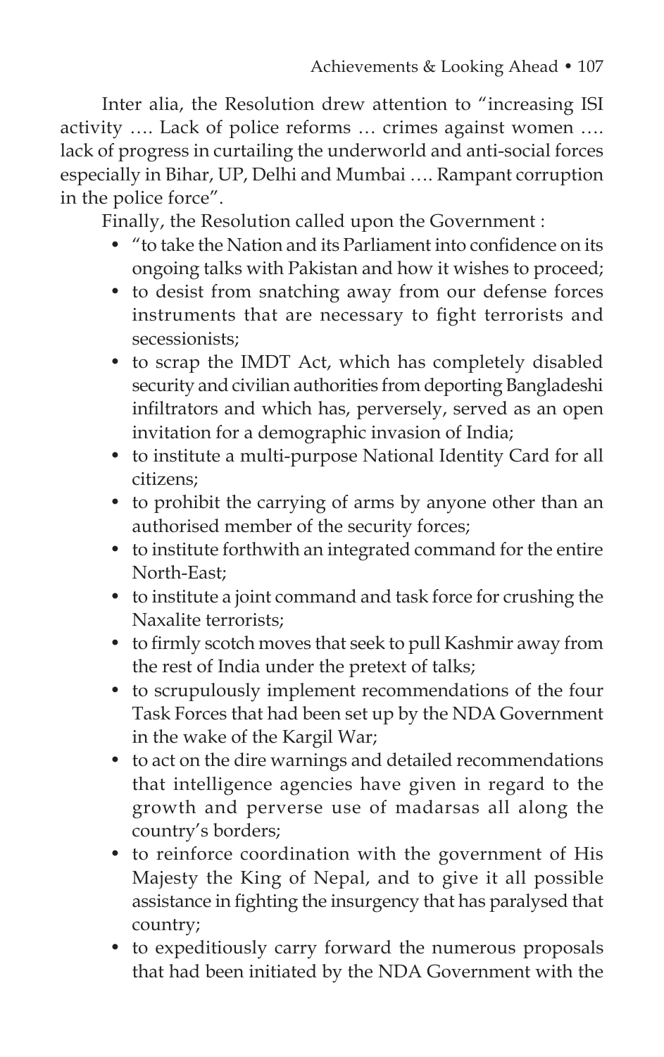Inter alia, the Resolution drew attention to "increasing ISI activity …. Lack of police reforms … crimes against women …. lack of progress in curtailing the underworld and anti-social forces especially in Bihar, UP, Delhi and Mumbai …. Rampant corruption in the police force".

Finally, the Resolution called upon the Government :

- "to take the Nation and its Parliament into confidence on its ongoing talks with Pakistan and how it wishes to proceed;
- to desist from snatching away from our defense forces instruments that are necessary to fight terrorists and secessionists;
- to scrap the IMDT Act, which has completely disabled security and civilian authorities from deporting Bangladeshi infiltrators and which has, perversely, served as an open invitation for a demographic invasion of India;
- to institute a multi-purpose National Identity Card for all citizens;
- to prohibit the carrying of arms by anyone other than an authorised member of the security forces;
- to institute forthwith an integrated command for the entire North-East;
- to institute a joint command and task force for crushing the Naxalite terrorists;
- to firmly scotch moves that seek to pull Kashmir away from the rest of India under the pretext of talks;
- to scrupulously implement recommendations of the four Task Forces that had been set up by the NDA Government in the wake of the Kargil War;
- to act on the dire warnings and detailed recommendations that intelligence agencies have given in regard to the growth and perverse use of madarsas all along the country's borders;
- to reinforce coordination with the government of His Majesty the King of Nepal, and to give it all possible assistance in fighting the insurgency that has paralysed that country;
- to expeditiously carry forward the numerous proposals that had been initiated by the NDA Government with the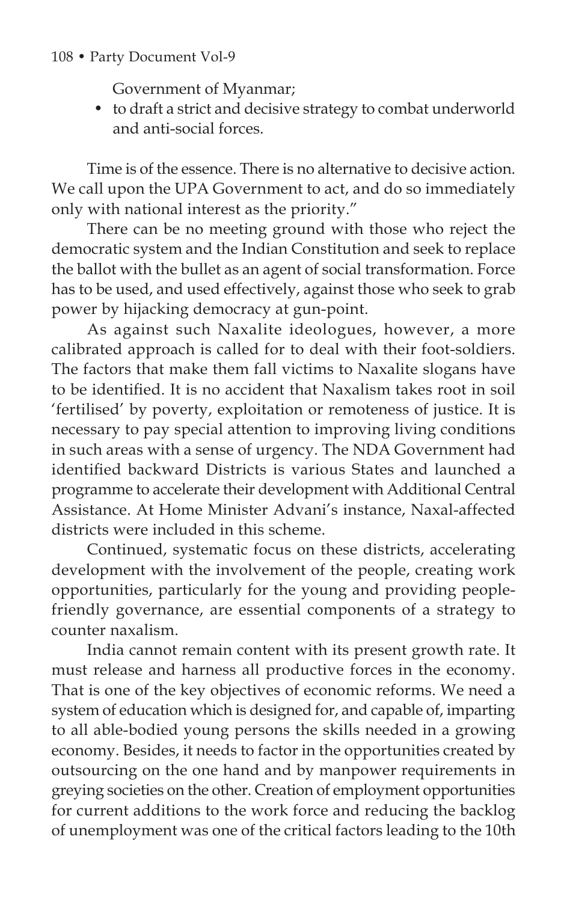Government of Myanmar;

- to draft a strict and decisive strategy to combat underworld and anti-social forces.

Time is of the essence. There is no alternative to decisive action. We call upon the UPA Government to act, and do so immediately only with national interest as the priority."

There can be no meeting ground with those who reject the democratic system and the Indian Constitution and seek to replace the ballot with the bullet as an agent of social transformation. Force has to be used, and used effectively, against those who seek to grab power by hijacking democracy at gun-point.

As against such Naxalite ideologues, however, a more calibrated approach is called for to deal with their foot-soldiers. The factors that make them fall victims to Naxalite slogans have to be identified. It is no accident that Naxalism takes root in soil 'fertilised' by poverty, exploitation or remoteness of justice. It is necessary to pay special attention to improving living conditions in such areas with a sense of urgency. The NDA Government had identified backward Districts is various States and launched a programme to accelerate their development with Additional Central Assistance. At Home Minister Advani's instance, Naxal-affected districts were included in this scheme.

Continued, systematic focus on these districts, accelerating development with the involvement of the people, creating work opportunities, particularly for the young and providing people-friendly governance, are essential components of a strategy to counter naxalism.

India cannot remain content with its present growth rate. It must release and harness all productive forces in the economy. That is one of the key objectives of economic reforms. We need a system of education which is designed for, and capable of, imparting to all able-bodied young persons the skills needed in a growing economy. Besides, it needs to factor in the opportunities created by outsourcing on the one hand and by manpower requirements in greying societies on the other. Creation of employment opportunities for current additions to the work force and reducing the backlog of unemployment was one of the critical factors leading to the 10th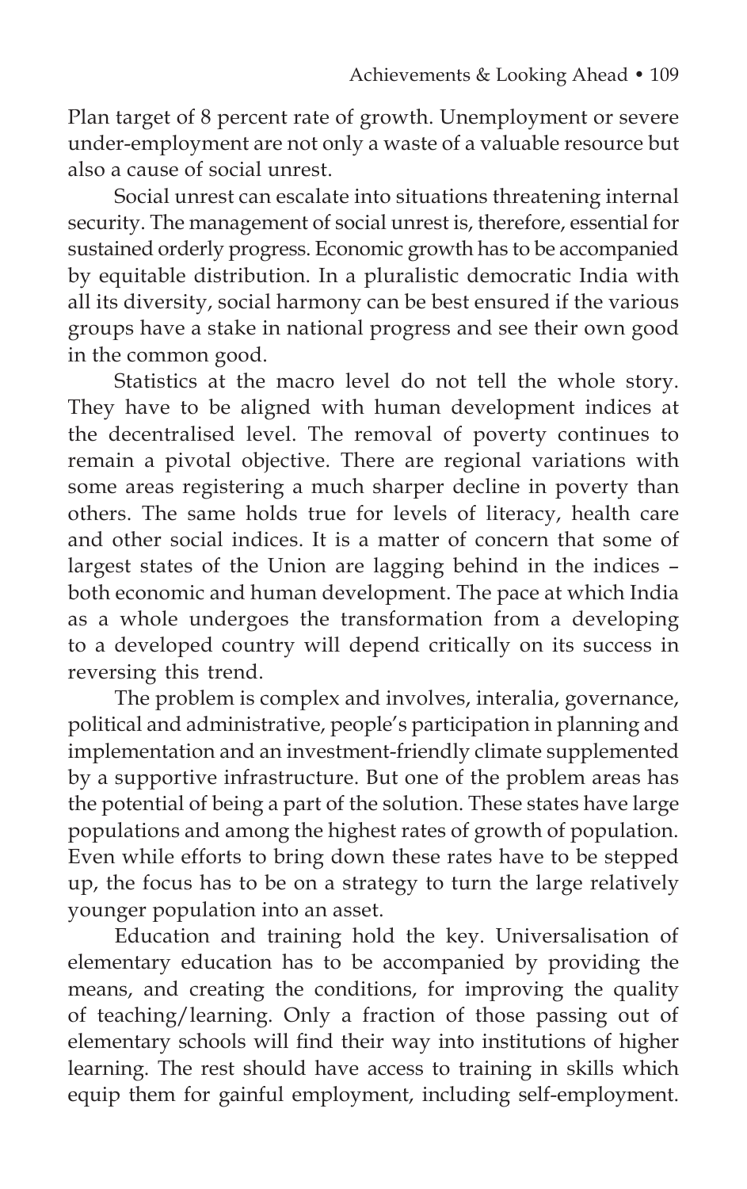Plan target of 8 percent rate of growth. Unemployment or severe under-employment are not only a waste of a valuable resource but also a cause of social unrest.

Social unrest can escalate into situations threatening internal security. The management of social unrest is, therefore, essential for sustained orderly progress. Economic growth has to be accompanied by equitable distribution. In a pluralistic democratic India with all its diversity, social harmony can be best ensured if the various groups have a stake in national progress and see their own good in the common good.

Statistics at the macro level do not tell the whole story. They have to be aligned with human development indices at the decentralised level. The removal of poverty continues to remain a pivotal objective. There are regional variations with some areas registering a much sharper decline in poverty than others. The same holds true for levels of literacy, health care and other social indices. It is a matter of concern that some of largest states of the Union are lagging behind in the indices – both economic and human development. The pace at which India as a whole undergoes the transformation from a developing to a developed country will depend critically on its success in reversing this trend.

The problem is complex and involves, interalia, governance, political and administrative, people's participation in planning and implementation and an investment-friendly climate supplemented by a supportive infrastructure. But one of the problem areas has the potential of being a part of the solution. These states have large populations and among the highest rates of growth of population. Even while efforts to bring down these rates have to be stepped up, the focus has to be on a strategy to turn the large relatively younger population into an asset.

Education and training hold the key. Universalisation of elementary education has to be accompanied by providing the means, and creating the conditions, for improving the quality of teaching/learning. Only a fraction of those passing out of elementary schools will find their way into institutions of higher learning. The rest should have access to training in skills which equip them for gainful employment, including self-employment.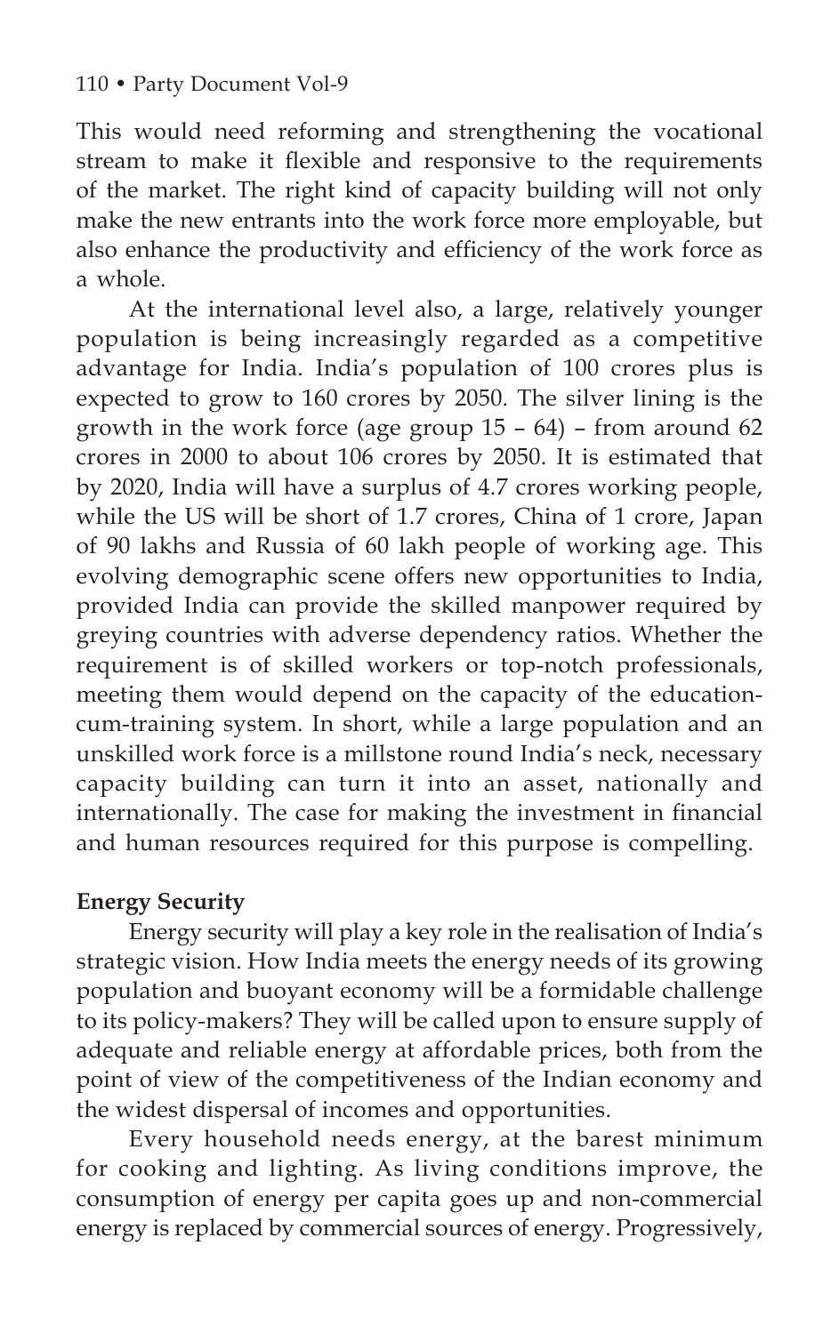This would need reforming and strengthening the vocational stream to make it flexible and responsive to the requirements of the market. The right kind of capacity building will not only make the new entrants into the work force more employable, but also enhance the productivity and efficiency of the work force as a whole.

At the international level also, a large, relatively younger population is being increasingly regarded as a competitive advantage for India. India's population of 100 crores plus is expected to grow to 160 crores by 2050. The silver lining is the growth in the work force (age group 15 – 64) – from around 62 crores in 2000 to about 106 crores by 2050. It is estimated that by 2020, India will have a surplus of 4.7 crores working people, while the US will be short of 1.7 crores, China of 1 crore, Japan of 90 lakhs and Russia of 60 lakh people of working age. This evolving demographic scene offers new opportunities to India, provided India can provide the skilled manpower required by greying countries with adverse dependency ratios. Whether the requirement is of skilled workers or top-notch professionals, meeting them would depend on the capacity of the education-cum-training system. In short, while a large population and an unskilled work force is a millstone round India's neck, necessary capacity building can turn it into an asset, nationally and internationally. The case for making the investment in financial and human resources required for this purpose is compelling.

**Energy Security**

Energy security will play a key role in the realisation of India's strategic vision. How India meets the energy needs of its growing population and buoyant economy will be a formidable challenge to its policy-makers? They will be called upon to ensure supply of adequate and reliable energy at affordable prices, both from the point of view of the competitiveness of the Indian economy and the widest dispersal of incomes and opportunities.

Every household needs energy, at the barest minimum for cooking and lighting. As living conditions improve, the consumption of energy per capita goes up and non-commercial energy is replaced by commercial sources of energy. Progressively,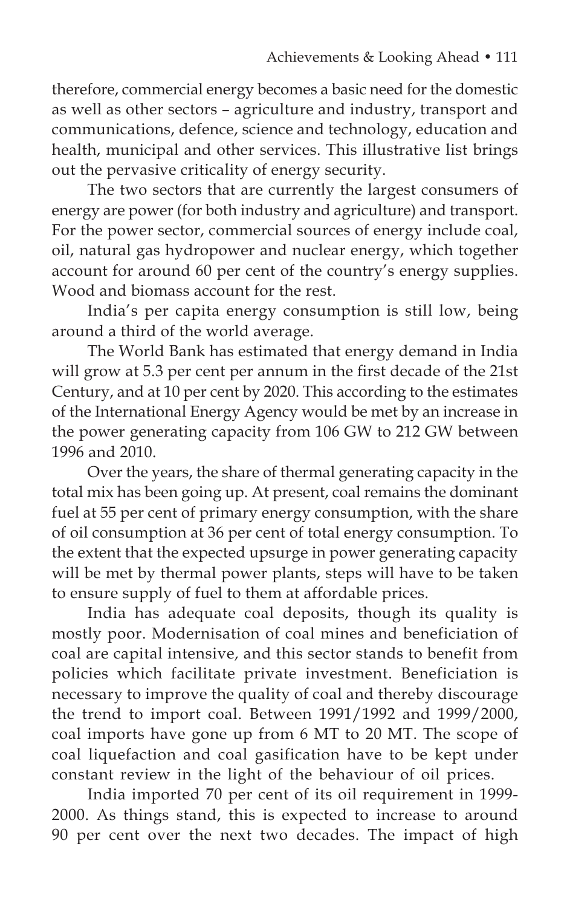therefore, commercial energy becomes a basic need for the domestic as well as other sectors – agriculture and industry, transport and communications, defence, science and technology, education and health, municipal and other services. This illustrative list brings out the pervasive criticality of energy security.

The two sectors that are currently the largest consumers of energy are power (for both industry and agriculture) and transport. For the power sector, commercial sources of energy include coal, oil, natural gas hydropower and nuclear energy, which together account for around 60 per cent of the country's energy supplies. Wood and biomass account for the rest.

India's per capita energy consumption is still low, being around a third of the world average.

The World Bank has estimated that energy demand in India will grow at 5.3 per cent per annum in the first decade of the 21st Century, and at 10 per cent by 2020. This according to the estimates of the International Energy Agency would be met by an increase in the power generating capacity from 106 GW to 212 GW between 1996 and 2010.

Over the years, the share of thermal generating capacity in the total mix has been going up. At present, coal remains the dominant fuel at 55 per cent of primary energy consumption, with the share of oil consumption at 36 per cent of total energy consumption. To the extent that the expected upsurge in power generating capacity will be met by thermal power plants, steps will have to be taken to ensure supply of fuel to them at affordable prices.

India has adequate coal deposits, though its quality is mostly poor. Modernisation of coal mines and beneficiation of coal are capital intensive, and this sector stands to benefit from policies which facilitate private investment. Beneficiation is necessary to improve the quality of coal and thereby discourage the trend to import coal. Between 1991/1992 and 1999/2000, coal imports have gone up from 6 MT to 20 MT. The scope of coal liquefaction and coal gasification have to be kept under constant review in the light of the behaviour of oil prices.

India imported 70 per cent of its oil requirement in 1999-2000. As things stand, this is expected to increase to around 90 per cent over the next two decades. The impact of high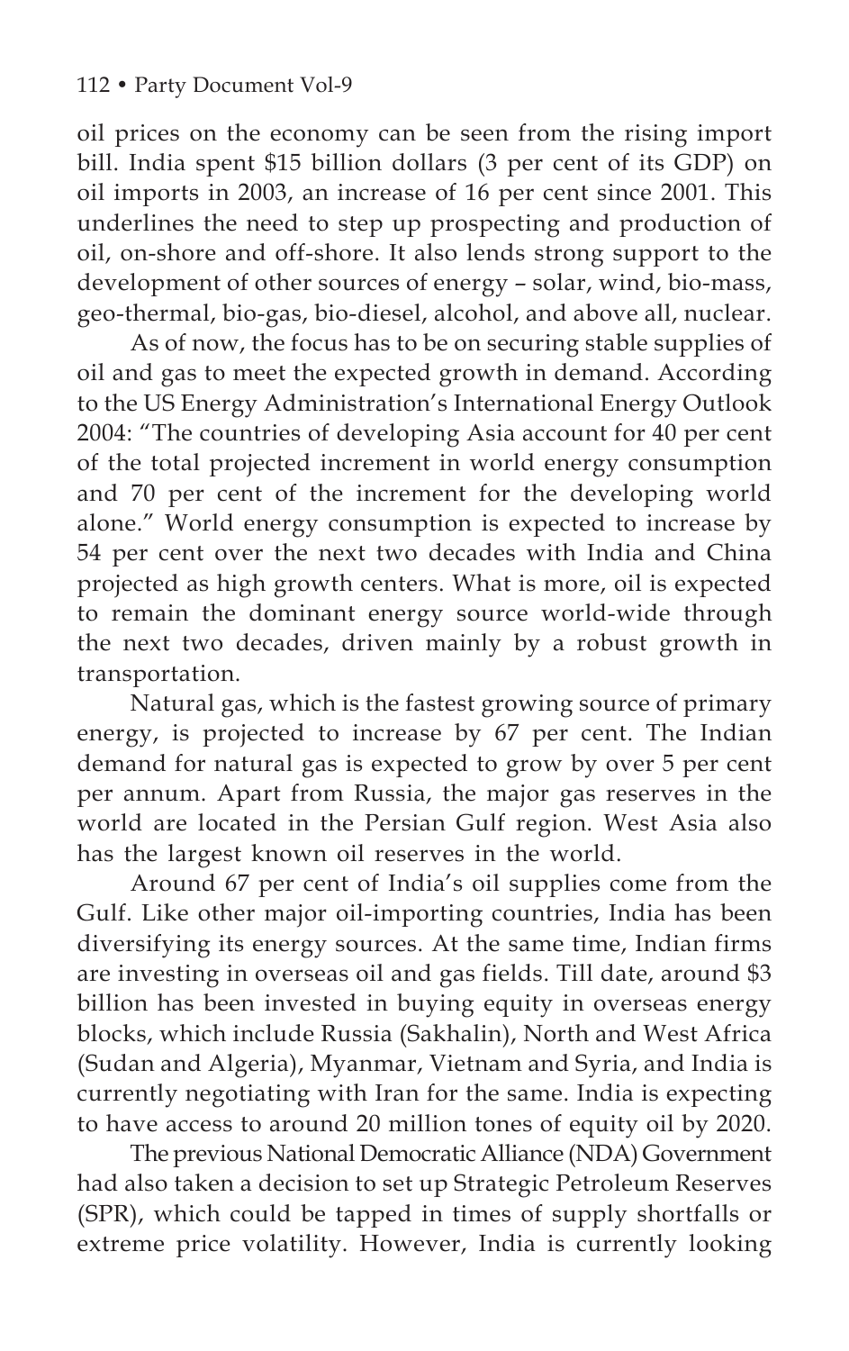oil prices on the economy can be seen from the rising import bill. India spent $15 billion dollars (3 per cent of its GDP) on oil imports in 2003, an increase of 16 per cent since 2001. This underlines the need to step up prospecting and production of oil, on-shore and off-shore. It also lends strong support to the development of other sources of energy – solar, wind, bio-mass, geo-thermal, bio-gas, bio-diesel, alcohol, and above all, nuclear.

As of now, the focus has to be on securing stable supplies of oil and gas to meet the expected growth in demand. According to the US Energy Administration's International Energy Outlook 2004: "The countries of developing Asia account for 40 per cent of the total projected increment in world energy consumption and 70 per cent of the increment for the developing world alone." World energy consumption is expected to increase by 54 per cent over the next two decades with India and China projected as high growth centers. What is more, oil is expected to remain the dominant energy source world-wide through the next two decades, driven mainly by a robust growth in transportation.

Natural gas, which is the fastest growing source of primary energy, is projected to increase by 67 per cent. The Indian demand for natural gas is expected to grow by over 5 per cent per annum. Apart from Russia, the major gas reserves in the world are located in the Persian Gulf region. West Asia also has the largest known oil reserves in the world.

Around 67 per cent of India's oil supplies come from the Gulf. Like other major oil-importing countries, India has been diversifying its energy sources. At the same time, Indian firms are investing in overseas oil and gas fields. Till date, around $3 billion has been invested in buying equity in overseas energy blocks, which include Russia (Sakhalin), North and West Africa (Sudan and Algeria), Myanmar, Vietnam and Syria, and India is currently negotiating with Iran for the same. India is expecting to have access to around 20 million tones of equity oil by 2020.

The previous National Democratic Alliance (NDA) Government had also taken a decision to set up Strategic Petroleum Reserves (SPR), which could be tapped in times of supply shortfalls or extreme price volatility. However, India is currently looking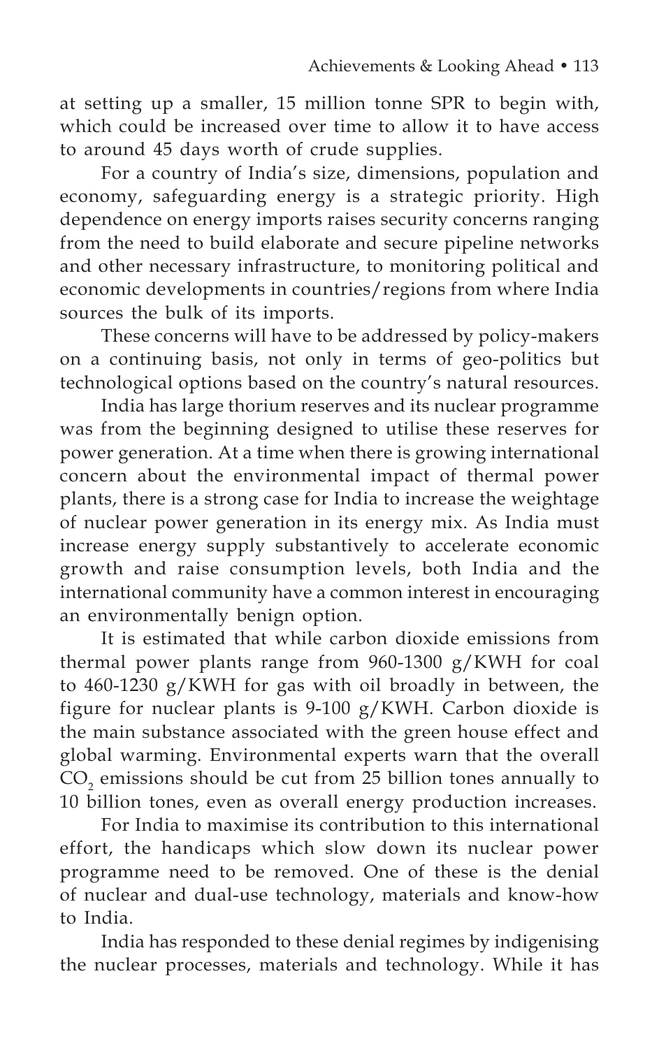at setting up a smaller, 15 million tonne SPR to begin with, which could be increased over time to allow it to have access to around 45 days worth of crude supplies.

For a country of India's size, dimensions, population and economy, safeguarding energy is a strategic priority. High dependence on energy imports raises security concerns ranging from the need to build elaborate and secure pipeline networks and other necessary infrastructure, to monitoring political and economic developments in countries/regions from where India sources the bulk of its imports.

These concerns will have to be addressed by policy-makers on a continuing basis, not only in terms of geo-politics but technological options based on the country's natural resources.

India has large thorium reserves and its nuclear programme was from the beginning designed to utilise these reserves for power generation. At a time when there is growing international concern about the environmental impact of thermal power plants, there is a strong case for India to increase the weightage of nuclear power generation in its energy mix. As India must increase energy supply substantively to accelerate economic growth and raise consumption levels, both India and the international community have a common interest in encouraging an environmentally benign option.

It is estimated that while carbon dioxide emissions from thermal power plants range from 960-1300 g/KWH for coal to 460-1230 g/KWH for gas with oil broadly in between, the figure for nuclear plants is 9-100 g/KWH. Carbon dioxide is the main substance associated with the green house effect and global warming. Environmental experts warn that the overall $CO_2$ emissions should be cut from 25 billion tones annually to 10 billion tones, even as overall energy production increases.

For India to maximise its contribution to this international effort, the handicaps which slow down its nuclear power programme need to be removed. One of these is the denial of nuclear and dual-use technology, materials and know-how to India.

India has responded to these denial regimes by indigenising the nuclear processes, materials and technology. While it has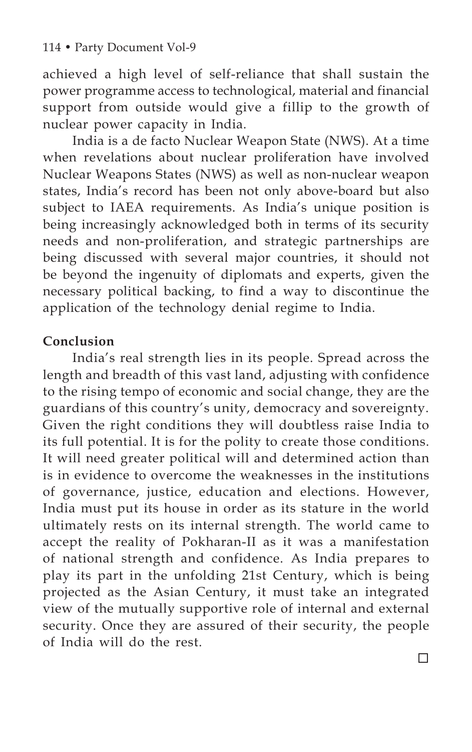achieved a high level of self-reliance that shall sustain the power programme access to technological, material and financial support from outside would give a fillip to the growth of nuclear power capacity in India.

India is a de facto Nuclear Weapon State (NWS). At a time when revelations about nuclear proliferation have involved Nuclear Weapons States (NWS) as well as non-nuclear weapon states, India's record has been not only above-board but also subject to IAEA requirements. As India's unique position is being increasingly acknowledged both in terms of its security needs and non-proliferation, and strategic partnerships are being discussed with several major countries, it should not be beyond the ingenuity of diplomats and experts, given the necessary political backing, to find a way to discontinue the application of the technology denial regime to India.

**Conclusion**

India's real strength lies in its people. Spread across the length and breadth of this vast land, adjusting with confidence to the rising tempo of economic and social change, they are the guardians of this country's unity, democracy and sovereignty. Given the right conditions they will doubtless raise India to its full potential. It is for the polity to create those conditions. It will need greater political will and determined action than is in evidence to overcome the weaknesses in the institutions of governance, justice, education and elections. However, India must put its house in order as its stature in the world ultimately rests on its internal strength. The world came to accept the reality of Pokharan-II as it was a manifestation of national strength and confidence. As India prepares to play its part in the unfolding 21st Century, which is being projected as the Asian Century, it must take an integrated view of the mutually supportive role of internal and external security. Once they are assured of their security, the people of India will do the rest.

□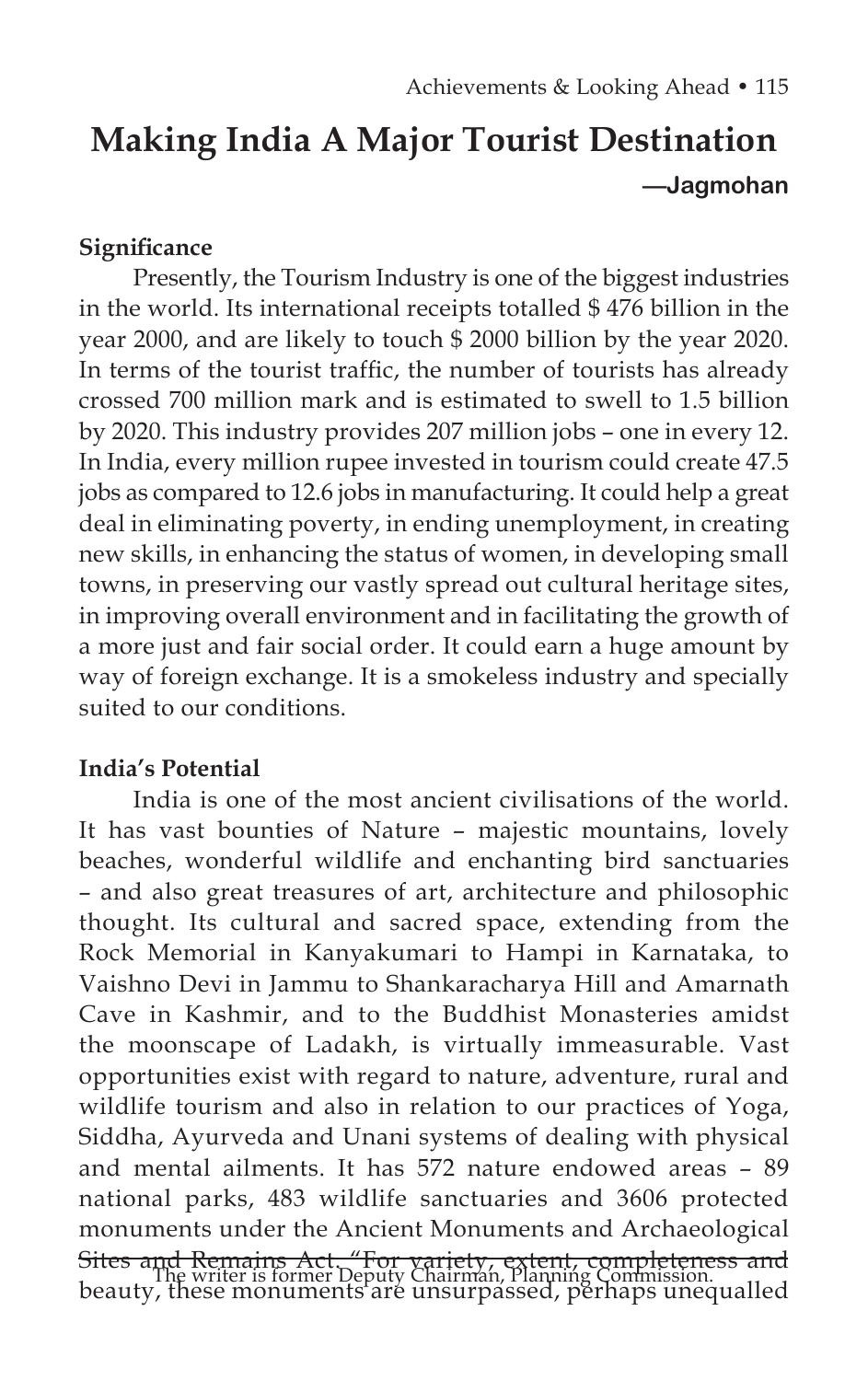# Making India A Major Tourist Destination

**—Jagmohan**

### Significance

Presently, the Tourism Industry is one of the biggest industries in the world. Its international receipts totalled $ 476 billion in the year 2000, and are likely to touch $ 2000 billion by the year 2020. In terms of the tourist traffic, the number of tourists has already crossed 700 million mark and is estimated to swell to 1.5 billion by 2020. This industry provides 207 million jobs – one in every 12. In India, every million rupee invested in tourism could create 47.5 jobs as compared to 12.6 jobs in manufacturing. It could help a great deal in eliminating poverty, in ending unemployment, in creating new skills, in enhancing the status of women, in developing small towns, in preserving our vastly spread out cultural heritage sites, in improving overall environment and in facilitating the growth of a more just and fair social order. It could earn a huge amount by way of foreign exchange. It is a smokeless industry and specially suited to our conditions.

### India's Potential

India is one of the most ancient civilisations of the world. It has vast bounties of Nature – majestic mountains, lovely beaches, wonderful wildlife and enchanting bird sanctuaries – and also great treasures of art, architecture and philosophic thought. Its cultural and sacred space, extending from the Rock Memorial in Kanyakumari to Hampi in Karnataka, to Vaishno Devi in Jammu to Shankaracharya Hill and Amarnath Cave in Kashmir, and to the Buddhist Monasteries amidst the moonscape of Ladakh, is virtually immeasurable. Vast opportunities exist with regard to nature, adventure, rural and wildlife tourism and also in relation to our practices of Yoga, Siddha, Ayurveda and Unani systems of dealing with physical and mental ailments. It has 572 nature endowed areas – 89 national parks, 483 wildlife sanctuaries and 3606 protected monuments under the Ancient Monuments and Archaeological Sites and Remains Act. "For variety, extent, completeness and beauty, these monuments are unsurpassed, perhaps unequalled

The writer is former Deputy Chairman, Planning Commission.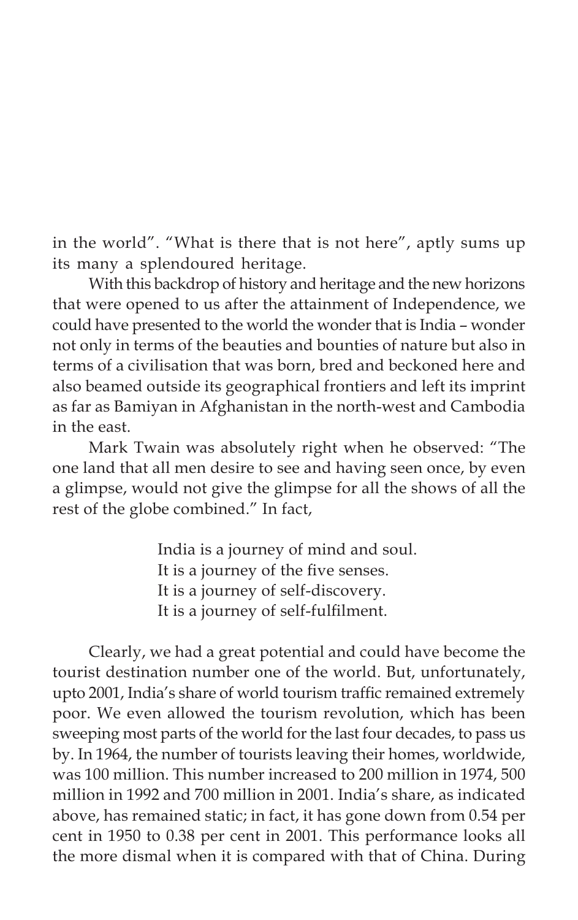in the world". "What is there that is not here", aptly sums up its many a splendoured heritage.

With this backdrop of history and heritage and the new horizons that were opened to us after the attainment of Independence, we could have presented to the world the wonder that is India – wonder not only in terms of the beauties and bounties of nature but also in terms of a civilisation that was born, bred and beckoned here and also beamed outside its geographical frontiers and left its imprint as far as Bamiyan in Afghanistan in the north-west and Cambodia in the east.

Mark Twain was absolutely right when he observed: "The one land that all men desire to see and having seen once, by even a glimpse, would not give the glimpse for all the shows of all the rest of the globe combined." In fact,

> India is a journey of mind and soul.
> It is a journey of the five senses.
> It is a journey of self-discovery.
> It is a journey of self-fulfilment.

Clearly, we had a great potential and could have become the tourist destination number one of the world. But, unfortunately, upto 2001, India's share of world tourism traffic remained extremely poor. We even allowed the tourism revolution, which has been sweeping most parts of the world for the last four decades, to pass us by. In 1964, the number of tourists leaving their homes, worldwide, was 100 million. This number increased to 200 million in 1974, 500 million in 1992 and 700 million in 2001. India's share, as indicated above, has remained static; in fact, it has gone down from 0.54 per cent in 1950 to 0.38 per cent in 2001. This performance looks all the more dismal when it is compared with that of China. During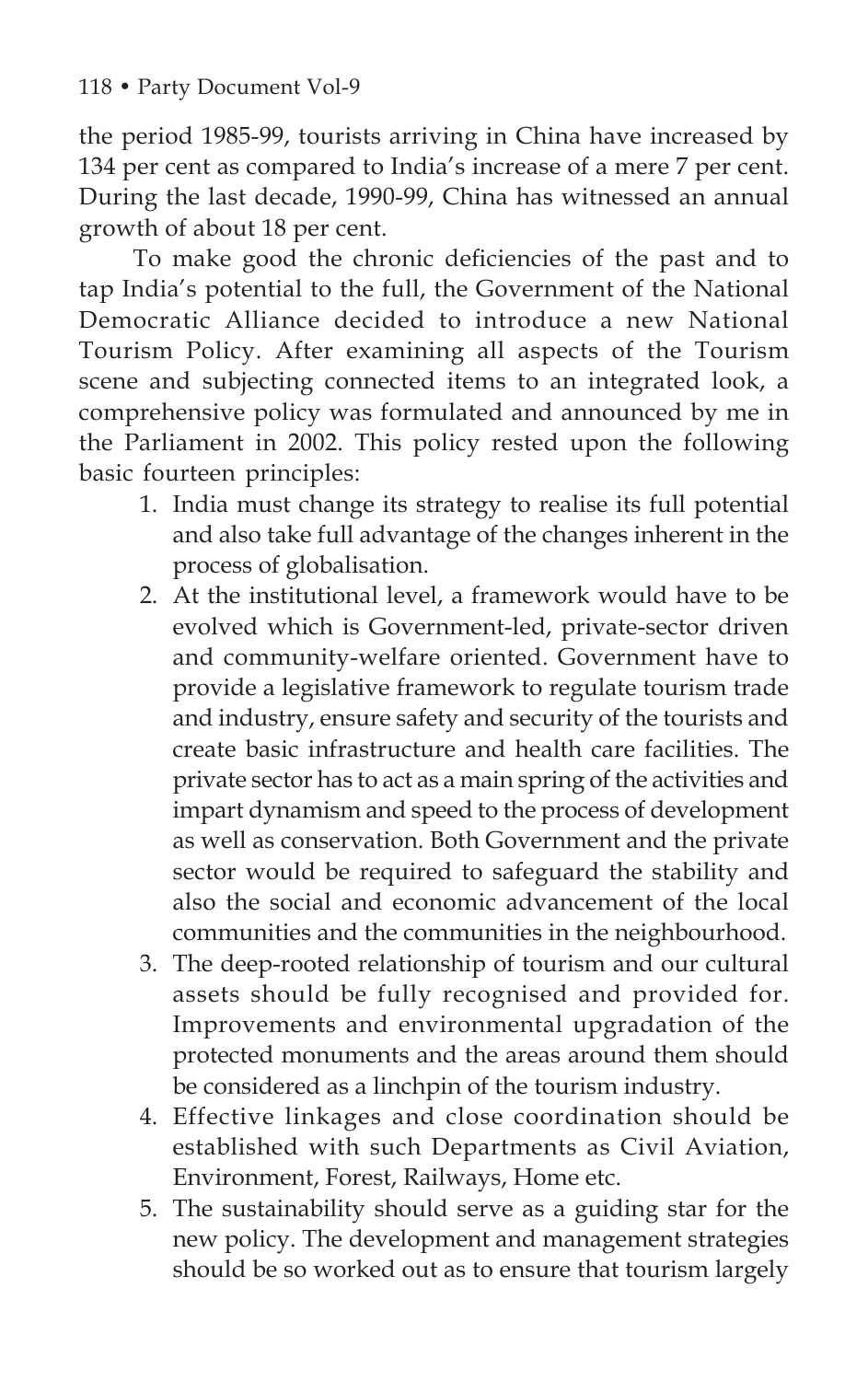the period 1985-99, tourists arriving in China have increased by 134 per cent as compared to India's increase of a mere 7 per cent. During the last decade, 1990-99, China has witnessed an annual growth of about 18 per cent.

To make good the chronic deficiencies of the past and to tap India's potential to the full, the Government of the National Democratic Alliance decided to introduce a new National Tourism Policy. After examining all aspects of the Tourism scene and subjecting connected items to an integrated look, a comprehensive policy was formulated and announced by me in the Parliament in 2002. This policy rested upon the following basic fourteen principles:

1. India must change its strategy to realise its full potential and also take full advantage of the changes inherent in the process of globalisation.
2. At the institutional level, a framework would have to be evolved which is Government-led, private-sector driven and community-welfare oriented. Government have to provide a legislative framework to regulate tourism trade and industry, ensure safety and security of the tourists and create basic infrastructure and health care facilities. The private sector has to act as a main spring of the activities and impart dynamism and speed to the process of development as well as conservation. Both Government and the private sector would be required to safeguard the stability and also the social and economic advancement of the local communities and the communities in the neighbourhood.
3. The deep-rooted relationship of tourism and our cultural assets should be fully recognised and provided for. Improvements and environmental upgradation of the protected monuments and the areas around them should be considered as a linchpin of the tourism industry.
4. Effective linkages and close coordination should be established with such Departments as Civil Aviation, Environment, Forest, Railways, Home etc.
5. The sustainability should serve as a guiding star for the new policy. The development and management strategies should be so worked out as to ensure that tourism largely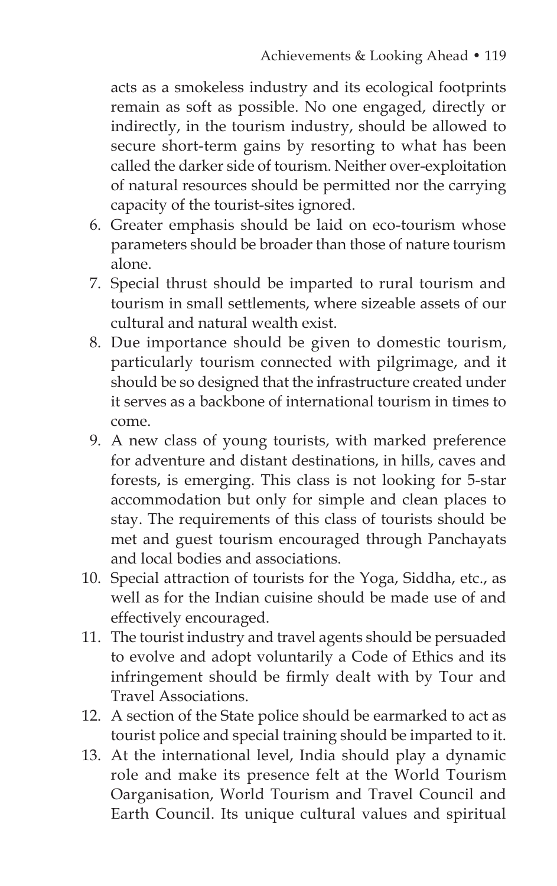acts as a smokeless industry and its ecological footprints remain as soft as possible. No one engaged, directly or indirectly, in the tourism industry, should be allowed to secure short-term gains by resorting to what has been called the darker side of tourism. Neither over-exploitation of natural resources should be permitted nor the carrying capacity of the tourist-sites ignored.

6. Greater emphasis should be laid on eco-tourism whose parameters should be broader than those of nature tourism alone.
7. Special thrust should be imparted to rural tourism and tourism in small settlements, where sizeable assets of our cultural and natural wealth exist.
8. Due importance should be given to domestic tourism, particularly tourism connected with pilgrimage, and it should be so designed that the infrastructure created under it serves as a backbone of international tourism in times to come.
9. A new class of young tourists, with marked preference for adventure and distant destinations, in hills, caves and forests, is emerging. This class is not looking for 5-star accommodation but only for simple and clean places to stay. The requirements of this class of tourists should be met and guest tourism encouraged through Panchayats and local bodies and associations.
10. Special attraction of tourists for the Yoga, Siddha, etc., as well as for the Indian cuisine should be made use of and effectively encouraged.
11. The tourist industry and travel agents should be persuaded to evolve and adopt voluntarily a Code of Ethics and its infringement should be firmly dealt with by Tour and Travel Associations.
12. A section of the State police should be earmarked to act as tourist police and special training should be imparted to it.
13. At the international level, India should play a dynamic role and make its presence felt at the World Tourism Oarganisation, World Tourism and Travel Council and Earth Council. Its unique cultural values and spiritual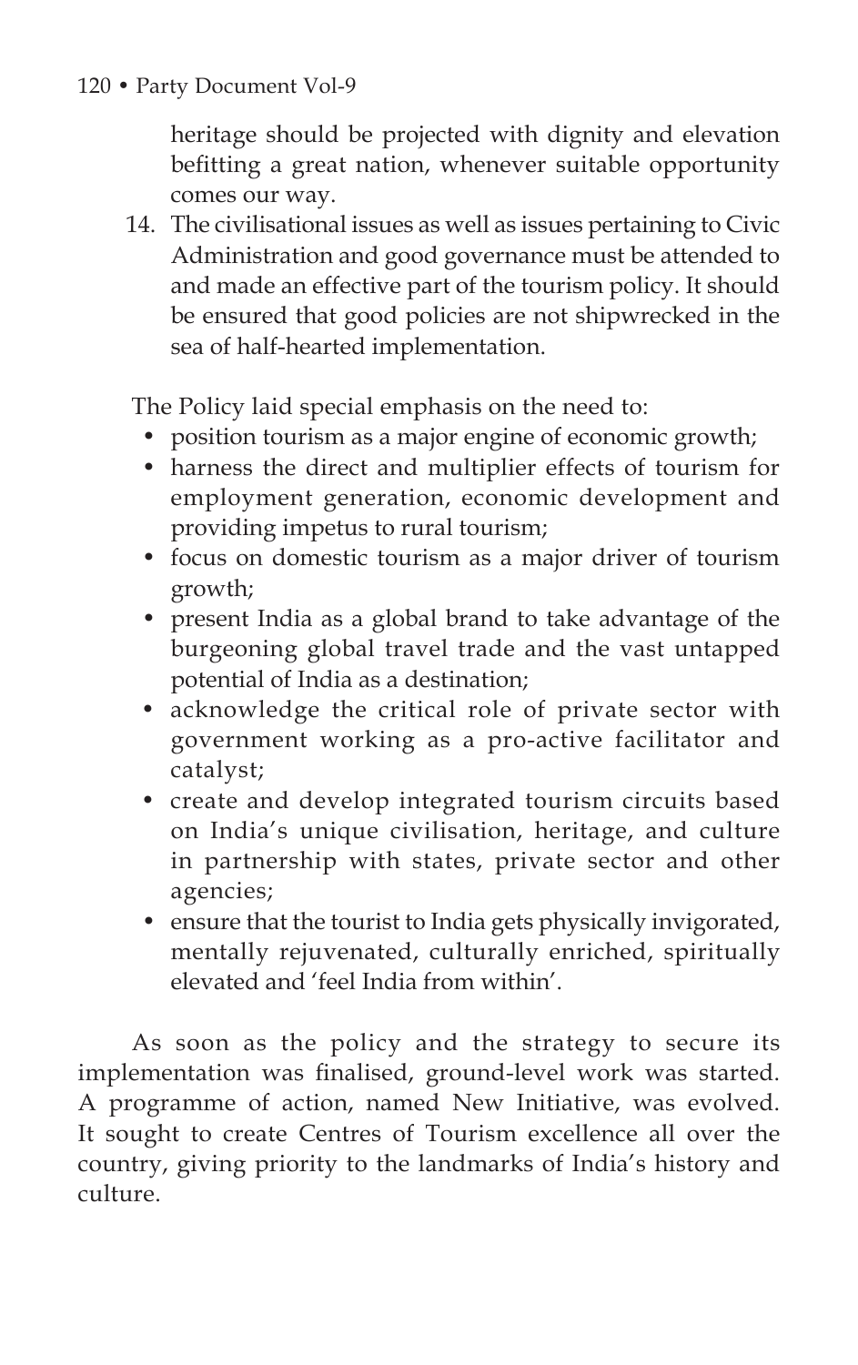heritage should be projected with dignity and elevation befitting a great nation, whenever suitable opportunity comes our way.

14. The civilisational issues as well as issues pertaining to Civic Administration and good governance must be attended to and made an effective part of the tourism policy. It should be ensured that good policies are not shipwrecked in the sea of half-hearted implementation.

The Policy laid special emphasis on the need to:

- position tourism as a major engine of economic growth;
- harness the direct and multiplier effects of tourism for employment generation, economic development and providing impetus to rural tourism;
- focus on domestic tourism as a major driver of tourism growth;
- present India as a global brand to take advantage of the burgeoning global travel trade and the vast untapped potential of India as a destination;
- acknowledge the critical role of private sector with government working as a pro-active facilitator and catalyst;
- create and develop integrated tourism circuits based on India's unique civilisation, heritage, and culture in partnership with states, private sector and other agencies;
- ensure that the tourist to India gets physically invigorated, mentally rejuvenated, culturally enriched, spiritually elevated and 'feel India from within'.

As soon as the policy and the strategy to secure its implementation was finalised, ground-level work was started. A programme of action, named New Initiative, was evolved. It sought to create Centres of Tourism excellence all over the country, giving priority to the landmarks of India's history and culture.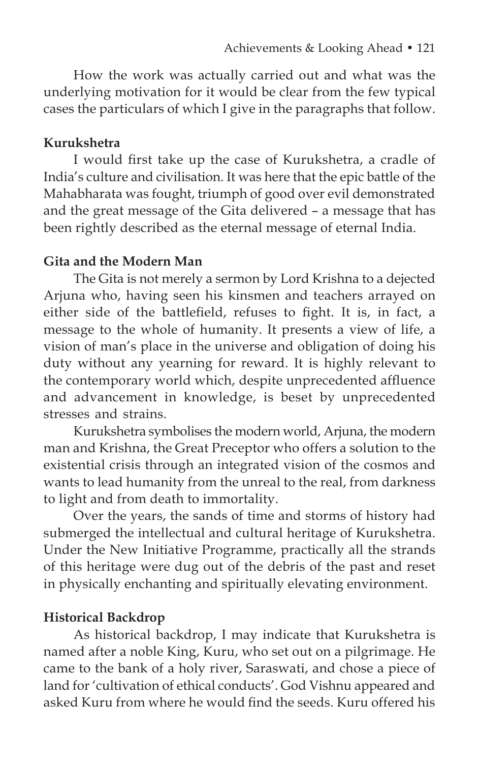How the work was actually carried out and what was the underlying motivation for it would be clear from the few typical cases the particulars of which I give in the paragraphs that follow.

### Kurukshetra

I would first take up the case of Kurukshetra, a cradle of India's culture and civilisation. It was here that the epic battle of the Mahabharata was fought, triumph of good over evil demonstrated and the great message of the Gita delivered – a message that has been rightly described as the eternal message of eternal India.

### Gita and the Modern Man

The Gita is not merely a sermon by Lord Krishna to a dejected Arjuna who, having seen his kinsmen and teachers arrayed on either side of the battlefield, refuses to fight. It is, in fact, a message to the whole of humanity. It presents a view of life, a vision of man's place in the universe and obligation of doing his duty without any yearning for reward. It is highly relevant to the contemporary world which, despite unprecedented affluence and advancement in knowledge, is beset by unprecedented stresses and strains.

Kurukshetra symbolises the modern world, Arjuna, the modern man and Krishna, the Great Preceptor who offers a solution to the existential crisis through an integrated vision of the cosmos and wants to lead humanity from the unreal to the real, from darkness to light and from death to immortality.

Over the years, the sands of time and storms of history had submerged the intellectual and cultural heritage of Kurukshetra. Under the New Initiative Programme, practically all the strands of this heritage were dug out of the debris of the past and reset in physically enchanting and spiritually elevating environment.

### Historical Backdrop

As historical backdrop, I may indicate that Kurukshetra is named after a noble King, Kuru, who set out on a pilgrimage. He came to the bank of a holy river, Saraswati, and chose a piece of land for 'cultivation of ethical conducts'. God Vishnu appeared and asked Kuru from where he would find the seeds. Kuru offered his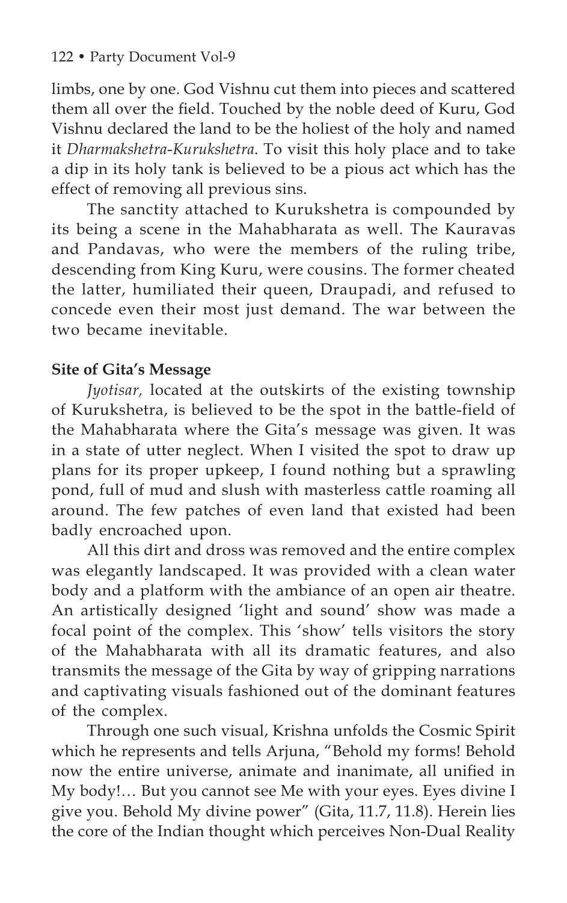limbs, one by one. God Vishnu cut them into pieces and scattered them all over the field. Touched by the noble deed of Kuru, God Vishnu declared the land to be the holiest of the holy and named it *Dharmakshetra-Kurukshetra*. To visit this holy place and to take a dip in its holy tank is believed to be a pious act which has the effect of removing all previous sins.

The sanctity attached to Kurukshetra is compounded by its being a scene in the Mahabharata as well. The Kauravas and Pandavas, who were the members of the ruling tribe, descending from King Kuru, were cousins. The former cheated the latter, humiliated their queen, Draupadi, and refused to concede even their most just demand. The war between the two became inevitable.

**Site of Gita's Message**

*Jyotisar,* located at the outskirts of the existing township of Kurukshetra, is believed to be the spot in the battle-field of the Mahabharata where the Gita's message was given. It was in a state of utter neglect. When I visited the spot to draw up plans for its proper upkeep, I found nothing but a sprawling pond, full of mud and slush with masterless cattle roaming all around. The few patches of even land that existed had been badly encroached upon.

All this dirt and dross was removed and the entire complex was elegantly landscaped. It was provided with a clean water body and a platform with the ambiance of an open air theatre. An artistically designed 'light and sound' show was made a focal point of the complex. This 'show' tells visitors the story of the Mahabharata with all its dramatic features, and also transmits the message of the Gita by way of gripping narrations and captivating visuals fashioned out of the dominant features of the complex.

Through one such visual, Krishna unfolds the Cosmic Spirit which he represents and tells Arjuna, "Behold my forms! Behold now the entire universe, animate and inanimate, all unified in My body!… But you cannot see Me with your eyes. Eyes divine I give you. Behold My divine power" (Gita, 11.7, 11.8). Herein lies the core of the Indian thought which perceives Non-Dual Reality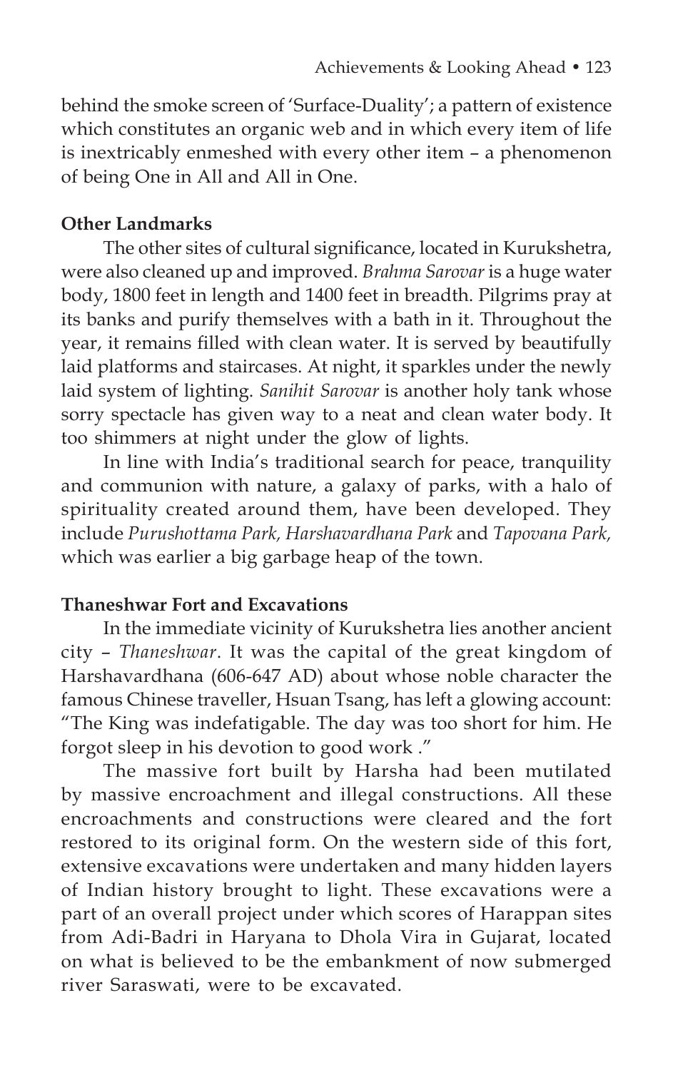behind the smoke screen of 'Surface-Duality'; a pattern of existence which constitutes an organic web and in which every item of life is inextricably enmeshed with every other item – a phenomenon of being One in All and All in One.

**Other Landmarks**

The other sites of cultural significance, located in Kurukshetra, were also cleaned up and improved. *Brahma Sarovar* is a huge water body, 1800 feet in length and 1400 feet in breadth. Pilgrims pray at its banks and purify themselves with a bath in it. Throughout the year, it remains filled with clean water. It is served by beautifully laid platforms and staircases. At night, it sparkles under the newly laid system of lighting. *Sanihit Sarovar* is another holy tank whose sorry spectacle has given way to a neat and clean water body. It too shimmers at night under the glow of lights.

In line with India's traditional search for peace, tranquility and communion with nature, a galaxy of parks, with a halo of spirituality created around them, have been developed. They include *Purushottama Park, Harshavardhana Park* and *Tapovana Park,* which was earlier a big garbage heap of the town.

**Thaneshwar Fort and Excavations**

In the immediate vicinity of Kurukshetra lies another ancient city – *Thaneshwar*. It was the capital of the great kingdom of Harshavardhana (606-647 AD) about whose noble character the famous Chinese traveller, Hsuan Tsang, has left a glowing account: "The King was indefatigable. The day was too short for him. He forgot sleep in his devotion to good work ."

The massive fort built by Harsha had been mutilated by massive encroachment and illegal constructions. All these encroachments and constructions were cleared and the fort restored to its original form. On the western side of this fort, extensive excavations were undertaken and many hidden layers of Indian history brought to light. These excavations were a part of an overall project under which scores of Harappan sites from Adi-Badri in Haryana to Dhola Vira in Gujarat, located on what is believed to be the embankment of now submerged river Saraswati, were to be excavated.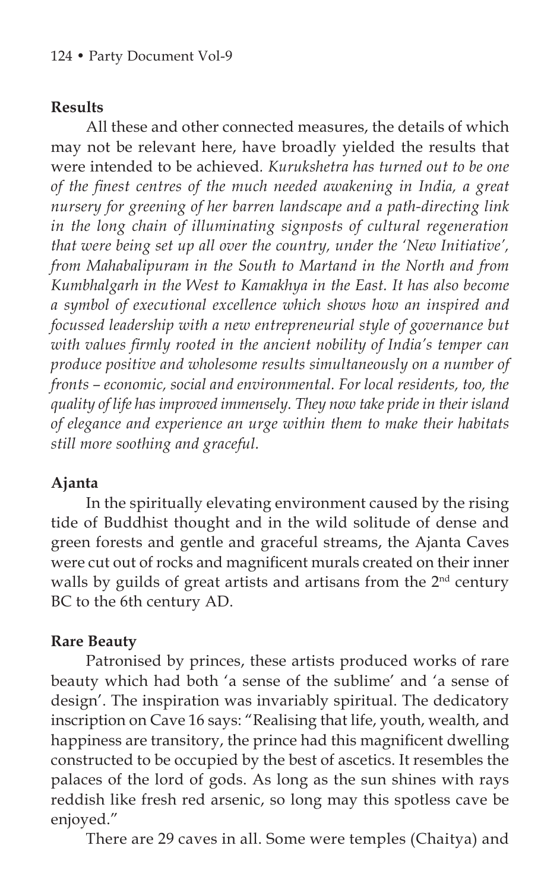**Results**

All these and other connected measures, the details of which may not be relevant here, have broadly yielded the results that were intended to be achieved. *Kurukshetra has turned out to be one of the finest centres of the much needed awakening in India, a great nursery for greening of her barren landscape and a path-directing link in the long chain of illuminating signposts of cultural regeneration that were being set up all over the country, under the 'New Initiative', from Mahabalipuram in the South to Martand in the North and from Kumbhalgarh in the West to Kamakhya in the East. It has also become a symbol of executional excellence which shows how an inspired and focussed leadership with a new entrepreneurial style of governance but with values firmly rooted in the ancient nobility of India's temper can produce positive and wholesome results simultaneously on a number of fronts – economic, social and environmental. For local residents, too, the quality of life has improved immensely. They now take pride in their island of elegance and experience an urge within them to make their habitats still more soothing and graceful.*

**Ajanta**

In the spiritually elevating environment caused by the rising tide of Buddhist thought and in the wild solitude of dense and green forests and gentle and graceful streams, the Ajanta Caves were cut out of rocks and magnificent murals created on their inner walls by guilds of great artists and artisans from the 2nd century BC to the 6th century AD.

**Rare Beauty**

Patronised by princes, these artists produced works of rare beauty which had both 'a sense of the sublime' and 'a sense of design'. The inspiration was invariably spiritual. The dedicatory inscription on Cave 16 says: "Realising that life, youth, wealth, and happiness are transitory, the prince had this magnificent dwelling constructed to be occupied by the best of ascetics. It resembles the palaces of the lord of gods. As long as the sun shines with rays reddish like fresh red arsenic, so long may this spotless cave be enjoyed."

There are 29 caves in all. Some were temples (Chaitya) and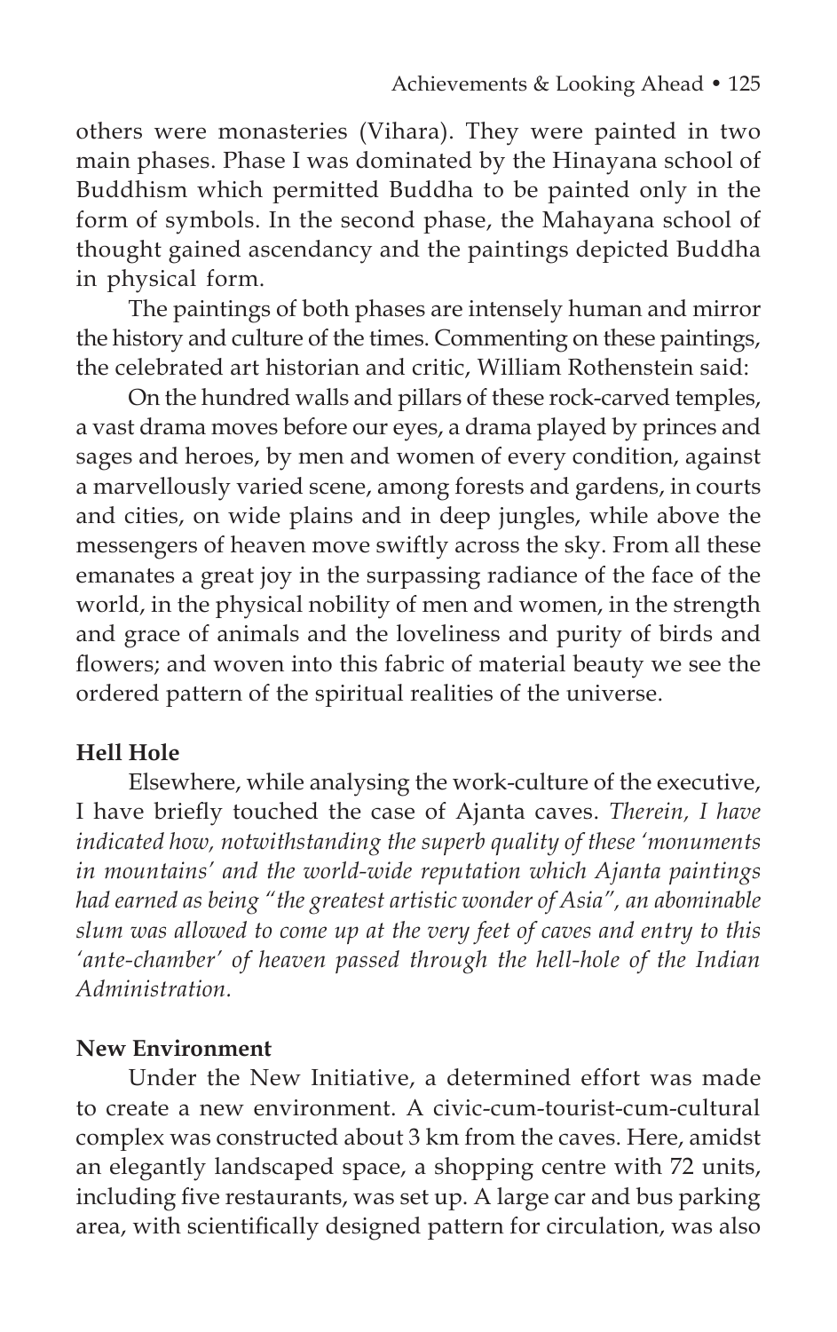others were monasteries (Vihara). They were painted in two main phases. Phase I was dominated by the Hinayana school of Buddhism which permitted Buddha to be painted only in the form of symbols. In the second phase, the Mahayana school of thought gained ascendancy and the paintings depicted Buddha in physical form.

The paintings of both phases are intensely human and mirror the history and culture of the times. Commenting on these paintings, the celebrated art historian and critic, William Rothenstein said:

On the hundred walls and pillars of these rock-carved temples, a vast drama moves before our eyes, a drama played by princes and sages and heroes, by men and women of every condition, against a marvellously varied scene, among forests and gardens, in courts and cities, on wide plains and in deep jungles, while above the messengers of heaven move swiftly across the sky. From all these emanates a great joy in the surpassing radiance of the face of the world, in the physical nobility of men and women, in the strength and grace of animals and the loveliness and purity of birds and flowers; and woven into this fabric of material beauty we see the ordered pattern of the spiritual realities of the universe.

**Hell Hole**

Elsewhere, while analysing the work-culture of the executive, I have briefly touched the case of Ajanta caves. *Therein, I have indicated how, notwithstanding the superb quality of these 'monuments in mountains' and the world-wide reputation which Ajanta paintings had earned as being "the greatest artistic wonder of Asia", an abominable slum was allowed to come up at the very feet of caves and entry to this 'ante-chamber' of heaven passed through the hell-hole of the Indian Administration.*

**New Environment**

Under the New Initiative, a determined effort was made to create a new environment. A civic-cum-tourist-cum-cultural complex was constructed about 3 km from the caves. Here, amidst an elegantly landscaped space, a shopping centre with 72 units, including five restaurants, was set up. A large car and bus parking area, with scientifically designed pattern for circulation, was also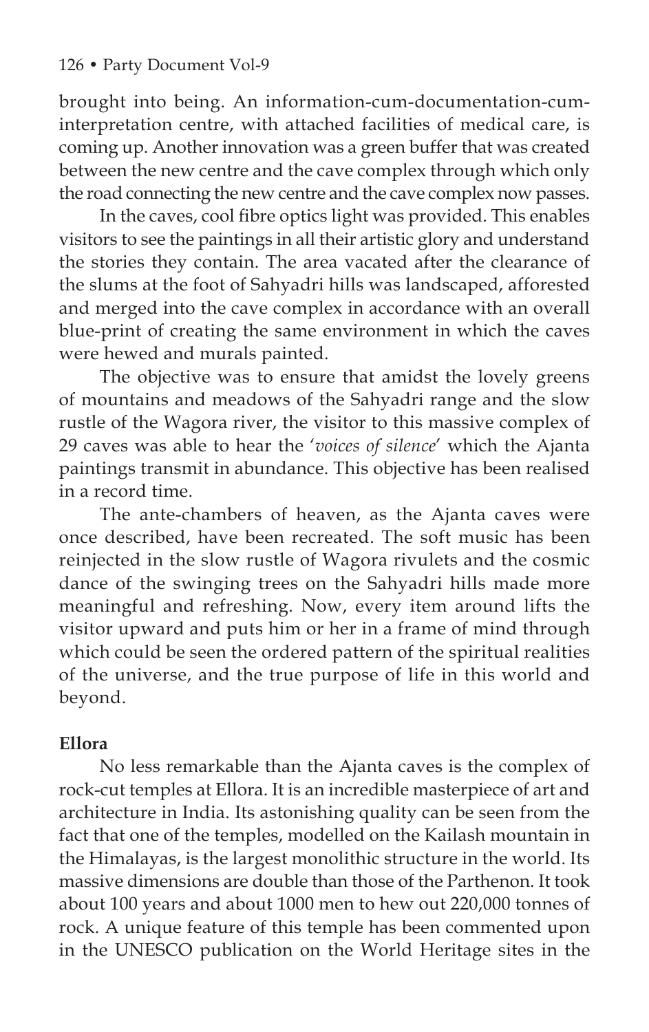brought into being. An information-cum-documentation-cum-interpretation centre, with attached facilities of medical care, is coming up. Another innovation was a green buffer that was created between the new centre and the cave complex through which only the road connecting the new centre and the cave complex now passes.

In the caves, cool fibre optics light was provided. This enables visitors to see the paintings in all their artistic glory and understand the stories they contain. The area vacated after the clearance of the slums at the foot of Sahyadri hills was landscaped, afforested and merged into the cave complex in accordance with an overall blue-print of creating the same environment in which the caves were hewed and murals painted.

The objective was to ensure that amidst the lovely greens of mountains and meadows of the Sahyadri range and the slow rustle of the Wagora river, the visitor to this massive complex of 29 caves was able to hear the '*voices of silence*' which the Ajanta paintings transmit in abundance. This objective has been realised in a record time.

The ante-chambers of heaven, as the Ajanta caves were once described, have been recreated. The soft music has been reinjected in the slow rustle of Wagora rivulets and the cosmic dance of the swinging trees on the Sahyadri hills made more meaningful and refreshing. Now, every item around lifts the visitor upward and puts him or her in a frame of mind through which could be seen the ordered pattern of the spiritual realities of the universe, and the true purpose of life in this world and beyond.

**Ellora**

No less remarkable than the Ajanta caves is the complex of rock-cut temples at Ellora. It is an incredible masterpiece of art and architecture in India. Its astonishing quality can be seen from the fact that one of the temples, modelled on the Kailash mountain in the Himalayas, is the largest monolithic structure in the world. Its massive dimensions are double than those of the Parthenon. It took about 100 years and about 1000 men to hew out 220,000 tonnes of rock. A unique feature of this temple has been commented upon in the UNESCO publication on the World Heritage sites in the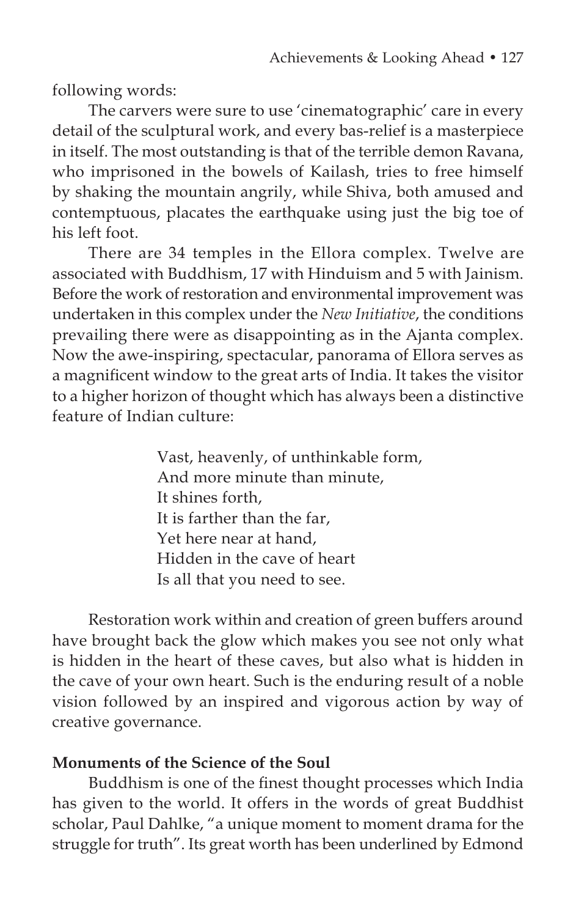following words:

The carvers were sure to use 'cinematographic' care in every detail of the sculptural work, and every bas-relief is a masterpiece in itself. The most outstanding is that of the terrible demon Ravana, who imprisoned in the bowels of Kailash, tries to free himself by shaking the mountain angrily, while Shiva, both amused and contemptuous, placates the earthquake using just the big toe of his left foot.

There are 34 temples in the Ellora complex. Twelve are associated with Buddhism, 17 with Hinduism and 5 with Jainism. Before the work of restoration and environmental improvement was undertaken in this complex under the *New Initiative*, the conditions prevailing there were as disappointing as in the Ajanta complex. Now the awe-inspiring, spectacular, panorama of Ellora serves as a magnificent window to the great arts of India. It takes the visitor to a higher horizon of thought which has always been a distinctive feature of Indian culture:

> Vast, heavenly, of unthinkable form,
> And more minute than minute,
> It shines forth,
> It is farther than the far,
> Yet here near at hand,
> Hidden in the cave of heart
> Is all that you need to see.

Restoration work within and creation of green buffers around have brought back the glow which makes you see not only what is hidden in the heart of these caves, but also what is hidden in the cave of your own heart. Such is the enduring result of a noble vision followed by an inspired and vigorous action by way of creative governance.

**Monuments of the Science of the Soul**

Buddhism is one of the finest thought processes which India has given to the world. It offers in the words of great Buddhist scholar, Paul Dahlke, "a unique moment to moment drama for the struggle for truth". Its great worth has been underlined by Edmond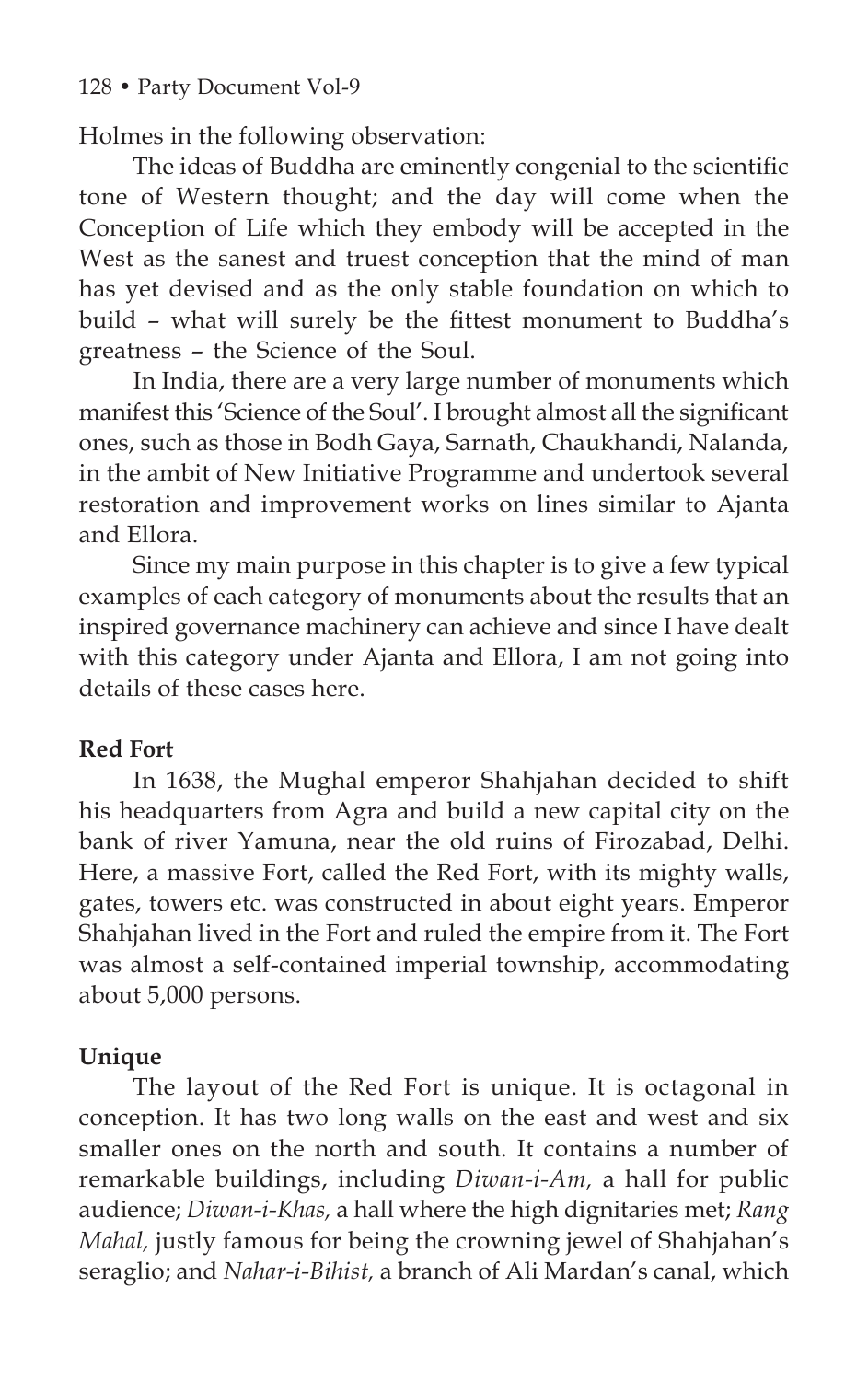Holmes in the following observation:

The ideas of Buddha are eminently congenial to the scientific tone of Western thought; and the day will come when the Conception of Life which they embody will be accepted in the West as the sanest and truest conception that the mind of man has yet devised and as the only stable foundation on which to build – what will surely be the fittest monument to Buddha's greatness – the Science of the Soul.

In India, there are a very large number of monuments which manifest this 'Science of the Soul'. I brought almost all the significant ones, such as those in Bodh Gaya, Sarnath, Chaukhandi, Nalanda, in the ambit of New Initiative Programme and undertook several restoration and improvement works on lines similar to Ajanta and Ellora.

Since my main purpose in this chapter is to give a few typical examples of each category of monuments about the results that an inspired governance machinery can achieve and since I have dealt with this category under Ajanta and Ellora, I am not going into details of these cases here.

**Red Fort**

In 1638, the Mughal emperor Shahjahan decided to shift his headquarters from Agra and build a new capital city on the bank of river Yamuna, near the old ruins of Firozabad, Delhi. Here, a massive Fort, called the Red Fort, with its mighty walls, gates, towers etc. was constructed in about eight years. Emperor Shahjahan lived in the Fort and ruled the empire from it. The Fort was almost a self-contained imperial township, accommodating about 5,000 persons.

**Unique**

The layout of the Red Fort is unique. It is octagonal in conception. It has two long walls on the east and west and six smaller ones on the north and south. It contains a number of remarkable buildings, including *Diwan-i-Am,* a hall for public audience; *Diwan-i-Khas,* a hall where the high dignitaries met; *Rang Mahal,* justly famous for being the crowning jewel of Shahjahan's seraglio; and *Nahar-i-Bihist,* a branch of Ali Mardan's canal, which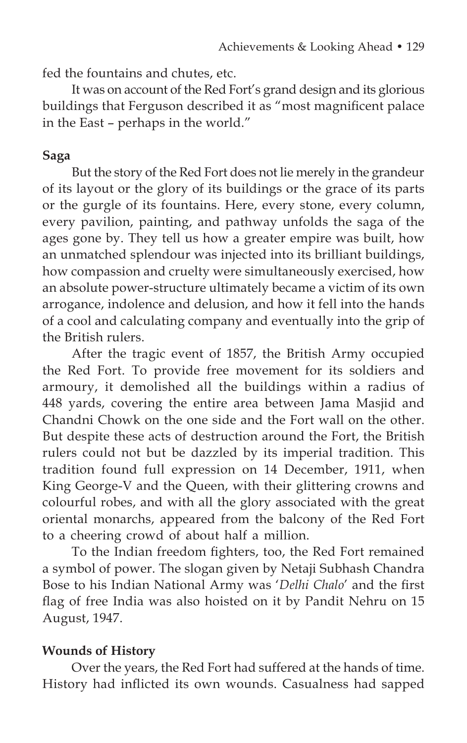fed the fountains and chutes, etc.

It was on account of the Red Fort's grand design and its glorious buildings that Ferguson described it as "most magnificent palace in the East – perhaps in the world."

**Saga**

But the story of the Red Fort does not lie merely in the grandeur of its layout or the glory of its buildings or the grace of its parts or the gurgle of its fountains. Here, every stone, every column, every pavilion, painting, and pathway unfolds the saga of the ages gone by. They tell us how a greater empire was built, how an unmatched splendour was injected into its brilliant buildings, how compassion and cruelty were simultaneously exercised, how an absolute power-structure ultimately became a victim of its own arrogance, indolence and delusion, and how it fell into the hands of a cool and calculating company and eventually into the grip of the British rulers.

After the tragic event of 1857, the British Army occupied the Red Fort. To provide free movement for its soldiers and armoury, it demolished all the buildings within a radius of 448 yards, covering the entire area between Jama Masjid and Chandni Chowk on the one side and the Fort wall on the other. But despite these acts of destruction around the Fort, the British rulers could not but be dazzled by its imperial tradition. This tradition found full expression on 14 December, 1911, when King George-V and the Queen, with their glittering crowns and colourful robes, and with all the glory associated with the great oriental monarchs, appeared from the balcony of the Red Fort to a cheering crowd of about half a million.

To the Indian freedom fighters, too, the Red Fort remained a symbol of power. The slogan given by Netaji Subhash Chandra Bose to his Indian National Army was '*Delhi Chalo*' and the first flag of free India was also hoisted on it by Pandit Nehru on 15 August, 1947.

**Wounds of History**

Over the years, the Red Fort had suffered at the hands of time. History had inflicted its own wounds. Casualness had sapped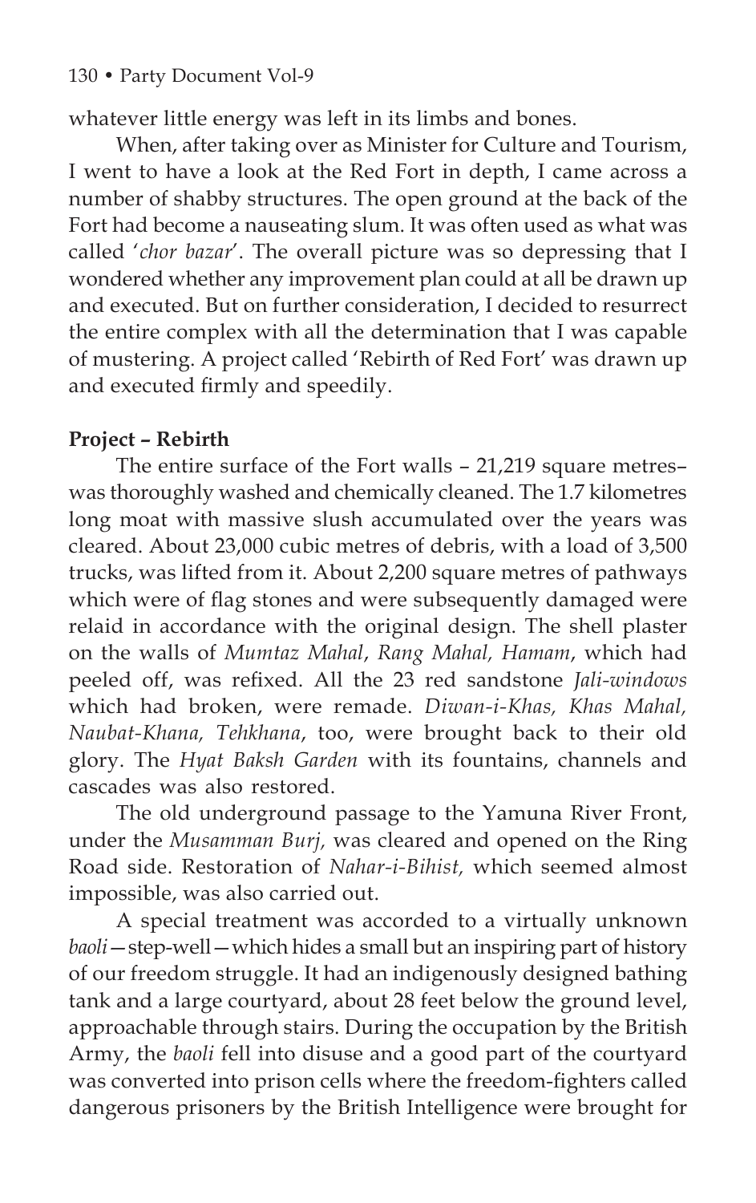whatever little energy was left in its limbs and bones.

When, after taking over as Minister for Culture and Tourism, I went to have a look at the Red Fort in depth, I came across a number of shabby structures. The open ground at the back of the Fort had become a nauseating slum. It was often used as what was called '*chor bazar*'. The overall picture was so depressing that I wondered whether any improvement plan could at all be drawn up and executed. But on further consideration, I decided to resurrect the entire complex with all the determination that I was capable of mustering. A project called 'Rebirth of Red Fort' was drawn up and executed firmly and speedily.

**Project – Rebirth**

The entire surface of the Fort walls – 21,219 square metres– was thoroughly washed and chemically cleaned. The 1.7 kilometres long moat with massive slush accumulated over the years was cleared. About 23,000 cubic metres of debris, with a load of 3,500 trucks, was lifted from it. About 2,200 square metres of pathways which were of flag stones and were subsequently damaged were relaid in accordance with the original design. The shell plaster on the walls of *Mumtaz Mahal*, *Rang Mahal, Hamam*, which had peeled off, was refixed. All the 23 red sandstone *Jali-windows* which had broken, were remade. *Diwan-i-Khas, Khas Mahal, Naubat-Khana, Tehkhana*, too, were brought back to their old glory. The *Hyat Baksh Garden* with its fountains, channels and cascades was also restored.

The old underground passage to the Yamuna River Front, under the *Musamman Burj,* was cleared and opened on the Ring Road side. Restoration of *Nahar-i-Bihist,* which seemed almost impossible, was also carried out.

A special treatment was accorded to a virtually unknown *baoli*—step-well—which hides a small but an inspiring part of history of our freedom struggle. It had an indigenously designed bathing tank and a large courtyard, about 28 feet below the ground level, approachable through stairs. During the occupation by the British Army, the *baoli* fell into disuse and a good part of the courtyard was converted into prison cells where the freedom-fighters called dangerous prisoners by the British Intelligence were brought for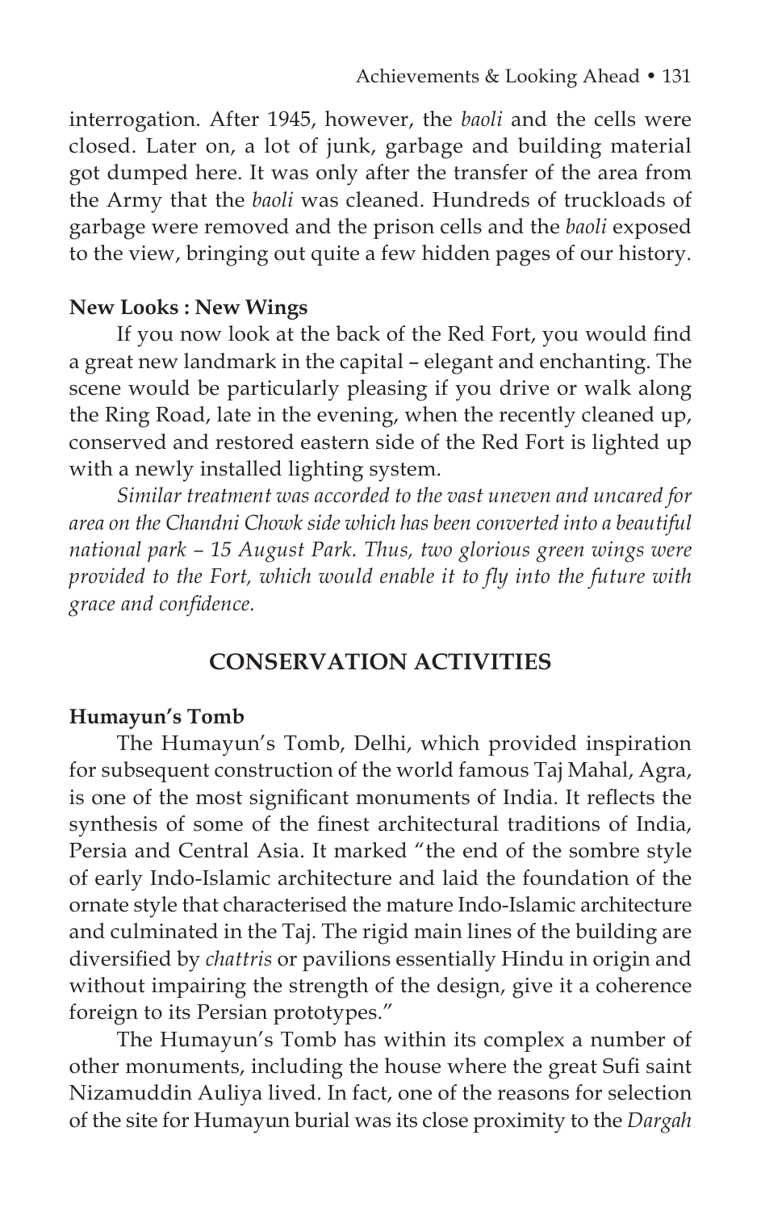interrogation. After 1945, however, the *baoli* and the cells were closed. Later on, a lot of junk, garbage and building material got dumped here. It was only after the transfer of the area from the Army that the *baoli* was cleaned. Hundreds of truckloads of garbage were removed and the prison cells and the *baoli* exposed to the view, bringing out quite a few hidden pages of our history.

**New Looks : New Wings**

If you now look at the back of the Red Fort, you would find a great new landmark in the capital – elegant and enchanting. The scene would be particularly pleasing if you drive or walk along the Ring Road, late in the evening, when the recently cleaned up, conserved and restored eastern side of the Red Fort is lighted up with a newly installed lighting system.

*Similar treatment was accorded to the vast uneven and uncared for area on the Chandni Chowk side which has been converted into a beautiful national park – 15 August Park. Thus, two glorious green wings were provided to the Fort, which would enable it to fly into the future with grace and confidence.*

## CONSERVATION ACTIVITIES

**Humayun's Tomb**

The Humayun's Tomb, Delhi, which provided inspiration for subsequent construction of the world famous Taj Mahal, Agra, is one of the most significant monuments of India. It reflects the synthesis of some of the finest architectural traditions of India, Persia and Central Asia. It marked "the end of the sombre style of early Indo-Islamic architecture and laid the foundation of the ornate style that characterised the mature Indo-Islamic architecture and culminated in the Taj. The rigid main lines of the building are diversified by *chattris* or pavilions essentially Hindu in origin and without impairing the strength of the design, give it a coherence foreign to its Persian prototypes."

The Humayun's Tomb has within its complex a number of other monuments, including the house where the great Sufi saint Nizamuddin Auliya lived. In fact, one of the reasons for selection of the site for Humayun burial was its close proximity to the *Dargah*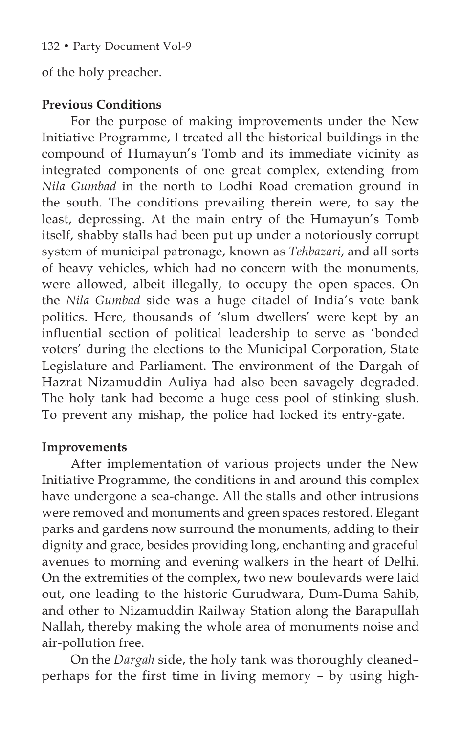of the holy preacher.

**Previous Conditions**

For the purpose of making improvements under the New Initiative Programme, I treated all the historical buildings in the compound of Humayun's Tomb and its immediate vicinity as integrated components of one great complex, extending from *Nila Gumbad* in the north to Lodhi Road cremation ground in the south. The conditions prevailing therein were, to say the least, depressing. At the main entry of the Humayun's Tomb itself, shabby stalls had been put up under a notoriously corrupt system of municipal patronage, known as *Tehbazari*, and all sorts of heavy vehicles, which had no concern with the monuments, were allowed, albeit illegally, to occupy the open spaces. On the *Nila Gumbad* side was a huge citadel of India's vote bank politics. Here, thousands of 'slum dwellers' were kept by an influential section of political leadership to serve as 'bonded voters' during the elections to the Municipal Corporation, State Legislature and Parliament. The environment of the Dargah of Hazrat Nizamuddin Auliya had also been savagely degraded. The holy tank had become a huge cess pool of stinking slush. To prevent any mishap, the police had locked its entry-gate.

**Improvements**

After implementation of various projects under the New Initiative Programme, the conditions in and around this complex have undergone a sea-change. All the stalls and other intrusions were removed and monuments and green spaces restored. Elegant parks and gardens now surround the monuments, adding to their dignity and grace, besides providing long, enchanting and graceful avenues to morning and evening walkers in the heart of Delhi. On the extremities of the complex, two new boulevards were laid out, one leading to the historic Gurudwara, Dum-Duma Sahib, and other to Nizamuddin Railway Station along the Barapullah Nallah, thereby making the whole area of monuments noise and air-pollution free.

On the *Dargah* side, the holy tank was thoroughly cleaned– perhaps for the first time in living memory – by using high-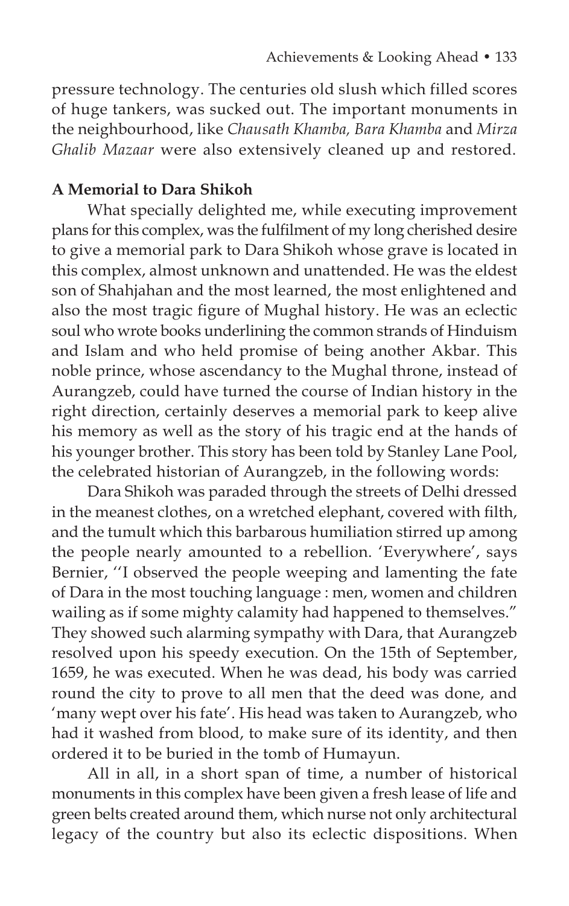pressure technology. The centuries old slush which filled scores of huge tankers, was sucked out. The important monuments in the neighbourhood, like *Chausath Khamba, Bara Khamba* and *Mirza Ghalib Mazaar* were also extensively cleaned up and restored.

**A Memorial to Dara Shikoh**

What specially delighted me, while executing improvement plans for this complex, was the fulfilment of my long cherished desire to give a memorial park to Dara Shikoh whose grave is located in this complex, almost unknown and unattended. He was the eldest son of Shahjahan and the most learned, the most enlightened and also the most tragic figure of Mughal history. He was an eclectic soul who wrote books underlining the common strands of Hinduism and Islam and who held promise of being another Akbar. This noble prince, whose ascendancy to the Mughal throne, instead of Aurangzeb, could have turned the course of Indian history in the right direction, certainly deserves a memorial park to keep alive his memory as well as the story of his tragic end at the hands of his younger brother. This story has been told by Stanley Lane Pool, the celebrated historian of Aurangzeb, in the following words:

Dara Shikoh was paraded through the streets of Delhi dressed in the meanest clothes, on a wretched elephant, covered with filth, and the tumult which this barbarous humiliation stirred up among the people nearly amounted to a rebellion. 'Everywhere', says Bernier, ''I observed the people weeping and lamenting the fate of Dara in the most touching language : men, women and children wailing as if some mighty calamity had happened to themselves." They showed such alarming sympathy with Dara, that Aurangzeb resolved upon his speedy execution. On the 15th of September, 1659, he was executed. When he was dead, his body was carried round the city to prove to all men that the deed was done, and 'many wept over his fate'. His head was taken to Aurangzeb, who had it washed from blood, to make sure of its identity, and then ordered it to be buried in the tomb of Humayun.

All in all, in a short span of time, a number of historical monuments in this complex have been given a fresh lease of life and green belts created around them, which nurse not only architectural legacy of the country but also its eclectic dispositions. When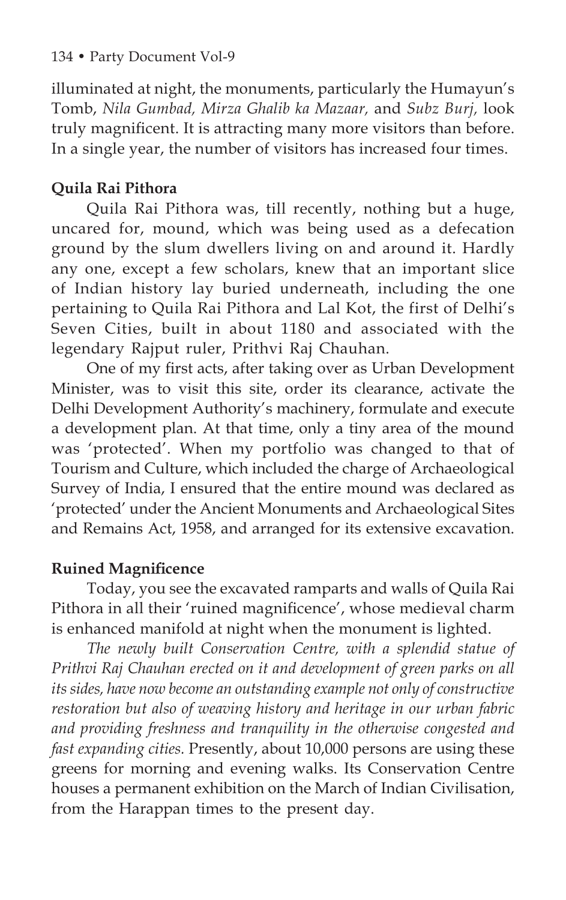illuminated at night, the monuments, particularly the Humayun's Tomb, *Nila Gumbad, Mirza Ghalib ka Mazaar,* and *Subz Burj,* look truly magnificent. It is attracting many more visitors than before. In a single year, the number of visitors has increased four times.

### Quila Rai Pithora

Quila Rai Pithora was, till recently, nothing but a huge, uncared for, mound, which was being used as a defecation ground by the slum dwellers living on and around it. Hardly any one, except a few scholars, knew that an important slice of Indian history lay buried underneath, including the one pertaining to Quila Rai Pithora and Lal Kot, the first of Delhi's Seven Cities, built in about 1180 and associated with the legendary Rajput ruler, Prithvi Raj Chauhan.

One of my first acts, after taking over as Urban Development Minister, was to visit this site, order its clearance, activate the Delhi Development Authority's machinery, formulate and execute a development plan. At that time, only a tiny area of the mound was 'protected'. When my portfolio was changed to that of Tourism and Culture, which included the charge of Archaeological Survey of India, I ensured that the entire mound was declared as 'protected' under the Ancient Monuments and Archaeological Sites and Remains Act, 1958, and arranged for its extensive excavation.

### Ruined Magnificence

Today, you see the excavated ramparts and walls of Quila Rai Pithora in all their 'ruined magnificence', whose medieval charm is enhanced manifold at night when the monument is lighted.

*The newly built Conservation Centre, with a splendid statue of Prithvi Raj Chauhan erected on it and development of green parks on all its sides, have now become an outstanding example not only of constructive restoration but also of weaving history and heritage in our urban fabric and providing freshness and tranquility in the otherwise congested and fast expanding cities.* Presently, about 10,000 persons are using these greens for morning and evening walks. Its Conservation Centre houses a permanent exhibition on the March of Indian Civilisation, from the Harappan times to the present day.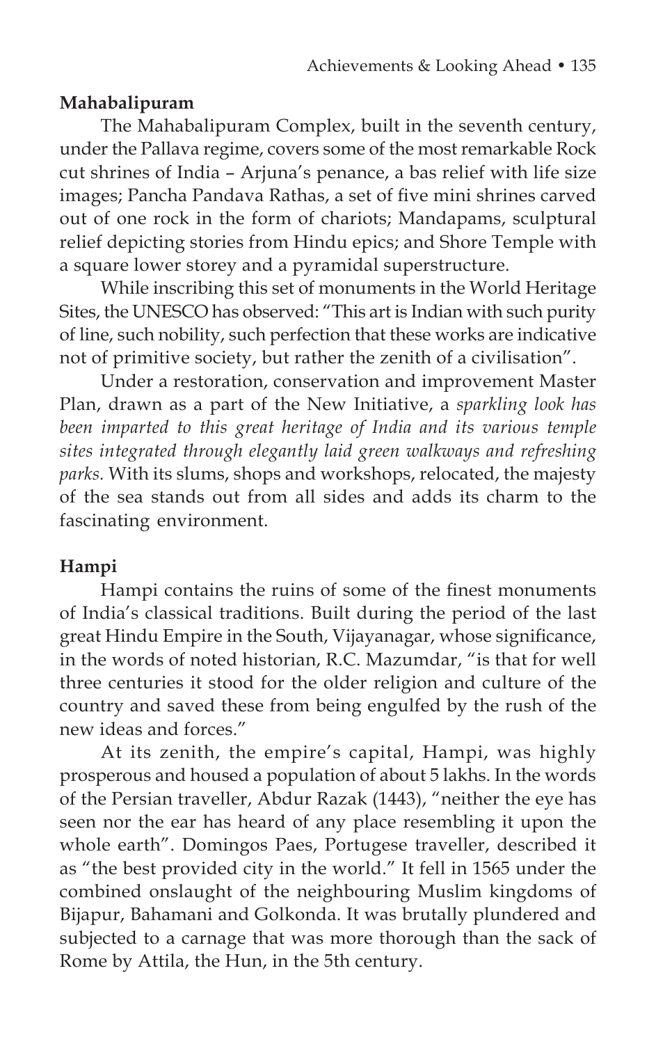**Mahabalipuram**

The Mahabalipuram Complex, built in the seventh century, under the Pallava regime, covers some of the most remarkable Rock cut shrines of India – Arjuna's penance, a bas relief with life size images; Pancha Pandava Rathas, a set of five mini shrines carved out of one rock in the form of chariots; Mandapams, sculptural relief depicting stories from Hindu epics; and Shore Temple with a square lower storey and a pyramidal superstructure.

While inscribing this set of monuments in the World Heritage Sites, the UNESCO has observed: "This art is Indian with such purity of line, such nobility, such perfection that these works are indicative not of primitive society, but rather the zenith of a civilisation".

Under a restoration, conservation and improvement Master Plan, drawn as a part of the New Initiative, a *sparkling look has been imparted to this great heritage of India and its various temple sites integrated through elegantly laid green walkways and refreshing parks.* With its slums, shops and workshops, relocated, the majesty of the sea stands out from all sides and adds its charm to the fascinating environment.

**Hampi**

Hampi contains the ruins of some of the finest monuments of India's classical traditions. Built during the period of the last great Hindu Empire in the South, Vijayanagar, whose significance, in the words of noted historian, R.C. Mazumdar, "is that for well three centuries it stood for the older religion and culture of the country and saved these from being engulfed by the rush of the new ideas and forces."

At its zenith, the empire's capital, Hampi, was highly prosperous and housed a population of about 5 lakhs. In the words of the Persian traveller, Abdur Razak (1443), "neither the eye has seen nor the ear has heard of any place resembling it upon the whole earth". Domingos Paes, Portugese traveller, described it as "the best provided city in the world." It fell in 1565 under the combined onslaught of the neighbouring Muslim kingdoms of Bijapur, Bahamani and Golkonda. It was brutally plundered and subjected to a carnage that was more thorough than the sack of Rome by Attila, the Hun, in the 5th century.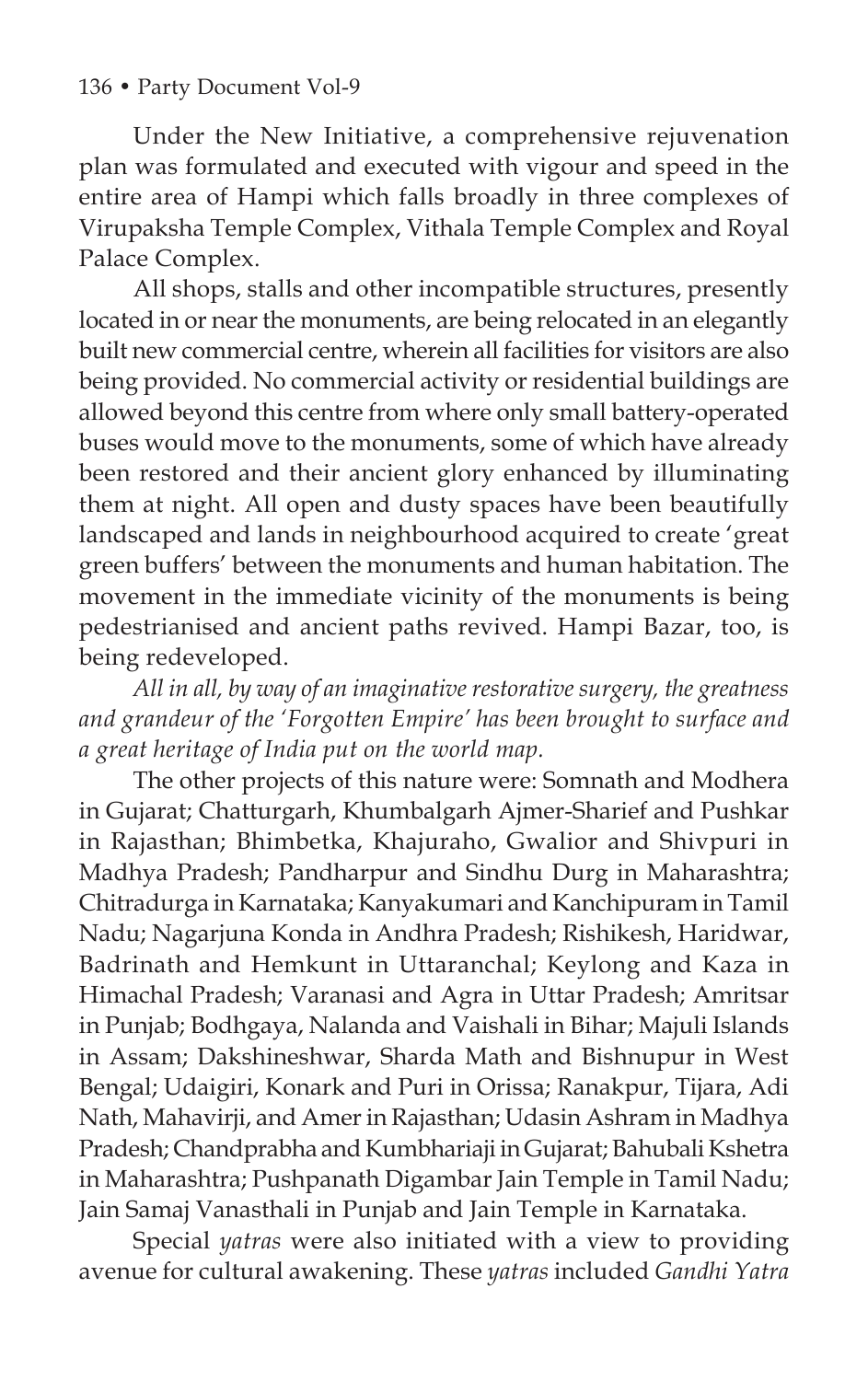Under the New Initiative, a comprehensive rejuvenation plan was formulated and executed with vigour and speed in the entire area of Hampi which falls broadly in three complexes of Virupaksha Temple Complex, Vithala Temple Complex and Royal Palace Complex.

All shops, stalls and other incompatible structures, presently located in or near the monuments, are being relocated in an elegantly built new commercial centre, wherein all facilities for visitors are also being provided. No commercial activity or residential buildings are allowed beyond this centre from where only small battery-operated buses would move to the monuments, some of which have already been restored and their ancient glory enhanced by illuminating them at night. All open and dusty spaces have been beautifully landscaped and lands in neighbourhood acquired to create 'great green buffers' between the monuments and human habitation. The movement in the immediate vicinity of the monuments is being pedestrianised and ancient paths revived. Hampi Bazar, too, is being redeveloped.

*All in all, by way of an imaginative restorative surgery, the greatness and grandeur of the 'Forgotten Empire' has been brought to surface and a great heritage of India put on the world map.*

The other projects of this nature were: Somnath and Modhera in Gujarat; Chatturgarh, Khumbalgarh Ajmer-Sharief and Pushkar in Rajasthan; Bhimbetka, Khajuraho, Gwalior and Shivpuri in Madhya Pradesh; Pandharpur and Sindhu Durg in Maharashtra; Chitradurga in Karnataka; Kanyakumari and Kanchipuram in Tamil Nadu; Nagarjuna Konda in Andhra Pradesh; Rishikesh, Haridwar, Badrinath and Hemkunt in Uttaranchal; Keylong and Kaza in Himachal Pradesh; Varanasi and Agra in Uttar Pradesh; Amritsar in Punjab; Bodhgaya, Nalanda and Vaishali in Bihar; Majuli Islands in Assam; Dakshineshwar, Sharda Math and Bishnupur in West Bengal; Udaigiri, Konark and Puri in Orissa; Ranakpur, Tijara, Adi Nath, Mahavirji, and Amer in Rajasthan; Udasin Ashram in Madhya Pradesh; Chandprabha and Kumbhariaji in Gujarat; Bahubali Kshetra in Maharashtra; Pushpanath Digambar Jain Temple in Tamil Nadu; Jain Samaj Vanasthali in Punjab and Jain Temple in Karnataka.

Special *yatras* were also initiated with a view to providing avenue for cultural awakening. These *yatras* included *Gandhi Yatra*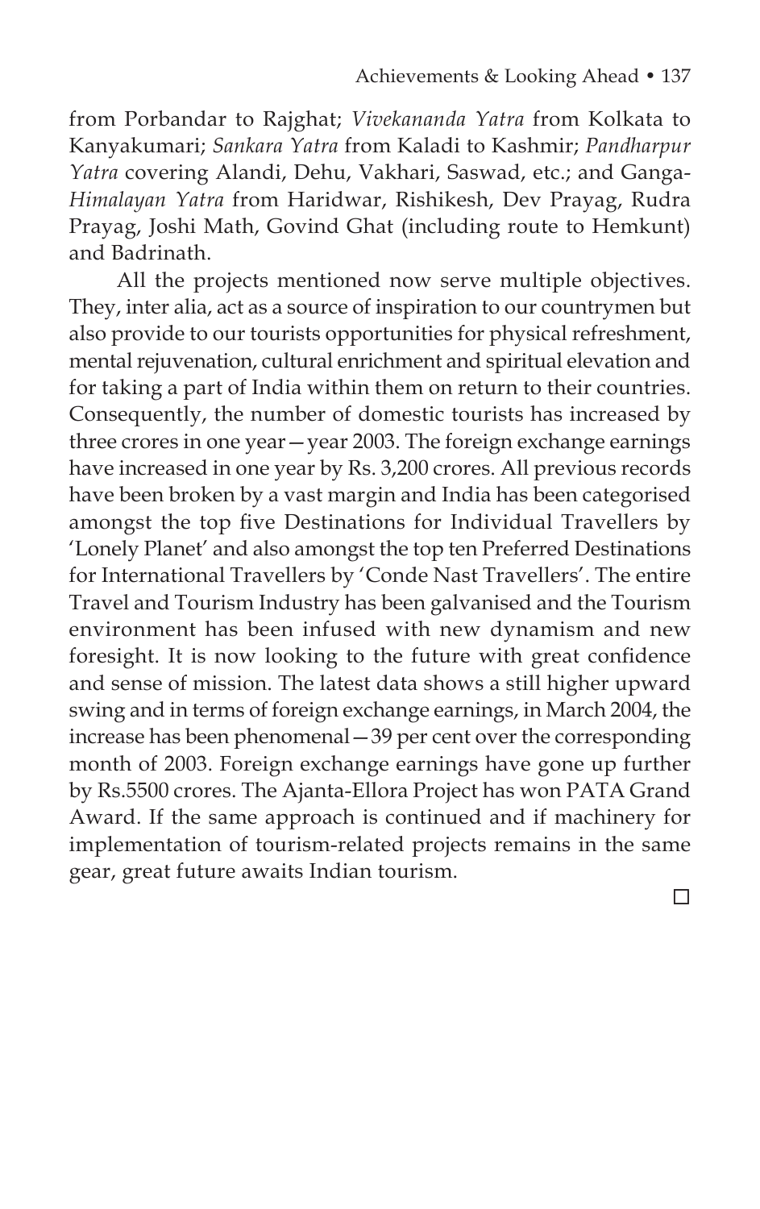from Porbandar to Rajghat; *Vivekananda Yatra* from Kolkata to Kanyakumari; *Sankara Yatra* from Kaladi to Kashmir; *Pandharpur Yatra* covering Alandi, Dehu, Vakhari, Saswad, etc.; and Ganga-*Himalayan Yatra* from Haridwar, Rishikesh, Dev Prayag, Rudra Prayag, Joshi Math, Govind Ghat (including route to Hemkunt) and Badrinath.

All the projects mentioned now serve multiple objectives. They, inter alia, act as a source of inspiration to our countrymen but also provide to our tourists opportunities for physical refreshment, mental rejuvenation, cultural enrichment and spiritual elevation and for taking a part of India within them on return to their countries. Consequently, the number of domestic tourists has increased by three crores in one year—year 2003. The foreign exchange earnings have increased in one year by Rs. 3,200 crores. All previous records have been broken by a vast margin and India has been categorised amongst the top five Destinations for Individual Travellers by 'Lonely Planet' and also amongst the top ten Preferred Destinations for International Travellers by 'Conde Nast Travellers'. The entire Travel and Tourism Industry has been galvanised and the Tourism environment has been infused with new dynamism and new foresight. It is now looking to the future with great confidence and sense of mission. The latest data shows a still higher upward swing and in terms of foreign exchange earnings, in March 2004, the increase has been phenomenal—39 per cent over the corresponding month of 2003. Foreign exchange earnings have gone up further by Rs.5500 crores. The Ajanta-Ellora Project has won PATA Grand Award. If the same approach is continued and if machinery for implementation of tourism-related projects remains in the same gear, great future awaits Indian tourism.

□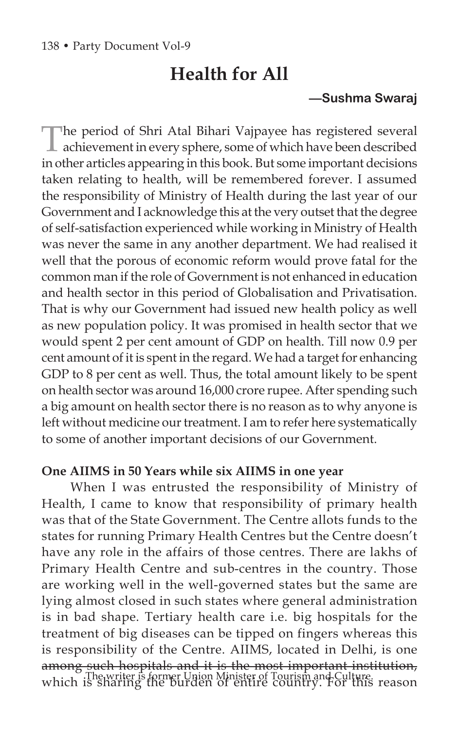# Health for All

**—Sushma Swaraj**

The period of Shri Atal Bihari Vajpayee has registered several achievement in every sphere, some of which have been described in other articles appearing in this book. But some important decisions taken relating to health, will be remembered forever. I assumed the responsibility of Ministry of Health during the last year of our Government and I acknowledge this at the very outset that the degree of self-satisfaction experienced while working in Ministry of Health was never the same in any another department. We had realised it well that the porous of economic reform would prove fatal for the common man if the role of Government is not enhanced in education and health sector in this period of Globalisation and Privatisation. That is why our Government had issued new health policy as well as new population policy. It was promised in health sector that we would spent 2 per cent amount of GDP on health. Till now 0.9 per cent amount of it is spent in the regard. We had a target for enhancing GDP to 8 per cent as well. Thus, the total amount likely to be spent on health sector was around 16,000 crore rupee. After spending such a big amount on health sector there is no reason as to why anyone is left without medicine our treatment. I am to refer here systematically to some of another important decisions of our Government.

**One AIIMS in 50 Years while six AIIMS in one year**

When I was entrusted the responsibility of Ministry of Health, I came to know that responsibility of primary health was that of the State Government. The Centre allots funds to the states for running Primary Health Centres but the Centre doesn't have any role in the affairs of those centres. There are lakhs of Primary Health Centre and sub-centres in the country. Those are working well in the well-governed states but the same are lying almost closed in such states where general administration is in bad shape. Tertiary health care i.e. big hospitals for the treatment of big diseases can be tipped on fingers whereas this is responsibility of the Centre. AIIMS, located in Delhi, is one among such hospitals and it is the most important institution, which is sharing the burden of entire country. For this reason

The writer is former Union Minister of Tourism and Culture.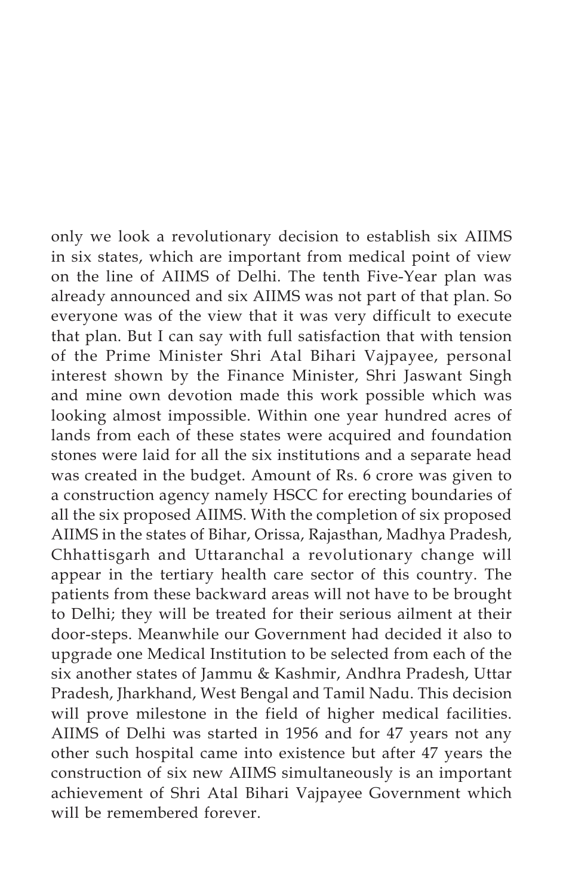only we look a revolutionary decision to establish six AIIMS in six states, which are important from medical point of view on the line of AIIMS of Delhi. The tenth Five-Year plan was already announced and six AIIMS was not part of that plan. So everyone was of the view that it was very difficult to execute that plan. But I can say with full satisfaction that with tension of the Prime Minister Shri Atal Bihari Vajpayee, personal interest shown by the Finance Minister, Shri Jaswant Singh and mine own devotion made this work possible which was looking almost impossible. Within one year hundred acres of lands from each of these states were acquired and foundation stones were laid for all the six institutions and a separate head was created in the budget. Amount of Rs. 6 crore was given to a construction agency namely HSCC for erecting boundaries of all the six proposed AIIMS. With the completion of six proposed AIIMS in the states of Bihar, Orissa, Rajasthan, Madhya Pradesh, Chhattisgarh and Uttaranchal a revolutionary change will appear in the tertiary health care sector of this country. The patients from these backward areas will not have to be brought to Delhi; they will be treated for their serious ailment at their door-steps. Meanwhile our Government had decided it also to upgrade one Medical Institution to be selected from each of the six another states of Jammu & Kashmir, Andhra Pradesh, Uttar Pradesh, Jharkhand, West Bengal and Tamil Nadu. This decision will prove milestone in the field of higher medical facilities. AIIMS of Delhi was started in 1956 and for 47 years not any other such hospital came into existence but after 47 years the construction of six new AIIMS simultaneously is an important achievement of Shri Atal Bihari Vajpayee Government which will be remembered forever.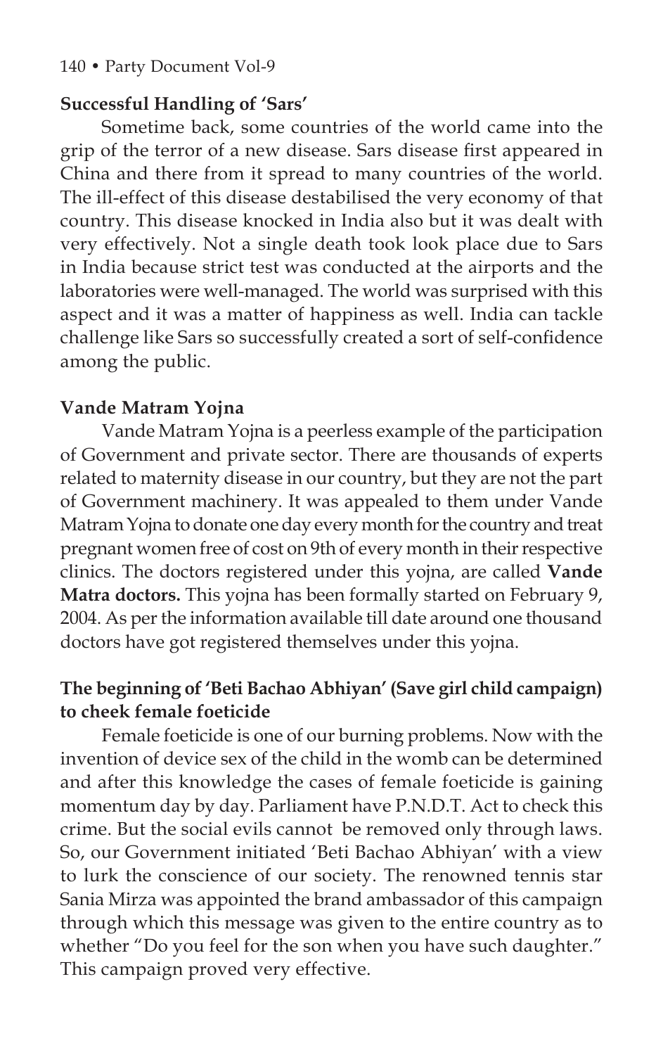### Successful Handling of 'Sars'

Sometime back, some countries of the world came into the grip of the terror of a new disease. Sars disease first appeared in China and there from it spread to many countries of the world. The ill-effect of this disease destabilised the very economy of that country. This disease knocked in India also but it was dealt with very effectively. Not a single death took look place due to Sars in India because strict test was conducted at the airports and the laboratories were well-managed. The world was surprised with this aspect and it was a matter of happiness as well. India can tackle challenge like Sars so successfully created a sort of self-confidence among the public.

### Vande Matram Yojna

Vande Matram Yojna is a peerless example of the participation of Government and private sector. There are thousands of experts related to maternity disease in our country, but they are not the part of Government machinery. It was appealed to them under Vande Matram Yojna to donate one day every month for the country and treat pregnant women free of cost on 9th of every month in their respective clinics. The doctors registered under this yojna, are called **Vande Matra doctors.** This yojna has been formally started on February 9, 2004. As per the information available till date around one thousand doctors have got registered themselves under this yojna.

### The beginning of 'Beti Bachao Abhiyan' (Save girl child campaign) to cheek female foeticide

Female foeticide is one of our burning problems. Now with the invention of device sex of the child in the womb can be determined and after this knowledge the cases of female foeticide is gaining momentum day by day. Parliament have P.N.D.T. Act to check this crime. But the social evils cannot be removed only through laws. So, our Government initiated 'Beti Bachao Abhiyan' with a view to lurk the conscience of our society. The renowned tennis star Sania Mirza was appointed the brand ambassador of this campaign through which this message was given to the entire country as to whether "Do you feel for the son when you have such daughter." This campaign proved very effective.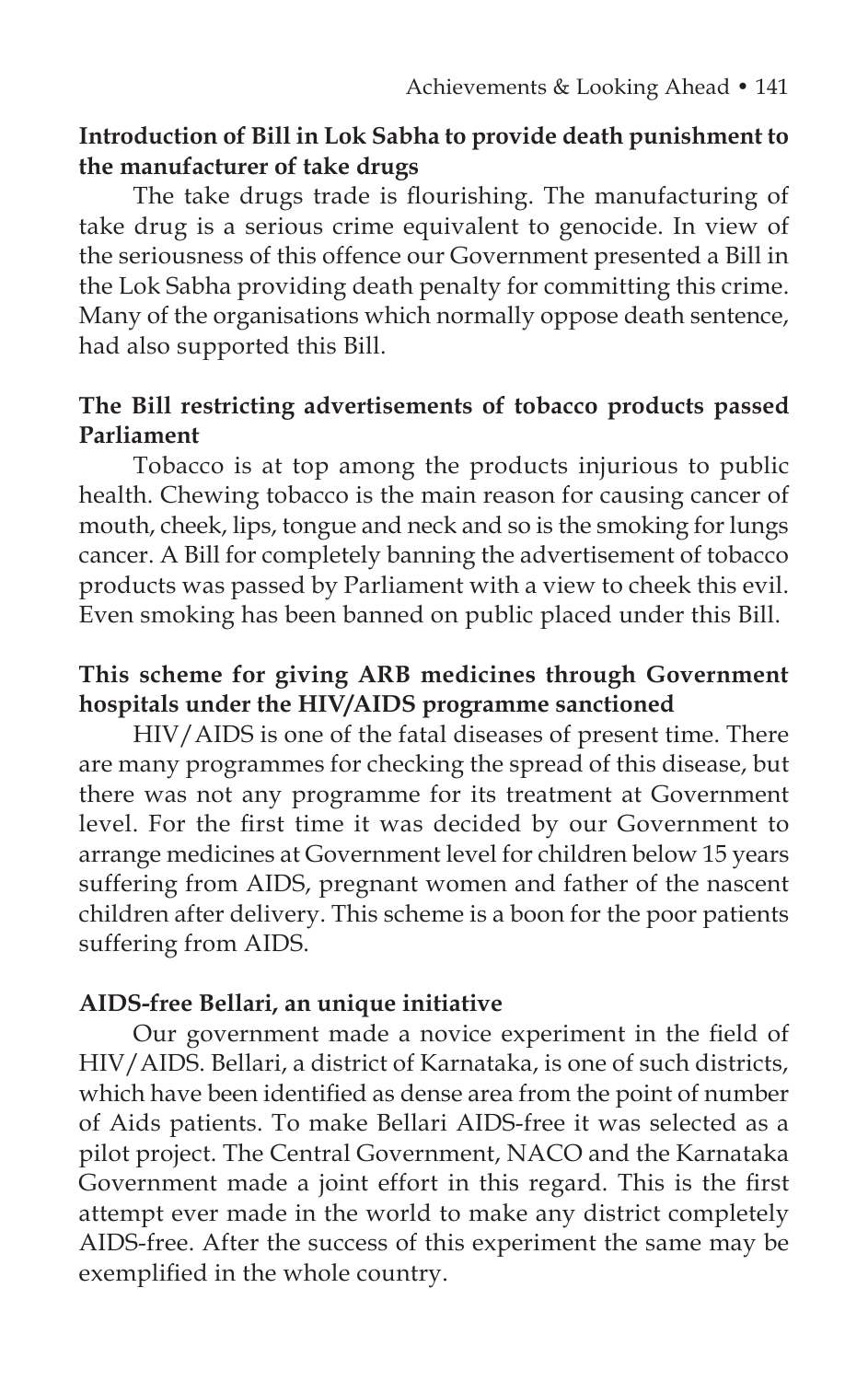**Introduction of Bill in Lok Sabha to provide death punishment to the manufacturer of take drugs**

The take drugs trade is flourishing. The manufacturing of take drug is a serious crime equivalent to genocide. In view of the seriousness of this offence our Government presented a Bill in the Lok Sabha providing death penalty for committing this crime. Many of the organisations which normally oppose death sentence, had also supported this Bill.

**The Bill restricting advertisements of tobacco products passed Parliament**

Tobacco is at top among the products injurious to public health. Chewing tobacco is the main reason for causing cancer of mouth, cheek, lips, tongue and neck and so is the smoking for lungs cancer. A Bill for completely banning the advertisement of tobacco products was passed by Parliament with a view to cheek this evil. Even smoking has been banned on public placed under this Bill.

**This scheme for giving ARB medicines through Government hospitals under the HIV/AIDS programme sanctioned**

HIV/AIDS is one of the fatal diseases of present time. There are many programmes for checking the spread of this disease, but there was not any programme for its treatment at Government level. For the first time it was decided by our Government to arrange medicines at Government level for children below 15 years suffering from AIDS, pregnant women and father of the nascent children after delivery. This scheme is a boon for the poor patients suffering from AIDS.

**AIDS-free Bellari, an unique initiative**

Our government made a novice experiment in the field of HIV/AIDS. Bellari, a district of Karnataka, is one of such districts, which have been identified as dense area from the point of number of Aids patients. To make Bellari AIDS-free it was selected as a pilot project. The Central Government, NACO and the Karnataka Government made a joint effort in this regard. This is the first attempt ever made in the world to make any district completely AIDS-free. After the success of this experiment the same may be exemplified in the whole country.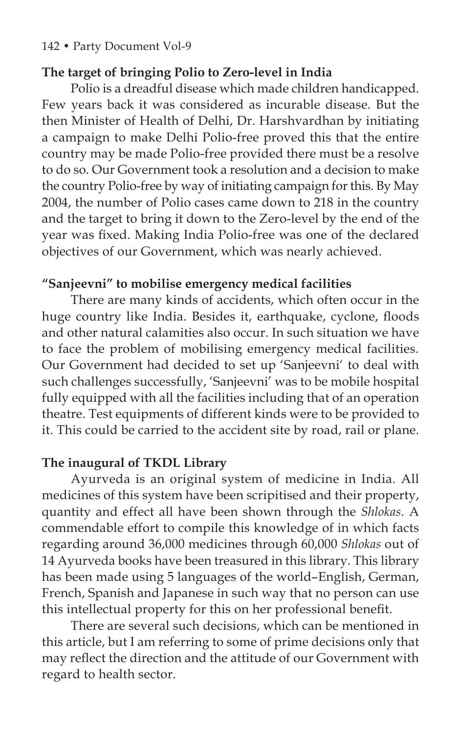**The target of bringing Polio to Zero-level in India**

Polio is a dreadful disease which made children handicapped. Few years back it was considered as incurable disease. But the then Minister of Health of Delhi, Dr. Harshvardhan by initiating a campaign to make Delhi Polio-free proved this that the entire country may be made Polio-free provided there must be a resolve to do so. Our Government took a resolution and a decision to make the country Polio-free by way of initiating campaign for this. By May 2004, the number of Polio cases came down to 218 in the country and the target to bring it down to the Zero-level by the end of the year was fixed. Making India Polio-free was one of the declared objectives of our Government, which was nearly achieved.

**"Sanjeevni" to mobilise emergency medical facilities**

There are many kinds of accidents, which often occur in the huge country like India. Besides it, earthquake, cyclone, floods and other natural calamities also occur. In such situation we have to face the problem of mobilising emergency medical facilities. Our Government had decided to set up 'Sanjeevni' to deal with such challenges successfully, 'Sanjeevni' was to be mobile hospital fully equipped with all the facilities including that of an operation theatre. Test equipments of different kinds were to be provided to it. This could be carried to the accident site by road, rail or plane.

**The inaugural of TKDL Library**

Ayurveda is an original system of medicine in India. All medicines of this system have been scripitised and their property, quantity and effect all have been shown through the *Shlokas*. A commendable effort to compile this knowledge of in which facts regarding around 36,000 medicines through 60,000 *Shlokas* out of 14 Ayurveda books have been treasured in this library. This library has been made using 5 languages of the world–English, German, French, Spanish and Japanese in such way that no person can use this intellectual property for this on her professional benefit.

There are several such decisions, which can be mentioned in this article, but I am referring to some of prime decisions only that may reflect the direction and the attitude of our Government with regard to health sector.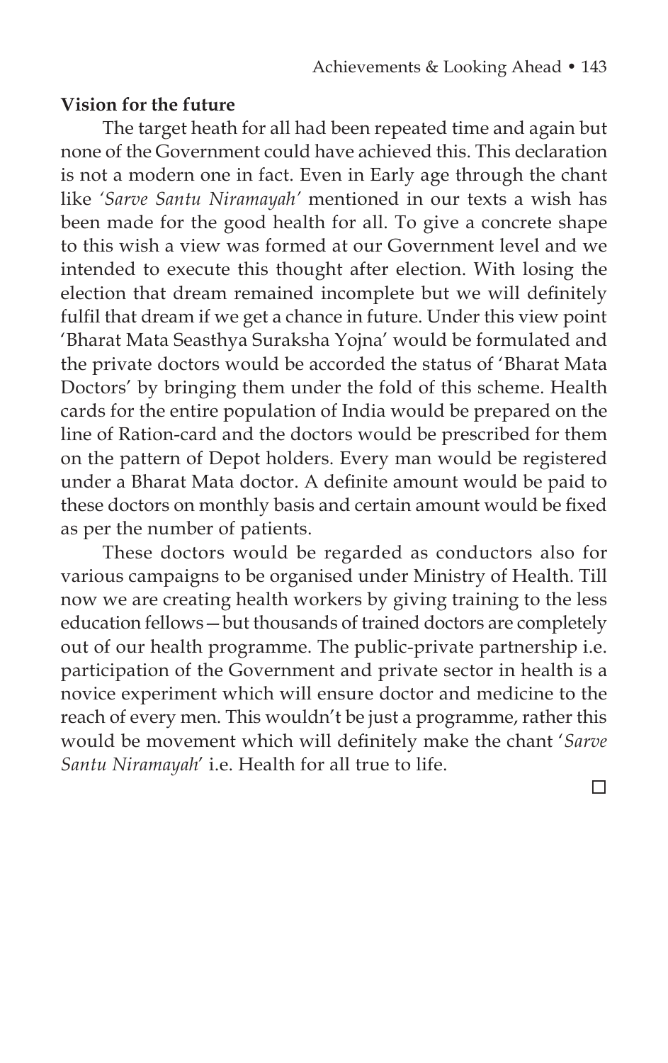**Vision for the future**

The target heath for all had been repeated time and again but none of the Government could have achieved this. This declaration is not a modern one in fact. Even in Early age through the chant like *'Sarve Santu Niramayah'* mentioned in our texts a wish has been made for the good health for all. To give a concrete shape to this wish a view was formed at our Government level and we intended to execute this thought after election. With losing the election that dream remained incomplete but we will definitely fulfil that dream if we get a chance in future. Under this view point 'Bharat Mata Seasthya Suraksha Yojna' would be formulated and the private doctors would be accorded the status of 'Bharat Mata Doctors' by bringing them under the fold of this scheme. Health cards for the entire population of India would be prepared on the line of Ration-card and the doctors would be prescribed for them on the pattern of Depot holders. Every man would be registered under a Bharat Mata doctor. A definite amount would be paid to these doctors on monthly basis and certain amount would be fixed as per the number of patients.

These doctors would be regarded as conductors also for various campaigns to be organised under Ministry of Health. Till now we are creating health workers by giving training to the less education fellows—but thousands of trained doctors are completely out of our health programme. The public-private partnership i.e. participation of the Government and private sector in health is a novice experiment which will ensure doctor and medicine to the reach of every men. This wouldn't be just a programme, rather this would be movement which will definitely make the chant '*Sarve Santu Niramayah*' i.e. Health for all true to life.

□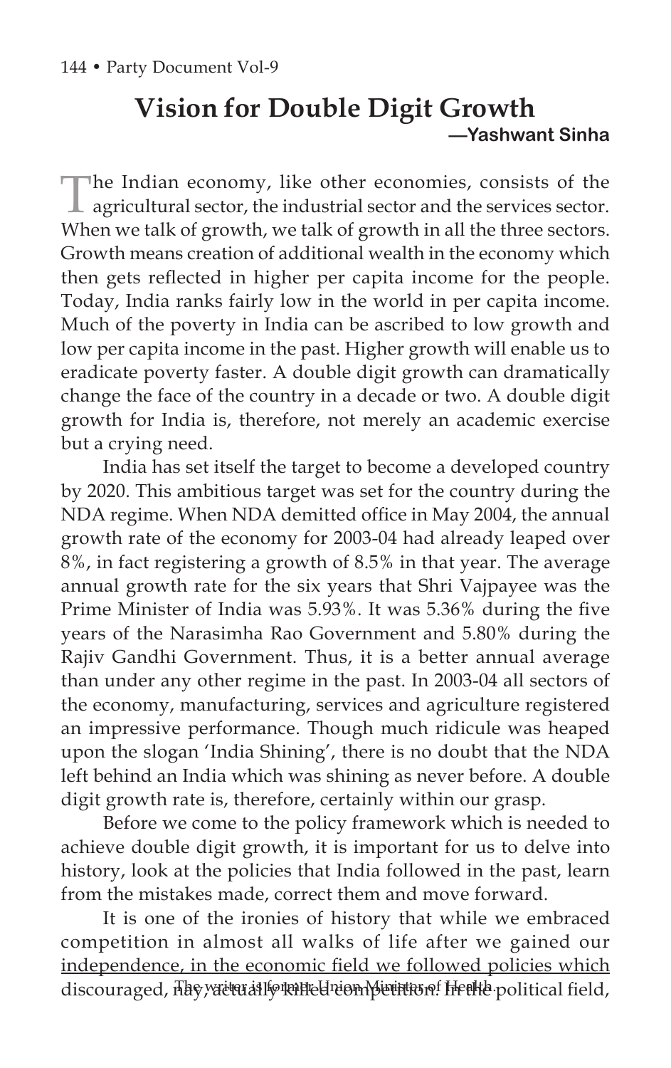# Vision for Double Digit Growth

**—Yashwant Sinha**

The Indian economy, like other economies, consists of the agricultural sector, the industrial sector and the services sector. When we talk of growth, we talk of growth in all the three sectors. Growth means creation of additional wealth in the economy which then gets reflected in higher per capita income for the people. Today, India ranks fairly low in the world in per capita income. Much of the poverty in India can be ascribed to low growth and low per capita income in the past. Higher growth will enable us to eradicate poverty faster. A double digit growth can dramatically change the face of the country in a decade or two. A double digit growth for India is, therefore, not merely an academic exercise but a crying need.

India has set itself the target to become a developed country by 2020. This ambitious target was set for the country during the NDA regime. When NDA demitted office in May 2004, the annual growth rate of the economy for 2003-04 had already leaped over 8%, in fact registering a growth of 8.5% in that year. The average annual growth rate for the six years that Shri Vajpayee was the Prime Minister of India was 5.93%. It was 5.36% during the five years of the Narasimha Rao Government and 5.80% during the Rajiv Gandhi Government. Thus, it is a better annual average than under any other regime in the past. In 2003-04 all sectors of the economy, manufacturing, services and agriculture registered an impressive performance. Though much ridicule was heaped upon the slogan 'India Shining', there is no doubt that the NDA left behind an India which was shining as never before. A double digit growth rate is, therefore, certainly within our grasp.

Before we come to the policy framework which is needed to achieve double digit growth, it is important for us to delve into history, look at the policies that India followed in the past, learn from the mistakes made, correct them and move forward.

It is one of the ironies of history that while we embraced competition in almost all walks of life after we gained our independence, in the economic field we followed policies which discouraged, nay, actually killed competition. In the political field,

The writer is former Union Minister of Health.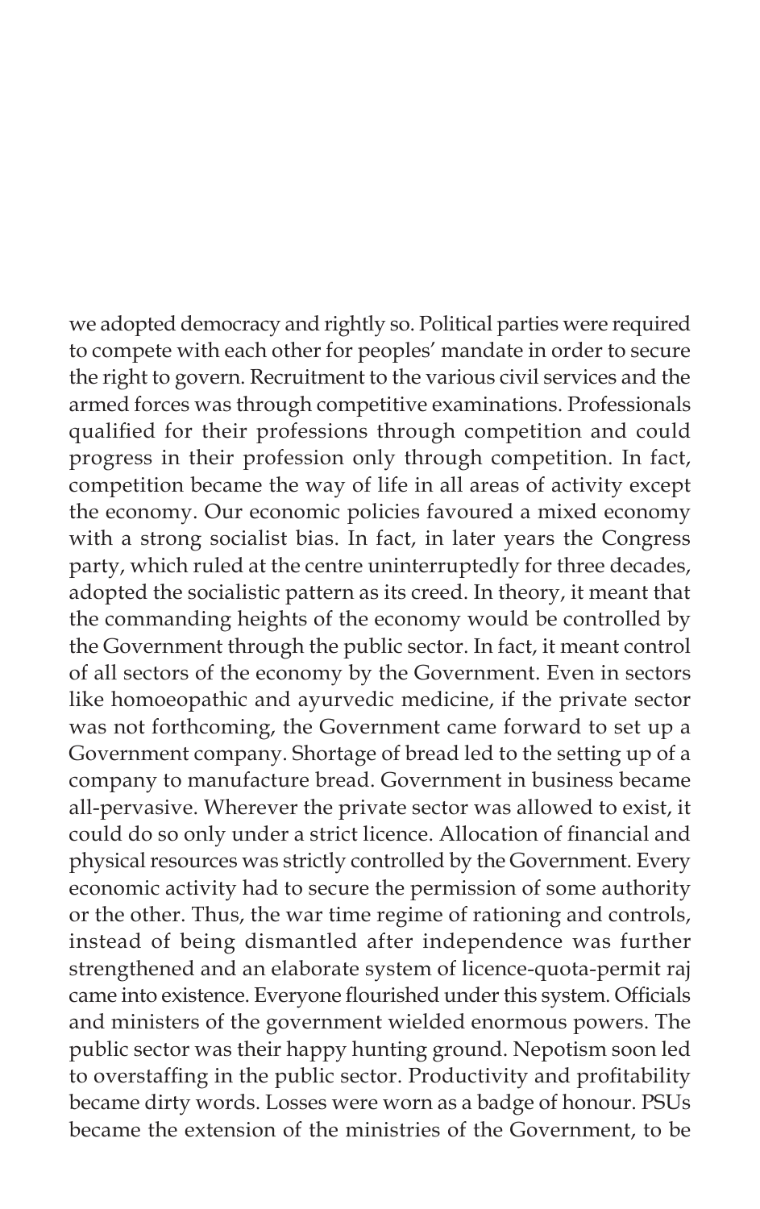we adopted democracy and rightly so. Political parties were required to compete with each other for peoples' mandate in order to secure the right to govern. Recruitment to the various civil services and the armed forces was through competitive examinations. Professionals qualified for their professions through competition and could progress in their profession only through competition. In fact, competition became the way of life in all areas of activity except the economy. Our economic policies favoured a mixed economy with a strong socialist bias. In fact, in later years the Congress party, which ruled at the centre uninterruptedly for three decades, adopted the socialistic pattern as its creed. In theory, it meant that the commanding heights of the economy would be controlled by the Government through the public sector. In fact, it meant control of all sectors of the economy by the Government. Even in sectors like homoeopathic and ayurvedic medicine, if the private sector was not forthcoming, the Government came forward to set up a Government company. Shortage of bread led to the setting up of a company to manufacture bread. Government in business became all-pervasive. Wherever the private sector was allowed to exist, it could do so only under a strict licence. Allocation of financial and physical resources was strictly controlled by the Government. Every economic activity had to secure the permission of some authority or the other. Thus, the war time regime of rationing and controls, instead of being dismantled after independence was further strengthened and an elaborate system of licence-quota-permit raj came into existence. Everyone flourished under this system. Officials and ministers of the government wielded enormous powers. The public sector was their happy hunting ground. Nepotism soon led to overstaffing in the public sector. Productivity and profitability became dirty words. Losses were worn as a badge of honour. PSUs became the extension of the ministries of the Government, to be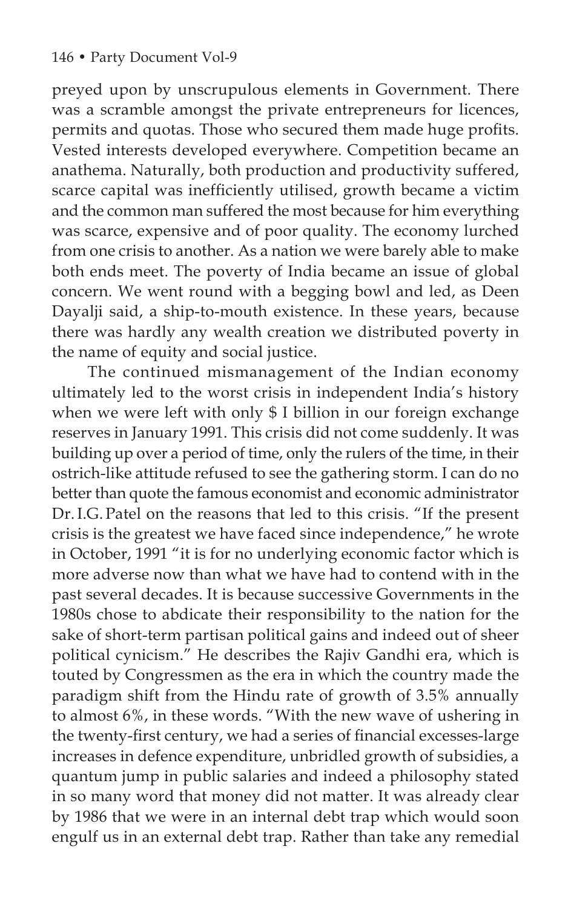preyed upon by unscrupulous elements in Government. There was a scramble amongst the private entrepreneurs for licences, permits and quotas. Those who secured them made huge profits. Vested interests developed everywhere. Competition became an anathema. Naturally, both production and productivity suffered, scarce capital was inefficiently utilised, growth became a victim and the common man suffered the most because for him everything was scarce, expensive and of poor quality. The economy lurched from one crisis to another. As a nation we were barely able to make both ends meet. The poverty of India became an issue of global concern. We went round with a begging bowl and led, as Deen Dayalji said, a ship-to-mouth existence. In these years, because there was hardly any wealth creation we distributed poverty in the name of equity and social justice.

The continued mismanagement of the Indian economy ultimately led to the worst crisis in independent India's history when we were left with only $ I billion in our foreign exchange reserves in January 1991. This crisis did not come suddenly. It was building up over a period of time, only the rulers of the time, in their ostrich-like attitude refused to see the gathering storm. I can do no better than quote the famous economist and economic administrator Dr. I.G. Patel on the reasons that led to this crisis. "If the present crisis is the greatest we have faced since independence," he wrote in October, 1991 "it is for no underlying economic factor which is more adverse now than what we have had to contend with in the past several decades. It is because successive Governments in the 1980s chose to abdicate their responsibility to the nation for the sake of short-term partisan political gains and indeed out of sheer political cynicism." He describes the Rajiv Gandhi era, which is touted by Congressmen as the era in which the country made the paradigm shift from the Hindu rate of growth of 3.5% annually to almost 6%, in these words. "With the new wave of ushering in the twenty-first century, we had a series of financial excesses-large increases in defence expenditure, unbridled growth of subsidies, a quantum jump in public salaries and indeed a philosophy stated in so many word that money did not matter. It was already clear by 1986 that we were in an internal debt trap which would soon engulf us in an external debt trap. Rather than take any remedial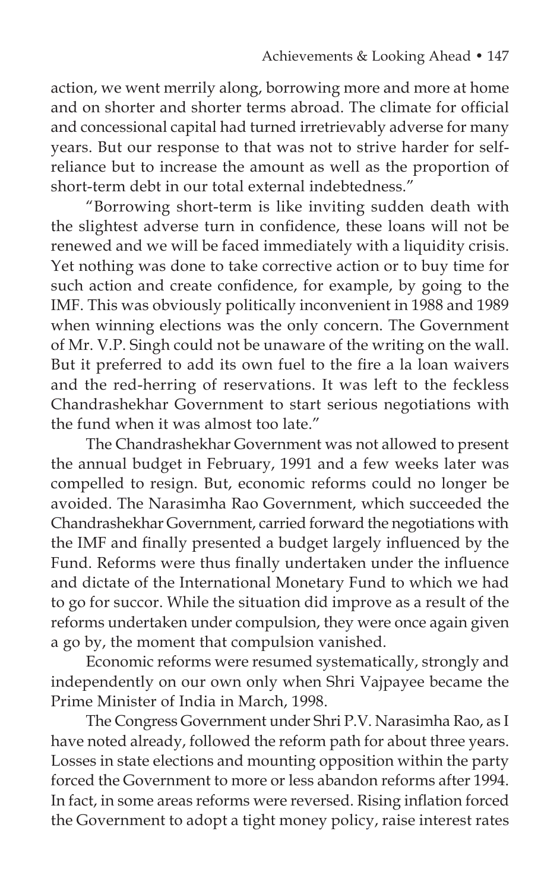action, we went merrily along, borrowing more and more at home and on shorter and shorter terms abroad. The climate for official and concessional capital had turned irretrievably adverse for many years. But our response to that was not to strive harder for self-reliance but to increase the amount as well as the proportion of short-term debt in our total external indebtedness."

"Borrowing short-term is like inviting sudden death with the slightest adverse turn in confidence, these loans will not be renewed and we will be faced immediately with a liquidity crisis. Yet nothing was done to take corrective action or to buy time for such action and create confidence, for example, by going to the IMF. This was obviously politically inconvenient in 1988 and 1989 when winning elections was the only concern. The Government of Mr. V.P. Singh could not be unaware of the writing on the wall. But it preferred to add its own fuel to the fire a la loan waivers and the red-herring of reservations. It was left to the feckless Chandrashekhar Government to start serious negotiations with the fund when it was almost too late."

The Chandrashekhar Government was not allowed to present the annual budget in February, 1991 and a few weeks later was compelled to resign. But, economic reforms could no longer be avoided. The Narasimha Rao Government, which succeeded the Chandrashekhar Government, carried forward the negotiations with the IMF and finally presented a budget largely influenced by the Fund. Reforms were thus finally undertaken under the influence and dictate of the International Monetary Fund to which we had to go for succor. While the situation did improve as a result of the reforms undertaken under compulsion, they were once again given a go by, the moment that compulsion vanished.

Economic reforms were resumed systematically, strongly and independently on our own only when Shri Vajpayee became the Prime Minister of India in March, 1998.

The Congress Government under Shri P.V. Narasimha Rao, as I have noted already, followed the reform path for about three years. Losses in state elections and mounting opposition within the party forced the Government to more or less abandon reforms after 1994. In fact, in some areas reforms were reversed. Rising inflation forced the Government to adopt a tight money policy, raise interest rates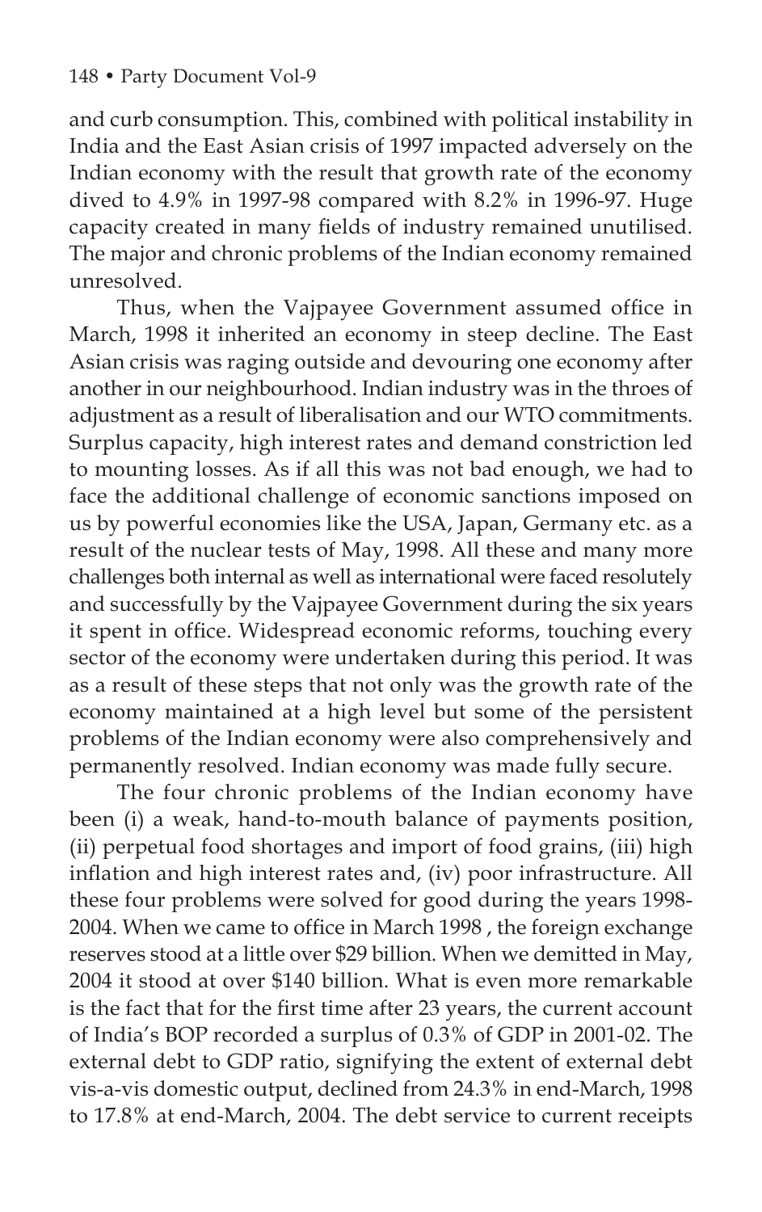and curb consumption. This, combined with political instability in India and the East Asian crisis of 1997 impacted adversely on the Indian economy with the result that growth rate of the economy dived to 4.9% in 1997-98 compared with 8.2% in 1996-97. Huge capacity created in many fields of industry remained unutilised. The major and chronic problems of the Indian economy remained unresolved.

Thus, when the Vajpayee Government assumed office in March, 1998 it inherited an economy in steep decline. The East Asian crisis was raging outside and devouring one economy after another in our neighbourhood. Indian industry was in the throes of adjustment as a result of liberalisation and our WTO commitments. Surplus capacity, high interest rates and demand constriction led to mounting losses. As if all this was not bad enough, we had to face the additional challenge of economic sanctions imposed on us by powerful economies like the USA, Japan, Germany etc. as a result of the nuclear tests of May, 1998. All these and many more challenges both internal as well as international were faced resolutely and successfully by the Vajpayee Government during the six years it spent in office. Widespread economic reforms, touching every sector of the economy were undertaken during this period. It was as a result of these steps that not only was the growth rate of the economy maintained at a high level but some of the persistent problems of the Indian economy were also comprehensively and permanently resolved. Indian economy was made fully secure.

The four chronic problems of the Indian economy have been (i) a weak, hand-to-mouth balance of payments position, (ii) perpetual food shortages and import of food grains, (iii) high inflation and high interest rates and, (iv) poor infrastructure. All these four problems were solved for good during the years 1998-2004. When we came to office in March 1998 , the foreign exchange reserves stood at a little over $29 billion. When we demitted in May, 2004 it stood at over $140 billion. What is even more remarkable is the fact that for the first time after 23 years, the current account of India's BOP recorded a surplus of 0.3% of GDP in 2001-02. The external debt to GDP ratio, signifying the extent of external debt vis-a-vis domestic output, declined from 24.3% in end-March, 1998 to 17.8% at end-March, 2004. The debt service to current receipts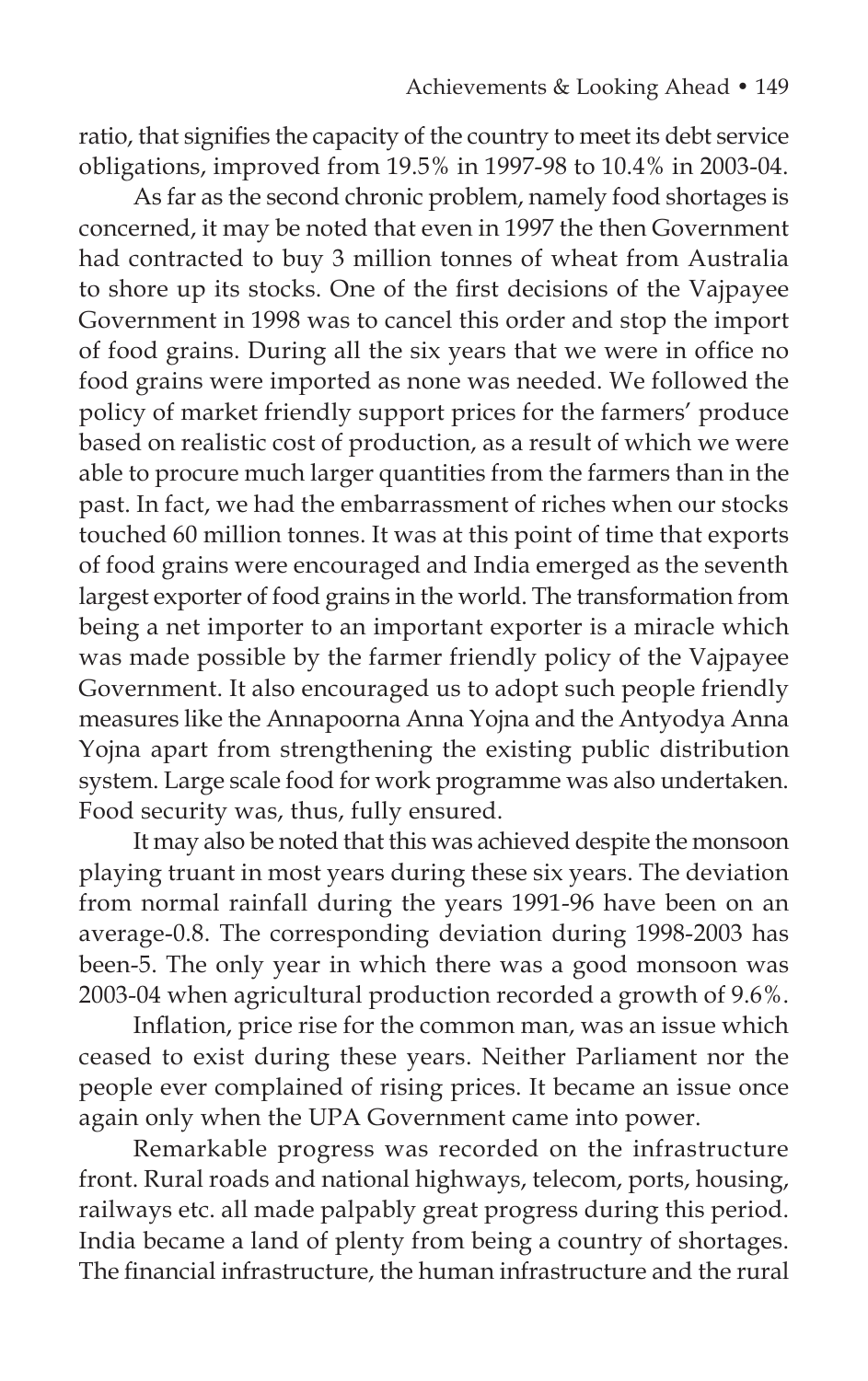ratio, that signifies the capacity of the country to meet its debt service obligations, improved from 19.5% in 1997-98 to 10.4% in 2003-04.

As far as the second chronic problem, namely food shortages is concerned, it may be noted that even in 1997 the then Government had contracted to buy 3 million tonnes of wheat from Australia to shore up its stocks. One of the first decisions of the Vajpayee Government in 1998 was to cancel this order and stop the import of food grains. During all the six years that we were in office no food grains were imported as none was needed. We followed the policy of market friendly support prices for the farmers' produce based on realistic cost of production, as a result of which we were able to procure much larger quantities from the farmers than in the past. In fact, we had the embarrassment of riches when our stocks touched 60 million tonnes. It was at this point of time that exports of food grains were encouraged and India emerged as the seventh largest exporter of food grains in the world. The transformation from being a net importer to an important exporter is a miracle which was made possible by the farmer friendly policy of the Vajpayee Government. It also encouraged us to adopt such people friendly measures like the Annapoorna Anna Yojna and the Antyodya Anna Yojna apart from strengthening the existing public distribution system. Large scale food for work programme was also undertaken. Food security was, thus, fully ensured.

It may also be noted that this was achieved despite the monsoon playing truant in most years during these six years. The deviation from normal rainfall during the years 1991-96 have been on an average-0.8. The corresponding deviation during 1998-2003 has been-5. The only year in which there was a good monsoon was 2003-04 when agricultural production recorded a growth of 9.6%.

Inflation, price rise for the common man, was an issue which ceased to exist during these years. Neither Parliament nor the people ever complained of rising prices. It became an issue once again only when the UPA Government came into power.

Remarkable progress was recorded on the infrastructure front. Rural roads and national highways, telecom, ports, housing, railways etc. all made palpably great progress during this period. India became a land of plenty from being a country of shortages. The financial infrastructure, the human infrastructure and the rural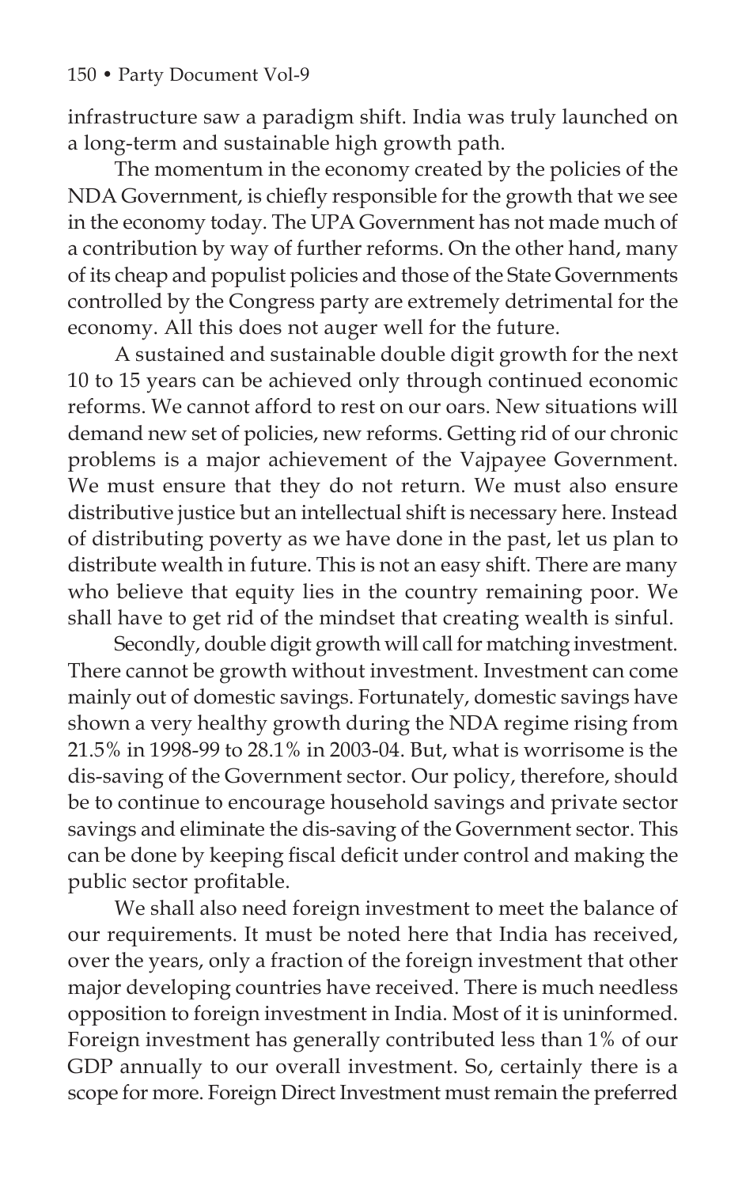infrastructure saw a paradigm shift. India was truly launched on a long-term and sustainable high growth path.

The momentum in the economy created by the policies of the NDA Government, is chiefly responsible for the growth that we see in the economy today. The UPA Government has not made much of a contribution by way of further reforms. On the other hand, many of its cheap and populist policies and those of the State Governments controlled by the Congress party are extremely detrimental for the economy. All this does not auger well for the future.

A sustained and sustainable double digit growth for the next 10 to 15 years can be achieved only through continued economic reforms. We cannot afford to rest on our oars. New situations will demand new set of policies, new reforms. Getting rid of our chronic problems is a major achievement of the Vajpayee Government. We must ensure that they do not return. We must also ensure distributive justice but an intellectual shift is necessary here. Instead of distributing poverty as we have done in the past, let us plan to distribute wealth in future. This is not an easy shift. There are many who believe that equity lies in the country remaining poor. We shall have to get rid of the mindset that creating wealth is sinful.

Secondly, double digit growth will call for matching investment. There cannot be growth without investment. Investment can come mainly out of domestic savings. Fortunately, domestic savings have shown a very healthy growth during the NDA regime rising from 21.5% in 1998-99 to 28.1% in 2003-04. But, what is worrisome is the dis-saving of the Government sector. Our policy, therefore, should be to continue to encourage household savings and private sector savings and eliminate the dis-saving of the Government sector. This can be done by keeping fiscal deficit under control and making the public sector profitable.

We shall also need foreign investment to meet the balance of our requirements. It must be noted here that India has received, over the years, only a fraction of the foreign investment that other major developing countries have received. There is much needless opposition to foreign investment in India. Most of it is uninformed. Foreign investment has generally contributed less than 1% of our GDP annually to our overall investment. So, certainly there is a scope for more. Foreign Direct Investment must remain the preferred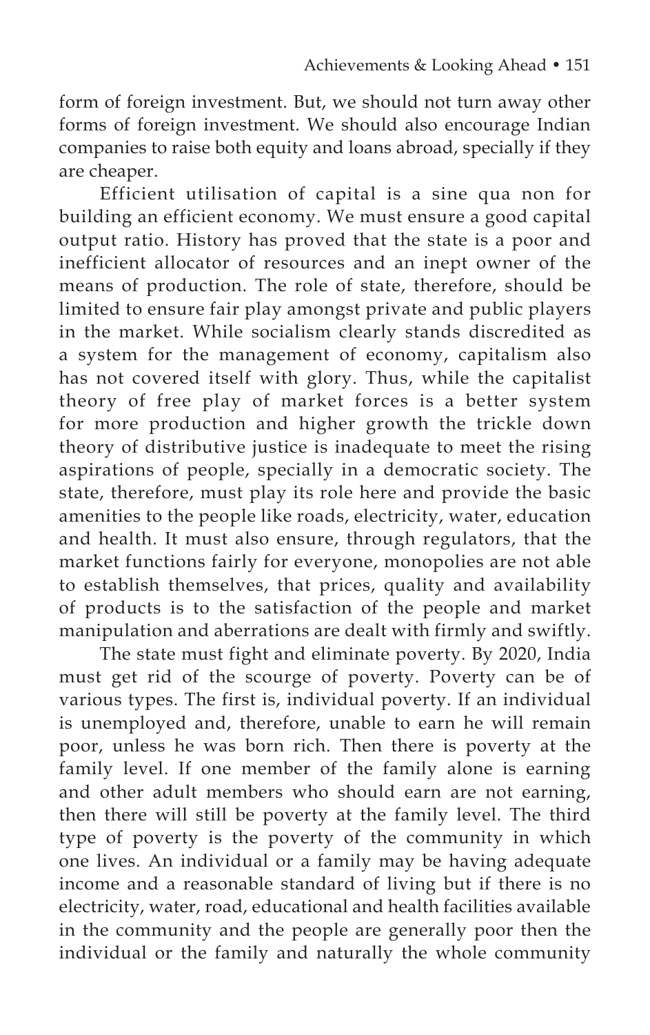form of foreign investment. But, we should not turn away other forms of foreign investment. We should also encourage Indian companies to raise both equity and loans abroad, specially if they are cheaper.

Efficient utilisation of capital is a sine qua non for building an efficient economy. We must ensure a good capital output ratio. History has proved that the state is a poor and inefficient allocator of resources and an inept owner of the means of production. The role of state, therefore, should be limited to ensure fair play amongst private and public players in the market. While socialism clearly stands discredited as a system for the management of economy, capitalism also has not covered itself with glory. Thus, while the capitalist theory of free play of market forces is a better system for more production and higher growth the trickle down theory of distributive justice is inadequate to meet the rising aspirations of people, specially in a democratic society. The state, therefore, must play its role here and provide the basic amenities to the people like roads, electricity, water, education and health. It must also ensure, through regulators, that the market functions fairly for everyone, monopolies are not able to establish themselves, that prices, quality and availability of products is to the satisfaction of the people and market manipulation and aberrations are dealt with firmly and swiftly.

The state must fight and eliminate poverty. By 2020, India must get rid of the scourge of poverty. Poverty can be of various types. The first is, individual poverty. If an individual is unemployed and, therefore, unable to earn he will remain poor, unless he was born rich. Then there is poverty at the family level. If one member of the family alone is earning and other adult members who should earn are not earning, then there will still be poverty at the family level. The third type of poverty is the poverty of the community in which one lives. An individual or a family may be having adequate income and a reasonable standard of living but if there is no electricity, water, road, educational and health facilities available in the community and the people are generally poor then the individual or the family and naturally the whole community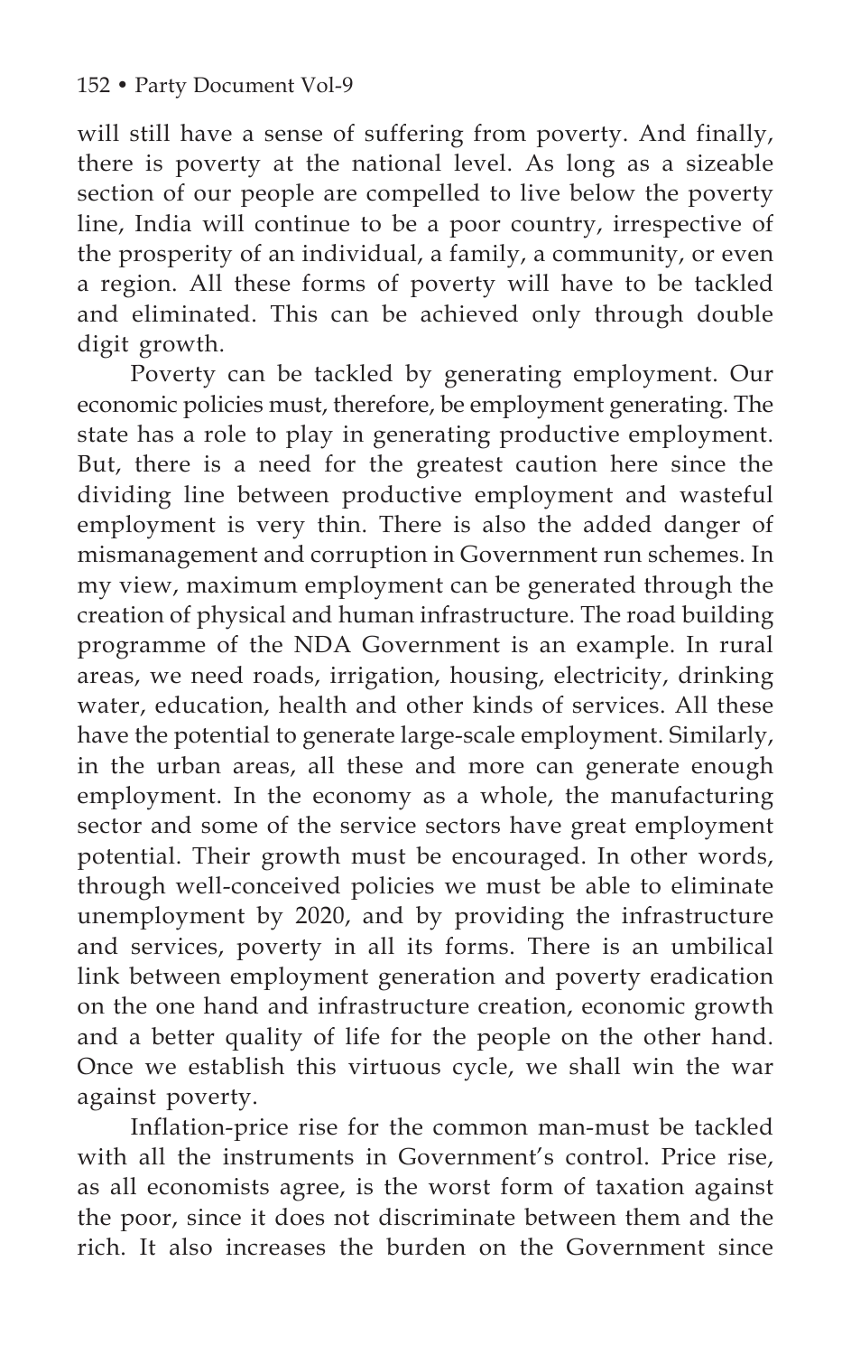will still have a sense of suffering from poverty. And finally, there is poverty at the national level. As long as a sizeable section of our people are compelled to live below the poverty line, India will continue to be a poor country, irrespective of the prosperity of an individual, a family, a community, or even a region. All these forms of poverty will have to be tackled and eliminated. This can be achieved only through double digit growth.

Poverty can be tackled by generating employment. Our economic policies must, therefore, be employment generating. The state has a role to play in generating productive employment. But, there is a need for the greatest caution here since the dividing line between productive employment and wasteful employment is very thin. There is also the added danger of mismanagement and corruption in Government run schemes. In my view, maximum employment can be generated through the creation of physical and human infrastructure. The road building programme of the NDA Government is an example. In rural areas, we need roads, irrigation, housing, electricity, drinking water, education, health and other kinds of services. All these have the potential to generate large-scale employment. Similarly, in the urban areas, all these and more can generate enough employment. In the economy as a whole, the manufacturing sector and some of the service sectors have great employment potential. Their growth must be encouraged. In other words, through well-conceived policies we must be able to eliminate unemployment by 2020, and by providing the infrastructure and services, poverty in all its forms. There is an umbilical link between employment generation and poverty eradication on the one hand and infrastructure creation, economic growth and a better quality of life for the people on the other hand. Once we establish this virtuous cycle, we shall win the war against poverty.

Inflation-price rise for the common man-must be tackled with all the instruments in Government's control. Price rise, as all economists agree, is the worst form of taxation against the poor, since it does not discriminate between them and the rich. It also increases the burden on the Government since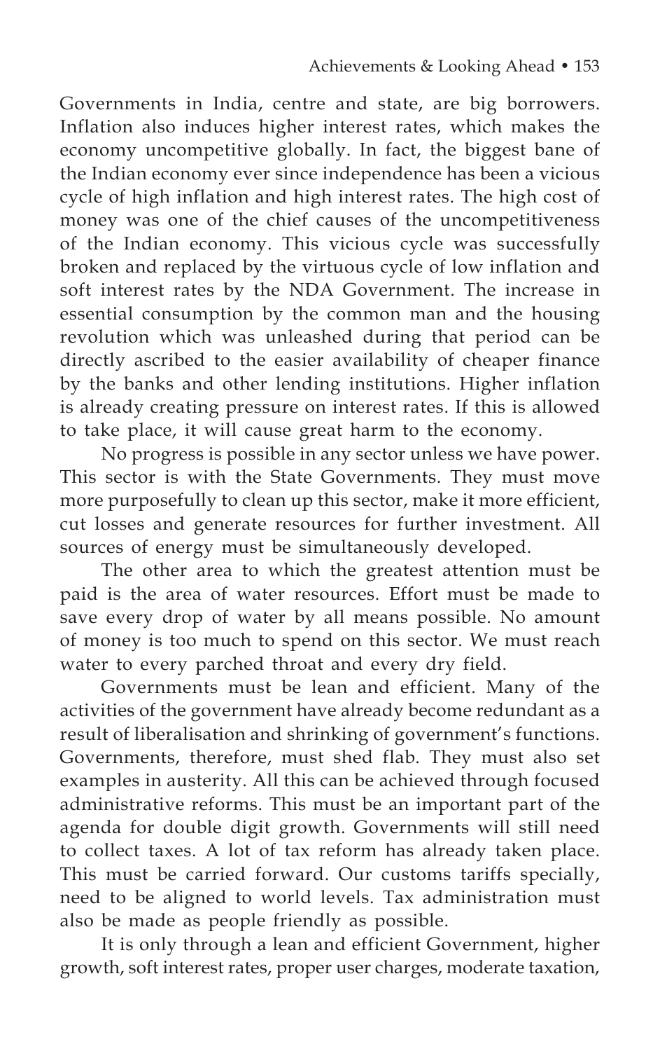Governments in India, centre and state, are big borrowers. Inflation also induces higher interest rates, which makes the economy uncompetitive globally. In fact, the biggest bane of the Indian economy ever since independence has been a vicious cycle of high inflation and high interest rates. The high cost of money was one of the chief causes of the uncompetitiveness of the Indian economy. This vicious cycle was successfully broken and replaced by the virtuous cycle of low inflation and soft interest rates by the NDA Government. The increase in essential consumption by the common man and the housing revolution which was unleashed during that period can be directly ascribed to the easier availability of cheaper finance by the banks and other lending institutions. Higher inflation is already creating pressure on interest rates. If this is allowed to take place, it will cause great harm to the economy.

No progress is possible in any sector unless we have power. This sector is with the State Governments. They must move more purposefully to clean up this sector, make it more efficient, cut losses and generate resources for further investment. All sources of energy must be simultaneously developed.

The other area to which the greatest attention must be paid is the area of water resources. Effort must be made to save every drop of water by all means possible. No amount of money is too much to spend on this sector. We must reach water to every parched throat and every dry field.

Governments must be lean and efficient. Many of the activities of the government have already become redundant as a result of liberalisation and shrinking of government's functions. Governments, therefore, must shed flab. They must also set examples in austerity. All this can be achieved through focused administrative reforms. This must be an important part of the agenda for double digit growth. Governments will still need to collect taxes. A lot of tax reform has already taken place. This must be carried forward. Our customs tariffs specially, need to be aligned to world levels. Tax administration must also be made as people friendly as possible.

It is only through a lean and efficient Government, higher growth, soft interest rates, proper user charges, moderate taxation,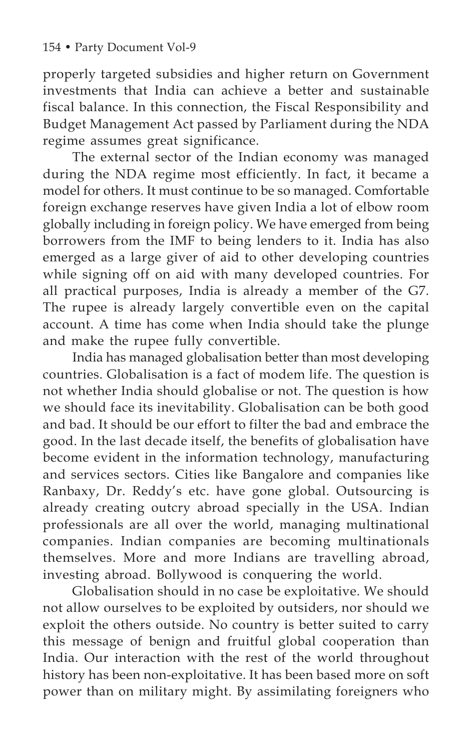properly targeted subsidies and higher return on Government investments that India can achieve a better and sustainable fiscal balance. In this connection, the Fiscal Responsibility and Budget Management Act passed by Parliament during the NDA regime assumes great significance.

The external sector of the Indian economy was managed during the NDA regime most efficiently. In fact, it became a model for others. It must continue to be so managed. Comfortable foreign exchange reserves have given India a lot of elbow room globally including in foreign policy. We have emerged from being borrowers from the IMF to being lenders to it. India has also emerged as a large giver of aid to other developing countries while signing off on aid with many developed countries. For all practical purposes, India is already a member of the G7. The rupee is already largely convertible even on the capital account. A time has come when India should take the plunge and make the rupee fully convertible.

India has managed globalisation better than most developing countries. Globalisation is a fact of modem life. The question is not whether India should globalise or not. The question is how we should face its inevitability. Globalisation can be both good and bad. It should be our effort to filter the bad and embrace the good. In the last decade itself, the benefits of globalisation have become evident in the information technology, manufacturing and services sectors. Cities like Bangalore and companies like Ranbaxy, Dr. Reddy's etc. have gone global. Outsourcing is already creating outcry abroad specially in the USA. Indian professionals are all over the world, managing multinational companies. Indian companies are becoming multinationals themselves. More and more Indians are travelling abroad, investing abroad. Bollywood is conquering the world.

Globalisation should in no case be exploitative. We should not allow ourselves to be exploited by outsiders, nor should we exploit the others outside. No country is better suited to carry this message of benign and fruitful global cooperation than India. Our interaction with the rest of the world throughout history has been non-exploitative. It has been based more on soft power than on military might. By assimilating foreigners who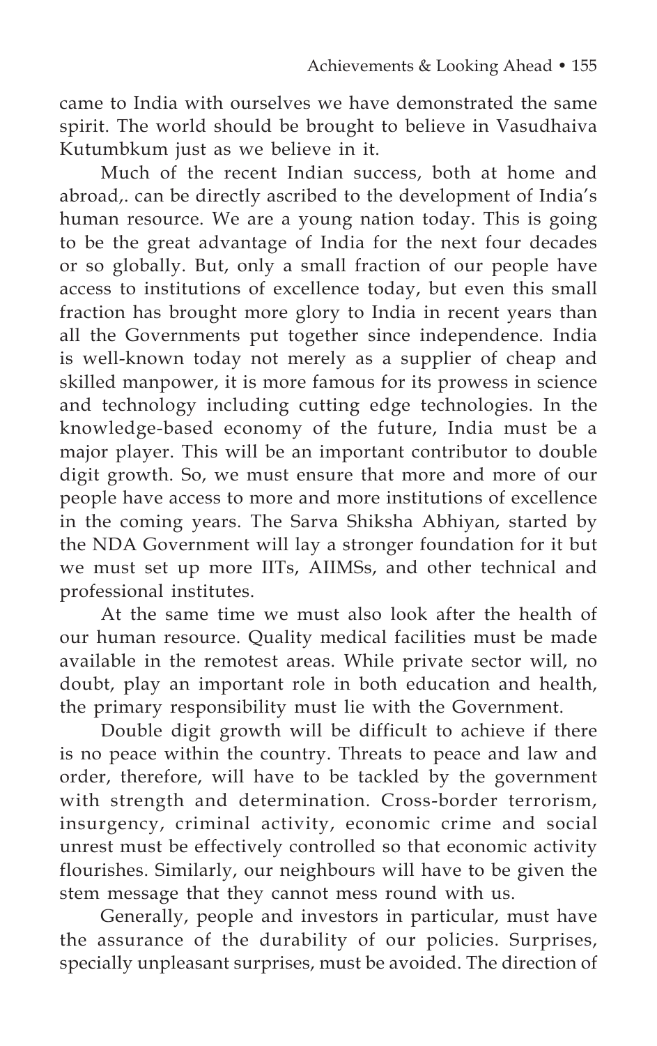came to India with ourselves we have demonstrated the same spirit. The world should be brought to believe in Vasudhaiva Kutumbkum just as we believe in it.

Much of the recent Indian success, both at home and abroad,. can be directly ascribed to the development of India's human resource. We are a young nation today. This is going to be the great advantage of India for the next four decades or so globally. But, only a small fraction of our people have access to institutions of excellence today, but even this small fraction has brought more glory to India in recent years than all the Governments put together since independence. India is well-known today not merely as a supplier of cheap and skilled manpower, it is more famous for its prowess in science and technology including cutting edge technologies. In the knowledge-based economy of the future, India must be a major player. This will be an important contributor to double digit growth. So, we must ensure that more and more of our people have access to more and more institutions of excellence in the coming years. The Sarva Shiksha Abhiyan, started by the NDA Government will lay a stronger foundation for it but we must set up more IITs, AIIMSs, and other technical and professional institutes.

At the same time we must also look after the health of our human resource. Quality medical facilities must be made available in the remotest areas. While private sector will, no doubt, play an important role in both education and health, the primary responsibility must lie with the Government.

Double digit growth will be difficult to achieve if there is no peace within the country. Threats to peace and law and order, therefore, will have to be tackled by the government with strength and determination. Cross-border terrorism, insurgency, criminal activity, economic crime and social unrest must be effectively controlled so that economic activity flourishes. Similarly, our neighbours will have to be given the stem message that they cannot mess round with us.

Generally, people and investors in particular, must have the assurance of the durability of our policies. Surprises, specially unpleasant surprises, must be avoided. The direction of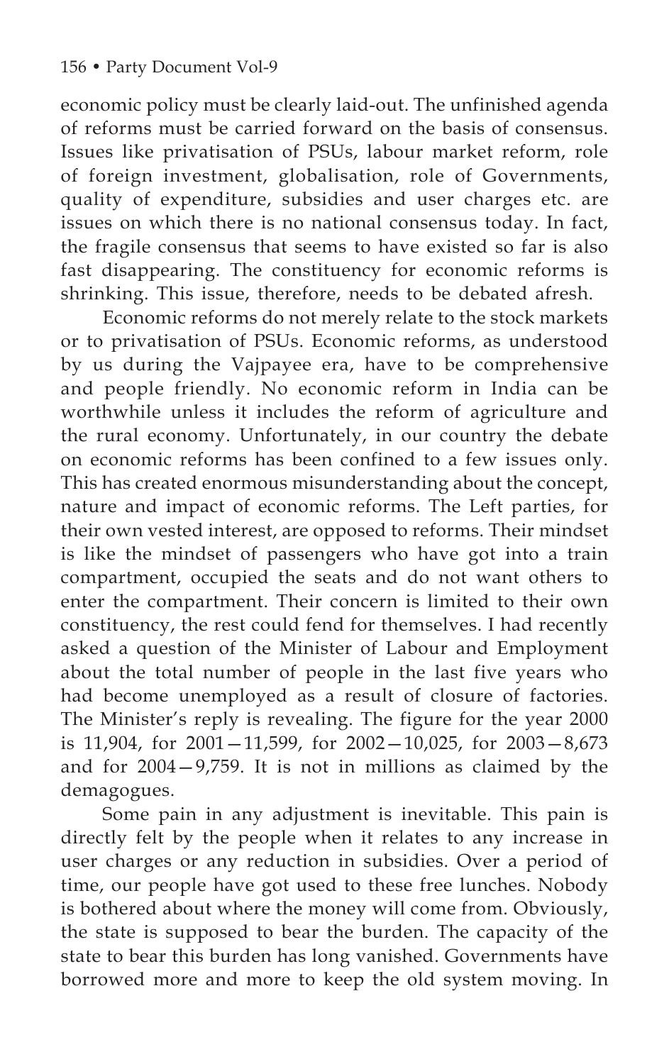economic policy must be clearly laid-out. The unfinished agenda of reforms must be carried forward on the basis of consensus. Issues like privatisation of PSUs, labour market reform, role of foreign investment, globalisation, role of Governments, quality of expenditure, subsidies and user charges etc. are issues on which there is no national consensus today. In fact, the fragile consensus that seems to have existed so far is also fast disappearing. The constituency for economic reforms is shrinking. This issue, therefore, needs to be debated afresh.

Economic reforms do not merely relate to the stock markets or to privatisation of PSUs. Economic reforms, as understood by us during the Vajpayee era, have to be comprehensive and people friendly. No economic reform in India can be worthwhile unless it includes the reform of agriculture and the rural economy. Unfortunately, in our country the debate on economic reforms has been confined to a few issues only. This has created enormous misunderstanding about the concept, nature and impact of economic reforms. The Left parties, for their own vested interest, are opposed to reforms. Their mindset is like the mindset of passengers who have got into a train compartment, occupied the seats and do not want others to enter the compartment. Their concern is limited to their own constituency, the rest could fend for themselves. I had recently asked a question of the Minister of Labour and Employment about the total number of people in the last five years who had become unemployed as a result of closure of factories. The Minister's reply is revealing. The figure for the year 2000 is 11,904, for 2001—11,599, for 2002—10,025, for 2003—8,673 and for 2004—9,759. It is not in millions as claimed by the demagogues.

Some pain in any adjustment is inevitable. This pain is directly felt by the people when it relates to any increase in user charges or any reduction in subsidies. Over a period of time, our people have got used to these free lunches. Nobody is bothered about where the money will come from. Obviously, the state is supposed to bear the burden. The capacity of the state to bear this burden has long vanished. Governments have borrowed more and more to keep the old system moving. In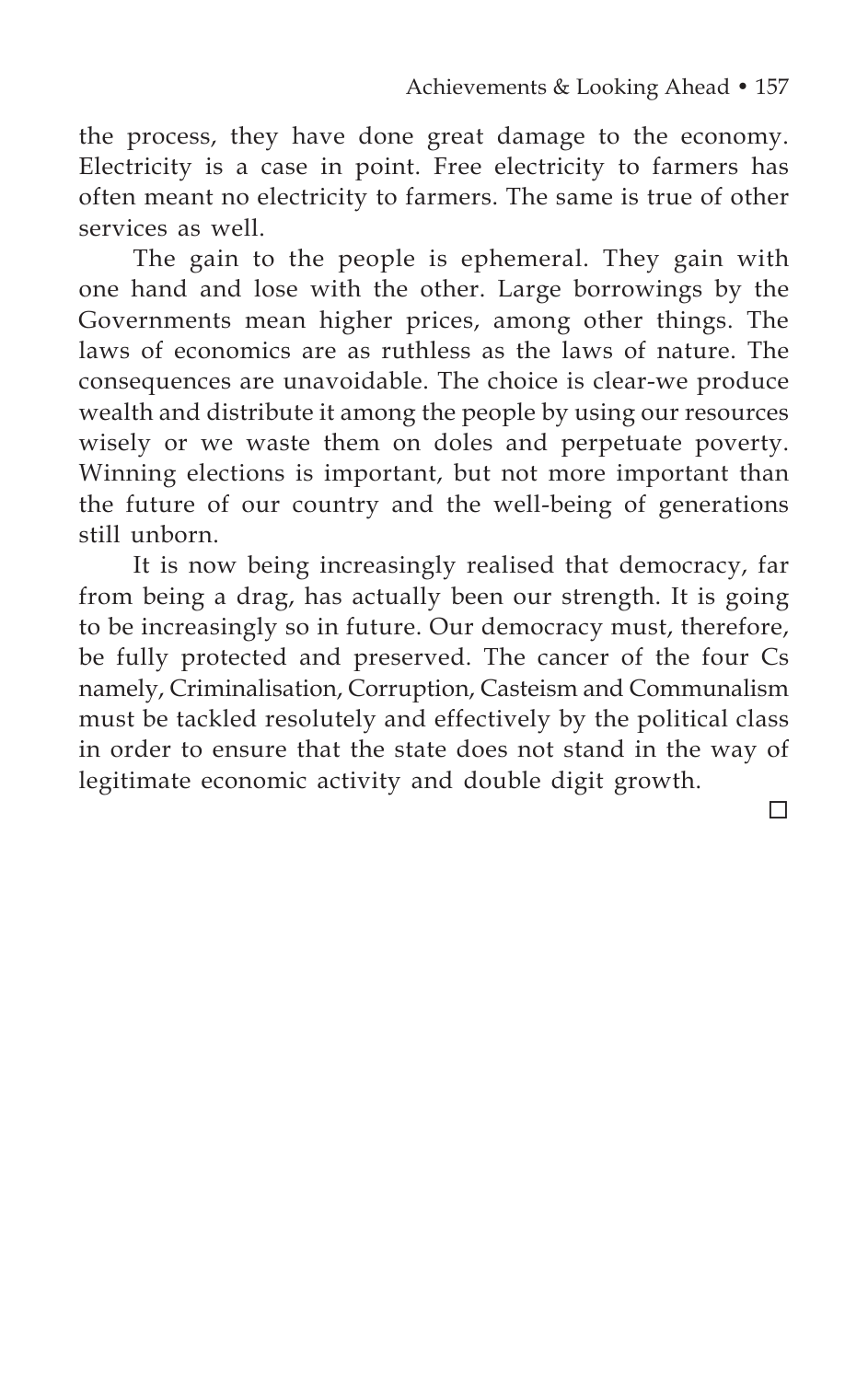the process, they have done great damage to the economy. Electricity is a case in point. Free electricity to farmers has often meant no electricity to farmers. The same is true of other services as well.

The gain to the people is ephemeral. They gain with one hand and lose with the other. Large borrowings by the Governments mean higher prices, among other things. The laws of economics are as ruthless as the laws of nature. The consequences are unavoidable. The choice is clear-we produce wealth and distribute it among the people by using our resources wisely or we waste them on doles and perpetuate poverty. Winning elections is important, but not more important than the future of our country and the well-being of generations still unborn.

It is now being increasingly realised that democracy, far from being a drag, has actually been our strength. It is going to be increasingly so in future. Our democracy must, therefore, be fully protected and preserved. The cancer of the four Cs namely, Criminalisation, Corruption, Casteism and Communalism must be tackled resolutely and effectively by the political class in order to ensure that the state does not stand in the way of legitimate economic activity and double digit growth.

□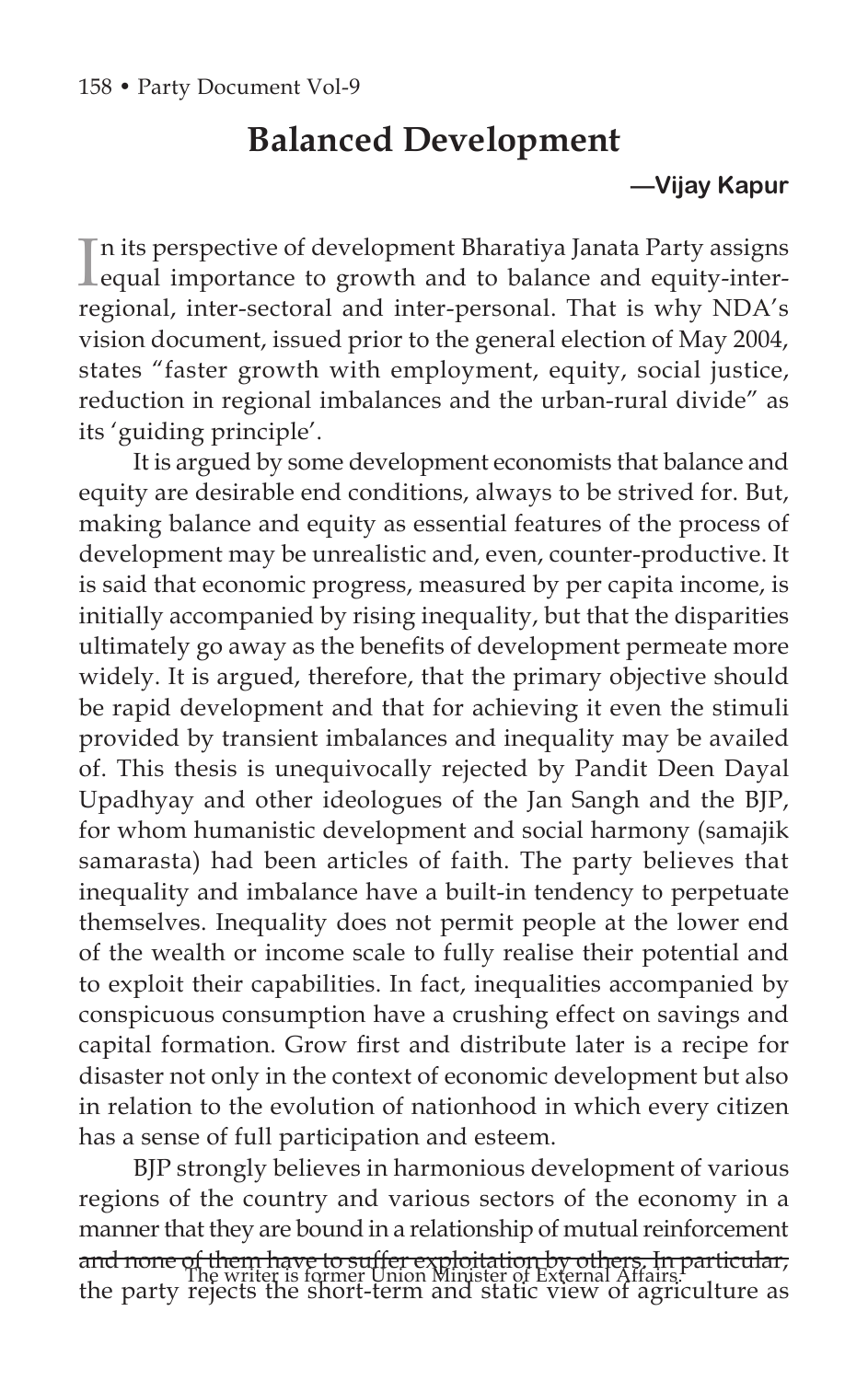# Balanced Development

**—Vijay Kapur**

In its perspective of development Bharatiya Janata Party assigns equal importance to growth and to balance and equity-inter-regional, inter-sectoral and inter-personal. That is why NDA's vision document, issued prior to the general election of May 2004, states "faster growth with employment, equity, social justice, reduction in regional imbalances and the urban-rural divide" as its 'guiding principle'.

It is argued by some development economists that balance and equity are desirable end conditions, always to be strived for. But, making balance and equity as essential features of the process of development may be unrealistic and, even, counter-productive. It is said that economic progress, measured by per capita income, is initially accompanied by rising inequality, but that the disparities ultimately go away as the benefits of development permeate more widely. It is argued, therefore, that the primary objective should be rapid development and that for achieving it even the stimuli provided by transient imbalances and inequality may be availed of. This thesis is unequivocally rejected by Pandit Deen Dayal Upadhyay and other ideologues of the Jan Sangh and the BJP, for whom humanistic development and social harmony (samajik samarasta) had been articles of faith. The party believes that inequality and imbalance have a built-in tendency to perpetuate themselves. Inequality does not permit people at the lower end of the wealth or income scale to fully realise their potential and to exploit their capabilities. In fact, inequalities accompanied by conspicuous consumption have a crushing effect on savings and capital formation. Grow first and distribute later is a recipe for disaster not only in the context of economic development but also in relation to the evolution of nationhood in which every citizen has a sense of full participation and esteem.

BJP strongly believes in harmonious development of various regions of the country and various sectors of the economy in a manner that they are bound in a relationship of mutual reinforcement and none of them have to suffer exploitation by others. In particular, the party rejects the short-term and static view of agriculture as

The writer is former Union Minister of External Affairs.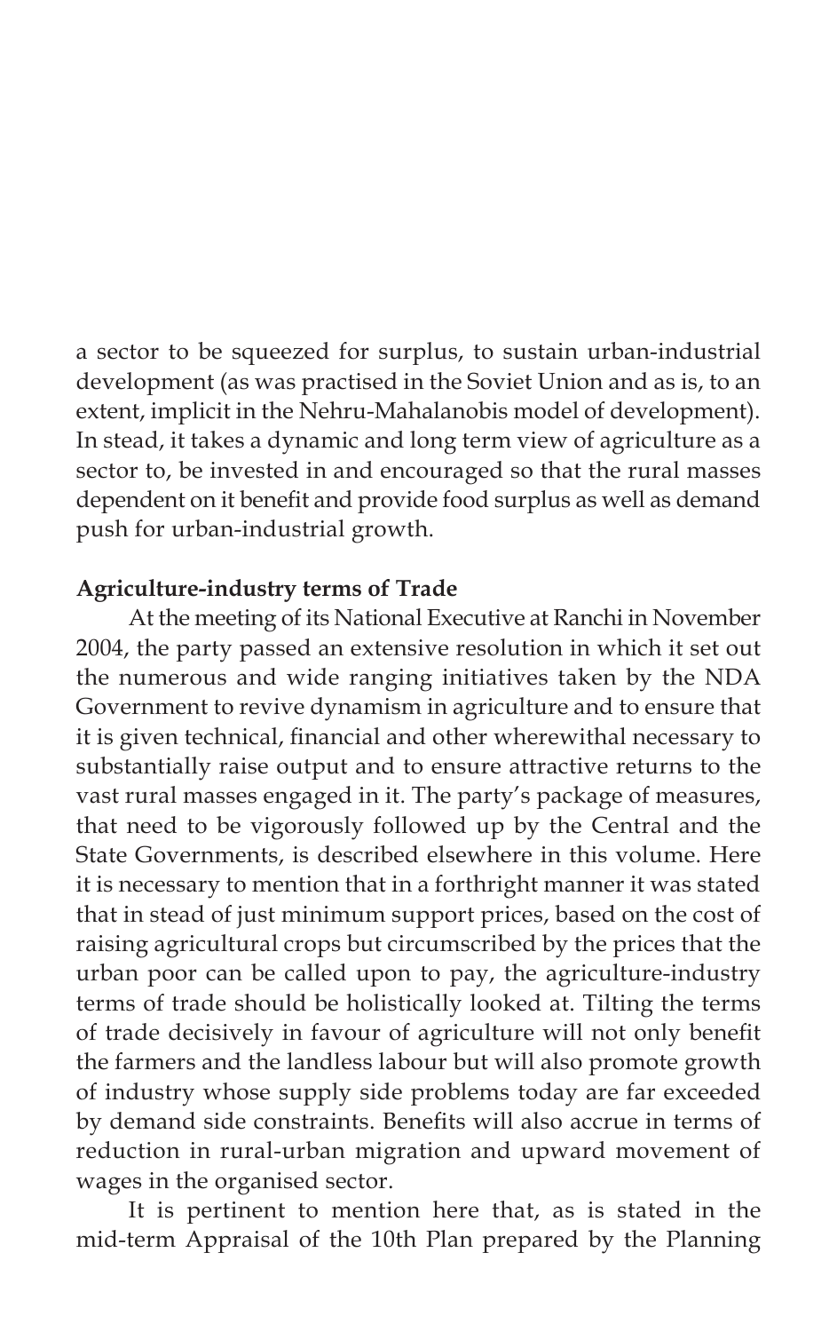a sector to be squeezed for surplus, to sustain urban-industrial development (as was practised in the Soviet Union and as is, to an extent, implicit in the Nehru-Mahalanobis model of development). In stead, it takes a dynamic and long term view of agriculture as a sector to, be invested in and encouraged so that the rural masses dependent on it benefit and provide food surplus as well as demand push for urban-industrial growth.

**Agriculture-industry terms of Trade**

At the meeting of its National Executive at Ranchi in November 2004, the party passed an extensive resolution in which it set out the numerous and wide ranging initiatives taken by the NDA Government to revive dynamism in agriculture and to ensure that it is given technical, financial and other wherewithal necessary to substantially raise output and to ensure attractive returns to the vast rural masses engaged in it. The party's package of measures, that need to be vigorously followed up by the Central and the State Governments, is described elsewhere in this volume. Here it is necessary to mention that in a forthright manner it was stated that in stead of just minimum support prices, based on the cost of raising agricultural crops but circumscribed by the prices that the urban poor can be called upon to pay, the agriculture-industry terms of trade should be holistically looked at. Tilting the terms of trade decisively in favour of agriculture will not only benefit the farmers and the landless labour but will also promote growth of industry whose supply side problems today are far exceeded by demand side constraints. Benefits will also accrue in terms of reduction in rural-urban migration and upward movement of wages in the organised sector.

It is pertinent to mention here that, as is stated in the mid-term Appraisal of the 10th Plan prepared by the Planning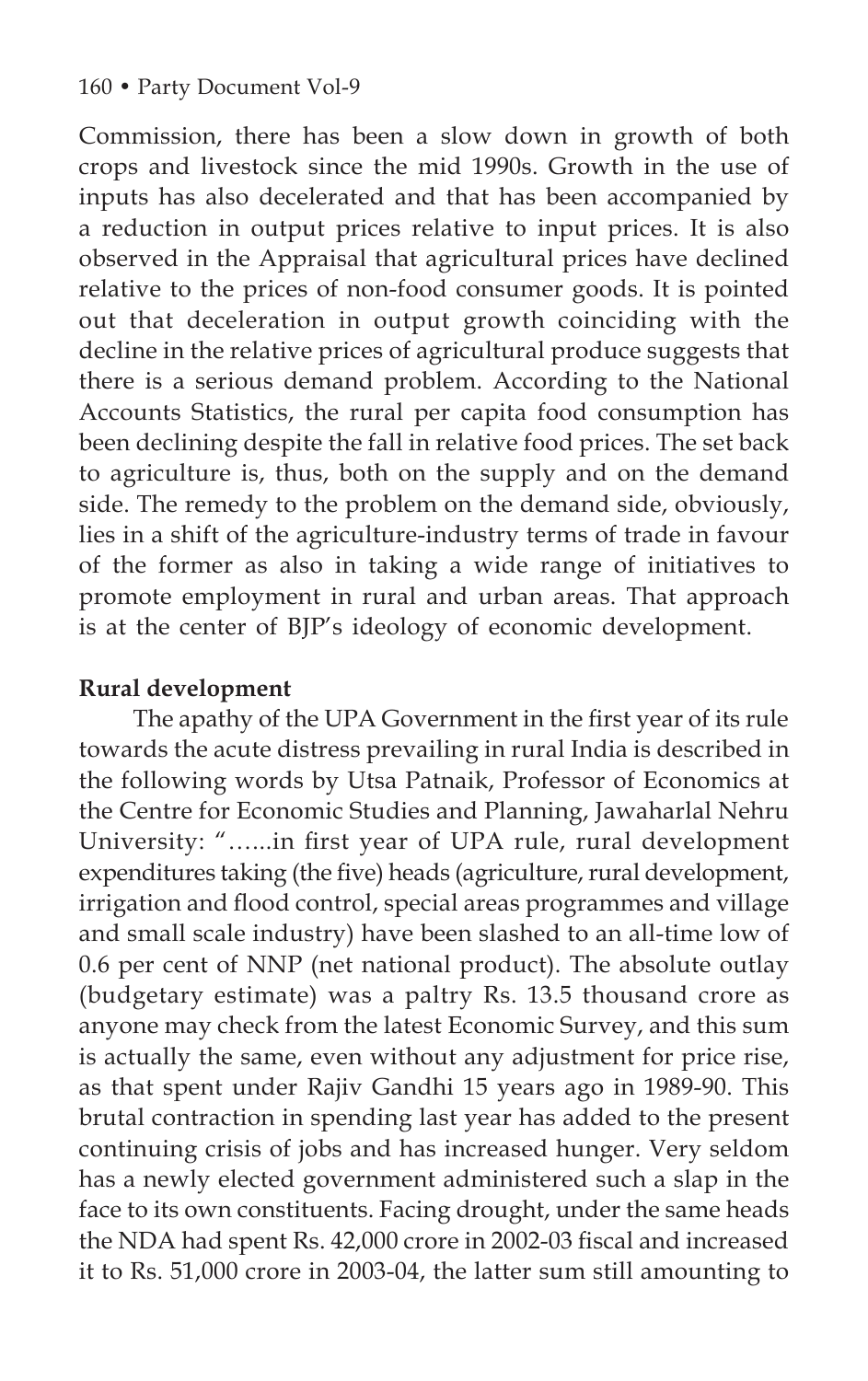Commission, there has been a slow down in growth of both crops and livestock since the mid 1990s. Growth in the use of inputs has also decelerated and that has been accompanied by a reduction in output prices relative to input prices. It is also observed in the Appraisal that agricultural prices have declined relative to the prices of non-food consumer goods. It is pointed out that deceleration in output growth coinciding with the decline in the relative prices of agricultural produce suggests that there is a serious demand problem. According to the National Accounts Statistics, the rural per capita food consumption has been declining despite the fall in relative food prices. The set back to agriculture is, thus, both on the supply and on the demand side. The remedy to the problem on the demand side, obviously, lies in a shift of the agriculture-industry terms of trade in favour of the former as also in taking a wide range of initiatives to promote employment in rural and urban areas. That approach is at the center of BJP's ideology of economic development.

**Rural development**

The apathy of the UPA Government in the first year of its rule towards the acute distress prevailing in rural India is described in the following words by Utsa Patnaik, Professor of Economics at the Centre for Economic Studies and Planning, Jawaharlal Nehru University: "......in first year of UPA rule, rural development expenditures taking (the five) heads (agriculture, rural development, irrigation and flood control, special areas programmes and village and small scale industry) have been slashed to an all-time low of 0.6 per cent of NNP (net national product). The absolute outlay (budgetary estimate) was a paltry Rs. 13.5 thousand crore as anyone may check from the latest Economic Survey, and this sum is actually the same, even without any adjustment for price rise, as that spent under Rajiv Gandhi 15 years ago in 1989-90. This brutal contraction in spending last year has added to the present continuing crisis of jobs and has increased hunger. Very seldom has a newly elected government administered such a slap in the face to its own constituents. Facing drought, under the same heads the NDA had spent Rs. 42,000 crore in 2002-03 fiscal and increased it to Rs. 51,000 crore in 2003-04, the latter sum still amounting to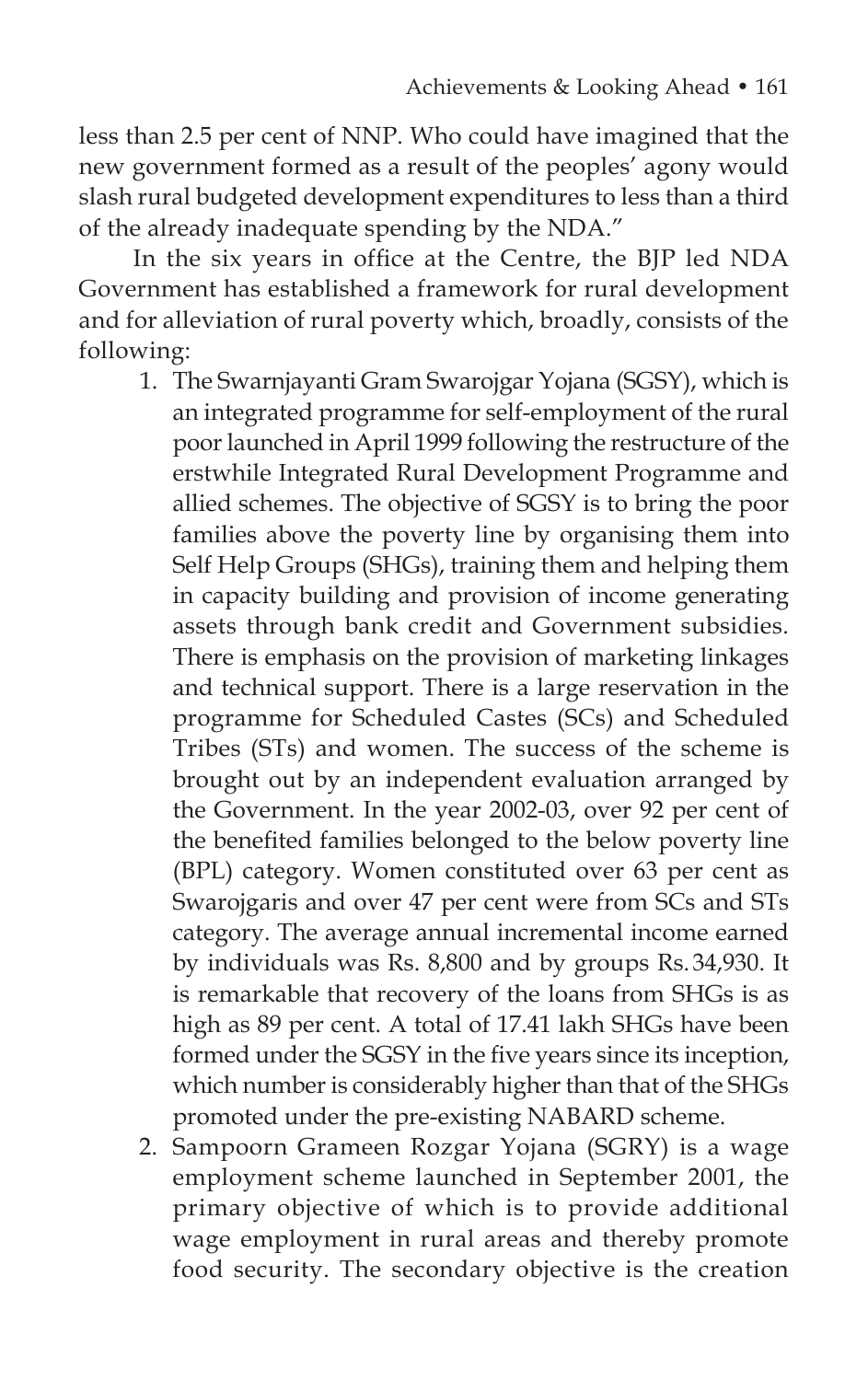less than 2.5 per cent of NNP. Who could have imagined that the new government formed as a result of the peoples' agony would slash rural budgeted development expenditures to less than a third of the already inadequate spending by the NDA."

In the six years in office at the Centre, the BJP led NDA Government has established a framework for rural development and for alleviation of rural poverty which, broadly, consists of the following:

1. The Swarnjayanti Gram Swarojgar Yojana (SGSY), which is an integrated programme for self-employment of the rural poor launched in April 1999 following the restructure of the erstwhile Integrated Rural Development Programme and allied schemes. The objective of SGSY is to bring the poor families above the poverty line by organising them into Self Help Groups (SHGs), training them and helping them in capacity building and provision of income generating assets through bank credit and Government subsidies. There is emphasis on the provision of marketing linkages and technical support. There is a large reservation in the programme for Scheduled Castes (SCs) and Scheduled Tribes (STs) and women. The success of the scheme is brought out by an independent evaluation arranged by the Government. In the year 2002-03, over 92 per cent of the benefited families belonged to the below poverty line (BPL) category. Women constituted over 63 per cent as Swarojgaris and over 47 per cent were from SCs and STs category. The average annual incremental income earned by individuals was Rs. 8,800 and by groups Rs. 34,930. It is remarkable that recovery of the loans from SHGs is as high as 89 per cent. A total of 17.41 lakh SHGs have been formed under the SGSY in the five years since its inception, which number is considerably higher than that of the SHGs promoted under the pre-existing NABARD scheme.
2. Sampoorn Grameen Rozgar Yojana (SGRY) is a wage employment scheme launched in September 2001, the primary objective of which is to provide additional wage employment in rural areas and thereby promote food security. The secondary objective is the creation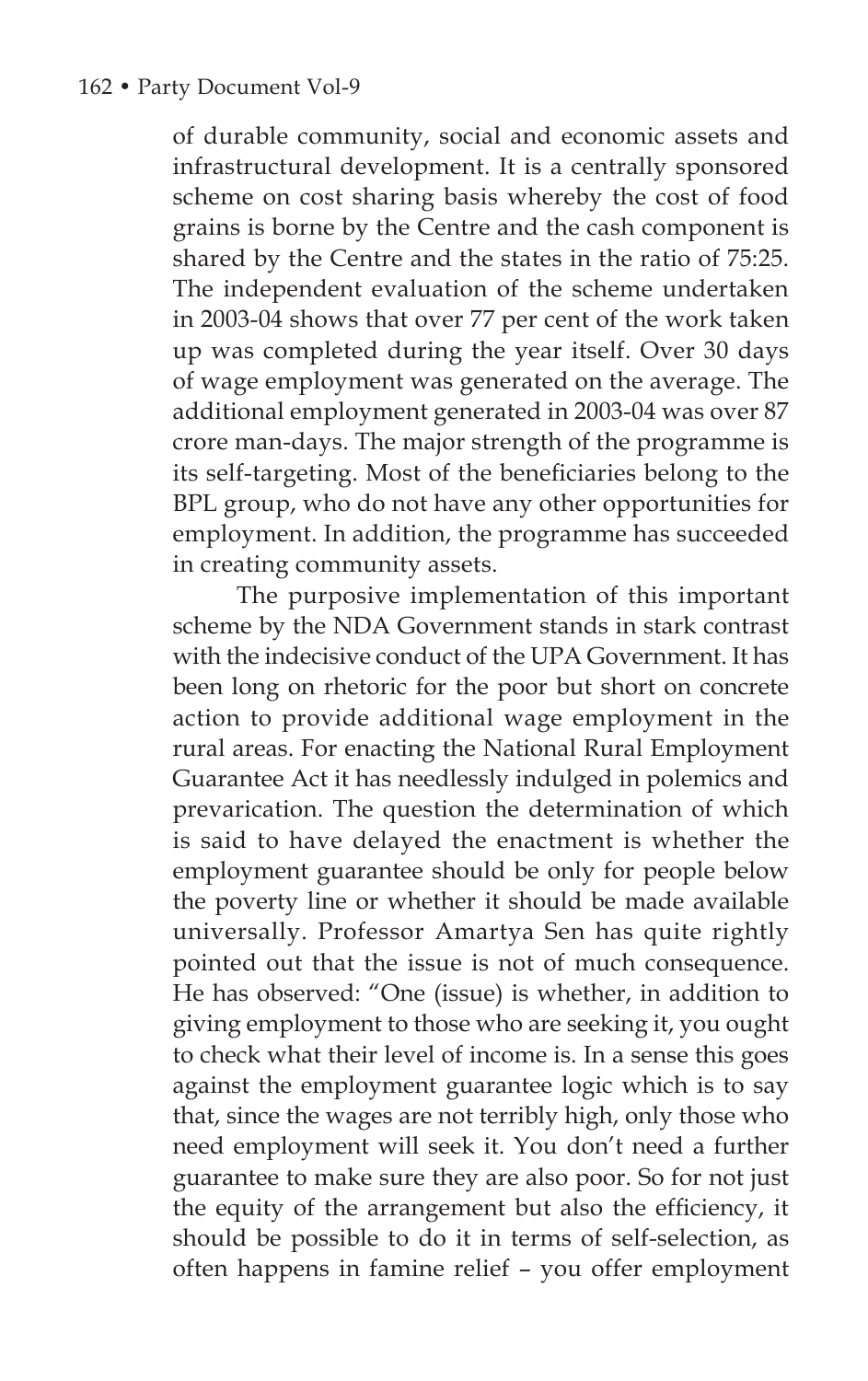of durable community, social and economic assets and infrastructural development. It is a centrally sponsored scheme on cost sharing basis whereby the cost of food grains is borne by the Centre and the cash component is shared by the Centre and the states in the ratio of 75:25. The independent evaluation of the scheme undertaken in 2003-04 shows that over 77 per cent of the work taken up was completed during the year itself. Over 30 days of wage employment was generated on the average. The additional employment generated in 2003-04 was over 87 crore man-days. The major strength of the programme is its self-targeting. Most of the beneficiaries belong to the BPL group, who do not have any other opportunities for employment. In addition, the programme has succeeded in creating community assets.

The purposive implementation of this important scheme by the NDA Government stands in stark contrast with the indecisive conduct of the UPA Government. It has been long on rhetoric for the poor but short on concrete action to provide additional wage employment in the rural areas. For enacting the National Rural Employment Guarantee Act it has needlessly indulged in polemics and prevarication. The question the determination of which is said to have delayed the enactment is whether the employment guarantee should be only for people below the poverty line or whether it should be made available universally. Professor Amartya Sen has quite rightly pointed out that the issue is not of much consequence. He has observed: "One (issue) is whether, in addition to giving employment to those who are seeking it, you ought to check what their level of income is. In a sense this goes against the employment guarantee logic which is to say that, since the wages are not terribly high, only those who need employment will seek it. You don't need a further guarantee to make sure they are also poor. So for not just the equity of the arrangement but also the efficiency, it should be possible to do it in terms of self-selection, as often happens in famine relief – you offer employment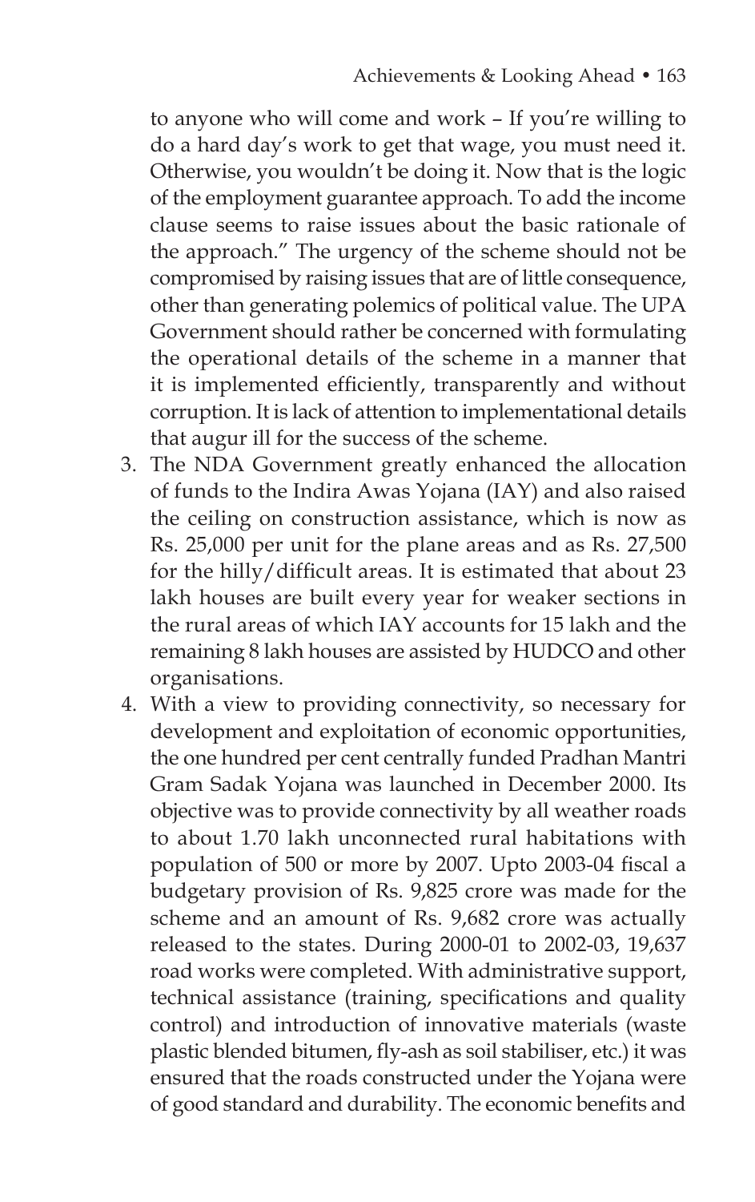to anyone who will come and work – If you're willing to do a hard day's work to get that wage, you must need it. Otherwise, you wouldn't be doing it. Now that is the logic of the employment guarantee approach. To add the income clause seems to raise issues about the basic rationale of the approach." The urgency of the scheme should not be compromised by raising issues that are of little consequence, other than generating polemics of political value. The UPA Government should rather be concerned with formulating the operational details of the scheme in a manner that it is implemented efficiently, transparently and without corruption. It is lack of attention to implementational details that augur ill for the success of the scheme.

3. The NDA Government greatly enhanced the allocation of funds to the Indira Awas Yojana (IAY) and also raised the ceiling on construction assistance, which is now as Rs. 25,000 per unit for the plane areas and as Rs. 27,500 for the hilly/difficult areas. It is estimated that about 23 lakh houses are built every year for weaker sections in the rural areas of which IAY accounts for 15 lakh and the remaining 8 lakh houses are assisted by HUDCO and other organisations.
4. With a view to providing connectivity, so necessary for development and exploitation of economic opportunities, the one hundred per cent centrally funded Pradhan Mantri Gram Sadak Yojana was launched in December 2000. Its objective was to provide connectivity by all weather roads to about 1.70 lakh unconnected rural habitations with population of 500 or more by 2007. Upto 2003-04 fiscal a budgetary provision of Rs. 9,825 crore was made for the scheme and an amount of Rs. 9,682 crore was actually released to the states. During 2000-01 to 2002-03, 19,637 road works were completed. With administrative support, technical assistance (training, specifications and quality control) and introduction of innovative materials (waste plastic blended bitumen, fly-ash as soil stabiliser, etc.) it was ensured that the roads constructed under the Yojana were of good standard and durability. The economic benefits and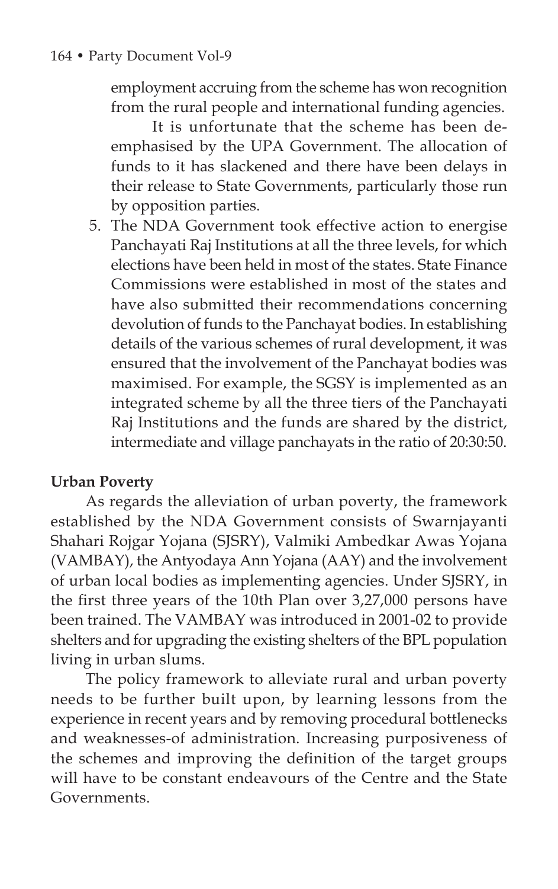employment accruing from the scheme has won recognition from the rural people and international funding agencies.

It is unfortunate that the scheme has been de-emphasised by the UPA Government. The allocation of funds to it has slackened and there have been delays in their release to State Governments, particularly those run by opposition parties.

5. The NDA Government took effective action to energise Panchayati Raj Institutions at all the three levels, for which elections have been held in most of the states. State Finance Commissions were established in most of the states and have also submitted their recommendations concerning devolution of funds to the Panchayat bodies. In establishing details of the various schemes of rural development, it was ensured that the involvement of the Panchayat bodies was maximised. For example, the SGSY is implemented as an integrated scheme by all the three tiers of the Panchayati Raj Institutions and the funds are shared by the district, intermediate and village panchayats in the ratio of 20:30:50.

**Urban Poverty**

As regards the alleviation of urban poverty, the framework established by the NDA Government consists of Swarnjayanti Shahari Rojgar Yojana (SJSRY), Valmiki Ambedkar Awas Yojana (VAMBAY), the Antyodaya Ann Yojana (AAY) and the involvement of urban local bodies as implementing agencies. Under SJSRY, in the first three years of the 10th Plan over 3,27,000 persons have been trained. The VAMBAY was introduced in 2001-02 to provide shelters and for upgrading the existing shelters of the BPL population living in urban slums.

The policy framework to alleviate rural and urban poverty needs to be further built upon, by learning lessons from the experience in recent years and by removing procedural bottlenecks and weaknesses-of administration. Increasing purposiveness of the schemes and improving the definition of the target groups will have to be constant endeavours of the Centre and the State Governments.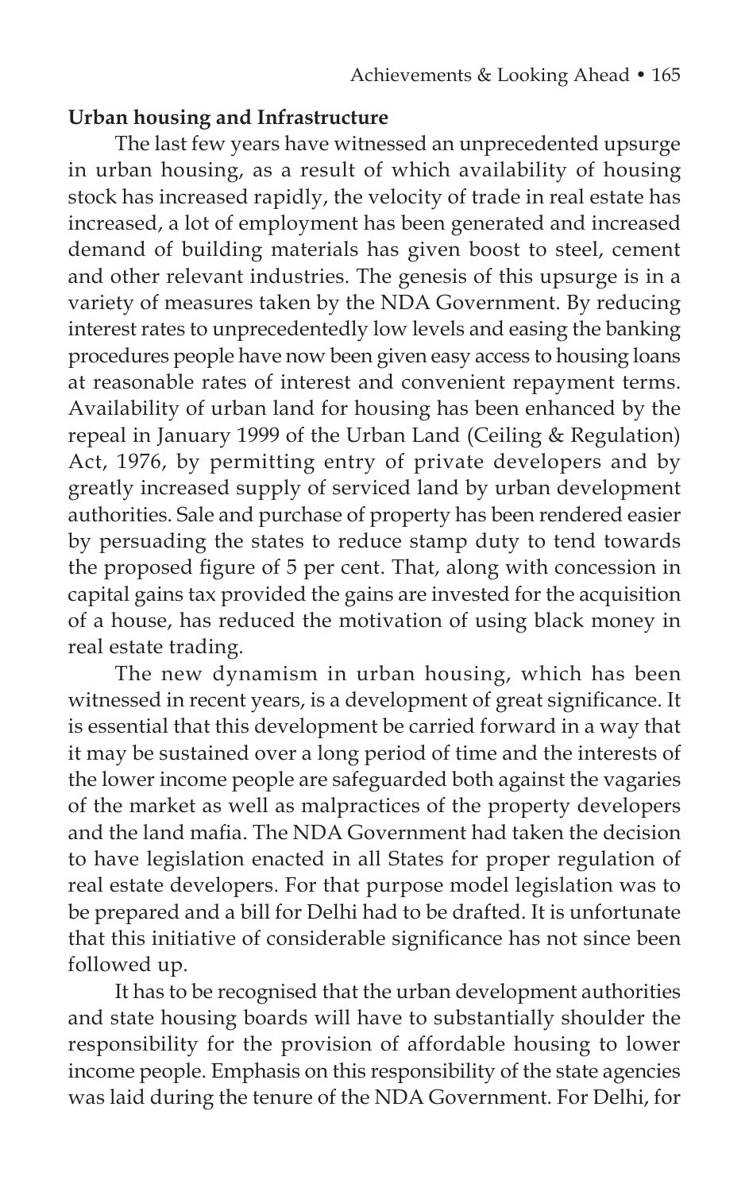**Urban housing and Infrastructure**

The last few years have witnessed an unprecedented upsurge in urban housing, as a result of which availability of housing stock has increased rapidly, the velocity of trade in real estate has increased, a lot of employment has been generated and increased demand of building materials has given boost to steel, cement and other relevant industries. The genesis of this upsurge is in a variety of measures taken by the NDA Government. By reducing interest rates to unprecedentedly low levels and easing the banking procedures people have now been given easy access to housing loans at reasonable rates of interest and convenient repayment terms. Availability of urban land for housing has been enhanced by the repeal in January 1999 of the Urban Land (Ceiling & Regulation) Act, 1976, by permitting entry of private developers and by greatly increased supply of serviced land by urban development authorities. Sale and purchase of property has been rendered easier by persuading the states to reduce stamp duty to tend towards the proposed figure of 5 per cent. That, along with concession in capital gains tax provided the gains are invested for the acquisition of a house, has reduced the motivation of using black money in real estate trading.

The new dynamism in urban housing, which has been witnessed in recent years, is a development of great significance. It is essential that this development be carried forward in a way that it may be sustained over a long period of time and the interests of the lower income people are safeguarded both against the vagaries of the market as well as malpractices of the property developers and the land mafia. The NDA Government had taken the decision to have legislation enacted in all States for proper regulation of real estate developers. For that purpose model legislation was to be prepared and a bill for Delhi had to be drafted. It is unfortunate that this initiative of considerable significance has not since been followed up.

It has to be recognised that the urban development authorities and state housing boards will have to substantially shoulder the responsibility for the provision of affordable housing to lower income people. Emphasis on this responsibility of the state agencies was laid during the tenure of the NDA Government. For Delhi, for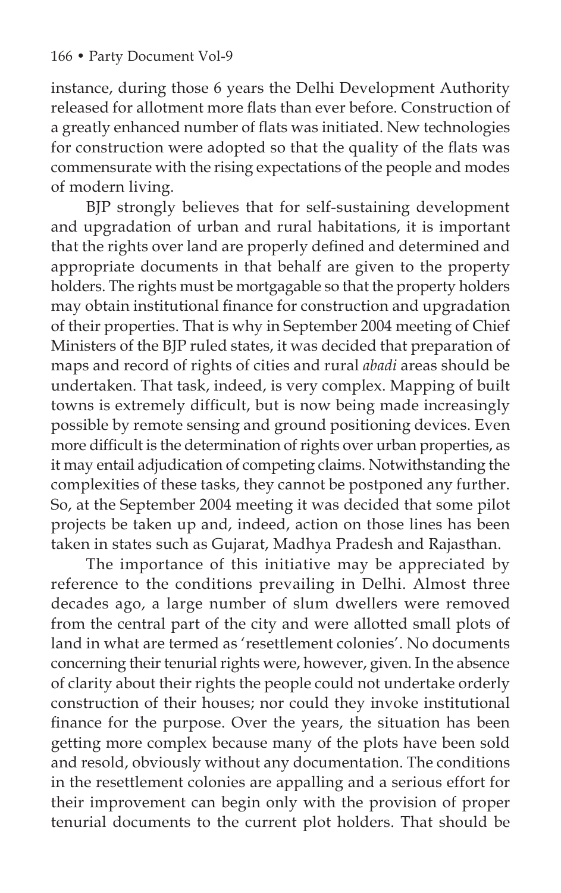instance, during those 6 years the Delhi Development Authority released for allotment more flats than ever before. Construction of a greatly enhanced number of flats was initiated. New technologies for construction were adopted so that the quality of the flats was commensurate with the rising expectations of the people and modes of modern living.

BJP strongly believes that for self-sustaining development and upgradation of urban and rural habitations, it is important that the rights over land are properly defined and determined and appropriate documents in that behalf are given to the property holders. The rights must be mortgagable so that the property holders may obtain institutional finance for construction and upgradation of their properties. That is why in September 2004 meeting of Chief Ministers of the BJP ruled states, it was decided that preparation of maps and record of rights of cities and rural *abadi* areas should be undertaken. That task, indeed, is very complex. Mapping of built towns is extremely difficult, but is now being made increasingly possible by remote sensing and ground positioning devices. Even more difficult is the determination of rights over urban properties, as it may entail adjudication of competing claims. Notwithstanding the complexities of these tasks, they cannot be postponed any further. So, at the September 2004 meeting it was decided that some pilot projects be taken up and, indeed, action on those lines has been taken in states such as Gujarat, Madhya Pradesh and Rajasthan.

The importance of this initiative may be appreciated by reference to the conditions prevailing in Delhi. Almost three decades ago, a large number of slum dwellers were removed from the central part of the city and were allotted small plots of land in what are termed as 'resettlement colonies'. No documents concerning their tenurial rights were, however, given. In the absence of clarity about their rights the people could not undertake orderly construction of their houses; nor could they invoke institutional finance for the purpose. Over the years, the situation has been getting more complex because many of the plots have been sold and resold, obviously without any documentation. The conditions in the resettlement colonies are appalling and a serious effort for their improvement can begin only with the provision of proper tenurial documents to the current plot holders. That should be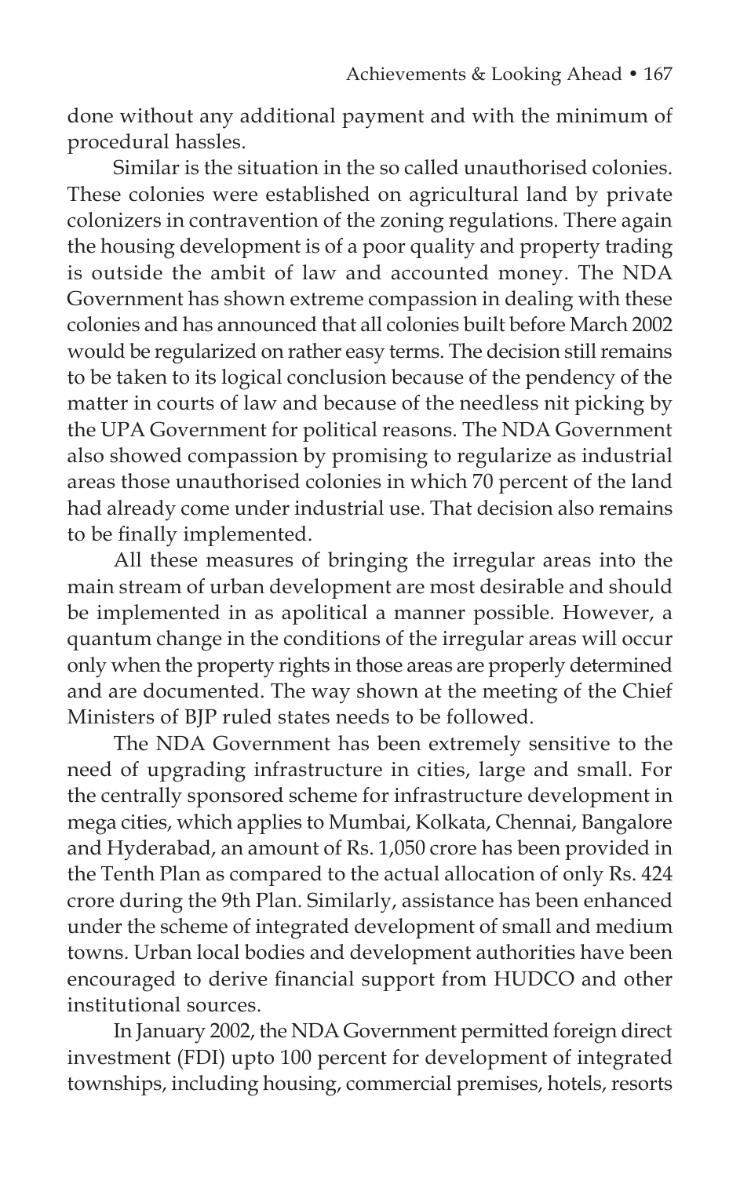done without any additional payment and with the minimum of procedural hassles.

Similar is the situation in the so called unauthorised colonies. These colonies were established on agricultural land by private colonizers in contravention of the zoning regulations. There again the housing development is of a poor quality and property trading is outside the ambit of law and accounted money. The NDA Government has shown extreme compassion in dealing with these colonies and has announced that all colonies built before March 2002 would be regularized on rather easy terms. The decision still remains to be taken to its logical conclusion because of the pendency of the matter in courts of law and because of the needless nit picking by the UPA Government for political reasons. The NDA Government also showed compassion by promising to regularize as industrial areas those unauthorised colonies in which 70 percent of the land had already come under industrial use. That decision also remains to be finally implemented.

All these measures of bringing the irregular areas into the main stream of urban development are most desirable and should be implemented in as apolitical a manner possible. However, a quantum change in the conditions of the irregular areas will occur only when the property rights in those areas are properly determined and are documented. The way shown at the meeting of the Chief Ministers of BJP ruled states needs to be followed.

The NDA Government has been extremely sensitive to the need of upgrading infrastructure in cities, large and small. For the centrally sponsored scheme for infrastructure development in mega cities, which applies to Mumbai, Kolkata, Chennai, Bangalore and Hyderabad, an amount of Rs. 1,050 crore has been provided in the Tenth Plan as compared to the actual allocation of only Rs. 424 crore during the 9th Plan. Similarly, assistance has been enhanced under the scheme of integrated development of small and medium towns. Urban local bodies and development authorities have been encouraged to derive financial support from HUDCO and other institutional sources.

In January 2002, the NDA Government permitted foreign direct investment (FDI) upto 100 percent for development of integrated townships, including housing, commercial premises, hotels, resorts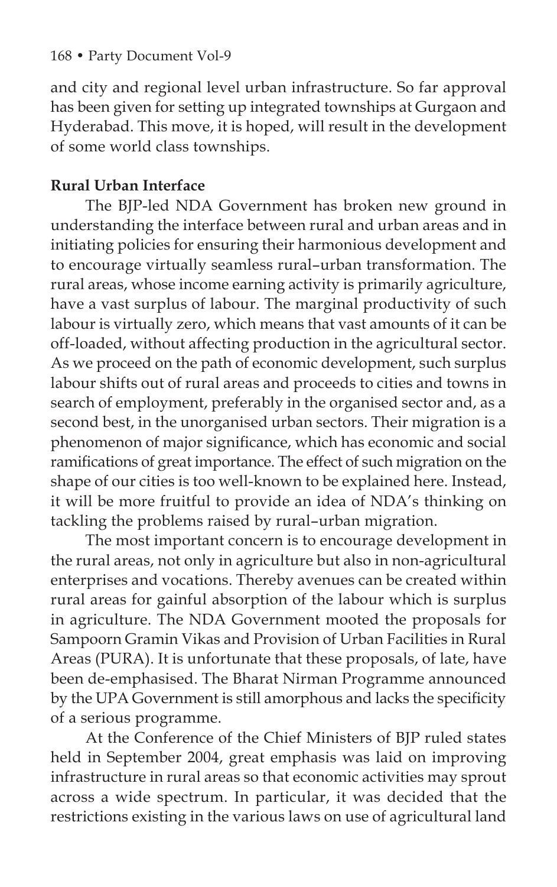and city and regional level urban infrastructure. So far approval has been given for setting up integrated townships at Gurgaon and Hyderabad. This move, it is hoped, will result in the development of some world class townships.

**Rural Urban Interface**

The BJP-led NDA Government has broken new ground in understanding the interface between rural and urban areas and in initiating policies for ensuring their harmonious development and to encourage virtually seamless rural–urban transformation. The rural areas, whose income earning activity is primarily agriculture, have a vast surplus of labour. The marginal productivity of such labour is virtually zero, which means that vast amounts of it can be off-loaded, without affecting production in the agricultural sector. As we proceed on the path of economic development, such surplus labour shifts out of rural areas and proceeds to cities and towns in search of employment, preferably in the organised sector and, as a second best, in the unorganised urban sectors. Their migration is a phenomenon of major significance, which has economic and social ramifications of great importance. The effect of such migration on the shape of our cities is too well-known to be explained here. Instead, it will be more fruitful to provide an idea of NDA's thinking on tackling the problems raised by rural–urban migration.

The most important concern is to encourage development in the rural areas, not only in agriculture but also in non-agricultural enterprises and vocations. Thereby avenues can be created within rural areas for gainful absorption of the labour which is surplus in agriculture. The NDA Government mooted the proposals for Sampoorn Gramin Vikas and Provision of Urban Facilities in Rural Areas (PURA). It is unfortunate that these proposals, of late, have been de-emphasised. The Bharat Nirman Programme announced by the UPA Government is still amorphous and lacks the specificity of a serious programme.

At the Conference of the Chief Ministers of BJP ruled states held in September 2004, great emphasis was laid on improving infrastructure in rural areas so that economic activities may sprout across a wide spectrum. In particular, it was decided that the restrictions existing in the various laws on use of agricultural land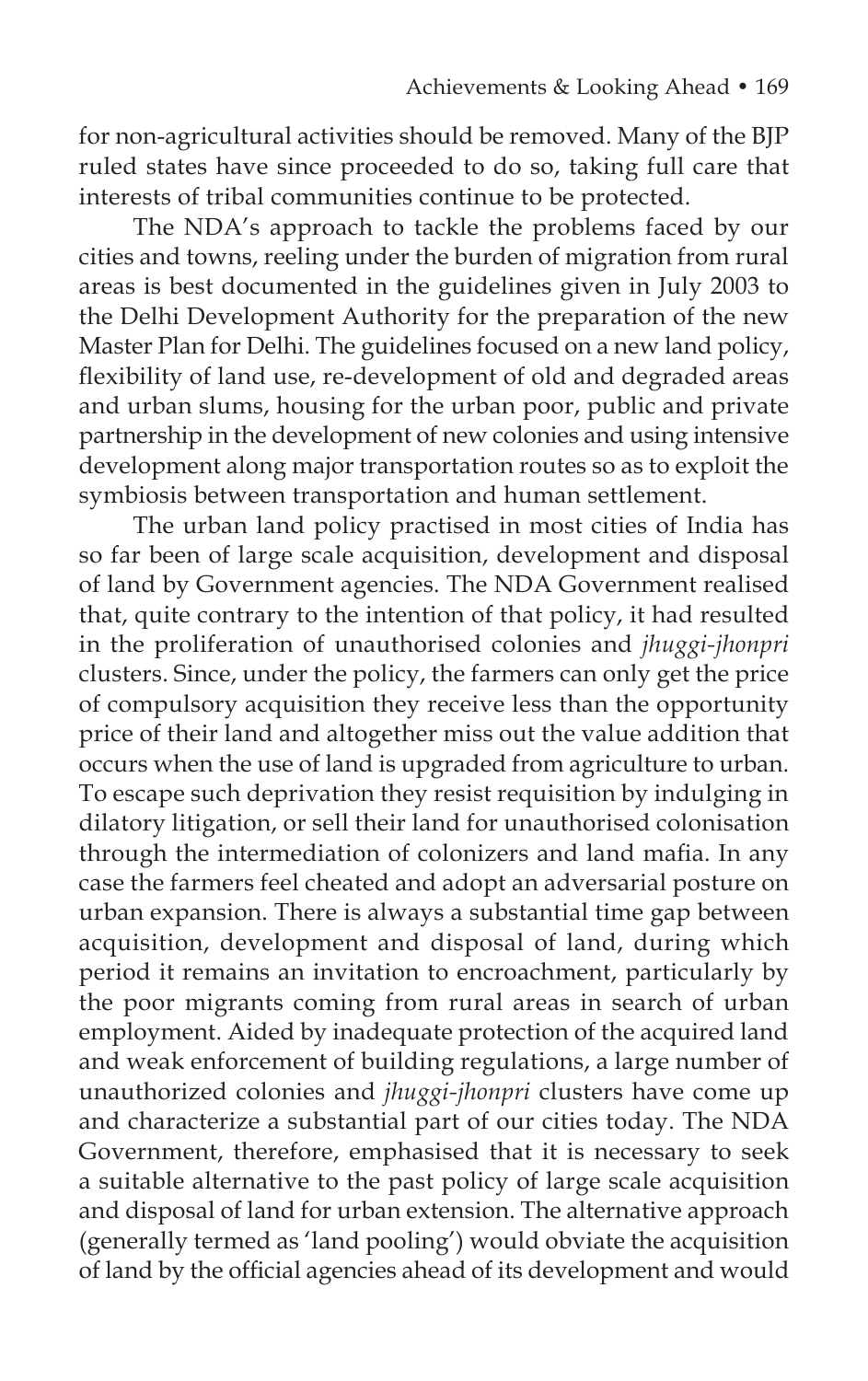for non-agricultural activities should be removed. Many of the BJP ruled states have since proceeded to do so, taking full care that interests of tribal communities continue to be protected.

The NDA's approach to tackle the problems faced by our cities and towns, reeling under the burden of migration from rural areas is best documented in the guidelines given in July 2003 to the Delhi Development Authority for the preparation of the new Master Plan for Delhi. The guidelines focused on a new land policy, flexibility of land use, re-development of old and degraded areas and urban slums, housing for the urban poor, public and private partnership in the development of new colonies and using intensive development along major transportation routes so as to exploit the symbiosis between transportation and human settlement.

The urban land policy practised in most cities of India has so far been of large scale acquisition, development and disposal of land by Government agencies. The NDA Government realised that, quite contrary to the intention of that policy, it had resulted in the proliferation of unauthorised colonies and *jhuggi-jhonpri* clusters. Since, under the policy, the farmers can only get the price of compulsory acquisition they receive less than the opportunity price of their land and altogether miss out the value addition that occurs when the use of land is upgraded from agriculture to urban. To escape such deprivation they resist requisition by indulging in dilatory litigation, or sell their land for unauthorised colonisation through the intermediation of colonizers and land mafia. In any case the farmers feel cheated and adopt an adversarial posture on urban expansion. There is always a substantial time gap between acquisition, development and disposal of land, during which period it remains an invitation to encroachment, particularly by the poor migrants coming from rural areas in search of urban employment. Aided by inadequate protection of the acquired land and weak enforcement of building regulations, a large number of unauthorized colonies and *jhuggi-jhonpri* clusters have come up and characterize a substantial part of our cities today. The NDA Government, therefore, emphasised that it is necessary to seek a suitable alternative to the past policy of large scale acquisition and disposal of land for urban extension. The alternative approach (generally termed as 'land pooling') would obviate the acquisition of land by the official agencies ahead of its development and would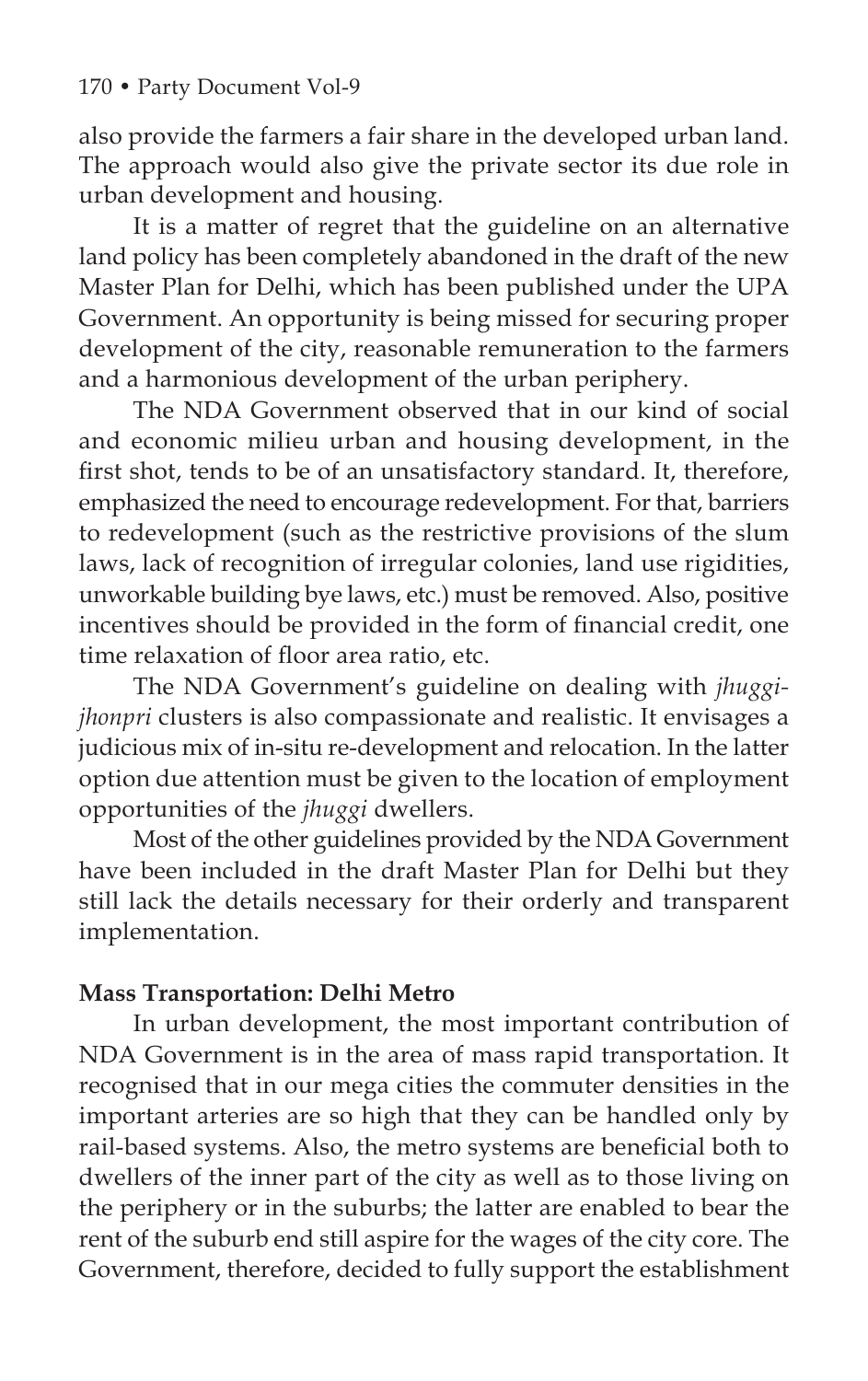also provide the farmers a fair share in the developed urban land. The approach would also give the private sector its due role in urban development and housing.

It is a matter of regret that the guideline on an alternative land policy has been completely abandoned in the draft of the new Master Plan for Delhi, which has been published under the UPA Government. An opportunity is being missed for securing proper development of the city, reasonable remuneration to the farmers and a harmonious development of the urban periphery.

The NDA Government observed that in our kind of social and economic milieu urban and housing development, in the first shot, tends to be of an unsatisfactory standard. It, therefore, emphasized the need to encourage redevelopment. For that, barriers to redevelopment (such as the restrictive provisions of the slum laws, lack of recognition of irregular colonies, land use rigidities, unworkable building bye laws, etc.) must be removed. Also, positive incentives should be provided in the form of financial credit, one time relaxation of floor area ratio, etc.

The NDA Government's guideline on dealing with *jhuggi-jhonpri* clusters is also compassionate and realistic. It envisages a judicious mix of in-situ re-development and relocation. In the latter option due attention must be given to the location of employment opportunities of the *jhuggi* dwellers.

Most of the other guidelines provided by the NDA Government have been included in the draft Master Plan for Delhi but they still lack the details necessary for their orderly and transparent implementation.

**Mass Transportation: Delhi Metro**

In urban development, the most important contribution of NDA Government is in the area of mass rapid transportation. It recognised that in our mega cities the commuter densities in the important arteries are so high that they can be handled only by rail-based systems. Also, the metro systems are beneficial both to dwellers of the inner part of the city as well as to those living on the periphery or in the suburbs; the latter are enabled to bear the rent of the suburb end still aspire for the wages of the city core. The Government, therefore, decided to fully support the establishment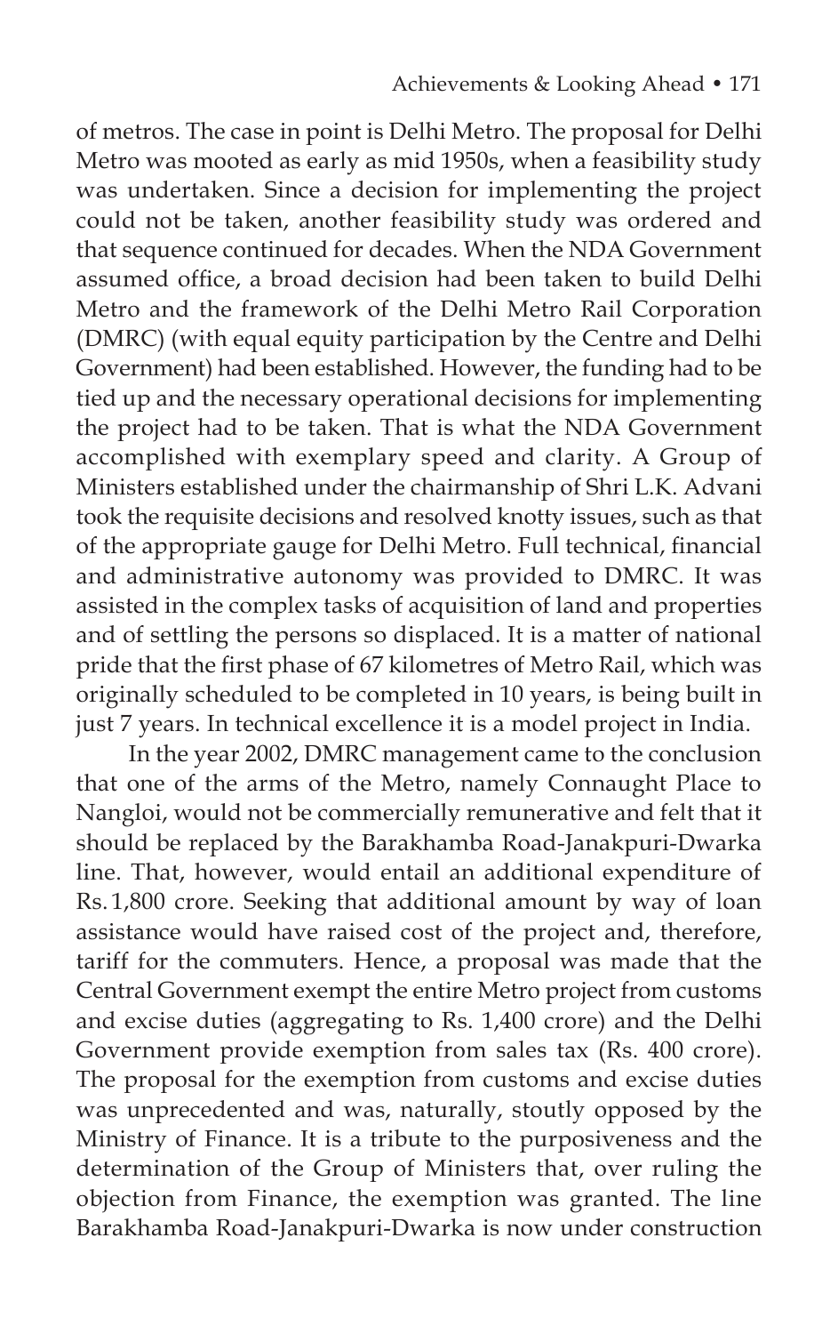of metros. The case in point is Delhi Metro. The proposal for Delhi Metro was mooted as early as mid 1950s, when a feasibility study was undertaken. Since a decision for implementing the project could not be taken, another feasibility study was ordered and that sequence continued for decades. When the NDA Government assumed office, a broad decision had been taken to build Delhi Metro and the framework of the Delhi Metro Rail Corporation (DMRC) (with equal equity participation by the Centre and Delhi Government) had been established. However, the funding had to be tied up and the necessary operational decisions for implementing the project had to be taken. That is what the NDA Government accomplished with exemplary speed and clarity. A Group of Ministers established under the chairmanship of Shri L.K. Advani took the requisite decisions and resolved knotty issues, such as that of the appropriate gauge for Delhi Metro. Full technical, financial and administrative autonomy was provided to DMRC. It was assisted in the complex tasks of acquisition of land and properties and of settling the persons so displaced. It is a matter of national pride that the first phase of 67 kilometres of Metro Rail, which was originally scheduled to be completed in 10 years, is being built in just 7 years. In technical excellence it is a model project in India.

In the year 2002, DMRC management came to the conclusion that one of the arms of the Metro, namely Connaught Place to Nangloi, would not be commercially remunerative and felt that it should be replaced by the Barakhamba Road-Janakpuri-Dwarka line. That, however, would entail an additional expenditure of Rs. 1,800 crore. Seeking that additional amount by way of loan assistance would have raised cost of the project and, therefore, tariff for the commuters. Hence, a proposal was made that the Central Government exempt the entire Metro project from customs and excise duties (aggregating to Rs. 1,400 crore) and the Delhi Government provide exemption from sales tax (Rs. 400 crore). The proposal for the exemption from customs and excise duties was unprecedented and was, naturally, stoutly opposed by the Ministry of Finance. It is a tribute to the purposiveness and the determination of the Group of Ministers that, over ruling the objection from Finance, the exemption was granted. The line Barakhamba Road-Janakpuri-Dwarka is now under construction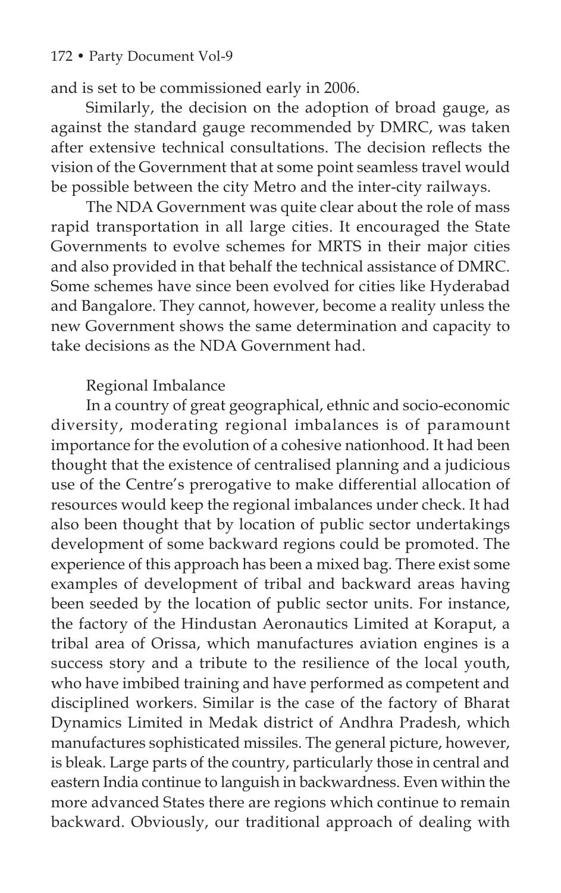and is set to be commissioned early in 2006.

Similarly, the decision on the adoption of broad gauge, as against the standard gauge recommended by DMRC, was taken after extensive technical consultations. The decision reflects the vision of the Government that at some point seamless travel would be possible between the city Metro and the inter-city railways.

The NDA Government was quite clear about the role of mass rapid transportation in all large cities. It encouraged the State Governments to evolve schemes for MRTS in their major cities and also provided in that behalf the technical assistance of DMRC. Some schemes have since been evolved for cities like Hyderabad and Bangalore. They cannot, however, become a reality unless the new Government shows the same determination and capacity to take decisions as the NDA Government had.

### Regional Imbalance

In a country of great geographical, ethnic and socio-economic diversity, moderating regional imbalances is of paramount importance for the evolution of a cohesive nationhood. It had been thought that the existence of centralised planning and a judicious use of the Centre's prerogative to make differential allocation of resources would keep the regional imbalances under check. It had also been thought that by location of public sector undertakings development of some backward regions could be promoted. The experience of this approach has been a mixed bag. There exist some examples of development of tribal and backward areas having been seeded by the location of public sector units. For instance, the factory of the Hindustan Aeronautics Limited at Koraput, a tribal area of Orissa, which manufactures aviation engines is a success story and a tribute to the resilience of the local youth, who have imbibed training and have performed as competent and disciplined workers. Similar is the case of the factory of Bharat Dynamics Limited in Medak district of Andhra Pradesh, which manufactures sophisticated missiles. The general picture, however, is bleak. Large parts of the country, particularly those in central and eastern India continue to languish in backwardness. Even within the more advanced States there are regions which continue to remain backward. Obviously, our traditional approach of dealing with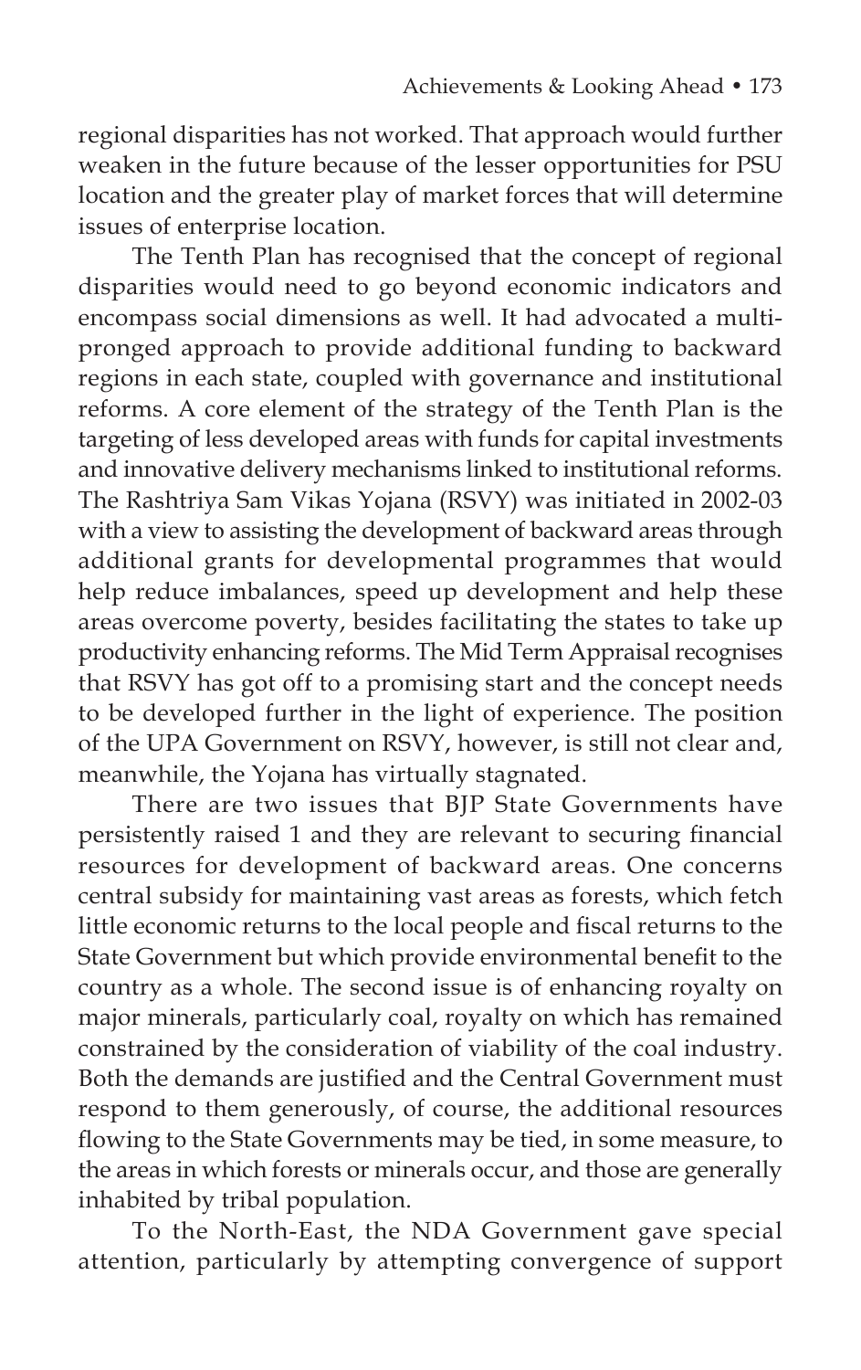regional disparities has not worked. That approach would further weaken in the future because of the lesser opportunities for PSU location and the greater play of market forces that will determine issues of enterprise location.

The Tenth Plan has recognised that the concept of regional disparities would need to go beyond economic indicators and encompass social dimensions as well. It had advocated a multi-pronged approach to provide additional funding to backward regions in each state, coupled with governance and institutional reforms. A core element of the strategy of the Tenth Plan is the targeting of less developed areas with funds for capital investments and innovative delivery mechanisms linked to institutional reforms. The Rashtriya Sam Vikas Yojana (RSVY) was initiated in 2002-03 with a view to assisting the development of backward areas through additional grants for developmental programmes that would help reduce imbalances, speed up development and help these areas overcome poverty, besides facilitating the states to take up productivity enhancing reforms. The Mid Term Appraisal recognises that RSVY has got off to a promising start and the concept needs to be developed further in the light of experience. The position of the UPA Government on RSVY, however, is still not clear and, meanwhile, the Yojana has virtually stagnated.

There are two issues that BJP State Governments have persistently raised 1 and they are relevant to securing financial resources for development of backward areas. One concerns central subsidy for maintaining vast areas as forests, which fetch little economic returns to the local people and fiscal returns to the State Government but which provide environmental benefit to the country as a whole. The second issue is of enhancing royalty on major minerals, particularly coal, royalty on which has remained constrained by the consideration of viability of the coal industry. Both the demands are justified and the Central Government must respond to them generously, of course, the additional resources flowing to the State Governments may be tied, in some measure, to the areas in which forests or minerals occur, and those are generally inhabited by tribal population.

To the North-East, the NDA Government gave special attention, particularly by attempting convergence of support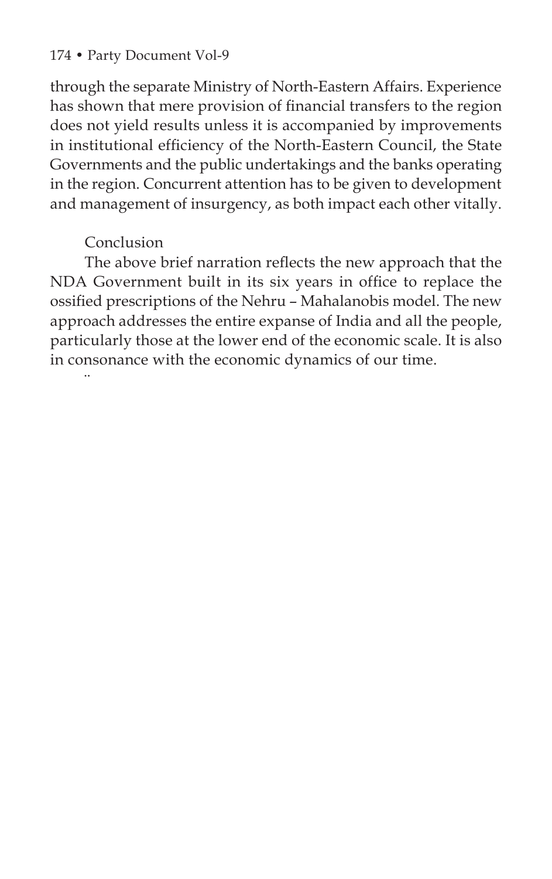through the separate Ministry of North-Eastern Affairs. Experience has shown that mere provision of financial transfers to the region does not yield results unless it is accompanied by improvements in institutional efficiency of the North-Eastern Council, the State Governments and the public undertakings and the banks operating in the region. Concurrent attention has to be given to development and management of insurgency, as both impact each other vitally.

## Conclusion

The above brief narration reflects the new approach that the NDA Government built in its six years in office to replace the ossified prescriptions of the Nehru – Mahalanobis model. The new approach addresses the entire expanse of India and all the people, particularly those at the lower end of the economic scale. It is also in consonance with the economic dynamics of our time.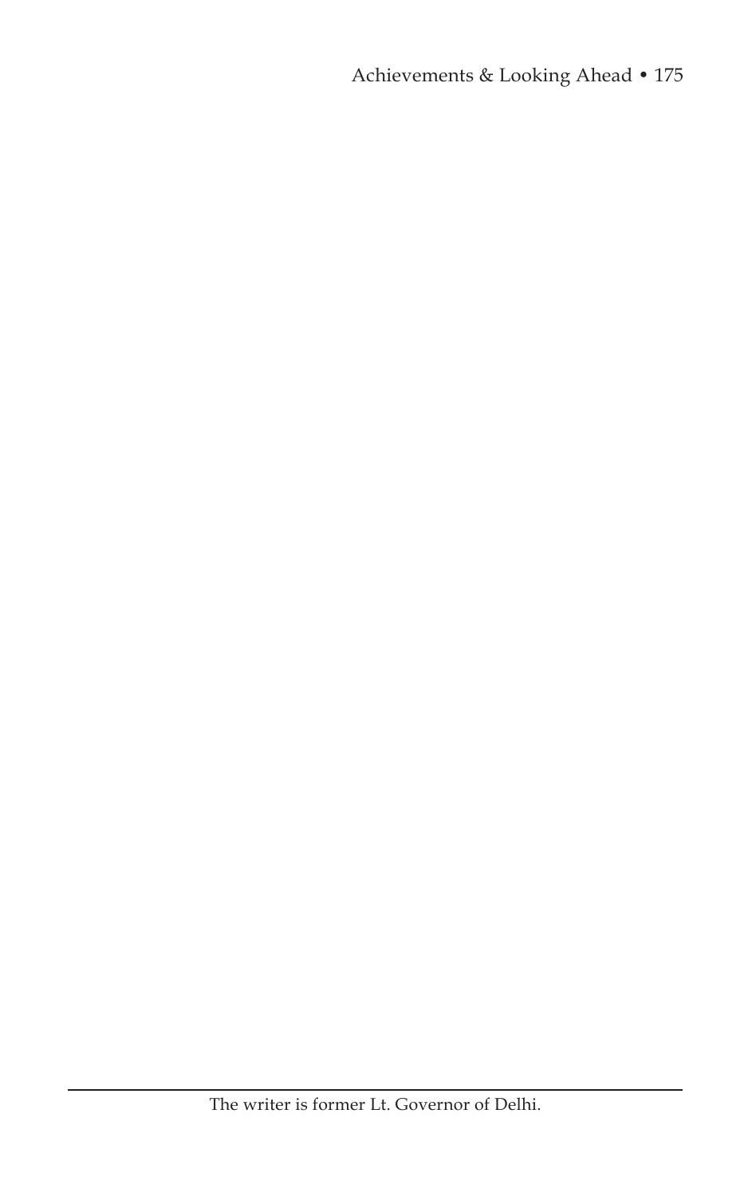The writer is former Lt. Governor of Delhi.